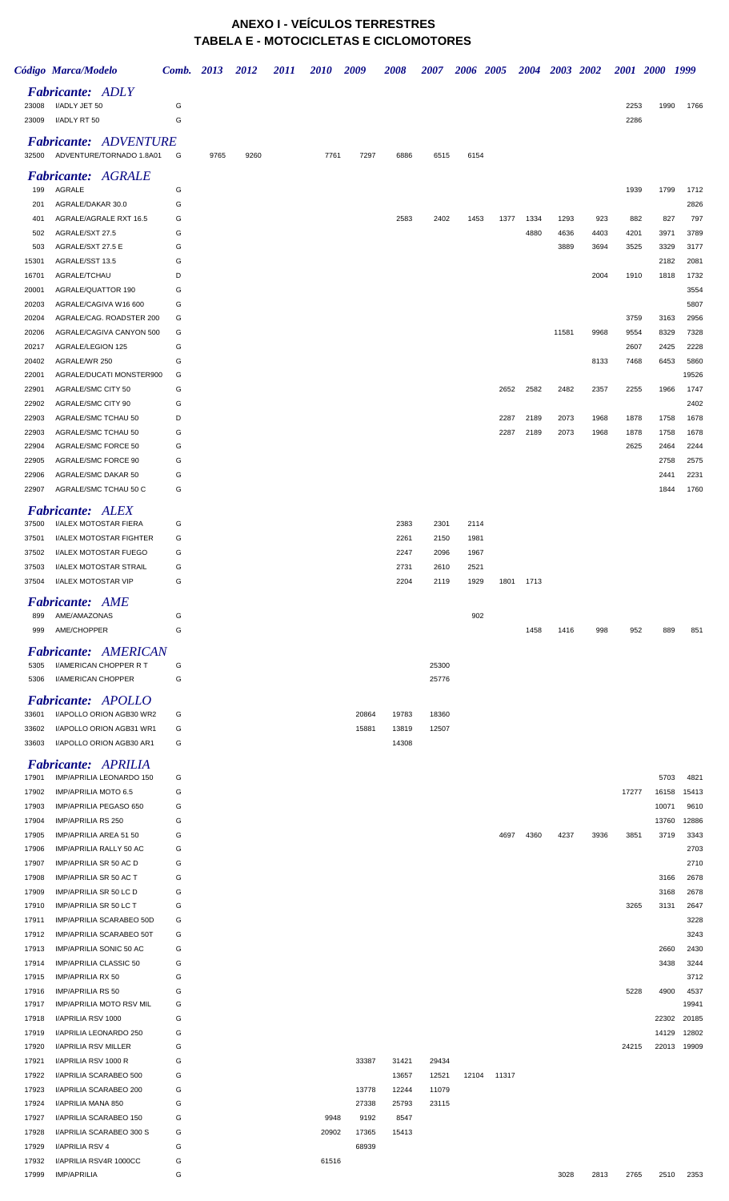# ANEXO I - VEÍCULOS TERRESTRES
## TABELA E - MOTOCICLETAS E CICLOMOTORES

| Código | Marca/Modelo | Comb. | 2013 | 2012 | 2011 | 2010 | 2009 | 2008 | 2007 | 2006 | 2005 | 2004 | 2003 | 2002 | 2001 | 2000 | 1999 |
|---|---|---|---|---|---|---|---|---|---|---|---|---|---|---|---|---|---|
| | *Fabricante: ADLY* | | | | | | | | | | | | | | | | |
| 23008 | I/ADLY JET 50 | G | | | | | | | | | | | | | 2253 | 1990 | 1766 |
| 23009 | I/ADLY RT 50 | G | | | | | | | | | | | | | 2286 | | |
| | *Fabricante: ADVENTURE* | | | | | | | | | | | | | | | | |
| 32500 | ADVENTURE/TORNADO 1.8A01 | G | 9765 | 9260 | | 7761 | 7297 | 6886 | 6515 | 6154 | | | | | | | |
| | *Fabricante: AGRALE* | | | | | | | | | | | | | | | | |
| 199 | AGRALE | G | | | | | | | | | | | | | 1939 | 1799 | 1712 |
| 201 | AGRALE/DAKAR 30.0 | G | | | | | | | | | | | | | | | 2826 |
| 401 | AGRALE/AGRALE RXT 16.5 | G | | | | | | 2583 | 2402 | 1453 | 1377 | 1334 | 1293 | 923 | 882 | 827 | 797 |
| 502 | AGRALE/SXT 27.5 | G | | | | | | | | | | 4880 | 4636 | 4403 | 4201 | 3971 | 3789 |
| 503 | AGRALE/SXT 27.5 E | G | | | | | | | | | | | 3889 | 3694 | 3525 | 3329 | 3177 |
| 15301 | AGRALE/SST 13.5 | G | | | | | | | | | | | | | | 2182 | 2081 |
| 16701 | AGRALE/TCHAU | D | | | | | | | | | | | | 2004 | 1910 | 1818 | 1732 |
| 20001 | AGRALE/QUATTOR 190 | G | | | | | | | | | | | | | | | 3554 |
| 20203 | AGRALE/CAGIVA W16 600 | G | | | | | | | | | | | | | | | 5807 |
| 20204 | AGRALE/CAG. ROADSTER 200 | G | | | | | | | | | | | | | 3759 | 3163 | 2956 |
| 20206 | AGRALE/CAGIVA CANYON 500 | G | | | | | | | | | | | 11581 | 9968 | 9554 | 8329 | 7328 |
| 20217 | AGRALE/LEGION 125 | G | | | | | | | | | | | | | 2607 | 2425 | 2228 |
| 20402 | AGRALE/WR 250 | G | | | | | | | | | | | | 8133 | 7468 | 6453 | 5860 |
| 22001 | AGRALE/DUCATI MONSTER900 | G | | | | | | | | | | | | | | | 19526 |
| 22901 | AGRALE/SMC CITY 50 | G | | | | | | | | | 2652 | 2582 | 2482 | 2357 | 2255 | 1966 | 1747 |
| 22902 | AGRALE/SMC CITY 90 | G | | | | | | | | | | | | | | | 2402 |
| 22903 | AGRALE/SMC TCHAU 50 | D | | | | | | | | | 2287 | 2189 | 2073 | 1968 | 1878 | 1758 | 1678 |
| 22903 | AGRALE/SMC TCHAU 50 | G | | | | | | | | | 2287 | 2189 | 2073 | 1968 | 1878 | 1758 | 1678 |
| 22904 | AGRALE/SMC FORCE 50 | G | | | | | | | | | | | | | 2625 | 2464 | 2244 |
| 22905 | AGRALE/SMC FORCE 90 | G | | | | | | | | | | | | | | 2758 | 2575 |
| 22906 | AGRALE/SMC DAKAR 50 | G | | | | | | | | | | | | | | 2441 | 2231 |
| 22907 | AGRALE/SMC TCHAU 50 C | G | | | | | | | | | | | | | | 1844 | 1760 |
| | *Fabricante: ALEX* | | | | | | | | | | | | | | | | |
| 37500 | I/ALEX MOTOSTAR FIERA | G | | | | | | 2383 | 2301 | 2114 | | | | | | | |
| 37501 | I/ALEX MOTOSTAR FIGHTER | G | | | | | | 2261 | 2150 | 1981 | | | | | | | |
| 37502 | I/ALEX MOTOSTAR FUEGO | G | | | | | | 2247 | 2096 | 1967 | | | | | | | |
| 37503 | I/ALEX MOTOSTAR STRAIL | G | | | | | | 2731 | 2610 | 2521 | | | | | | | |
| 37504 | I/ALEX MOTOSTAR VIP | G | | | | | | 2204 | 2119 | 1929 | 1801 | 1713 | | | | | |
| | *Fabricante: AME* | | | | | | | | | | | | | | | | |
| 899 | AME/AMAZONAS | G | | | | | | | | 902 | | | | | | | |
| 999 | AME/CHOPPER | G | | | | | | | | | | 1458 | 1416 | 998 | 952 | 889 | 851 |
| | *Fabricante: AMERICAN* | | | | | | | | | | | | | | | | |
| 5305 | I/AMERICAN CHOPPER R T | G | | | | | | | 25300 | | | | | | | | |
| 5306 | I/AMERICAN CHOPPER | G | | | | | | | 25776 | | | | | | | | |
| | *Fabricante: APOLLO* | | | | | | | | | | | | | | | | |
| 33601 | I/APOLLO ORION AGB30 WR2 | G | | | | | 20864 | 19783 | 18360 | | | | | | | | |
| 33602 | I/APOLLO ORION AGB31 WR1 | G | | | | | 15881 | 13819 | 12507 | | | | | | | | |
| 33603 | I/APOLLO ORION AGB30 AR1 | G | | | | | | 14308 | | | | | | | | | |
| | *Fabricante: APRILIA* | | | | | | | | | | | | | | | | |
| 17901 | IMP/APRILIA LEONARDO 150 | G | | | | | | | | | | | | | | 5703 | 4821 |
| 17902 | IMP/APRILIA MOTO 6.5 | G | | | | | | | | | | | | | 17277 | 16158 | 15413 |
| 17903 | IMP/APRILIA PEGASO 650 | G | | | | | | | | | | | | | | 10071 | 9610 |
| 17904 | IMP/APRILIA RS 250 | G | | | | | | | | | | | | | | 13760 | 12886 |
| 17905 | IMP/APRILIA AREA 51 50 | G | | | | | | | | | 4697 | 4360 | 4237 | 3936 | 3851 | 3719 | 3343 |
| 17906 | IMP/APRILIA RALLY 50 AC | G | | | | | | | | | | | | | | | 2703 |
| 17907 | IMP/APRILIA SR 50 AC D | G | | | | | | | | | | | | | | | 2710 |
| 17908 | IMP/APRILIA SR 50 AC T | G | | | | | | | | | | | | | | 3166 | 2678 |
| 17909 | IMP/APRILIA SR 50 LC D | G | | | | | | | | | | | | | | 3168 | 2678 |
| 17910 | IMP/APRILIA SR 50 LC T | G | | | | | | | | | | | | | 3265 | 3131 | 2647 |
| 17911 | IMP/APRILIA SCARABEO 50D | G | | | | | | | | | | | | | | | 3228 |
| 17912 | IMP/APRILIA SCARABEO 50T | G | | | | | | | | | | | | | | | 3243 |
| 17913 | IMP/APRILIA SONIC 50 AC | G | | | | | | | | | | | | | | 2660 | 2430 |
| 17914 | IMP/APRILIA CLASSIC 50 | G | | | | | | | | | | | | | | 3438 | 3244 |
| 17915 | IMP/APRILIA RX 50 | G | | | | | | | | | | | | | | | 3712 |
| 17916 | IMP/APRILIA RS 50 | G | | | | | | | | | | | | | 5228 | 4900 | 4537 |
| 17917 | IMP/APRILIA MOTO RSV MIL | G | | | | | | | | | | | | | | | 19941 |
| 17918 | I/APRILIA RSV 1000 | G | | | | | | | | | | | | | | 22302 | 20185 |
| 17919 | I/APRILIA LEONARDO 250 | G | | | | | | | | | | | | | | 14129 | 12802 |
| 17920 | I/APRILIA RSV MILLER | G | | | | | | | | | | | | | 24215 | 22013 | 19909 |
| 17921 | I/APRILIA RSV 1000 R | G | | | | | 33387 | 31421 | 29434 | | | | | | | | |
| 17922 | I/APRILIA SCARABEO 500 | G | | | | | | 13657 | 12521 | 12104 | 11317 | | | | | | |
| 17923 | I/APRILIA SCARABEO 200 | G | | | | | 13778 | 12244 | 11079 | | | | | | | | |
| 17924 | I/APRILIA MANA 850 | G | | | | | 27338 | 25793 | 23115 | | | | | | | | |
| 17927 | I/APRILIA SCARABEO 150 | G | | | | 9948 | 9192 | 8547 | | | | | | | | | |
| 17928 | I/APRILIA SCARABEO 300 S | G | | | | 20902 | 17365 | 15413 | | | | | | | | | |
| 17929 | I/APRILIA RSV 4 | G | | | | | 68939 | | | | | | | | | | |
| 17932 | I/APRILIA RSV4R 1000CC | G | | | | 61516 | | | | | | | | | | | |
| 17999 | IMP/APRILIA | G | | | | | | | | | | | 3028 | 2813 | 2765 | 2510 | 2353 |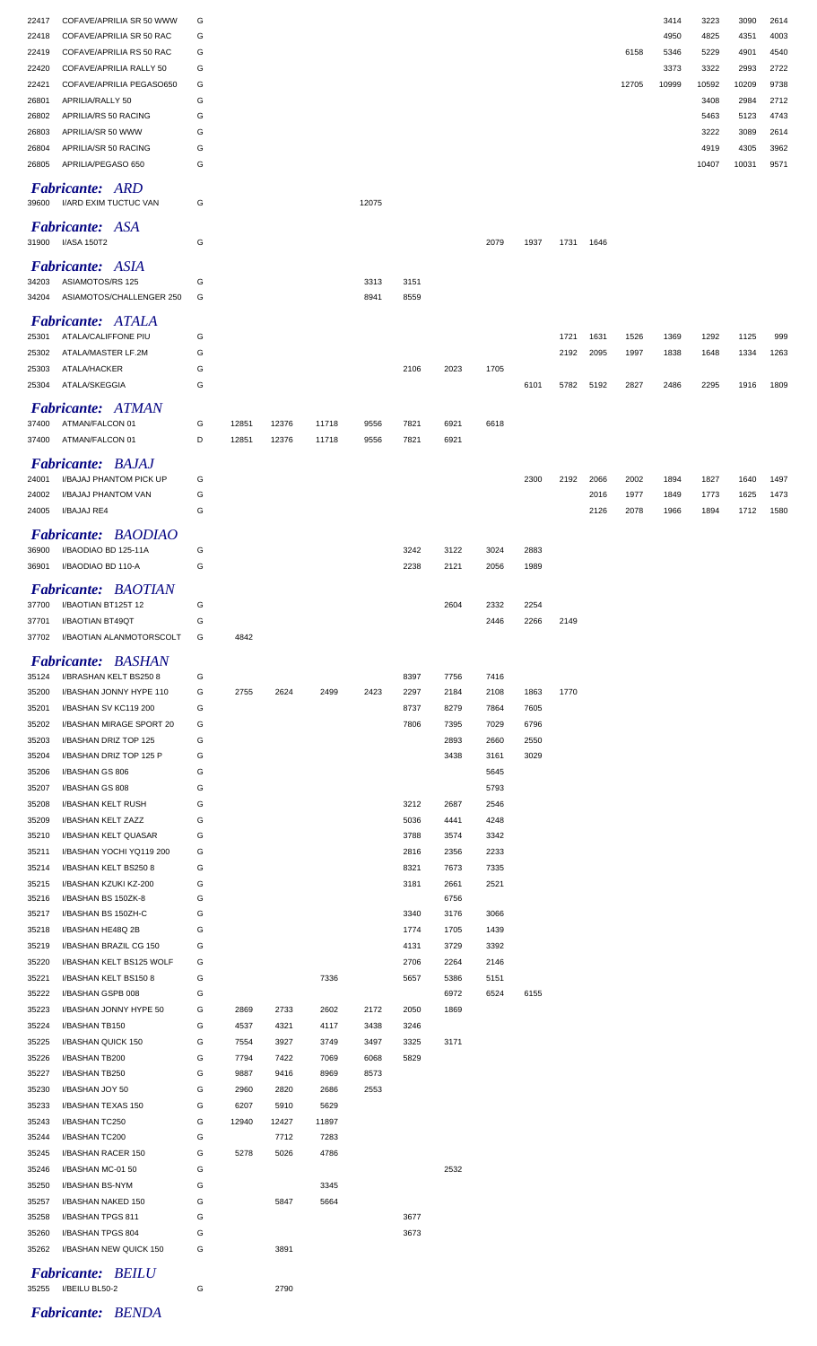| | | | | | | | | | | | | | | | | | |
|---|---|---|---|---|---|---|---|---|---|---|---|---|---|---|---|---|---|
| 22417 | COFAVE/APRILIA SR 50 WWW | G | | | | | | | | | | | 3414 | 3223 | 3090 | 2614 |
| 22418 | COFAVE/APRILIA SR 50 RAC | G | | | | | | | | | | | 4950 | 4825 | 4351 | 4003 |
| 22419 | COFAVE/APRILIA RS 50 RAC | G | | | | | | | | | | 6158 | 5346 | 5229 | 4901 | 4540 |
| 22420 | COFAVE/APRILIA RALLY 50 | G | | | | | | | | | | | 3373 | 3322 | 2993 | 2722 |
| 22421 | COFAVE/APRILIA PEGASO650 | G | | | | | | | | | | 12705 | 10999 | 10592 | 10209 | 9738 |
| 26801 | APRILIA/RALLY 50 | G | | | | | | | | | | | | 3408 | 2984 | 2712 |
| 26802 | APRILIA/RS 50 RACING | G | | | | | | | | | | | | 5463 | 5123 | 4743 |
| 26803 | APRILIA/SR 50 WWW | G | | | | | | | | | | | | 3222 | 3089 | 2614 |
| 26804 | APRILIA/SR 50 RACING | G | | | | | | | | | | | | 4919 | 4305 | 3962 |
| 26805 | APRILIA/PEGASO 650 | G | | | | | | | | | | | | 10407 | 10031 | 9571 |

***Fabricante: ARD***

| | | | | | | | | | | | | | | | | | |
|---|---|---|---|---|---|---|---|---|---|---|---|---|---|---|---|---|---|
| 39600 | I/ARD EXIM TUCTUC VAN | G | | | | 12075 | | | | | | | | | | |

***Fabricante: ASA***

| | | | | | | | | | | | | | | | | | |
|---|---|---|---|---|---|---|---|---|---|---|---|---|---|---|---|---|---|
| 31900 | I/ASA 150T2 | G | | | | | | | 2079 | 1937 | 1731 | 1646 | | | | |

***Fabricante: ASIA***

| | | | | | | | | | | | | | | | | | |
|---|---|---|---|---|---|---|---|---|---|---|---|---|---|---|---|---|---|
| 34203 | ASIAMOTOS/RS 125 | G | | | | 3313 | 3151 | | | | | | | | | |
| 34204 | ASIAMOTOS/CHALLENGER 250 | G | | | | 8941 | 8559 | | | | | | | | | |

***Fabricante: ATALA***

| | | | | | | | | | | | | | | | | | |
|---|---|---|---|---|---|---|---|---|---|---|---|---|---|---|---|---|---|
| 25301 | ATALA/CALIFFONE PIU | G | | | | | | | | | 1721 | 1631 | 1526 | 1369 | 1292 | 1125 | 999 |
| 25302 | ATALA/MASTER LF.2M | G | | | | | | | | | 2192 | 2095 | 1997 | 1838 | 1648 | 1334 | 1263 |
| 25303 | ATALA/HACKER | G | | | | | 2106 | 2023 | 1705 | | | | | | | |
| 25304 | ATALA/SKEGGIA | G | | | | | | | | 6101 | 5782 | 5192 | 2827 | 2486 | 2295 | 1916 | 1809 |

***Fabricante: ATMAN***

| | | | | | | | | | | | | | | | | | |
|---|---|---|---|---|---|---|---|---|---|---|---|---|---|---|---|---|---|
| 37400 | ATMAN/FALCON 01 | G | 12851 | 12376 | 11718 | 9556 | 7821 | 6921 | 6618 | | | | | | | |
| 37400 | ATMAN/FALCON 01 | D | 12851 | 12376 | 11718 | 9556 | 7821 | 6921 | | | | | | | | |

***Fabricante: BAJAJ***

| | | | | | | | | | | | | | | | | | |
|---|---|---|---|---|---|---|---|---|---|---|---|---|---|---|---|---|---|
| 24001 | I/BAJAJ PHANTOM PICK UP | G | | | | | | | | 2300 | 2192 | 2066 | 2002 | 1894 | 1827 | 1640 | 1497 |
| 24002 | I/BAJAJ PHANTOM VAN | G | | | | | | | | | | 2016 | 1977 | 1849 | 1773 | 1625 | 1473 |
| 24005 | I/BAJAJ RE4 | G | | | | | | | | | | 2126 | 2078 | 1966 | 1894 | 1712 | 1580 |

***Fabricante: BAODIAO***

| | | | | | | | | | | | | | | | | | |
|---|---|---|---|---|---|---|---|---|---|---|---|---|---|---|---|---|---|
| 36900 | I/BAODIAO BD 125-11A | G | | | | | 3242 | 3122 | 3024 | 2883 | | | | | | |
| 36901 | I/BAODIAO BD 110-A | G | | | | | 2238 | 2121 | 2056 | 1989 | | | | | | |

***Fabricante: BAOTIAN***

| | | | | | | | | | | | | | | | | | |
|---|---|---|---|---|---|---|---|---|---|---|---|---|---|---|---|---|---|
| 37700 | I/BAOTIAN BT125T 12 | G | | | | | | 2604 | 2332 | 2254 | | | | | | |
| 37701 | I/BAOTIAN BT49QT | G | | | | | | | 2446 | 2266 | 2149 | | | | | |
| 37702 | I/BAOTIAN ALANMOTORSCOLT | G | 4842 | | | | | | | | | | | | | |

***Fabricante: BASHAN***

| | | | | | | | | | | | | | | | | | |
|---|---|---|---|---|---|---|---|---|---|---|---|---|---|---|---|---|---|
| 35124 | I/BRASHAN KELT BS250 8 | G | | | | | 8397 | 7756 | 7416 | | | | | | | |
| 35200 | I/BASHAN JONNY HYPE 110 | G | 2755 | 2624 | 2499 | 2423 | 2297 | 2184 | 2108 | 1863 | 1770 | | | | | |
| 35201 | I/BASHAN SV KC119 200 | G | | | | | 8737 | 8279 | 7864 | 7605 | | | | | | |
| 35202 | I/BASHAN MIRAGE SPORT 20 | G | | | | | 7806 | 7395 | 7029 | 6796 | | | | | | |
| 35203 | I/BASHAN DRIZ TOP 125 | G | | | | | | 2893 | 2660 | 2550 | | | | | | |
| 35204 | I/BASHAN DRIZ TOP 125 P | G | | | | | | 3438 | 3161 | 3029 | | | | | | |
| 35206 | I/BASHAN GS 806 | G | | | | | | | 5645 | | | | | | | |
| 35207 | I/BASHAN GS 808 | G | | | | | | | 5793 | | | | | | | |
| 35208 | I/BASHAN KELT RUSH | G | | | | | 3212 | 2687 | 2546 | | | | | | | |
| 35209 | I/BASHAN KELT ZAZZ | G | | | | | 5036 | 4441 | 4248 | | | | | | | |
| 35210 | I/BASHAN KELT QUASAR | G | | | | | 3788 | 3574 | 3342 | | | | | | | |
| 35211 | I/BASHAN YOCHI YQ119 200 | G | | | | | 2816 | 2356 | 2233 | | | | | | | |
| 35214 | I/BASHAN KELT BS250 8 | G | | | | | 8321 | 7673 | 7335 | | | | | | | |
| 35215 | I/BASHAN KZUKI KZ-200 | G | | | | | 3181 | 2661 | 2521 | | | | | | | |
| 35216 | I/BASHAN BS 150ZK-8 | G | | | | | | 6756 | | | | | | | | |
| 35217 | I/BASHAN BS 150ZH-C | G | | | | | 3340 | 3176 | 3066 | | | | | | | |
| 35218 | I/BASHAN HE48Q 2B | G | | | | | 1774 | 1705 | 1439 | | | | | | | |
| 35219 | I/BASHAN BRAZIL CG 150 | G | | | | | 4131 | 3729 | 3392 | | | | | | | |
| 35220 | I/BASHAN KELT BS125 WOLF | G | | | | | 2706 | 2264 | 2146 | | | | | | | |
| 35221 | I/BASHAN KELT BS150 8 | G | | | 7336 | | 5657 | 5386 | 5151 | | | | | | | |
| 35222 | I/BASHAN GSPB 008 | G | | | | | | 6972 | 6524 | 6155 | | | | | | |
| 35223 | I/BASHAN JONNY HYPE 50 | G | 2869 | 2733 | 2602 | 2172 | 2050 | 1869 | | | | | | | | |
| 35224 | I/BASHAN TB150 | G | 4537 | 4321 | 4117 | 3438 | 3246 | | | | | | | | | |
| 35225 | I/BASHAN QUICK 150 | G | 7554 | 3927 | 3749 | 3497 | 3325 | 3171 | | | | | | | | |
| 35226 | I/BASHAN TB200 | G | 7794 | 7422 | 7069 | 6068 | 5829 | | | | | | | | | |
| 35227 | I/BASHAN TB250 | G | 9887 | 9416 | 8969 | 8573 | | | | | | | | | | |
| 35230 | I/BASHAN JOY 50 | G | 2960 | 2820 | 2686 | 2553 | | | | | | | | | | |
| 35233 | I/BASHAN TEXAS 150 | G | 6207 | 5910 | 5629 | | | | | | | | | | | |
| 35243 | I/BASHAN TC250 | G | 12940 | 12427 | 11897 | | | | | | | | | | | |
| 35244 | I/BASHAN TC200 | G | | 7712 | 7283 | | | | | | | | | | | |
| 35245 | I/BASHAN RACER 150 | G | 5278 | 5026 | 4786 | | | | | | | | | | | |
| 35246 | I/BASHAN MC-01 50 | G | | | | | | 2532 | | | | | | | | |
| 35250 | I/BASHAN BS-NYM | G | | | 3345 | | | | | | | | | | | |
| 35257 | I/BASHAN NAKED 150 | G | | 5847 | 5664 | | | | | | | | | | | |
| 35258 | I/BASHAN TPGS 811 | G | | | | | 3677 | | | | | | | | | |
| 35260 | I/BASHAN TPGS 804 | G | | | | | 3673 | | | | | | | | | |
| 35262 | I/BASHAN NEW QUICK 150 | G | | 3891 | | | | | | | | | | | | |

***Fabricante: BEILU***

| | | | | | | | | | | | | | | | | | |
|---|---|---|---|---|---|---|---|---|---|---|---|---|---|---|---|---|---|
| 35255 | I/BEILU BL50-2 | G | | 2790 | | | | | | | | | | | | |

***Fabricante: BENDA***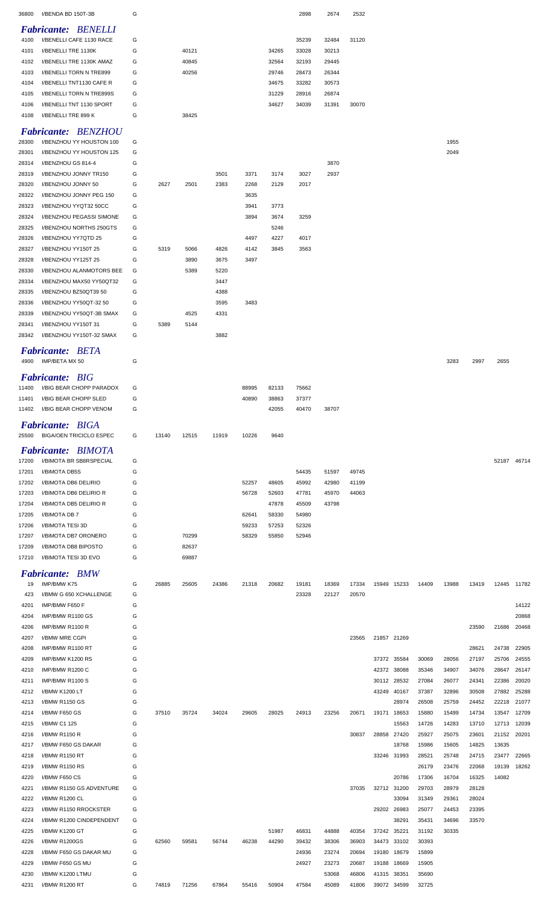| | | | | | | | | | | | | | | | | | |
|---|---|---|---|---|---|---|---|---|---|---|---|---|---|---|---|---|---|
| 36800 | I/BENDA BD 150T-3B | G | | | | | | 2898 | 2674 | 2532 | | | | | | | |

## *Fabricante: BENELLI*

| | | | | | | | | | | | | | | | | | |
|---|---|---|---|---|---|---|---|---|---|---|---|---|---|---|---|---|---|
| 4100 | I/BENELLI CAFE 1130 RACE | G | | | | | | 35239 | 32484 | 31120 | | | | | | | |
| 4101 | I/BENELLI TRE 1130K | G | | 40121 | | | 34265 | 33028 | 30213 | | | | | | | | |
| 4102 | I/BENELLI TRE 1130K AMAZ | G | | 40845 | | | 32564 | 32193 | 29445 | | | | | | | | |
| 4103 | I/BENELLI TORN N TRE899 | G | | 40256 | | | 29746 | 28473 | 26344 | | | | | | | | |
| 4104 | I/BENELLI TNT1130 CAFE R | G | | | | | 34675 | 33282 | 30573 | | | | | | | | |
| 4105 | I/BENELLI TORN N TRE899S | G | | | | | 31229 | 28916 | 26874 | | | | | | | | |
| 4106 | I/BENELLI TNT 1130 SPORT | G | | | | | 34627 | 34039 | 31391 | 30070 | | | | | | | |
| 4108 | I/BENELLI TRE 899 K | G | | 38425 | | | | | | | | | | | | | |

## *Fabricante: BENZHOU*

| | | | | | | | | | | | | | | | | | |
|---|---|---|---|---|---|---|---|---|---|---|---|---|---|---|---|---|---|
| 28300 | I/BENZHOU YY HOUSTON 100 | G | | | | | | | | | | | | 1955 | | | |
| 28301 | I/BENZHOU YY HOUSTON 125 | G | | | | | | | | | | | | 2049 | | | |
| 28314 | I/BENZHOU GS 814-4 | G | | | | | | | 3870 | | | | | | | | |
| 28319 | I/BENZHOU JONNY TR150 | G | | | 3501 | 3371 | 3174 | 3027 | 2937 | | | | | | | | |
| 28320 | I/BENZHOU JONNY 50 | G | 2627 | 2501 | 2383 | 2268 | 2129 | 2017 | | | | | | | | | |
| 28322 | I/BENZHOU JONNY PEG 150 | G | | | | 3635 | | | | | | | | | | | |
| 28323 | I/BENZHOU YYQT32 50CC | G | | | | 3941 | 3773 | | | | | | | | | | |
| 28324 | I/BENZHOU PEGASSI SIMONE | G | | | | 3894 | 3674 | 3259 | | | | | | | | | |
| 28325 | I/BENZHOU NORTHS 250GTS | G | | | | | 5246 | | | | | | | | | | |
| 28326 | I/BENZHOU YY7QTD 25 | G | | | | 4497 | 4227 | 4017 | | | | | | | | | |
| 28327 | I/BENZHOU YY150T 25 | G | 5319 | 5066 | 4826 | 4142 | 3845 | 3563 | | | | | | | | | |
| 28328 | I/BENZHOU YY125T 25 | G | | 3890 | 3675 | 3497 | | | | | | | | | | | |
| 28330 | I/BENZHOU ALANMOTORS BEE | G | | 5389 | 5220 | | | | | | | | | | | | |
| 28334 | I/BENZHOU MAX50 YY50QT32 | G | | | 3447 | | | | | | | | | | | | |
| 28335 | I/BENZHOU BZ50QT39 50 | G | | | 4388 | | | | | | | | | | | | |
| 28336 | I/BENZHOU YY50QT-32 50 | G | | | 3595 | 3483 | | | | | | | | | | | |
| 28339 | I/BENZHOU YY50QT-3B SMAX | G | | 4525 | 4331 | | | | | | | | | | | | |
| 28341 | I/BENZHOU YY150T 31 | G | 5389 | 5144 | | | | | | | | | | | | | |
| 28342 | I/BENZHOU YY150T-32 SMAX | G | | | 3882 | | | | | | | | | | | | |

## *Fabricante: BETA*

| | | | | | | | | | | | | | | | | | |
|---|---|---|---|---|---|---|---|---|---|---|---|---|---|---|---|---|---|
| 4900 | IMP/BETA MX 50 | G | | | | | | | | | | | | 3283 | 2997 | 2655 | |

## *Fabricante: BIG*

| | | | | | | | | | | | | | | | | | |
|---|---|---|---|---|---|---|---|---|---|---|---|---|---|---|---|---|---|
| 11400 | I/BIG BEAR CHOPP PARADOX | G | | | | 88995 | 82133 | 75662 | | | | | | | | | |
| 11401 | I/BIG BEAR CHOPP SLED | G | | | | 40890 | 38863 | 37377 | | | | | | | | | |
| 11402 | I/BIG BEAR CHOPP VENOM | G | | | | | 42055 | 40470 | 38707 | | | | | | | | |

## *Fabricante: BIGA*

| | | | | | | | | | | | | | | | | | |
|---|---|---|---|---|---|---|---|---|---|---|---|---|---|---|---|---|---|
| 25500 | BIGA/OEN TRICICLO ESPEC | G | 13140 | 12515 | 11919 | 10226 | 9640 | | | | | | | | | | |

## *Fabricante: BIMOTA*

| | | | | | | | | | | | | | | | | | |
|---|---|---|---|---|---|---|---|---|---|---|---|---|---|---|---|---|---|
| 17200 | I/BIMOTA BR SB8RSPECIAL | G | | | | | | | | | | | | | | 52187 | 46714 |
| 17201 | I/BIMOTA DB5S | G | | | | | | 54435 | 51597 | 49745 | | | | | | | |
| 17202 | I/BIMOTA DB6 DELIRIO | G | | | | 52257 | 48605 | 45992 | 42980 | 41199 | | | | | | | |
| 17203 | I/BIMOTA DB6 DELIRIO R | G | | | | 56728 | 52603 | 47781 | 45970 | 44063 | | | | | | | |
| 17204 | I/BIMOTA DB5 DELIRIO R | G | | | | | 47878 | 45509 | 43798 | | | | | | | | |
| 17205 | I/BIMOTA DB 7 | G | | | | 62641 | 58330 | 54980 | | | | | | | | | |
| 17206 | I/BIMOTA TESI 3D | G | | | | 59233 | 57253 | 52326 | | | | | | | | | |
| 17207 | I/BIMOTA DB7 ORONERO | G | | 70299 | | 58329 | 55850 | 52946 | | | | | | | | | |
| 17209 | I/BIMOTA DB8 BIPOSTO | G | | 82637 | | | | | | | | | | | | | |
| 17210 | I/BIMOTA TESI 3D EVO | G | | 69887 | | | | | | | | | | | | | |

## *Fabricante: BMW*

| | | | | | | | | | | | | | | | | | |
|---|---|---|---|---|---|---|---|---|---|---|---|---|---|---|---|---|---|
| 19 | IMP/BMW K75 | G | 26885 | 25605 | 24386 | 21318 | 20682 | 19181 | 18369 | 17334 | 15949 | 15233 | 14409 | 13988 | 13419 | 12445 | 11782 |
| 423 | I/BMW G 650 XCHALLENGE | G | | | | | | 23328 | 22127 | 20570 | | | | | | | |
| 4201 | IMP/BMW F650 F | G | | | | | | | | | | | | | | | 14122 |
| 4204 | IMP/BMW R1100 GS | G | | | | | | | | | | | | | | | 20868 |
| 4206 | IMP/BMW R1100 R | G | | | | | | | | | | | | | 23590 | 21686 | 20468 |
| 4207 | I/BMW MRE CGPI | G | | | | | | | | 23565 | 21857 | 21269 | | | | | |
| 4208 | IMP/BMW R1100 RT | G | | | | | | | | | | | | | 28621 | 24738 | 22905 |
| 4209 | IMP/BMW K1200 RS | G | | | | | | | | | 37372 | 35584 | 30069 | 28056 | 27197 | 25706 | 24555 |
| 4210 | IMP/BMW R1200 C | G | | | | | | | | | 42372 | 38088 | 35346 | 34907 | 34076 | 28647 | 26147 |
| 4211 | IMP/BMW R1100 S | G | | | | | | | | | 30112 | 28532 | 27084 | 26077 | 24341 | 22386 | 20020 |
| 4212 | I/BMW K1200 LT | G | | | | | | | | | 43249 | 40167 | 37387 | 32896 | 30508 | 27882 | 25288 |
| 4213 | I/BMW R1150 GS | G | | | | | | | | | | 28974 | 26508 | 25759 | 24452 | 22218 | 21077 |
| 4214 | I/BMW F650 GS | G | 37510 | 35724 | 34024 | 29605 | 28025 | 24913 | 23256 | 20671 | 19171 | 18653 | 15880 | 15499 | 14734 | 13547 | 12709 |
| 4215 | I/BMW C1 125 | G | | | | | | | | | | 15563 | 14726 | 14283 | 13710 | 12713 | 12039 |
| 4216 | I/BMW R1150 R | G | | | | | | | | 30837 | 28858 | 27420 | 25927 | 25075 | 23601 | 21152 | 20201 |
| 4217 | I/BMW F650 GS DAKAR | G | | | | | | | | | | 18768 | 15986 | 15605 | 14825 | 13635 | |
| 4218 | I/BMW R1150 RT | G | | | | | | | | | 33246 | 31993 | 28521 | 25748 | 24715 | 23477 | 22665 |
| 4219 | I/BMW R1150 RS | G | | | | | | | | | | | 26179 | 23476 | 22068 | 19139 | 18262 |
| 4220 | I/BMW F650 CS | G | | | | | | | | | | 20786 | 17306 | 16704 | 16325 | 14082 | |
| 4221 | I/BMW R1150 GS ADVENTURE | G | | | | | | | | 37035 | 32712 | 31200 | 29703 | 28979 | 28128 | | |
| 4222 | I/BMW R1200 CL | G | | | | | | | | | | 33094 | 31349 | 29361 | 28024 | | |
| 4223 | I/BMW R1150 RROCKSTER | G | | | | | | | | | 29202 | 26983 | 25077 | 24453 | 23395 | | |
| 4224 | I/BMW R1200 CINDEPENDENT | G | | | | | | | | | | 38291 | 35431 | 34696 | 33570 | | |
| 4225 | I/BMW K1200 GT | G | | | | | 51987 | 46831 | 44888 | 40354 | 37242 | 35221 | 31192 | 30335 | | | |
| 4226 | I/BMW R1200GS | G | 62560 | 59581 | 56744 | 46238 | 44290 | 39432 | 38306 | 36903 | 34473 | 33102 | 30393 | | | | |
| 4228 | I/BMW F650 GS DAKAR MU | G | | | | | | 24936 | 23274 | 20694 | 19180 | 18679 | 15899 | | | | |
| 4229 | I/BMW F650 GS MU | G | | | | | | 24927 | 23273 | 20687 | 19188 | 18669 | 15905 | | | | |
| 4230 | I/BMW K1200 LTMU | G | | | | | | | 53068 | 46806 | 41315 | 38351 | 35690 | | | | |
| 4231 | I/BMW R1200 RT | G | 74819 | 71256 | 67864 | 55416 | 50904 | 47584 | 45089 | 41806 | 39072 | 34599 | 32725 | | | | |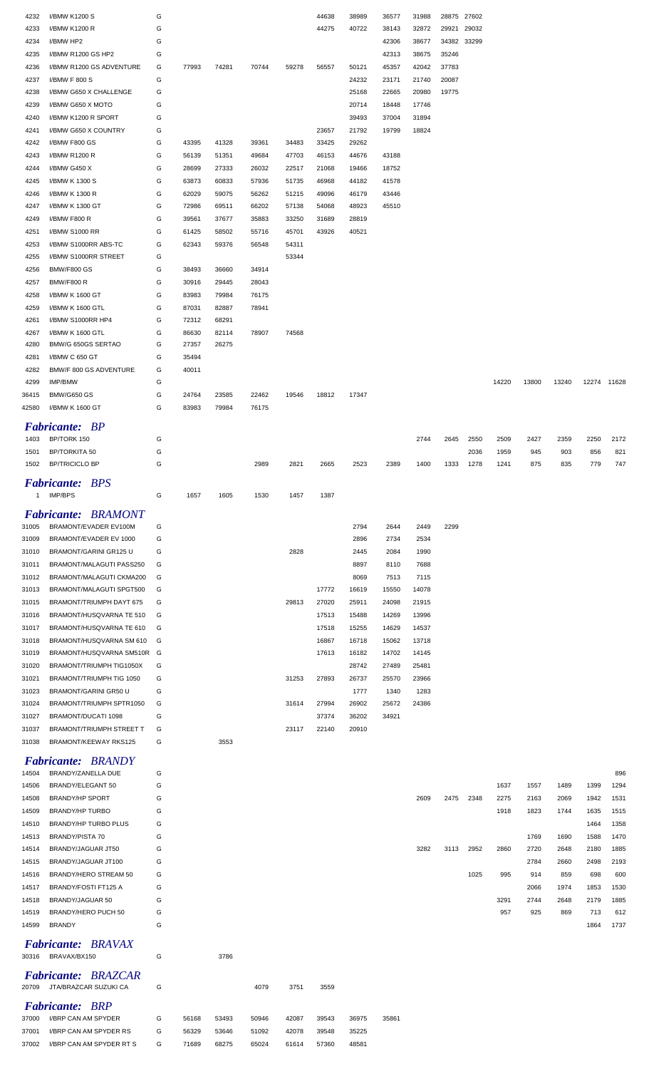| | | | | | | | | | | | | | | | | | |
|---|---|---|---|---|---|---|---|---|---|---|---|---|---|---|---|---|---|
| 4232 | I/BMW K1200 S | G | | | | | 44638 | 38989 | 36577 | 31988 | 28875 | 27602 | | | | | |
| 4233 | I/BMW K1200 R | G | | | | | 44275 | 40722 | 38143 | 32872 | 29921 | 29032 | | | | | |
| 4234 | I/BMW HP2 | G | | | | | | | 42306 | 38677 | 34382 | 33299 | | | | | |
| 4235 | I/BMW R1200 GS HP2 | G | | | | | | | 42313 | 38675 | 35246 | | | | | | |
| 4236 | I/BMW R1200 GS ADVENTURE | G | 77993 | 74281 | 70744 | 59278 | 56557 | 50121 | 45357 | 42042 | 37783 | | | | | | |
| 4237 | I/BMW F 800 S | G | | | | | | 24232 | 23171 | 21740 | 20087 | | | | | | |
| 4238 | I/BMW G650 X CHALLENGE | G | | | | | | 25168 | 22665 | 20980 | 19775 | | | | | | |
| 4239 | I/BMW G650 X MOTO | G | | | | | | 20714 | 18448 | 17746 | | | | | | | |
| 4240 | I/BMW K1200 R SPORT | G | | | | | | 39493 | 37004 | 31894 | | | | | | | |
| 4241 | I/BMW G650 X COUNTRY | G | | | | | 23657 | 21792 | 19799 | 18824 | | | | | | | |
| 4242 | I/BMW F800 GS | G | 43395 | 41328 | 39361 | 34483 | 33425 | 29262 | | | | | | | | | |
| 4243 | I/BMW R1200 R | G | 56139 | 51351 | 49684 | 47703 | 46153 | 44676 | 43188 | | | | | | | | |
| 4244 | I/BMW G450 X | G | 28699 | 27333 | 26032 | 22517 | 21068 | 19466 | 18752 | | | | | | | | |
| 4245 | I/BMW K 1300 S | G | 63873 | 60833 | 57936 | 51735 | 46968 | 44182 | 41578 | | | | | | | | |
| 4246 | I/BMW K 1300 R | G | 62029 | 59075 | 56262 | 51215 | 49096 | 46179 | 43446 | | | | | | | | |
| 4247 | I/BMW K 1300 GT | G | 72986 | 69511 | 66202 | 57138 | 54068 | 48923 | 45510 | | | | | | | | |
| 4249 | I/BMW F800 R | G | 39561 | 37677 | 35883 | 33250 | 31689 | 28819 | | | | | | | | | |
| 4251 | I/BMW S1000 RR | G | 61425 | 58502 | 55716 | 45701 | 43926 | 40521 | | | | | | | | | |
| 4253 | I/BMW S1000RR ABS-TC | G | 62343 | 59376 | 56548 | 54311 | | | | | | | | | | | |
| 4255 | I/BMW S1000RR STREET | G | | | | 53344 | | | | | | | | | | | |
| 4256 | BMW/F800 GS | G | 38493 | 36660 | 34914 | | | | | | | | | | | | |
| 4257 | BMW/F800 R | G | 30916 | 29445 | 28043 | | | | | | | | | | | | |
| 4258 | I/BMW K 1600 GT | G | 83983 | 79984 | 76175 | | | | | | | | | | | | |
| 4259 | I/BMW K 1600 GTL | G | 87031 | 82887 | 78941 | | | | | | | | | | | | |
| 4261 | I/BMW S1000RR HP4 | G | 72312 | 68291 | | | | | | | | | | | | | |
| 4267 | I/BMW K 1600 GTL | G | 86630 | 82114 | 78907 | 74568 | | | | | | | | | | | |
| 4280 | BMW/G 650GS SERTAO | G | 27357 | 26275 | | | | | | | | | | | | | |
| 4281 | I/BMW C 650 GT | G | 35494 | | | | | | | | | | | | | | |
| 4282 | BMW/F 800 GS ADVENTURE | G | 40011 | | | | | | | | | | | | | | |
| 4299 | IMP/BMW | G | | | | | | | | | | | 14220 | 13800 | 13240 | 12274 | 11628 |
| 36415 | BMW/G650 GS | G | 24764 | 23585 | 22462 | 19546 | 18812 | 17347 | | | | | | | | | |
| 42580 | I/BMW K 1600 GT | G | 83983 | 79984 | 76175 | | | | | | | | | | | | |

### *Fabricante: BP*

| | | | | | | | | | | | | | | | | | |
|---|---|---|---|---|---|---|---|---|---|---|---|---|---|---|---|---|---|
| 1403 | BP/TORK 150 | G | | | | | | | | 2744 | 2645 | 2550 | 2509 | 2427 | 2359 | 2250 | 2172 |
| 1501 | BP/TORKITA 50 | G | | | | | | | | | | 2036 | 1959 | 945 | 903 | 856 | 821 |
| 1502 | BP/TRICICLO BP | G | | | 2989 | 2821 | 2665 | 2523 | 2389 | 1400 | 1333 | 1278 | 1241 | 875 | 835 | 779 | 747 |

### *Fabricante: BPS*

| | | | | | | | | | | | | | | | | | |
|---|---|---|---|---|---|---|---|---|---|---|---|---|---|---|---|---|---|
| 1 | IMP/BPS | G | 1657 | 1605 | 1530 | 1457 | 1387 | | | | | | | | | | |

### *Fabricante: BRAMONT*

| | | | | | | | | | | | | | | | | | |
|---|---|---|---|---|---|---|---|---|---|---|---|---|---|---|---|---|---|
| 31005 | BRAMONT/EVADER EV100M | G | | | | | | 2794 | 2644 | 2449 | 2299 | | | | | | |
| 31009 | BRAMONT/EVADER EV 1000 | G | | | | | | 2896 | 2734 | 2534 | | | | | | | |
| 31010 | BRAMONT/GARINI GR125 U | G | | | | 2828 | | 2445 | 2084 | 1990 | | | | | | | |
| 31011 | BRAMONT/MALAGUTI PASS250 | G | | | | | | 8897 | 8110 | 7688 | | | | | | | |
| 31012 | BRAMONT/MALAGUTI CKMA200 | G | | | | | | 8069 | 7513 | 7115 | | | | | | | |
| 31013 | BRAMONT/MALAGUTI SPGT500 | G | | | | | 17772 | 16619 | 15550 | 14078 | | | | | | | |
| 31015 | BRAMONT/TRIUMPH DAYT 675 | G | | | | 29813 | 27020 | 25911 | 24098 | 21915 | | | | | | | |
| 31016 | BRAMONT/HUSQVARNA TE 510 | G | | | | | 17513 | 15488 | 14269 | 13996 | | | | | | | |
| 31017 | BRAMONT/HUSQVARNA TE 610 | G | | | | | 17518 | 15255 | 14629 | 14537 | | | | | | | |
| 31018 | BRAMONT/HUSQVARNA SM 610 | G | | | | | 16867 | 16718 | 15062 | 13718 | | | | | | | |
| 31019 | BRAMONT/HUSQVARNA SM510R | G | | | | | 17613 | 16182 | 14702 | 14145 | | | | | | | |
| 31020 | BRAMONT/TRIUMPH TIG1050X | G | | | | | | 28742 | 27489 | 25481 | | | | | | | |
| 31021 | BRAMONT/TRIUMPH TIG 1050 | G | | | | 31253 | 27893 | 26737 | 25570 | 23966 | | | | | | | |
| 31023 | BRAMONT/GARINI GR50 U | G | | | | | | 1777 | 1340 | 1283 | | | | | | | |
| 31024 | BRAMONT/TRIUMPH SPTR1050 | G | | | | 31614 | 27994 | 26902 | 25672 | 24386 | | | | | | | |
| 31027 | BRAMONT/DUCATI 1098 | G | | | | | 37374 | 36202 | 34921 | | | | | | | | |
| 31037 | BRAMONT/TRIUMPH STREET T | G | | | | 23117 | 22140 | 20910 | | | | | | | | | |
| 31038 | BRAMONT/KEEWAY RKS125 | G | | 3553 | | | | | | | | | | | | | |

### *Fabricante: BRANDY*

| | | | | | | | | | | | | | | | | | |
|---|---|---|---|---|---|---|---|---|---|---|---|---|---|---|---|---|---|
| 14504 | BRANDY/ZANELLA DUE | G | | | | | | | | | | | | | | | 896 |
| 14506 | BRANDY/ELEGANT 50 | G | | | | | | | | | | | 1637 | 1557 | 1489 | 1399 | 1294 |
| 14508 | BRANDY/HP SPORT | G | | | | | | | | 2609 | 2475 | 2348 | 2275 | 2163 | 2069 | 1942 | 1531 |
| 14509 | BRANDY/HP TURBO | G | | | | | | | | | | | 1918 | 1823 | 1744 | 1635 | 1515 |
| 14510 | BRANDY/HP TURBO PLUS | G | | | | | | | | | | | | | | 1464 | 1358 |
| 14513 | BRANDY/PISTA 70 | G | | | | | | | | | | | | 1769 | 1690 | 1588 | 1470 |
| 14514 | BRANDY/JAGUAR JT50 | G | | | | | | | | 3282 | 3113 | 2952 | 2860 | 2720 | 2648 | 2180 | 1885 |
| 14515 | BRANDY/JAGUAR JT100 | G | | | | | | | | | | | | 2784 | 2660 | 2498 | 2193 |
| 14516 | BRANDY/HERO STREAM 50 | G | | | | | | | | | | 1025 | 995 | 914 | 859 | 698 | 600 |
| 14517 | BRANDY/FOSTI FT125 A | G | | | | | | | | | | | | 2066 | 1974 | 1853 | 1530 |
| 14518 | BRANDY/JAGUAR 50 | G | | | | | | | | | | | 3291 | 2744 | 2648 | 2179 | 1885 |
| 14519 | BRANDY/HERO PUCH 50 | G | | | | | | | | | | | 957 | 925 | 869 | 713 | 612 |
| 14599 | BRANDY | G | | | | | | | | | | | | | | 1864 | 1737 |

### *Fabricante: BRAVAX*

| | | | | | | | | | | | | | | | | | |
|---|---|---|---|---|---|---|---|---|---|---|---|---|---|---|---|---|---|
| 30316 | BRAVAX/BX150 | G | | 3786 | | | | | | | | | | | | | |

### *Fabricante: BRAZCAR*

| | | | | | | | | | | | | | | | | | |
|---|---|---|---|---|---|---|---|---|---|---|---|---|---|---|---|---|---|
| 20709 | JTA/BRAZCAR SUZUKI CA | G | | | 4079 | 3751 | 3559 | | | | | | | | | | |

### *Fabricante: BRP*

| | | | | | | | | | | | | | | | | | |
|---|---|---|---|---|---|---|---|---|---|---|---|---|---|---|---|---|---|
| 37000 | I/BRP CAN AM SPYDER | G | 56168 | 53493 | 50946 | 42087 | 39543 | 36975 | 35861 | | | | | | | | |
| 37001 | I/BRP CAN AM SPYDER RS | G | 56329 | 53646 | 51092 | 42078 | 39548 | 35225 | | | | | | | | | |
| 37002 | I/BRP CAN AM SPYDER RT S | G | 71689 | 68275 | 65024 | 61614 | 57360 | 48581 | | | | | | | | | |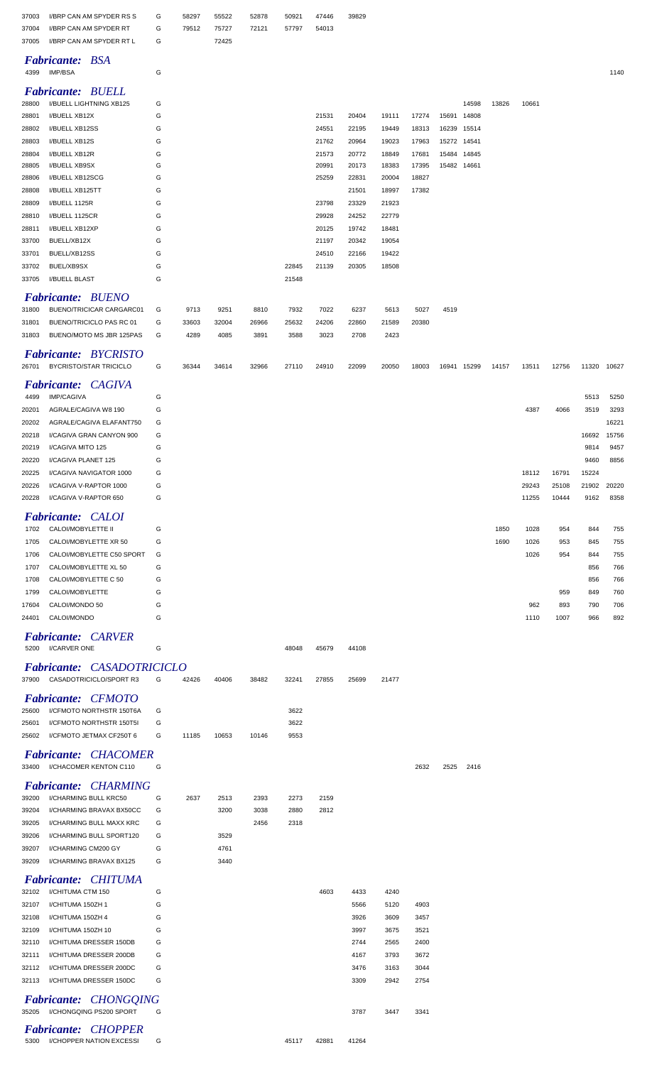| | | | | | | | | | | | | | | | | | |
|---|---|---|---|---|---|---|---|---|---|---|---|---|---|---|---|---|---|
| 37003 | I/BRP CAN AM SPYDER RS S | G | 58297 | 55522 | 52878 | 50921 | 47446 | 39829 | | | | | | | | | |
| 37004 | I/BRP CAN AM SPYDER RT | G | 79512 | 75727 | 72121 | 57797 | 54013 | | | | | | | | | | |
| 37005 | I/BRP CAN AM SPYDER RT L | G | | 72425 | | | | | | | | | | | | | |

### *Fabricante: BSA*

| | | | | | | | | | | | | | | | | | |
|---|---|---|---|---|---|---|---|---|---|---|---|---|---|---|---|---|---|
| 4399 | IMP/BSA | G | | | | | | | | | | | | | | | 1140 |

### *Fabricante: BUELL*

| | | | | | | | | | | | | | | | | | |
|---|---|---|---|---|---|---|---|---|---|---|---|---|---|---|---|---|---|
| 28800 | I/BUELL LIGHTNING XB125 | G | | | | | | | | | | 14598 | 13826 | 10661 | | | |
| 28801 | I/BUELL XB12X | G | | | | | 21531 | 20404 | 19111 | 17274 | 15691 | 14808 | | | | | |
| 28802 | I/BUELL XB12SS | G | | | | | 24551 | 22195 | 19449 | 18313 | 16239 | 15514 | | | | | |
| 28803 | I/BUELL XB12S | G | | | | | 21762 | 20964 | 19023 | 17963 | 15272 | 14541 | | | | | |
| 28804 | I/BUELL XB12R | G | | | | | 21573 | 20772 | 18849 | 17681 | 15484 | 14845 | | | | | |
| 28805 | I/BUELL XB9SX | G | | | | | 20991 | 20173 | 18383 | 17395 | 15482 | 14661 | | | | | |
| 28806 | I/BUELL XB12SCG | G | | | | | 25259 | 22831 | 20004 | 18827 | | | | | | | |
| 28808 | I/BUELL XB125TT | G | | | | | | 21501 | 18997 | 17382 | | | | | | | |
| 28809 | I/BUELL 1125R | G | | | | | 23798 | 23329 | 21923 | | | | | | | | |
| 28810 | I/BUELL 1125CR | G | | | | | 29928 | 24252 | 22779 | | | | | | | | |
| 28811 | I/BUELL XB12XP | G | | | | | 20125 | 19742 | 18481 | | | | | | | | |
| 33700 | BUELL/XB12X | G | | | | | 21197 | 20342 | 19054 | | | | | | | | |
| 33701 | BUELL/XB12SS | G | | | | | 24510 | 22166 | 19422 | | | | | | | | |
| 33702 | BUEL/XB9SX | G | | | | 22845 | 21139 | 20305 | 18508 | | | | | | | | |
| 33705 | I/BUELL BLAST | G | | | | 21548 | | | | | | | | | | | |

### *Fabricante: BUENO*

| | | | | | | | | | | | | | | | | | |
|---|---|---|---|---|---|---|---|---|---|---|---|---|---|---|---|---|---|
| 31800 | BUENO/TRICICAR CARGARC01 | G | 9713 | 9251 | 8810 | 7932 | 7022 | 6237 | 5613 | 5027 | 4519 | | | | | | |
| 31801 | BUENO/TRICICLO PAS RC 01 | G | 33603 | 32004 | 26966 | 25632 | 24206 | 22860 | 21589 | 20380 | | | | | | | |
| 31803 | BUENO/MOTO MS JBR 125PAS | G | 4289 | 4085 | 3891 | 3588 | 3023 | 2708 | 2423 | | | | | | | | |

### *Fabricante: BYCRISTO*

| | | | | | | | | | | | | | | | | | |
|---|---|---|---|---|---|---|---|---|---|---|---|---|---|---|---|---|---|
| 26701 | BYCRISTO/STAR TRICICLO | G | 36344 | 34614 | 32966 | 27110 | 24910 | 22099 | 20050 | 18003 | 16941 | 15299 | 14157 | 13511 | 12756 | 11320 | 10627 |

### *Fabricante: CAGIVA*

| | | | | | | | | | | | | | | | | | |
|---|---|---|---|---|---|---|---|---|---|---|---|---|---|---|---|---|---|
| 4499 | IMP/CAGIVA | G | | | | | | | | | | | | | | 5513 | 5250 |
| 20201 | AGRALE/CAGIVA W8 190 | G | | | | | | | | | | | | 4387 | 4066 | 3519 | 3293 |
| 20202 | AGRALE/CAGIVA ELAFANT750 | G | | | | | | | | | | | | | | | 16221 |
| 20218 | I/CAGIVA GRAN CANYON 900 | G | | | | | | | | | | | | | | 16692 | 15756 |
| 20219 | I/CAGIVA MITO 125 | G | | | | | | | | | | | | | | 9814 | 9457 |
| 20220 | I/CAGIVA PLANET 125 | G | | | | | | | | | | | | | | 9460 | 8856 |
| 20225 | I/CAGIVA NAVIGATOR 1000 | G | | | | | | | | | | | | 18112 | 16791 | 15224 | |
| 20226 | I/CAGIVA V-RAPTOR 1000 | G | | | | | | | | | | | | 29243 | 25108 | 21902 | 20220 |
| 20228 | I/CAGIVA V-RAPTOR 650 | G | | | | | | | | | | | | 11255 | 10444 | 9162 | 8358 |

### *Fabricante: CALOI*

| | | | | | | | | | | | | | | | | | |
|---|---|---|---|---|---|---|---|---|---|---|---|---|---|---|---|---|---|
| 1702 | CALOI/MOBYLETTE II | G | | | | | | | | | | | 1850 | 1028 | 954 | 844 | 755 |
| 1705 | CALOI/MOBYLETTE XR 50 | G | | | | | | | | | | | 1690 | 1026 | 953 | 845 | 755 |
| 1706 | CALOI/MOBYLETTE C50 SPORT | G | | | | | | | | | | | | 1026 | 954 | 844 | 755 |
| 1707 | CALOI/MOBYLETTE XL 50 | G | | | | | | | | | | | | | | 856 | 766 |
| 1708 | CALOI/MOBYLETTE C 50 | G | | | | | | | | | | | | | | 856 | 766 |
| 1799 | CALOI/MOBYLETTE | G | | | | | | | | | | | | | 959 | 849 | 760 |
| 17604 | CALOI/MONDO 50 | G | | | | | | | | | | | | 962 | 893 | 790 | 706 |
| 24401 | CALOI/MONDO | G | | | | | | | | | | | | 1110 | 1007 | 966 | 892 |

### *Fabricante: CARVER*

| | | | | | | | | | | | | | | | | | |
|---|---|---|---|---|---|---|---|---|---|---|---|---|---|---|---|---|---|
| 5200 | I/CARVER ONE | G | | | | 48048 | 45679 | 44108 | | | | | | | | | |

### *Fabricante: CASADOTRICICLO*

| | | | | | | | | | | | | | | | | | |
|---|---|---|---|---|---|---|---|---|---|---|---|---|---|---|---|---|---|
| 37900 | CASADOTRICICLO/SPORT R3 | G | 42426 | 40406 | 38482 | 32241 | 27855 | 25699 | 21477 | | | | | | | | |

### *Fabricante: CFMOTO*

| | | | | | | | | | | | | | | | | | |
|---|---|---|---|---|---|---|---|---|---|---|---|---|---|---|---|---|---|
| 25600 | I/CFMOTO NORTHSTR 150T6A | G | | | | 3622 | | | | | | | | | | | |
| 25601 | I/CFMOTO NORTHSTR 150T5I | G | | | | 3622 | | | | | | | | | | | |
| 25602 | I/CFMOTO JETMAX CF250T 6 | G | 11185 | 10653 | 10146 | 9553 | | | | | | | | | | | |

### *Fabricante: CHACOMER*

| | | | | | | | | | | | | | | | | | |
|---|---|---|---|---|---|---|---|---|---|---|---|---|---|---|---|---|---|
| 33400 | I/CHACOMER KENTON C110 | G | | | | | | | | 2632 | 2525 | 2416 | | | | | |

### *Fabricante: CHARMING*

| | | | | | | | | | | | | | | | | | |
|---|---|---|---|---|---|---|---|---|---|---|---|---|---|---|---|---|---|
| 39200 | I/CHARMING BULL KRC50 | G | 2637 | 2513 | 2393 | 2273 | 2159 | | | | | | | | | | |
| 39204 | I/CHARMING BRAVAX BX50CC | G | | 3200 | 3038 | 2880 | 2812 | | | | | | | | | | |
| 39205 | I/CHARMING BULL MAXX KRC | G | | | 2456 | 2318 | | | | | | | | | | | |
| 39206 | I/CHARMING BULL SPORT120 | G | | 3529 | | | | | | | | | | | | | |
| 39207 | I/CHARMING CM200 GY | G | | 4761 | | | | | | | | | | | | | |
| 39209 | I/CHARMING BRAVAX BX125 | G | | 3440 | | | | | | | | | | | | | |

### *Fabricante: CHITUMA*

| | | | | | | | | | | | | | | | | | |
|---|---|---|---|---|---|---|---|---|---|---|---|---|---|---|---|---|---|
| 32102 | I/CHITUMA CTM 150 | G | | | | | 4603 | 4433 | 4240 | | | | | | | | |
| 32107 | I/CHITUMA 150ZH 1 | G | | | | | | 5566 | 5120 | 4903 | | | | | | | |
| 32108 | I/CHITUMA 150ZH 4 | G | | | | | | 3926 | 3609 | 3457 | | | | | | | |
| 32109 | I/CHITUMA 150ZH 10 | G | | | | | | 3997 | 3675 | 3521 | | | | | | | |
| 32110 | I/CHITUMA DRESSER 150DB | G | | | | | | 2744 | 2565 | 2400 | | | | | | | |
| 32111 | I/CHITUMA DRESSER 200DB | G | | | | | | 4167 | 3793 | 3672 | | | | | | | |
| 32112 | I/CHITUMA DRESSER 200DC | G | | | | | | 3476 | 3163 | 3044 | | | | | | | |
| 32113 | I/CHITUMA DRESSER 150DC | G | | | | | | 3309 | 2942 | 2754 | | | | | | | |

### *Fabricante: CHONGQING*

| | | | | | | | | | | | | | | | | | |
|---|---|---|---|---|---|---|---|---|---|---|---|---|---|---|---|---|---|
| 35205 | I/CHONGQING PS200 SPORT | G | | | | | | 3787 | 3447 | 3341 | | | | | | | |

### *Fabricante: CHOPPER*

| | | | | | | | | | | | | | | | | | |
|---|---|---|---|---|---|---|---|---|---|---|---|---|---|---|---|---|---|
| 5300 | I/CHOPPER NATION EXCESSI | G | | | | 45117 | 42881 | 41264 | | | | | | | | | |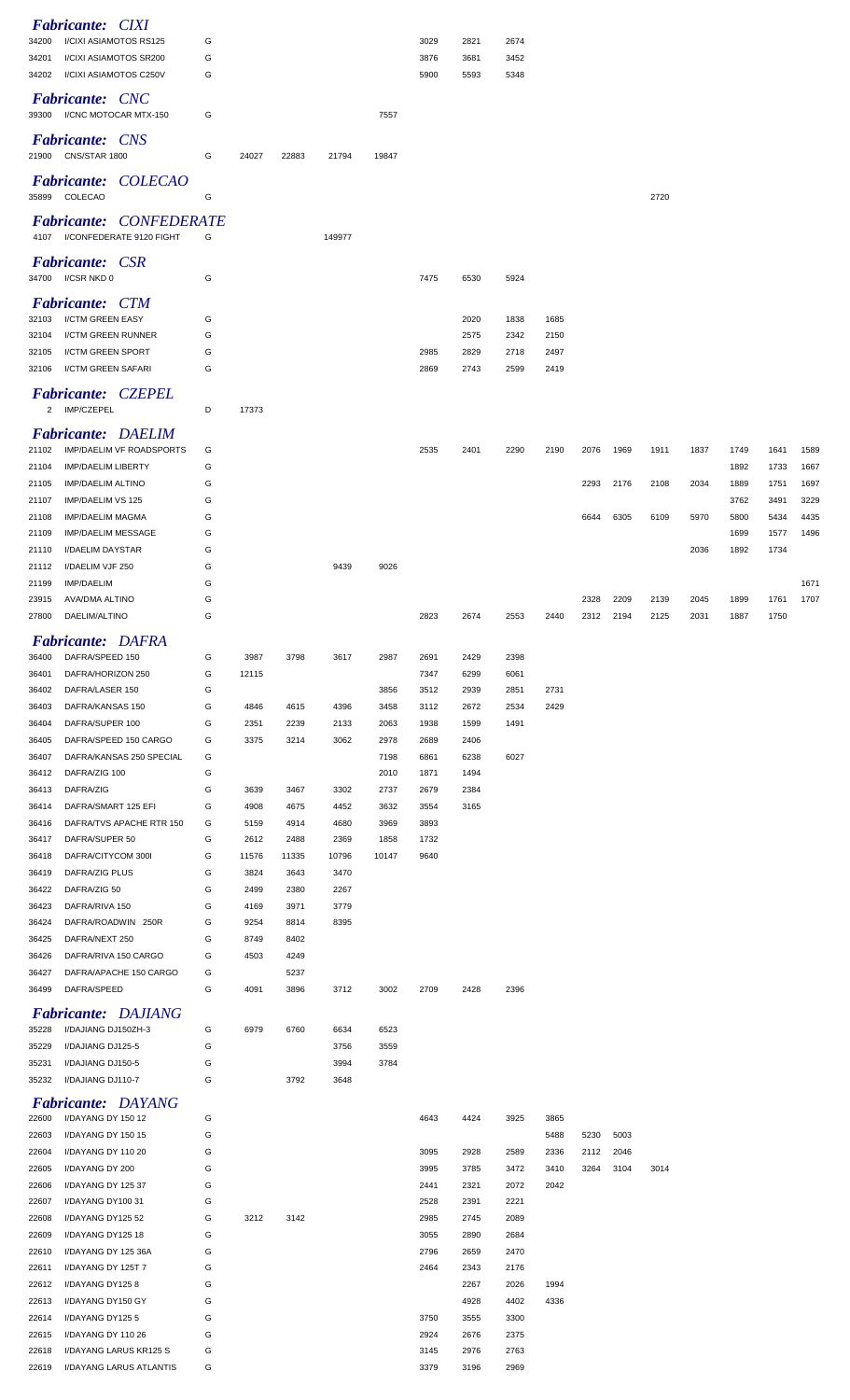### *Fabricante: CIXI*

| | | | | | | | | | | | | | | | | | | |
|---|---|---|---|---|---|---|---|---|---|---|---|---|---|---|---|---|---|---|
| 34200 | I/CIXI ASIAMOTOS RS125 | G | | | | | 3029 | 2821 | 2674 | | | | | | | | |
| 34201 | I/CIXI ASIAMOTOS SR200 | G | | | | | 3876 | 3681 | 3452 | | | | | | | | |
| 34202 | I/CIXI ASIAMOTOS C250V | G | | | | | 5900 | 5593 | 5348 | | | | | | | | |

### *Fabricante: CNC*

| | | | | | | | | | | | | | | | | | |
|---|---|---|---|---|---|---|---|---|---|---|---|---|---|---|---|---|---|
| 39300 | I/CNC MOTOCAR MTX-150 | G | | | | 7557 | | | | | | | | | | | |

### *Fabricante: CNS*

| | | | | | | | | | | | | | | | | | |
|---|---|---|---|---|---|---|---|---|---|---|---|---|---|---|---|---|---|
| 21900 | CNS/STAR 1800 | G | 24027 | 22883 | 21794 | 19847 | | | | | | | | | | | |

### *Fabricante: COLECAO*

| | | | | | | | | | | | | | | | | | |
|---|---|---|---|---|---|---|---|---|---|---|---|---|---|---|---|---|---|
| 35899 | COLECAO | G | | | | | | | | | | 2720 | | | | | |

### *Fabricante: CONFEDERATE*

| | | | | | | | | | | | | | | | | | |
|---|---|---|---|---|---|---|---|---|---|---|---|---|---|---|---|---|---|
| 4107 | I/CONFEDERATE 9120 FIGHT | G | | | 149977 | | | | | | | | | | | | |

### *Fabricante: CSR*

| | | | | | | | | | | | | | | | | | |
|---|---|---|---|---|---|---|---|---|---|---|---|---|---|---|---|---|---|
| 34700 | I/CSR NKD 0 | G | | | | | 7475 | 6530 | 5924 | | | | | | | | |

### *Fabricante: CTM*

| | | | | | | | | | | | | | | | | | |
|---|---|---|---|---|---|---|---|---|---|---|---|---|---|---|---|---|---|
| 32103 | I/CTM GREEN EASY | G | | | | | | 2020 | 1838 | 1685 | | | | | | | |
| 32104 | I/CTM GREEN RUNNER | G | | | | | | 2575 | 2342 | 2150 | | | | | | | |
| 32105 | I/CTM GREEN SPORT | G | | | | | 2985 | 2829 | 2718 | 2497 | | | | | | | |
| 32106 | I/CTM GREEN SAFARI | G | | | | | 2869 | 2743 | 2599 | 2419 | | | | | | | |

### *Fabricante: CZEPEL*

| | | | | | | | | | | | | | | | | | |
|---|---|---|---|---|---|---|---|---|---|---|---|---|---|---|---|---|---|
| 2 | IMP/CZEPEL | D | 17373 | | | | | | | | | | | | | | |

### *Fabricante: DAELIM*

| | | | | | | | | | | | | | | | | | |
|---|---|---|---|---|---|---|---|---|---|---|---|---|---|---|---|---|---|
| 21102 | IMP/DAELIM VF ROADSPORTS | G | | | | | 2535 | 2401 | 2290 | 2190 | 2076 | 1969 | 1911 | 1837 | 1749 | 1641 | 1589 |
| 21104 | IMP/DAELIM LIBERTY | G | | | | | | | | | | | | | 1892 | 1733 | 1667 |
| 21105 | IMP/DAELIM ALTINO | G | | | | | | | | | 2293 | 2176 | 2108 | 2034 | 1889 | 1751 | 1697 |
| 21107 | IMP/DAELIM VS 125 | G | | | | | | | | | | | | | 3762 | 3491 | 3229 |
| 21108 | IMP/DAELIM MAGMA | G | | | | | | | | | 6644 | 6305 | 6109 | 5970 | 5800 | 5434 | 4435 |
| 21109 | IMP/DAELIM MESSAGE | G | | | | | | | | | | | | | 1699 | 1577 | 1496 |
| 21110 | I/DAELIM DAYSTAR | G | | | | | | | | | | | | 2036 | 1892 | 1734 | |
| 21112 | I/DAELIM VJF 250 | G | | | 9439 | 9026 | | | | | | | | | | | |
| 21199 | IMP/DAELIM | G | | | | | | | | | | | | | | | 1671 |
| 23915 | AVA/DMA ALTINO | G | | | | | | | | | 2328 | 2209 | 2139 | 2045 | 1899 | 1761 | 1707 |
| 27800 | DAELIM/ALTINO | G | | | | | 2823 | 2674 | 2553 | 2440 | 2312 | 2194 | 2125 | 2031 | 1887 | 1750 | |

### *Fabricante: DAFRA*

| | | | | | | | | | | | | | | | | | |
|---|---|---|---|---|---|---|---|---|---|---|---|---|---|---|---|---|---|
| 36400 | DAFRA/SPEED 150 | G | 3987 | 3798 | 3617 | 2987 | 2691 | 2429 | 2398 | | | | | | | | |
| 36401 | DAFRA/HORIZON 250 | G | 12115 | | | | 7347 | 6299 | 6061 | | | | | | | | |
| 36402 | DAFRA/LASER 150 | G | | | | 3856 | 3512 | 2939 | 2851 | 2731 | | | | | | | |
| 36403 | DAFRA/KANSAS 150 | G | 4846 | 4615 | 4396 | 3458 | 3112 | 2672 | 2534 | 2429 | | | | | | | |
| 36404 | DAFRA/SUPER 100 | G | 2351 | 2239 | 2133 | 2063 | 1938 | 1599 | 1491 | | | | | | | | |
| 36405 | DAFRA/SPEED 150 CARGO | G | 3375 | 3214 | 3062 | 2978 | 2689 | 2406 | | | | | | | | | |
| 36407 | DAFRA/KANSAS 250 SPECIAL | G | | | | 7198 | 6861 | 6238 | 6027 | | | | | | | | |
| 36412 | DAFRA/ZIG 100 | G | | | | 2010 | 1871 | 1494 | | | | | | | | | |
| 36413 | DAFRA/ZIG | G | 3639 | 3467 | 3302 | 2737 | 2679 | 2384 | | | | | | | | | |
| 36414 | DAFRA/SMART 125 EFI | G | 4908 | 4675 | 4452 | 3632 | 3554 | 3165 | | | | | | | | | |
| 36416 | DAFRA/TVS APACHE RTR 150 | G | 5159 | 4914 | 4680 | 3969 | 3893 | | | | | | | | | | |
| 36417 | DAFRA/SUPER 50 | G | 2612 | 2488 | 2369 | 1858 | 1732 | | | | | | | | | | |
| 36418 | DAFRA/CITYCOM 300I | G | 11576 | 11335 | 10796 | 10147 | 9640 | | | | | | | | | | |
| 36419 | DAFRA/ZIG PLUS | G | 3824 | 3643 | 3470 | | | | | | | | | | | | |
| 36422 | DAFRA/ZIG 50 | G | 2499 | 2380 | 2267 | | | | | | | | | | | | |
| 36423 | DAFRA/RIVA 150 | G | 4169 | 3971 | 3779 | | | | | | | | | | | | |
| 36424 | DAFRA/ROADWIN 250R | G | 9254 | 8814 | 8395 | | | | | | | | | | | | |
| 36425 | DAFRA/NEXT 250 | G | 8749 | 8402 | | | | | | | | | | | | | |
| 36426 | DAFRA/RIVA 150 CARGO | G | 4503 | 4249 | | | | | | | | | | | | | |
| 36427 | DAFRA/APACHE 150 CARGO | G | | 5237 | | | | | | | | | | | | | |
| 36499 | DAFRA/SPEED | G | 4091 | 3896 | 3712 | 3002 | 2709 | 2428 | 2396 | | | | | | | | |

### *Fabricante: DAJIANG*

| | | | | | | | | | | | | | | | | | |
|---|---|---|---|---|---|---|---|---|---|---|---|---|---|---|---|---|---|
| 35228 | I/DAJIANG DJ150ZH-3 | G | 6979 | 6760 | 6634 | 6523 | | | | | | | | | | | |
| 35229 | I/DAJIANG DJ125-5 | G | | | 3756 | 3559 | | | | | | | | | | | |
| 35231 | I/DAJIANG DJ150-5 | G | | | 3994 | 3784 | | | | | | | | | | | |
| 35232 | I/DAJIANG DJ110-7 | G | | 3792 | 3648 | | | | | | | | | | | | |

### *Fabricante: DAYANG*

| | | | | | | | | | | | | | | | | | |
|---|---|---|---|---|---|---|---|---|---|---|---|---|---|---|---|---|---|
| 22600 | I/DAYANG DY 150 12 | G | | | | | 4643 | 4424 | 3925 | 3865 | | | | | | | |
| 22603 | I/DAYANG DY 150 15 | G | | | | | | | | 5488 | 5230 | 5003 | | | | | |
| 22604 | I/DAYANG DY 110 20 | G | | | | | 3095 | 2928 | 2589 | 2336 | 2112 | 2046 | | | | | |
| 22605 | I/DAYANG DY 200 | G | | | | | 3995 | 3785 | 3472 | 3410 | 3264 | 3104 | 3014 | | | | |
| 22606 | I/DAYANG DY 125 37 | G | | | | | 2441 | 2321 | 2072 | 2042 | | | | | | | |
| 22607 | I/DAYANG DY100 31 | G | | | | | 2528 | 2391 | 2221 | | | | | | | | |
| 22608 | I/DAYANG DY125 52 | G | 3212 | 3142 | | | 2985 | 2745 | 2089 | | | | | | | | |
| 22609 | I/DAYANG DY125 18 | G | | | | | 3055 | 2890 | 2684 | | | | | | | | |
| 22610 | I/DAYANG DY 125 36A | G | | | | | 2796 | 2659 | 2470 | | | | | | | | |
| 22611 | I/DAYANG DY 125T 7 | G | | | | | 2464 | 2343 | 2176 | | | | | | | | |
| 22612 | I/DAYANG DY125 8 | G | | | | | | 2267 | 2026 | 1994 | | | | | | | |
| 22613 | I/DAYANG DY150 GY | G | | | | | | 4928 | 4402 | 4336 | | | | | | | |
| 22614 | I/DAYANG DY125 5 | G | | | | | 3750 | 3555 | 3300 | | | | | | | | |
| 22615 | I/DAYANG DY 110 26 | G | | | | | 2924 | 2676 | 2375 | | | | | | | | |
| 22618 | I/DAYANG LARUS KR125 S | G | | | | | 3145 | 2976 | 2763 | | | | | | | | |
| 22619 | I/DAYANG LARUS ATLANTIS | G | | | | | 3379 | 3196 | 2969 | | | | | | | | |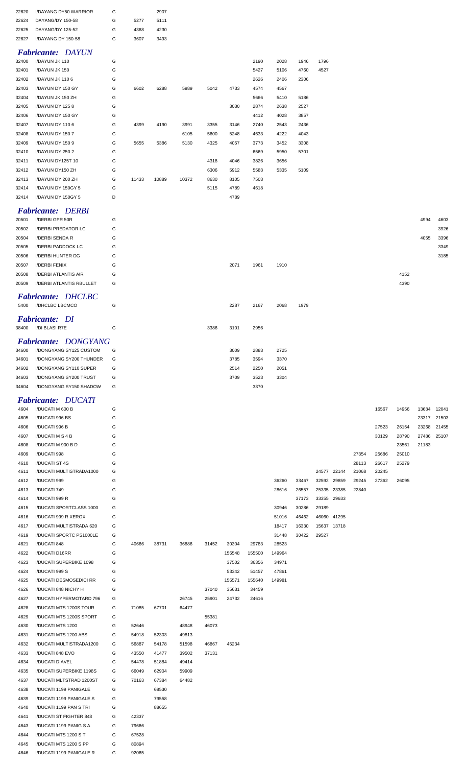| | | | | | | | | | | | | | | | | | |
|---|---|---|---|---|---|---|---|---|---|---|---|---|---|---|---|---|---|
| 22620 | I/DAYANG DY50 WARRIOR | G | | 2907 | | | | | | | | | | | | | |
| 22624 | DAYANG/DY 150-58 | G | 5277 | 5111 | | | | | | | | | | | | | |
| 22625 | DAYANG/DY 125-52 | G | 4368 | 4230 | | | | | | | | | | | | | |
| 22627 | I/DAYANG DY 150-58 | G | 3607 | 3493 | | | | | | | | | | | | | |

### *Fabricante: DAYUN*

| | | | | | | | | | | | | | | | | | |
|---|---|---|---|---|---|---|---|---|---|---|---|---|---|---|---|---|---|
| 32400 | I/DAYUN JK 110 | G | | | | | | 2190 | 2028 | 1946 | 1796 | | | | | | |
| 32401 | I/DAYUN JK 150 | G | | | | | | 5427 | 5106 | 4760 | 4527 | | | | | | |
| 32402 | I/DAYUN JK 110 6 | G | | | | | | 2626 | 2406 | 2306 | | | | | | | |
| 32403 | I/DAYUN DY 150 GY | G | 6602 | 6288 | 5989 | 5042 | 4733 | 4574 | 4567 | | | | | | | | |
| 32404 | I/DAYUN JK 150 ZH | G | | | | | | 5666 | 5410 | 5186 | | | | | | | |
| 32405 | I/DAYUN DY 125 8 | G | | | | | 3030 | 2874 | 2638 | 2527 | | | | | | | |
| 32406 | I/DAYUN DY 150 GY | G | | | | | | 4412 | 4028 | 3857 | | | | | | | |
| 32407 | I/DAYUN DY 110 6 | G | 4399 | 4190 | 3991 | 3355 | 3146 | 2740 | 2543 | 2436 | | | | | | | |
| 32408 | I/DAYUN DY 150 7 | G | | | 6105 | 5600 | 5248 | 4633 | 4222 | 4043 | | | | | | | |
| 32409 | I/DAYUN DY 150 9 | G | 5655 | 5386 | 5130 | 4325 | 4057 | 3773 | 3452 | 3308 | | | | | | | |
| 32410 | I/DAYUN DY 250 2 | G | | | | | | 6569 | 5950 | 5701 | | | | | | | |
| 32411 | I/DAYUN DY125T 10 | G | | | | 4318 | 4046 | 3826 | 3656 | | | | | | | | |
| 32412 | I/DAYUN DY150 ZH | G | | | | 6306 | 5912 | 5583 | 5335 | 5109 | | | | | | | |
| 32413 | I/DAYUN DY 200 ZH | G | 11433 | 10889 | 10372 | 8630 | 8105 | 7503 | | | | | | | | | |
| 32414 | I/DAYUN DY 150GY 5 | G | | | | 5115 | 4789 | 4618 | | | | | | | | | |
| 32414 | I/DAYUN DY 150GY 5 | D | | | | | 4789 | | | | | | | | | | |

### *Fabricante: DERBI*

| | | | | | | | | | | | | | | | | | |
|---|---|---|---|---|---|---|---|---|---|---|---|---|---|---|---|---|---|
| 20501 | I/DERBI GPR 50R | G | | | | | | | | | | | | | | 4994 | 4603 |
| 20502 | I/DERBI PREDATOR LC | G | | | | | | | | | | | | | | | 3926 |
| 20504 | I/DERBI SENDA R | G | | | | | | | | | | | | | | 4055 | 3396 |
| 20505 | I/DERBI PADDOCK LC | G | | | | | | | | | | | | | | | 3349 |
| 20506 | I/DERBI HUNTER DG | G | | | | | | | | | | | | | | | 3185 |
| 20507 | I/DERBI FENIX | G | | | | | 2071 | 1961 | 1910 | | | | | | | | |
| 20508 | I/DERBI ATLANTIS AIR | G | | | | | | | | | | | | | 4152 | | |
| 20509 | I/DERBI ATLANTIS RBULLET | G | | | | | | | | | | | | | 4390 | | |

### *Fabricante: DHCLBC*

| | | | | | | | | | | | | | | | | | |
|---|---|---|---|---|---|---|---|---|---|---|---|---|---|---|---|---|---|
| 5400 | I/DHCLBC LBCMCO | G | | | | | 2287 | 2167 | 2068 | 1979 | | | | | | | |

### *Fabricante: DI*

| | | | | | | | | | | | | | | | | | |
|---|---|---|---|---|---|---|---|---|---|---|---|---|---|---|---|---|---|
| 38400 | I/DI BLASI R7E | G | | | | 3386 | 3101 | 2956 | | | | | | | | | |

### *Fabricante: DONGYANG*

| | | | | | | | | | | | | | | | | | |
|---|---|---|---|---|---|---|---|---|---|---|---|---|---|---|---|---|---|
| 34600 | I/DONGYANG SY125 CUSTOM | G | | | | | 3009 | 2883 | 2725 | | | | | | | | |
| 34601 | I/DONGYANG SY200 THUNDER | G | | | | | 3785 | 3594 | 3370 | | | | | | | | |
| 34602 | I/DONGYANG SY110 SUPER | G | | | | | 2514 | 2250 | 2051 | | | | | | | | |
| 34603 | I/DONGYANG SY200 TRUST | G | | | | | 3709 | 3523 | 3304 | | | | | | | | |
| 34604 | I/DONGYANG SY150 SHADOW | G | | | | | | 3370 | | | | | | | | | |

### *Fabricante: DUCATI*

| | | | | | | | | | | | | | | | | | |
|---|---|---|---|---|---|---|---|---|---|---|---|---|---|---|---|---|---|
| 4604 | I/DUCATI M 600 B | G | | | | | | | | | | | | 16567 | 14956 | 13684 | 12041 |
| 4605 | I/DUCATI 996 BS | G | | | | | | | | | | | | | | 23317 | 21503 |
| 4606 | I/DUCATI 996 B | G | | | | | | | | | | | | 27523 | 26154 | 23268 | 21455 |
| 4607 | I/DUCATI M S 4 B | G | | | | | | | | | | | | 30129 | 28790 | 27486 | 25107 |
| 4608 | I/DUCATI M 900 B D | G | | | | | | | | | | | | | 23561 | 21183 | |
| 4609 | I/DUCATI 998 | G | | | | | | | | | | | 27354 | 25686 | 25010 | | |
| 4610 | I/DUCATI ST 4S | G | | | | | | | | | | | 28113 | 26617 | 25279 | | |
| 4611 | I/DUCATI MULTISTRADA1000 | G | | | | | | | | | 24577 | 22144 | 21068 | 20245 | | | |
| 4612 | I/DUCATI 999 | G | | | | | | | 36260 | 33467 | 32592 | 29859 | 29245 | 27362 | 26095 | | |
| 4613 | I/DUCATI 749 | G | | | | | | | 28616 | 26557 | 25335 | 23385 | 22840 | | | | |
| 4614 | I/DUCATI 999 R | G | | | | | | | | 37173 | 33355 | 29633 | | | | | |
| 4615 | I/DUCATI SPORTCLASS 1000 | G | | | | | | | 30946 | 30286 | 29189 | | | | | | |
| 4616 | I/DUCATI 999 R XEROX | G | | | | | | | 51016 | 46462 | 46060 | 41295 | | | | | |
| 4617 | I/DUCATI MULTISTRADA 620 | G | | | | | | | 18417 | 16330 | 15637 | 13718 | | | | | |
| 4619 | I/DUCATI SPORTC PS1000LE | G | | | | | | | 31448 | 30422 | 29527 | | | | | | |
| 4621 | I/DUCATI 848 | G | 40666 | 38731 | 36886 | 31452 | 30304 | 29783 | 28523 | | | | | | | | |
| 4622 | I/DUCATI D16RR | G | | | | | 156548 | 155500 | 149964 | | | | | | | | |
| 4623 | I/DUCATI SUPERBIKE 1098 | G | | | | | 37502 | 36356 | 34971 | | | | | | | | |
| 4624 | I/DUCATI 999 S | G | | | | | 53342 | 51457 | 47861 | | | | | | | | |
| 4625 | I/DUCATI DESMOSEDICI RR | G | | | | | 156571 | 155640 | 149981 | | | | | | | | |
| 4626 | I/DUCATI 848 NICHY H | G | | | | 37040 | 35631 | 34459 | | | | | | | | | |
| 4627 | I/DUCATI HYPERMOTARD 796 | G | | | 26745 | 25901 | 24732 | 24616 | | | | | | | | | |
| 4628 | I/DUCATI MTS 1200S TOUR | G | 71085 | 67701 | 64477 | | | | | | | | | | | | |
| 4629 | I/DUCATI MTS 1200S SPORT | G | | | | 55381 | | | | | | | | | | | |
| 4630 | I/DUCATI MTS 1200 | G | 52646 | | 48948 | 46073 | | | | | | | | | | | |
| 4631 | I/DUCATI MTS 1200 ABS | G | 54918 | 52303 | 49813 | | | | | | | | | | | | |
| 4632 | I/DUCATI MULTISTRADA1200 | G | 56887 | 54178 | 51598 | 46867 | 45234 | | | | | | | | | | |
| 4633 | I/DUCATI 848 EVO | G | 43550 | 41477 | 39502 | 37131 | | | | | | | | | | | |
| 4634 | I/DUCATI DIAVEL | G | 54478 | 51884 | 49414 | | | | | | | | | | | | |
| 4635 | I/DUCATI SUPERBIKE 1198S | G | 66049 | 62904 | 59909 | | | | | | | | | | | | |
| 4637 | I/DUCATI MLTSTRAD 1200ST | G | 70163 | 67384 | 64482 | | | | | | | | | | | | |
| 4638 | I/DUCATI 1199 PANIGALE | G | | 68530 | | | | | | | | | | | | | |
| 4639 | I/DUCATI 1199 PANIGALE S | G | | 79558 | | | | | | | | | | | | | |
| 4640 | I/DUCATI 1199 PAN S TRI | G | | 88655 | | | | | | | | | | | | | |
| 4641 | I/DUCATI ST FIGHTER 848 | G | 42337 | | | | | | | | | | | | | | |
| 4643 | I/DUCATI 1199 PANIG S A | G | 79666 | | | | | | | | | | | | | | |
| 4644 | I/DUCATI MTS 1200 S T | G | 67528 | | | | | | | | | | | | | | |
| 4645 | I/DUCATI MTS 1200 S PP | G | 80894 | | | | | | | | | | | | | | |
| 4646 | I/DUCATI 1199 PANIGALE R | G | 92065 | | | | | | | | | | | | | | |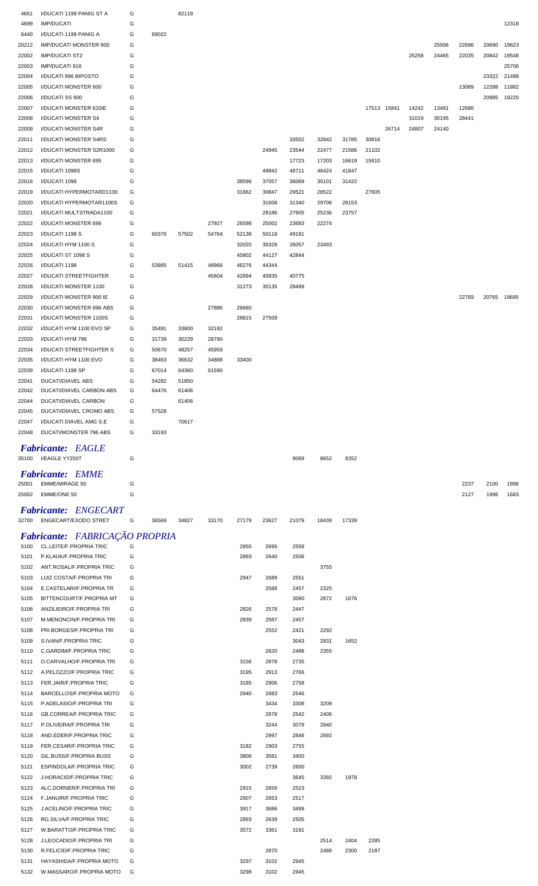| | | | | | | | | | | | | | | | | | |
|---|---|---|---|---|---|---|---|---|---|---|---|---|---|---|---|---|---|
| 4651 | I/DUCATI 1199 PANIG ST A | G | | 82119 | | | | | | | | | | | | | |
| 4699 | IMP/DUCATI | G | | | | | | | | | | | | | | | 12318 |
| 6440 | I/DUCATI 1199 PANIG A | G | 69022 | | | | | | | | | | | | | | |
| 20212 | IMP/DUCATI MONSTER 900 | G | | | | | | | | | | | | 25506 | 22696 | 20690 | 19623 |
| 22002 | IMP/DUCATI ST2 | G | | | | | | | | | | | 25258 | 24465 | 22035 | 20842 | 19548 |
| 22003 | IMP/DUCATI 916 | G | | | | | | | | | | | | | | | 25706 |
| 22004 | I/DUCATI 996 BIPOSTO | G | | | | | | | | | | | | | | 23322 | 21498 |
| 22005 | I/DUCATI MONSTER 600 | G | | | | | | | | | | | | | 13089 | 12288 | 11882 |
| 22006 | I/DUCATI SS 900 | G | | | | | | | | | | | | | | 20985 | 19220 |
| 22007 | I/DUCATI MONSTER 620IE | G | | | | | | | | | 17513 | 15841 | 14242 | 13491 | 12686 | | |
| 22008 | I/DUCATI MONSTER S4 | G | | | | | | | | | | | 31019 | 30195 | 28441 | | |
| 22009 | I/DUCATI MONSTER S4R | G | | | | | | | | | | 26714 | 24807 | 24140 | | | |
| 22011 | I/DUCATI MONSTER S4RS | G | | | | | | 33502 | 32842 | 31785 | 30816 | | | | | | |
| 22012 | I/DUCATI MONSTER S2R1000 | G | | | | | 24945 | 23544 | 22477 | 21586 | 21102 | | | | | | |
| 22013 | I/DUCATI MONSTER 695 | G | | | | | | 17723 | 17203 | 16619 | 15810 | | | | | | |
| 22015 | I/DUCATI 1098S | G | | | | | 49842 | 48711 | 46424 | 41847 | | | | | | | |
| 22016 | I/DUCATI 1098 | G | | | | 38596 | 37057 | 36069 | 35101 | 31422 | | | | | | | |
| 22019 | I/DUCATI HYPERMOTARD1100 | G | | | | 31862 | 30847 | 29521 | 28522 | | 27605 | | | | | | |
| 22020 | I/DUCATI HYPERMOTAR1100S | G | | | | | 31608 | 31340 | 29706 | 28153 | | | | | | | |
| 22021 | I/DUCATI MULTSTRADA1100 | G | | | | | 28186 | 27905 | 25236 | 23757 | | | | | | | |
| 22022 | I/DUCATI MONSTER 696 | G | | | 27927 | 26598 | 25002 | 23683 | 22274 | | | | | | | | |
| 22023 | I/DUCATI 1198 S | G | 60376 | 57502 | 54764 | 52138 | 50118 | 49181 | | | | | | | | | |
| 22024 | I/DUCATI HYM 1100 S | G | | | | 32020 | 30328 | 26057 | 23493 | | | | | | | | |
| 22025 | I/DUCATI ST 1098 S | G | | | | 45802 | 44127 | 42844 | | | | | | | | | |
| 22026 | I/DUCATI 1198 | G | 53985 | 51415 | 48966 | 46276 | 44344 | | | | | | | | | | |
| 22027 | I/DUCATI STREETFIGHTER | G | | | 45604 | 42894 | 40935 | 40775 | | | | | | | | | |
| 22028 | I/DUCATI MONSTER 1100 | G | | | | 31273 | 30135 | 28499 | | | | | | | | | |
| 22029 | I/DUCATI MONSTER 900 IE | G | | | | | | | | | | | | | 22769 | 20765 | 19695 |
| 22030 | I/DUCATI MONSTER 696 ABS | G | | | 27886 | 26660 | | | | | | | | | | | |
| 22031 | I/DUCATI MONSTER 1100S | G | | | | 28815 | 27509 | | | | | | | | | | |
| 22032 | I/DUCATI HYM 1100 EVO SP | G | 35491 | 33800 | 32192 | | | | | | | | | | | | |
| 22033 | I/DUCATI HYM 796 | G | 31739 | 30229 | 28790 | | | | | | | | | | | | |
| 22034 | I/DUCATI STREETFIGHTER S | G | 50670 | 48257 | 45959 | | | | | | | | | | | | |
| 22035 | I/DUCATI HYM 1100 EVO | G | 38463 | 36632 | 34888 | 33400 | | | | | | | | | | | |
| 22039 | I/DUCATI 1198 SP | G | 67014 | 64360 | 61590 | | | | | | | | | | | | |
| 22041 | DUCATI/DIAVEL ABS | G | 54282 | 51850 | | | | | | | | | | | | | |
| 22042 | DUCATI/DIAVEL CARBON ABS | G | 64476 | 61406 | | | | | | | | | | | | | |
| 22044 | DUCATI/DIAVEL CARBON | G | | 61406 | | | | | | | | | | | | | |
| 22045 | DUCATI/DIAVEL CROMO ABS | G | 57528 | | | | | | | | | | | | | | |
| 22047 | I/DUCATI DIAVEL AMG S.E | G | | 70617 | | | | | | | | | | | | | |
| 22048 | DUCATI/MONSTER 796 ABS | G | 33193 | | | | | | | | | | | | | | |

## *Fabricante: EAGLE*

| | | | | | | | | | | | | | | | | | |
|---|---|---|---|---|---|---|---|---|---|---|---|---|---|---|---|---|---|
| 35100 | I/EAGLE YY250T | G | | | | | | 9069 | 8652 | 8352 | | | | | | | |

## *Fabricante: EMME*

| | | | | | | | | | | | | | | | | | |
|---|---|---|---|---|---|---|---|---|---|---|---|---|---|---|---|---|---|
| 25001 | EMME/MIRAGE 50 | G | | | | | | | | | | | | | 2237 | 2100 | 1896 |
| 25002 | EMME/ONE 50 | G | | | | | | | | | | | | | 2127 | 1996 | 1683 |

## *Fabricante: ENGECART*

| | | | | | | | | | | | | | | | | | |
|---|---|---|---|---|---|---|---|---|---|---|---|---|---|---|---|---|---|
| 32700 | ENGECART/EXODO STRET | G | 36569 | 34827 | 33170 | 27179 | 23627 | 21079 | 18439 | 17339 | | | | | | | |

## *Fabricante: FABRICAÇÃO PROPRIA*

| | | | | | | | | | | | | | | | | | |
|---|---|---|---|---|---|---|---|---|---|---|---|---|---|---|---|---|---|
| 5100 | CL.LEITE/F.PROPRIA TRIC | G | | | | 2955 | 2695 | 2558 | | | | | | | | | |
| 5101 | P.KLAUK/F.PROPRIA TRIC | G | | | | 2893 | 2640 | 2506 | | | | | | | | | |
| 5102 | ANT.ROSAL/F.PROPRIA TRIC | G | | | | | | | 3755 | | | | | | | | |
| 5103 | LUIZ COSTA/F.PROPRIA TRI | G | | | | 2947 | 2689 | 2551 | | | | | | | | | |
| 5104 | E.CASTELARI/F.PROPRIA TR | G | | | | | 2588 | 2457 | 2325 | | | | | | | | |
| 5105 | BITTENCOURT/F.PROPRIA MT | G | | | | | | 3090 | 2872 | 1676 | | | | | | | |
| 5106 | ANZILIEIRO/F.PROPRIA TRI | G | | | | 2826 | 2578 | 2447 | | | | | | | | | |
| 5107 | M.MENONCIN/F.PROPRIA TRI | G | | | | 2839 | 2587 | 2457 | | | | | | | | | |
| 5108 | PRI.BORGES/F.PROPRIA TRI | G | | | | | 2552 | 2421 | 2292 | | | | | | | | |
| 5109 | S.IVAN/F.PROPRIA TRIC | G | | | | | | 3043 | 2831 | 1652 | | | | | | | |
| 5110 | C.GARDIM/F.PROPRIA TRIC | G | | | | | 2620 | 2488 | 2355 | | | | | | | | |
| 5111 | O.CARVALHO/F.PROPRIA TRI | G | | | | 3156 | 2878 | 2735 | | | | | | | | | |
| 5112 | A.PELOZZO/F.PROPRIA TRIC | G | | | | 3195 | 2913 | 2766 | | | | | | | | | |
| 5113 | FER.JAIR/F.PROPRIA TRIC | G | | | | 3185 | 2906 | 2758 | | | | | | | | | |
| 5114 | BARCELLOS/F.PROPRIA MOTO | G | | | | 2940 | 2683 | 2546 | | | | | | | | | |
| 5115 | P.ADELASIO/F.PROPRIA TRI | G | | | | | 3434 | 3308 | 3209 | | | | | | | | |
| 5116 | GB.CORREA/F.PROPRIA TRIC | G | | | | | 2678 | 2542 | 2406 | | | | | | | | |
| 5117 | P.OLIVEIRA/F.PROPRIA TRI | G | | | | | 3244 | 3079 | 2940 | | | | | | | | |
| 5118 | AND.EDER/F.PROPRIA TRIC | G | | | | | 2997 | 2846 | 2692 | | | | | | | | |
| 5119 | FER.CESAR/F.PROPRIA TRIC | G | | | | 3182 | 2903 | 2755 | | | | | | | | | |
| 5120 | GIL.BUSS/F.PROPRIA BUSS | G | | | | 3808 | 3581 | 3400 | | | | | | | | | |
| 5121 | ESPINDOLA/F.PROPRIA TRIC | G | | | | 3002 | 2739 | 2600 | | | | | | | | | |
| 5122 | J.HORACID/F.PROPRIA TRIC | G | | | | | | 3645 | 3392 | 1978 | | | | | | | |
| 5123 | ALC.DORNER/F.PROPRIA TRI | G | | | | 2915 | 2659 | 2523 | | | | | | | | | |
| 5124 | F.JANUIR/F.PROPRIA TRIC | G | | | | 2907 | 2653 | 2517 | | | | | | | | | |
| 5125 | J.ACELINO/F.PROPRIA TRIC | G | | | | 3917 | 3686 | 3499 | | | | | | | | | |
| 5126 | RG.SILVA/F.PROPRIA TRIC | G | | | | 2893 | 2639 | 2505 | | | | | | | | | |
| 5127 | W.BARATTO/F.PROPRIA TRIC | G | | | | 3572 | 3361 | 3191 | | | | | | | | | |
| 5128 | J.LEOCADIO/F.PROPRIA TRI | G | | | | | | | 2514 | 2404 | 2285 | | | | | | |
| 5130 | R.FELICID/F.PROPRIA TRIC | G | | | | | 2870 | | 2488 | 2300 | 2187 | | | | | | |
| 5131 | HAYASHIDA/F.PROPRIA MOTO | G | | | | 3297 | 3102 | 2945 | | | | | | | | | |
| 5132 | W.MASSARO/F.PROPRIA MOTO | G | | | | 3298 | 3102 | 2945 | | | | | | | | | |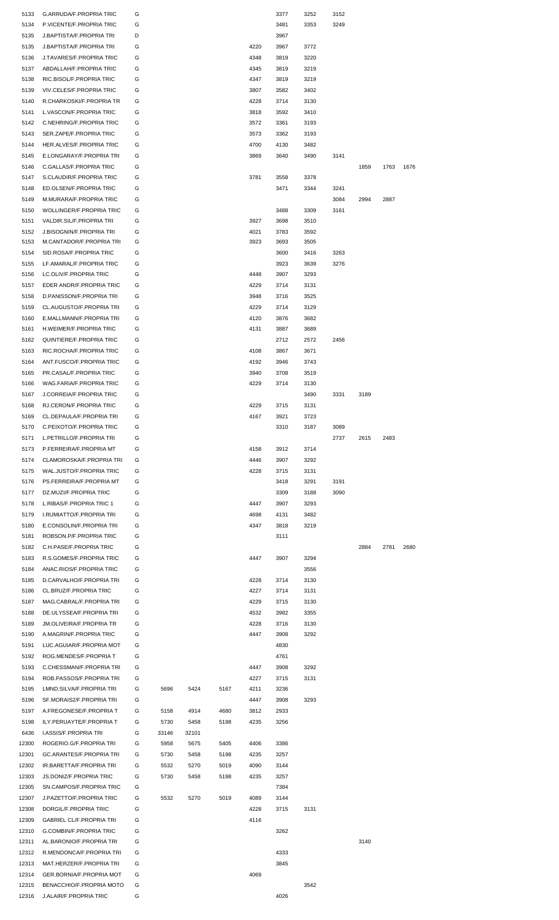| | | | | | | | | | | | | |
|---|---|---|---|---|---|---|---|---|---|---|---|---|
| 5133 | G.ARRUDA/F.PROPRIA TRIC | G | | | | | 3377 | 3252 | 3152 | | | |
| 5134 | P.VICENTE/F.PROPRIA TRIC | G | | | | | 3481 | 3353 | 3249 | | | |
| 5135 | J.BAPTISTA/F.PROPRIA TRI | D | | | | | 3967 | | | | | |
| 5135 | J.BAPTISTA/F.PROPRIA TRI | G | | | | 4220 | 3967 | 3772 | | | | |
| 5136 | J.TAVARES/F.PROPRIA TRIC | G | | | | 4348 | 3819 | 3220 | | | | |
| 5137 | ABDALLAH/F.PROPRIA TRIC | G | | | | 4345 | 3819 | 3219 | | | | |
| 5138 | RIC.BISOL/F.PROPRIA TRIC | G | | | | 4347 | 3819 | 3219 | | | | |
| 5139 | VIV.CELES/F.PROPRIA TRIC | G | | | | 3807 | 3582 | 3402 | | | | |
| 5140 | R.CHARKOSKI/F.PROPRIA TR | G | | | | 4228 | 3714 | 3130 | | | | |
| 5141 | L.VASCON/F.PROPRIA TRIC | G | | | | 3818 | 3592 | 3410 | | | | |
| 5142 | C.NEHRING/F.PROPRIA TRIC | G | | | | 3572 | 3361 | 3193 | | | | |
| 5143 | SER.ZAPE/F.PROPRIA TRIC | G | | | | 3573 | 3362 | 3193 | | | | |
| 5144 | HER.ALVES/F.PROPRIA TRIC | G | | | | 4700 | 4130 | 3482 | | | | |
| 5145 | E.LONGARAY/F.PROPRIA TRI | G | | | | 3869 | 3640 | 3490 | 3141 | | | |
| 5146 | C.GALLAS/F.PROPRIA TRIC | G | | | | | | | | 1859 | 1763 | 1676 |
| 5147 | S.CLAUDIR/F.PROPRIA TRIC | G | | | | 3781 | 3558 | 3378 | | | | |
| 5148 | ED.OLSEN/F.PROPRIA TRIC | G | | | | | 3471 | 3344 | 3241 | | | |
| 5149 | M.MURARA/F.PROPRIA TRIC | G | | | | | | | 3084 | 2994 | 2887 | |
| 5150 | WOLLINGER/F.PROPRIA TRIC | G | | | | | 3488 | 3309 | 3161 | | | |
| 5151 | VALDIR.SIL/F.PROPRIA TRI | G | | | | 3927 | 3698 | 3510 | | | | |
| 5152 | J.BISOGNIN/F.PROPRIA TRI | G | | | | 4021 | 3783 | 3592 | | | | |
| 5153 | M.CANTADOR/F.PROPRIA TRI | G | | | | 3923 | 3693 | 3505 | | | | |
| 5154 | SID.ROSA/F.PROPRIA TRIC | G | | | | | 3600 | 3416 | 3263 | | | |
| 5155 | LF.AMARAL/F.PROPRIA TRIC | G | | | | | 3923 | 3639 | 3276 | | | |
| 5156 | LC.OLIV/F.PROPRIA TRIC | G | | | | 4448 | 3907 | 3293 | | | | |
| 5157 | EDER ANDR/F.PROPRIA TRIC | G | | | | 4229 | 3714 | 3131 | | | | |
| 5158 | D.PANISSON/F.PROPRIA TRI | G | | | | 3948 | 3716 | 3525 | | | | |
| 5159 | CL.AUGUSTO/F.PROPRIA TRI | G | | | | 4229 | 3714 | 3129 | | | | |
| 5160 | E.MALLMANN/F.PROPRIA TRI | G | | | | 4120 | 3876 | 3682 | | | | |
| 5161 | H.WEIMER/F.PROPRIA TRIC | G | | | | 4131 | 3887 | 3689 | | | | |
| 5162 | QUINTIERE/F.PROPRIA TRIC | G | | | | | 2712 | 2572 | 2456 | | | |
| 5163 | RIC.ROCHA/F.PROPRIA TRIC | G | | | | 4108 | 3867 | 3671 | | | | |
| 5164 | ANT.FUSCO/F.PROPRIA TRIC | G | | | | 4192 | 3946 | 3743 | | | | |
| 5165 | PR.CASAL/F.PROPRIA TRIC | G | | | | 3940 | 3708 | 3519 | | | | |
| 5166 | WAG.FARIA/F.PROPRIA TRIC | G | | | | 4229 | 3714 | 3130 | | | | |
| 5167 | J.CORREIA/F.PROPRIA TRIC | G | | | | | | 3490 | 3331 | 3189 | | |
| 5168 | RJ.CERON/F.PROPRIA TRIC | G | | | | 4229 | 3715 | 3131 | | | | |
| 5169 | CL.DEPAULA/F.PROPRIA TRI | G | | | | 4167 | 3921 | 3723 | | | | |
| 5170 | C.PEIXOTO/F.PROPRIA TRIC | G | | | | | 3310 | 3187 | 3089 | | | |
| 5171 | L.PETRILLO/F.PROPRIA TRI | G | | | | | | | 2737 | 2615 | 2483 | |
| 5173 | P.FERREIRA/F.PROPRIA MT | G | | | | 4158 | 3912 | 3714 | | | | |
| 5174 | CLAMOROSKA/F.PROPRIA TRI | G | | | | 4446 | 3907 | 3292 | | | | |
| 5175 | WAL.JUSTO/F.PROPRIA TRIC | G | | | | 4228 | 3715 | 3131 | | | | |
| 5176 | PS.FERREIRA/F.PROPRIA MT | G | | | | | 3418 | 3291 | 3191 | | | |
| 5177 | DZ.MUZI/F.PROPRIA TRIC | G | | | | | 3309 | 3188 | 3090 | | | |
| 5178 | L.RIBAS/F.PROPRIA TRIC 1 | G | | | | 4447 | 3907 | 3293 | | | | |
| 5179 | I.RUMIATTO/F.PROPRIA TRI | G | | | | 4698 | 4131 | 3482 | | | | |
| 5180 | E.CONSOLIN/F.PROPRIA TRI | G | | | | 4347 | 3818 | 3219 | | | | |
| 5181 | ROBSON.P/F.PROPRIA TRIC | G | | | | | 3111 | | | | | |
| 5182 | C.H.PASE/F.PROPRIA TRIC | G | | | | | | | | 2884 | 2781 | 2680 |
| 5183 | R.S.GOMES/F.PROPRIA TRIC | G | | | | 4447 | 3907 | 3294 | | | | |
| 5184 | ANAC.RIOS/F.PROPRIA TRIC | G | | | | | | 3556 | | | | |
| 5185 | D.CARVALHO/F.PROPRIA TRI | G | | | | 4228 | 3714 | 3130 | | | | |
| 5186 | CL.BRUZ/F.PROPRIA TRIC | G | | | | 4227 | 3714 | 3131 | | | | |
| 5187 | MAG.CABRAL/F.PROPRIA TRI | G | | | | 4229 | 3715 | 3130 | | | | |
| 5188 | DE.ULYSSEA/F.PROPRIA TRI | G | | | | 4532 | 3982 | 3355 | | | | |
| 5189 | JM.OLIVEIRA/F.PROPRIA TR | G | | | | 4228 | 3716 | 3130 | | | | |
| 5190 | A.MAGRIN/F.PROPRIA TRIC | G | | | | 4447 | 3908 | 3292 | | | | |
| 5191 | LUC.AGUIAR/F.PROPRIA MOT | G | | | | | 4830 | | | | | |
| 5192 | ROG.MENDES/F.PROPRIA T | G | | | | | 4761 | | | | | |
| 5193 | C.CHESSMAN/F.PROPRIA TRI | G | | | | 4447 | 3908 | 3292 | | | | |
| 5194 | ROB.PASSOS/F.PROPRIA TRI | G | | | | 4227 | 3715 | 3131 | | | | |
| 5195 | LMND.SILVA/F.PROPRIA TRI | G | 5696 | 5424 | 5167 | 4211 | 3236 | | | | | |
| 5196 | SF.MORAIS2/F.PROPRIA TRI | G | | | | 4447 | 3908 | 3293 | | | | |
| 5197 | A.FREGONESE/F.PROPRIA T | G | 5158 | 4914 | 4680 | 3812 | 2933 | | | | | |
| 5198 | ILY.PERUAYTE/F.PROPRIA T | G | 5730 | 5458 | 5198 | 4235 | 3256 | | | | | |
| 6436 | I.ASSIS/F.PROPRIA TRI | G | 33146 | 32101 | | | | | | | | |
| 12300 | ROGERIO.G/F.PROPRIA TRI | G | 5958 | 5675 | 5405 | 4406 | 3386 | | | | | |
| 12301 | GC.ARANTES/F.PROPRIA TRI | G | 5730 | 5458 | 5198 | 4235 | 3257 | | | | | |
| 12302 | IR.BARETTA/F.PROPRIA TRI | G | 5532 | 5270 | 5019 | 4090 | 3144 | | | | | |
| 12303 | JS.DONIZ/F.PROPRIA TRIC | G | 5730 | 5458 | 5198 | 4235 | 3257 | | | | | |
| 12305 | SN.CAMPOS/F.PROPRIA TRIC | G | | | | | 7384 | | | | | |
| 12307 | J.PAZETTO/F.PROPRIA TRIC | G | 5532 | 5270 | 5019 | 4089 | 3144 | | | | | |
| 12308 | DORGIL/F.PROPRIA TRIC | G | | | | 4228 | 3715 | 3131 | | | | |
| 12309 | GABRIEL CL/F.PROPRIA TRI | G | | | | 4116 | | | | | | |
| 12310 | G.COMBIN/F.PROPRIA TRIC | G | | | | | 3262 | | | | | |
| 12311 | AL.BARONIO/F.PROPRIA TRI | G | | | | | | | | 3140 | | |
| 12312 | R.MENDONCA/F.PROPRIA TRI | G | | | | | 4333 | | | | | |
| 12313 | MAT.HERZER/F.PROPRIA TRI | G | | | | | 3845 | | | | | |
| 12314 | GER.BORNIA/F.PROPRIA MOT | G | | | | 4069 | | | | | | |
| 12315 | BENACCHIO/F.PROPRIA MOTO | G | | | | | | 3542 | | | | |
| 12316 | J.ALAIR/F.PROPRIA TRIC | G | | | | | 4026 | | | | | |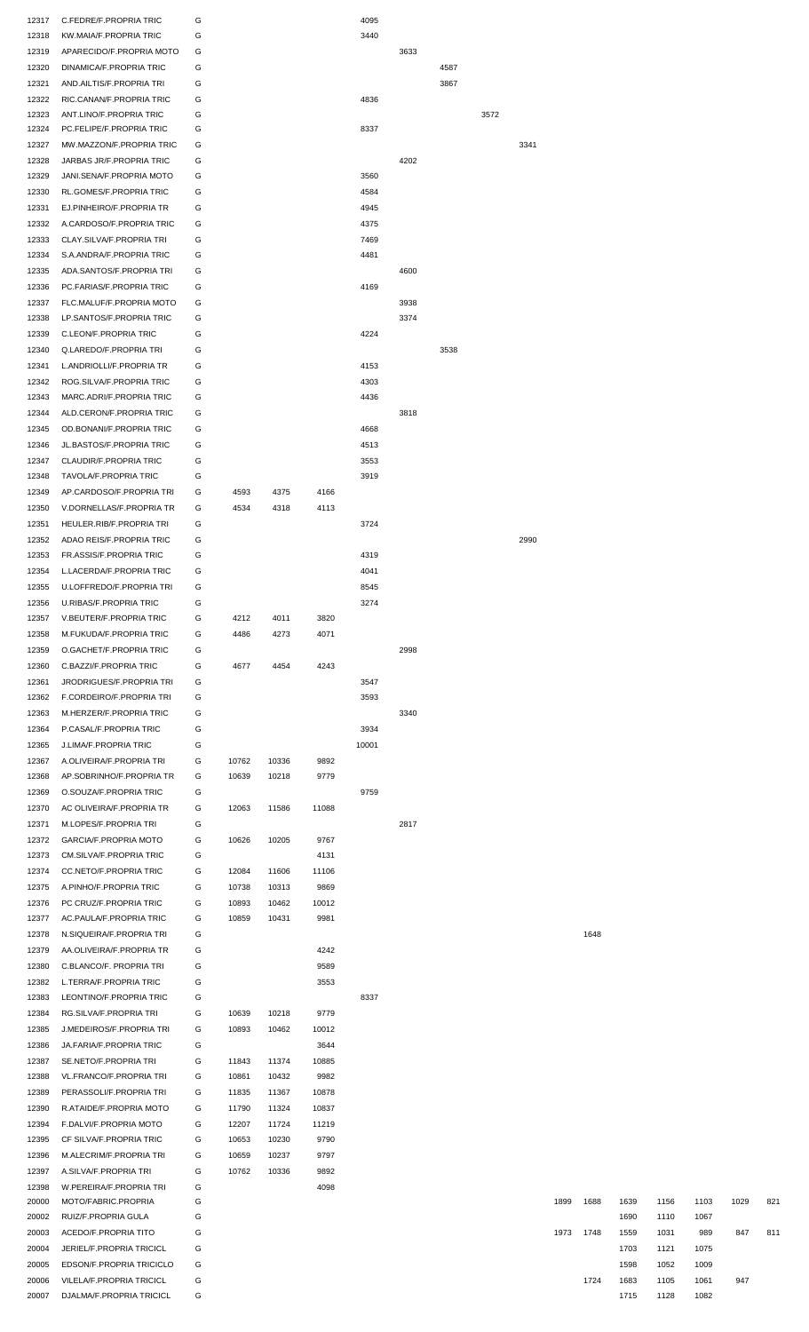| | | | | | | | | | | | | | | | | | |
|---|---|---|---|---|---|---|---|---|---|---|---|---|---|---|---|---|---|
| 12317 | C.FEDRE/F.PROPRIA TRIC | G | | | | 4095 | | | | | | | | | | | |
| 12318 | KW.MAIA/F.PROPRIA TRIC | G | | | | 3440 | | | | | | | | | | | |
| 12319 | APARECIDO/F.PROPRIA MOTO | G | | | | | 3633 | | | | | | | | | | |
| 12320 | DINAMICA/F.PROPRIA TRIC | G | | | | | | 4587 | | | | | | | | | |
| 12321 | AND.AILTIS/F.PROPRIA TRI | G | | | | | | 3867 | | | | | | | | | |
| 12322 | RIC.CANAN/F.PROPRIA TRIC | G | | | | 4836 | | | | | | | | | | | |
| 12323 | ANT.LINO/F.PROPRIA TRIC | G | | | | | | | 3572 | | | | | | | | |
| 12324 | PC.FELIPE/F.PROPRIA TRIC | G | | | | 8337 | | | | | | | | | | | |
| 12327 | MW.MAZZON/F.PROPRIA TRIC | G | | | | | | | | 3341 | | | | | | | |
| 12328 | JARBAS JR/F.PROPRIA TRIC | G | | | | | 4202 | | | | | | | | | | |
| 12329 | JANI.SENA/F.PROPRIA MOTO | G | | | | 3560 | | | | | | | | | | | |
| 12330 | RL.GOMES/F.PROPRIA TRIC | G | | | | 4584 | | | | | | | | | | | |
| 12331 | EJ.PINHEIRO/F.PROPRIA TR | G | | | | 4945 | | | | | | | | | | | |
| 12332 | A.CARDOSO/F.PROPRIA TRIC | G | | | | 4375 | | | | | | | | | | | |
| 12333 | CLAY.SILVA/F.PROPRIA TRI | G | | | | 7469 | | | | | | | | | | | |
| 12334 | S.A.ANDRA/F.PROPRIA TRIC | G | | | | 4481 | | | | | | | | | | | |
| 12335 | ADA.SANTOS/F.PROPRIA TRI | G | | | | | 4600 | | | | | | | | | | |
| 12336 | PC.FARIAS/F.PROPRIA TRIC | G | | | | 4169 | | | | | | | | | | | |
| 12337 | FLC.MALUF/F.PROPRIA MOTO | G | | | | | 3938 | | | | | | | | | | |
| 12338 | LP.SANTOS/F.PROPRIA TRIC | G | | | | | 3374 | | | | | | | | | | |
| 12339 | C.LEON/F.PROPRIA TRIC | G | | | | 4224 | | | | | | | | | | | |
| 12340 | Q.LAREDO/F.PROPRIA TRI | G | | | | | | 3538 | | | | | | | | | |
| 12341 | L.ANDRIOLLI/F.PROPRIA TR | G | | | | 4153 | | | | | | | | | | | |
| 12342 | ROG.SILVA/F.PROPRIA TRIC | G | | | | 4303 | | | | | | | | | | | |
| 12343 | MARC.ADRI/F.PROPRIA TRIC | G | | | | 4436 | | | | | | | | | | | |
| 12344 | ALD.CERON/F.PROPRIA TRIC | G | | | | | 3818 | | | | | | | | | | |
| 12345 | OD.BONANI/F.PROPRIA TRIC | G | | | | 4668 | | | | | | | | | | | |
| 12346 | JL.BASTOS/F.PROPRIA TRIC | G | | | | 4513 | | | | | | | | | | | |
| 12347 | CLAUDIR/F.PROPRIA TRIC | G | | | | 3553 | | | | | | | | | | | |
| 12348 | TAVOLA/F.PROPRIA TRIC | G | | | | 3919 | | | | | | | | | | | |
| 12349 | AP.CARDOSO/F.PROPRIA TRI | G | 4593 | 4375 | 4166 | | | | | | | | | | | | |
| 12350 | V.DORNELLAS/F.PROPRIA TR | G | 4534 | 4318 | 4113 | | | | | | | | | | | | |
| 12351 | HEULER.RIB/F.PROPRIA TRI | G | | | | 3724 | | | | | | | | | | | |
| 12352 | ADAO REIS/F.PROPRIA TRIC | G | | | | | | | | 2990 | | | | | | | |
| 12353 | FR.ASSIS/F.PROPRIA TRIC | G | | | | 4319 | | | | | | | | | | | |
| 12354 | L.LACERDA/F.PROPRIA TRIC | G | | | | 4041 | | | | | | | | | | | |
| 12355 | U.LOFFREDO/F.PROPRIA TRI | G | | | | 8545 | | | | | | | | | | | |
| 12356 | U.RIBAS/F.PROPRIA TRIC | G | | | | 3274 | | | | | | | | | | | |
| 12357 | V.BEUTER/F.PROPRIA TRIC | G | 4212 | 4011 | 3820 | | | | | | | | | | | | |
| 12358 | M.FUKUDA/F.PROPRIA TRIC | G | 4486 | 4273 | 4071 | | | | | | | | | | | | |
| 12359 | O.GACHET/F.PROPRIA TRIC | G | | | | | 2998 | | | | | | | | | | |
| 12360 | C.BAZZI/F.PROPRIA TRIC | G | 4677 | 4454 | 4243 | | | | | | | | | | | | |
| 12361 | JRODRIGUES/F.PROPRIA TRI | G | | | | 3547 | | | | | | | | | | | |
| 12362 | F.CORDEIRO/F.PROPRIA TRI | G | | | | 3593 | | | | | | | | | | | |
| 12363 | M.HERZER/F.PROPRIA TRIC | G | | | | | 3340 | | | | | | | | | | |
| 12364 | P.CASAL/F.PROPRIA TRIC | G | | | | 3934 | | | | | | | | | | | |
| 12365 | J.LIMA/F.PROPRIA TRIC | G | | | | 10001 | | | | | | | | | | | |
| 12367 | A.OLIVEIRA/F.PROPRIA TRI | G | 10762 | 10336 | 9892 | | | | | | | | | | | | |
| 12368 | AP.SOBRINHO/F.PROPRIA TR | G | 10639 | 10218 | 9779 | | | | | | | | | | | | |
| 12369 | O.SOUZA/F.PROPRIA TRIC | G | | | | 9759 | | | | | | | | | | | |
| 12370 | AC OLIVEIRA/F.PROPRIA TR | G | 12063 | 11586 | 11088 | | | | | | | | | | | | |
| 12371 | M.LOPES/F.PROPRIA TRI | G | | | | | 2817 | | | | | | | | | | |
| 12372 | GARCIA/F.PROPRIA MOTO | G | 10626 | 10205 | 9767 | | | | | | | | | | | | |
| 12373 | CM.SILVA/F.PROPRIA TRIC | G | | | 4131 | | | | | | | | | | | | |
| 12374 | CC.NETO/F.PROPRIA TRIC | G | 12084 | 11606 | 11106 | | | | | | | | | | | | |
| 12375 | A.PINHO/F.PROPRIA TRIC | G | 10738 | 10313 | 9869 | | | | | | | | | | | | |
| 12376 | PC CRUZ/F.PROPRIA TRIC | G | 10893 | 10462 | 10012 | | | | | | | | | | | | |
| 12377 | AC.PAULA/F.PROPRIA TRIC | G | 10859 | 10431 | 9981 | | | | | | | | | | | | |
| 12378 | N.SIQUEIRA/F.PROPRIA TRI | G | | | | | | | | | | 1648 | | | | | |
| 12379 | AA.OLIVEIRA/F.PROPRIA TR | G | | | 4242 | | | | | | | | | | | | |
| 12380 | C.BLANCO/F. PROPRIA TRI | G | | | 9589 | | | | | | | | | | | | |
| 12382 | L.TERRA/F.PROPRIA TRIC | G | | | 3553 | | | | | | | | | | | | |
| 12383 | LEONTINO/F.PROPRIA TRIC | G | | | | 8337 | | | | | | | | | | | |
| 12384 | RG.SILVA/F.PROPRIA TRI | G | 10639 | 10218 | 9779 | | | | | | | | | | | | |
| 12385 | J.MEDEIROS/F.PROPRIA TRI | G | 10893 | 10462 | 10012 | | | | | | | | | | | | |
| 12386 | JA.FARIA/F.PROPRIA TRIC | G | | | 3644 | | | | | | | | | | | | |
| 12387 | SE.NETO/F.PROPRIA TRI | G | 11843 | 11374 | 10885 | | | | | | | | | | | | |
| 12388 | VL.FRANCO/F.PROPRIA TRI | G | 10861 | 10432 | 9982 | | | | | | | | | | | | |
| 12389 | PERASSOLI/F.PROPRIA TRI | G | 11835 | 11367 | 10878 | | | | | | | | | | | | |
| 12390 | R.ATAIDE/F.PROPRIA MOTO | G | 11790 | 11324 | 10837 | | | | | | | | | | | | |
| 12394 | F.DALVI/F.PROPRIA MOTO | G | 12207 | 11724 | 11219 | | | | | | | | | | | | |
| 12395 | CF SILVA/F.PROPRIA TRIC | G | 10653 | 10230 | 9790 | | | | | | | | | | | | |
| 12396 | M.ALECRIM/F.PROPRIA TRI | G | 10659 | 10237 | 9797 | | | | | | | | | | | | |
| 12397 | A.SILVA/F.PROPRIA TRI | G | 10762 | 10336 | 9892 | | | | | | | | | | | | |
| 12398 | W.PEREIRA/F.PROPRIA TRI | G | | | 4098 | | | | | | | | | | | | |
| 20000 | MOTO/FABRIC.PROPRIA | G | | | | | | | | | 1899 | 1688 | 1639 | 1156 | 1103 | 1029 | 821 |
| 20002 | RUIZ/F.PROPRIA GULA | G | | | | | | | | | | | 1690 | 1110 | 1067 | | |
| 20003 | ACEDO/F.PROPRIA TITO | G | | | | | | | | | 1973 | 1748 | 1559 | 1031 | 989 | 847 | 811 |
| 20004 | JERIEL/F.PROPRIA TRICICL | G | | | | | | | | | | | 1703 | 1121 | 1075 | | |
| 20005 | EDSON/F.PROPRIA TRICICLO | G | | | | | | | | | | | 1598 | 1052 | 1009 | | |
| 20006 | VILELA/F.PROPRIA TRICICL | G | | | | | | | | | | 1724 | 1683 | 1105 | 1061 | 947 | |
| 20007 | DJALMA/F.PROPRIA TRICICL | G | | | | | | | | | | | 1715 | 1128 | 1082 | | |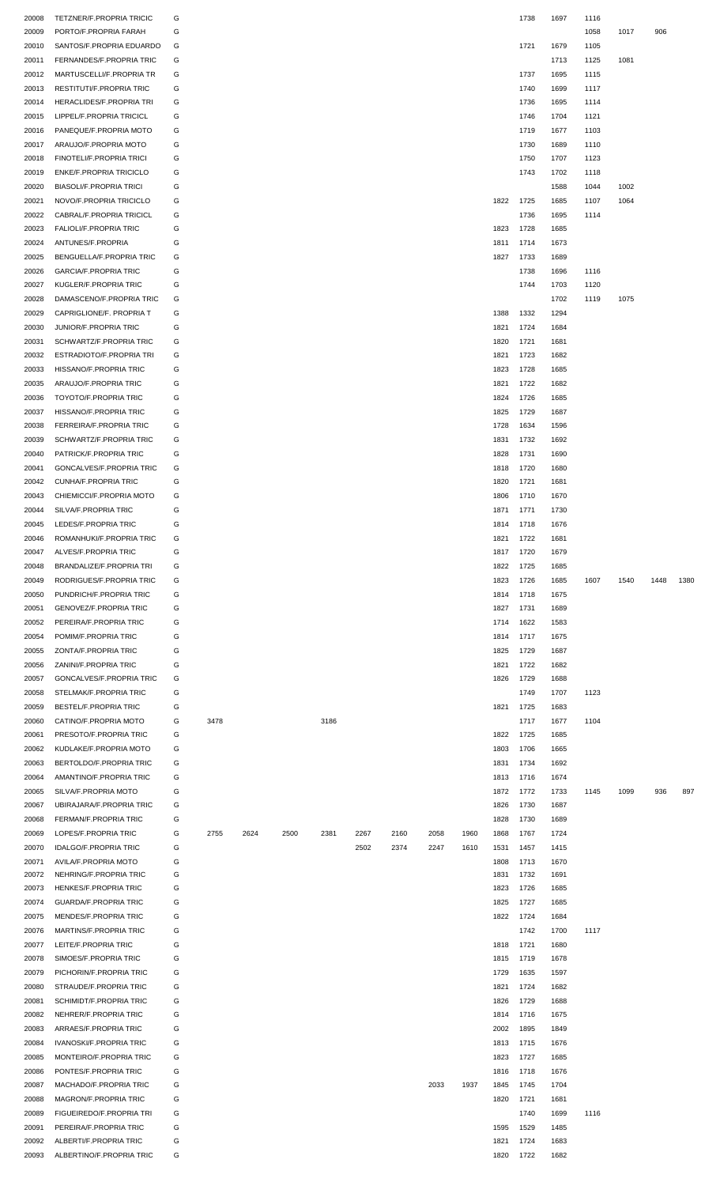| | | | | | | | | | | | | | | | | | |
|---|---|---|---|---|---|---|---|---|---|---|---|---|---|---|---|---|---|
| 20008 | TETZNER/F.PROPRIA TRICIC | G | | | | | | | | | | 1738 | 1697 | 1116 | | | |
| 20009 | PORTO/F.PROPRIA FARAH | G | | | | | | | | | | | | 1058 | 1017 | 906 | |
| 20010 | SANTOS/F.PROPRIA EDUARDO | G | | | | | | | | | | 1721 | 1679 | 1105 | | | |
| 20011 | FERNANDES/F.PROPRIA TRIC | G | | | | | | | | | | | 1713 | 1125 | 1081 | | |
| 20012 | MARTUSCELLI/F.PROPRIA TR | G | | | | | | | | | | 1737 | 1695 | 1115 | | | |
| 20013 | RESTITUTI/F.PROPRIA TRIC | G | | | | | | | | | | 1740 | 1699 | 1117 | | | |
| 20014 | HERACLIDES/F.PROPRIA TRI | G | | | | | | | | | | 1736 | 1695 | 1114 | | | |
| 20015 | LIPPEL/F.PROPRIA TRICICL | G | | | | | | | | | | 1746 | 1704 | 1121 | | | |
| 20016 | PANEQUE/F.PROPRIA MOTO | G | | | | | | | | | | 1719 | 1677 | 1103 | | | |
| 20017 | ARAUJO/F.PROPRIA MOTO | G | | | | | | | | | | 1730 | 1689 | 1110 | | | |
| 20018 | FINOTELI/F.PROPRIA TRICI | G | | | | | | | | | | 1750 | 1707 | 1123 | | | |
| 20019 | ENKE/F.PROPRIA TRICICLO | G | | | | | | | | | | 1743 | 1702 | 1118 | | | |
| 20020 | BIASOLI/F.PROPRIA TRICI | G | | | | | | | | | | | 1588 | 1044 | 1002 | | |
| 20021 | NOVO/F.PROPRIA TRICICLO | G | | | | | | | | | 1822 | 1725 | 1685 | 1107 | 1064 | | |
| 20022 | CABRAL/F.PROPRIA TRICICL | G | | | | | | | | | | 1736 | 1695 | 1114 | | | |
| 20023 | FALIOLI/F.PROPRIA TRIC | G | | | | | | | | | 1823 | 1728 | 1685 | | | | |
| 20024 | ANTUNES/F.PROPRIA | G | | | | | | | | | 1811 | 1714 | 1673 | | | | |
| 20025 | BENGUELLA/F.PROPRIA TRIC | G | | | | | | | | | 1827 | 1733 | 1689 | | | | |
| 20026 | GARCIA/F.PROPRIA TRIC | G | | | | | | | | | | 1738 | 1696 | 1116 | | | |
| 20027 | KUGLER/F.PROPRIA TRIC | G | | | | | | | | | | 1744 | 1703 | 1120 | | | |
| 20028 | DAMASCENO/F.PROPRIA TRIC | G | | | | | | | | | | | 1702 | 1119 | 1075 | | |
| 20029 | CAPRIGLIONE/F. PROPRIA T | G | | | | | | | | | 1388 | 1332 | 1294 | | | | |
| 20030 | JUNIOR/F.PROPRIA TRIC | G | | | | | | | | | 1821 | 1724 | 1684 | | | | |
| 20031 | SCHWARTZ/F.PROPRIA TRIC | G | | | | | | | | | 1820 | 1721 | 1681 | | | | |
| 20032 | ESTRADIOTO/F.PROPRIA TRI | G | | | | | | | | | 1821 | 1723 | 1682 | | | | |
| 20033 | HISSANO/F.PROPRIA TRIC | G | | | | | | | | | 1823 | 1728 | 1685 | | | | |
| 20035 | ARAUJO/F.PROPRIA TRIC | G | | | | | | | | | 1821 | 1722 | 1682 | | | | |
| 20036 | TOYOTO/F.PROPRIA TRIC | G | | | | | | | | | 1824 | 1726 | 1685 | | | | |
| 20037 | HISSANO/F.PROPRIA TRIC | G | | | | | | | | | 1825 | 1729 | 1687 | | | | |
| 20038 | FERREIRA/F.PROPRIA TRIC | G | | | | | | | | | 1728 | 1634 | 1596 | | | | |
| 20039 | SCHWARTZ/F.PROPRIA TRIC | G | | | | | | | | | 1831 | 1732 | 1692 | | | | |
| 20040 | PATRICK/F.PROPRIA TRIC | G | | | | | | | | | 1828 | 1731 | 1690 | | | | |
| 20041 | GONCALVES/F.PROPRIA TRIC | G | | | | | | | | | 1818 | 1720 | 1680 | | | | |
| 20042 | CUNHA/F.PROPRIA TRIC | G | | | | | | | | | 1820 | 1721 | 1681 | | | | |
| 20043 | CHIEMICCI/F.PROPRIA MOTO | G | | | | | | | | | 1806 | 1710 | 1670 | | | | |
| 20044 | SILVA/F.PROPRIA TRIC | G | | | | | | | | | 1871 | 1771 | 1730 | | | | |
| 20045 | LEDES/F.PROPRIA TRIC | G | | | | | | | | | 1814 | 1718 | 1676 | | | | |
| 20046 | ROMANHUKI/F.PROPRIA TRIC | G | | | | | | | | | 1821 | 1722 | 1681 | | | | |
| 20047 | ALVES/F.PROPRIA TRIC | G | | | | | | | | | 1817 | 1720 | 1679 | | | | |
| 20048 | BRANDALIZE/F.PROPRIA TRI | G | | | | | | | | | 1822 | 1725 | 1685 | | | | |
| 20049 | RODRIGUES/F.PROPRIA TRIC | G | | | | | | | | | 1823 | 1726 | 1685 | 1607 | 1540 | 1448 | 1380 |
| 20050 | PUNDRICH/F.PROPRIA TRIC | G | | | | | | | | | 1814 | 1718 | 1675 | | | | |
| 20051 | GENOVEZ/F.PROPRIA TRIC | G | | | | | | | | | 1827 | 1731 | 1689 | | | | |
| 20052 | PEREIRA/F.PROPRIA TRIC | G | | | | | | | | | 1714 | 1622 | 1583 | | | | |
| 20054 | POMIM/F.PROPRIA TRIC | G | | | | | | | | | 1814 | 1717 | 1675 | | | | |
| 20055 | ZONTA/F.PROPRIA TRIC | G | | | | | | | | | 1825 | 1729 | 1687 | | | | |
| 20056 | ZANINI/F.PROPRIA TRIC | G | | | | | | | | | 1821 | 1722 | 1682 | | | | |
| 20057 | GONCALVES/F.PROPRIA TRIC | G | | | | | | | | | 1826 | 1729 | 1688 | | | | |
| 20058 | STELMAK/F.PROPRIA TRIC | G | | | | | | | | | | 1749 | 1707 | 1123 | | | |
| 20059 | BESTEL/F.PROPRIA TRIC | G | | | | | | | | | 1821 | 1725 | 1683 | | | | |
| 20060 | CATINO/F.PROPRIA MOTO | G | 3478 | | | 3186 | | | | | | 1717 | 1677 | 1104 | | | |
| 20061 | PRESOTO/F.PROPRIA TRIC | G | | | | | | | | | 1822 | 1725 | 1685 | | | | |
| 20062 | KUDLAKE/F.PROPRIA MOTO | G | | | | | | | | | 1803 | 1706 | 1665 | | | | |
| 20063 | BERTOLDO/F.PROPRIA TRIC | G | | | | | | | | | 1831 | 1734 | 1692 | | | | |
| 20064 | AMANTINO/F.PROPRIA TRIC | G | | | | | | | | | 1813 | 1716 | 1674 | | | | |
| 20065 | SILVA/F.PROPRIA MOTO | G | | | | | | | | | 1872 | 1772 | 1733 | 1145 | 1099 | 936 | 897 |
| 20067 | UBIRAJARA/F.PROPRIA TRIC | G | | | | | | | | | 1826 | 1730 | 1687 | | | | |
| 20068 | FERMAN/F.PROPRIA TRIC | G | | | | | | | | | 1828 | 1730 | 1689 | | | | |
| 20069 | LOPES/F.PROPRIA TRIC | G | 2755 | 2624 | 2500 | 2381 | 2267 | 2160 | 2058 | 1960 | 1868 | 1767 | 1724 | | | | |
| 20070 | IDALGO/F.PROPRIA TRIC | G | | | | | 2502 | 2374 | 2247 | 1610 | 1531 | 1457 | 1415 | | | | |
| 20071 | AVILA/F.PROPRIA MOTO | G | | | | | | | | | 1808 | 1713 | 1670 | | | | |
| 20072 | NEHRING/F.PROPRIA TRIC | G | | | | | | | | | 1831 | 1732 | 1691 | | | | |
| 20073 | HENKES/F.PROPRIA TRIC | G | | | | | | | | | 1823 | 1726 | 1685 | | | | |
| 20074 | GUARDA/F.PROPRIA TRIC | G | | | | | | | | | 1825 | 1727 | 1685 | | | | |
| 20075 | MENDES/F.PROPRIA TRIC | G | | | | | | | | | 1822 | 1724 | 1684 | | | | |
| 20076 | MARTINS/F.PROPRIA TRIC | G | | | | | | | | | | 1742 | 1700 | 1117 | | | |
| 20077 | LEITE/F.PROPRIA TRIC | G | | | | | | | | | 1818 | 1721 | 1680 | | | | |
| 20078 | SIMOES/F.PROPRIA TRIC | G | | | | | | | | | 1815 | 1719 | 1678 | | | | |
| 20079 | PICHORIN/F.PROPRIA TRIC | G | | | | | | | | | 1729 | 1635 | 1597 | | | | |
| 20080 | STRAUDE/F.PROPRIA TRIC | G | | | | | | | | | 1821 | 1724 | 1682 | | | | |
| 20081 | SCHIMIDT/F.PROPRIA TRIC | G | | | | | | | | | 1826 | 1729 | 1688 | | | | |
| 20082 | NEHRER/F.PROPRIA TRIC | G | | | | | | | | | 1814 | 1716 | 1675 | | | | |
| 20083 | ARRAES/F.PROPRIA TRIC | G | | | | | | | | | 2002 | 1895 | 1849 | | | | |
| 20084 | IVANOSKI/F.PROPRIA TRIC | G | | | | | | | | | 1813 | 1715 | 1676 | | | | |
| 20085 | MONTEIRO/F.PROPRIA TRIC | G | | | | | | | | | 1823 | 1727 | 1685 | | | | |
| 20086 | PONTES/F.PROPRIA TRIC | G | | | | | | | | | 1816 | 1718 | 1676 | | | | |
| 20087 | MACHADO/F.PROPRIA TRIC | G | | | | | | | 2033 | 1937 | 1845 | 1745 | 1704 | | | | |
| 20088 | MAGRON/F.PROPRIA TRIC | G | | | | | | | | | 1820 | 1721 | 1681 | | | | |
| 20089 | FIGUEIREDO/F.PROPRIA TRI | G | | | | | | | | | | 1740 | 1699 | 1116 | | | |
| 20091 | PEREIRA/F.PROPRIA TRIC | G | | | | | | | | | 1595 | 1529 | 1485 | | | | |
| 20092 | ALBERTI/F.PROPRIA TRIC | G | | | | | | | | | 1821 | 1724 | 1683 | | | | |
| 20093 | ALBERTINO/F.PROPRIA TRIC | G | | | | | | | | | 1820 | 1722 | 1682 | | | | |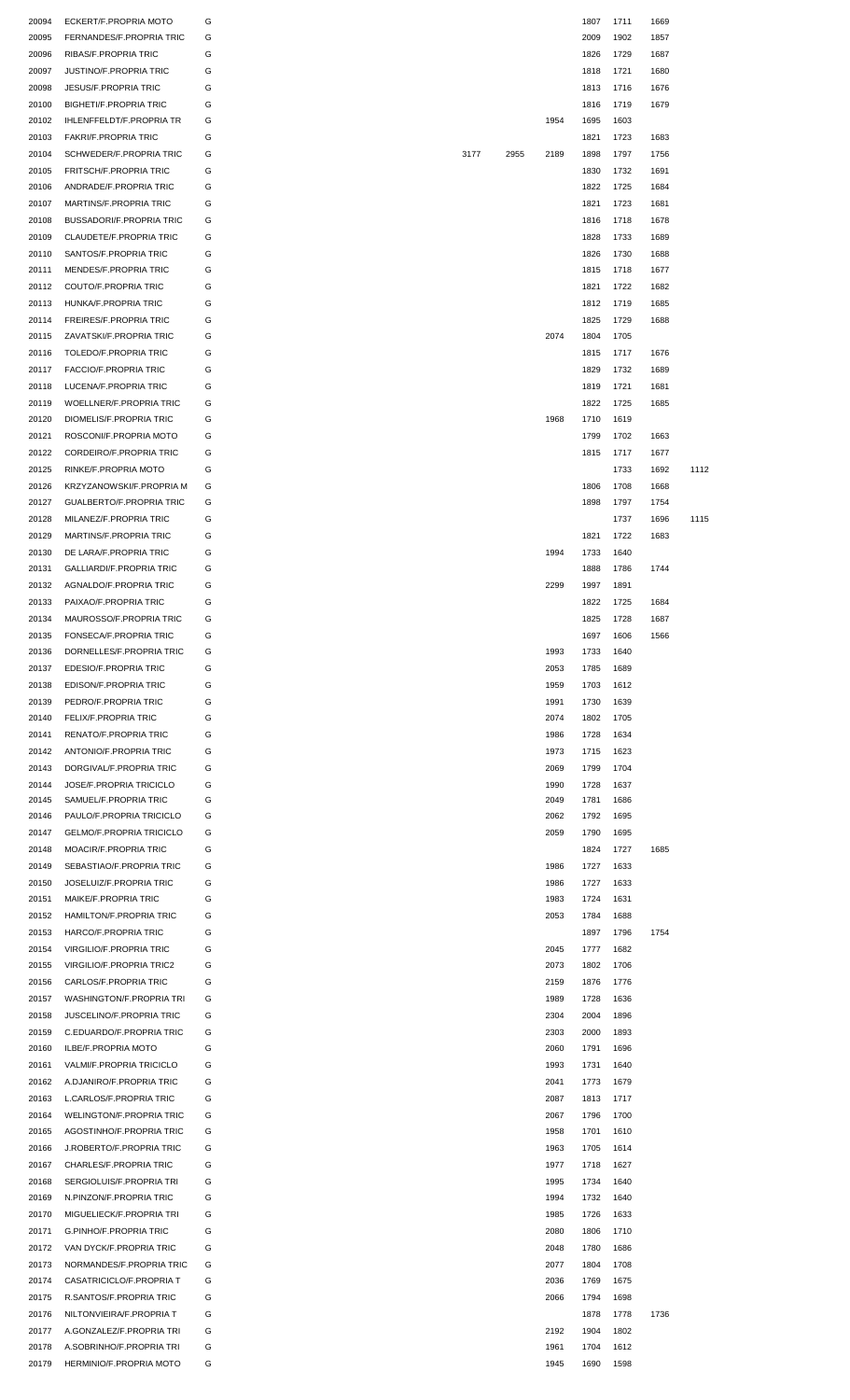| | | | | | | | | | |
|---|---|---|---|---|---|---|---|---|---|
| 20094 | ECKERT/F.PROPRIA MOTO | G | | | | 1807 | 1711 | 1669 | |
| 20095 | FERNANDES/F.PROPRIA TRIC | G | | | | 2009 | 1902 | 1857 | |
| 20096 | RIBAS/F.PROPRIA TRIC | G | | | | 1826 | 1729 | 1687 | |
| 20097 | JUSTINO/F.PROPRIA TRIC | G | | | | 1818 | 1721 | 1680 | |
| 20098 | JESUS/F.PROPRIA TRIC | G | | | | 1813 | 1716 | 1676 | |
| 20100 | BIGHETI/F.PROPRIA TRIC | G | | | | 1816 | 1719 | 1679 | |
| 20102 | IHLENFFELDT/F.PROPRIA TR | G | | | 1954 | 1695 | 1603 | | |
| 20103 | FAKRI/F.PROPRIA TRIC | G | | | | 1821 | 1723 | 1683 | |
| 20104 | SCHWEDER/F.PROPRIA TRIC | G | 3177 | 2955 | 2189 | 1898 | 1797 | 1756 | |
| 20105 | FRITSCH/F.PROPRIA TRIC | G | | | | 1830 | 1732 | 1691 | |
| 20106 | ANDRADE/F.PROPRIA TRIC | G | | | | 1822 | 1725 | 1684 | |
| 20107 | MARTINS/F.PROPRIA TRIC | G | | | | 1821 | 1723 | 1681 | |
| 20108 | BUSSADORI/F.PROPRIA TRIC | G | | | | 1816 | 1718 | 1678 | |
| 20109 | CLAUDETE/F.PROPRIA TRIC | G | | | | 1828 | 1733 | 1689 | |
| 20110 | SANTOS/F.PROPRIA TRIC | G | | | | 1826 | 1730 | 1688 | |
| 20111 | MENDES/F.PROPRIA TRIC | G | | | | 1815 | 1718 | 1677 | |
| 20112 | COUTO/F.PROPRIA TRIC | G | | | | 1821 | 1722 | 1682 | |
| 20113 | HUNKA/F.PROPRIA TRIC | G | | | | 1812 | 1719 | 1685 | |
| 20114 | FREIRES/F.PROPRIA TRIC | G | | | | 1825 | 1729 | 1688 | |
| 20115 | ZAVATSKI/F.PROPRIA TRIC | G | | | 2074 | 1804 | 1705 | | |
| 20116 | TOLEDO/F.PROPRIA TRIC | G | | | | 1815 | 1717 | 1676 | |
| 20117 | FACCIO/F.PROPRIA TRIC | G | | | | 1829 | 1732 | 1689 | |
| 20118 | LUCENA/F.PROPRIA TRIC | G | | | | 1819 | 1721 | 1681 | |
| 20119 | WOELLNER/F.PROPRIA TRIC | G | | | | 1822 | 1725 | 1685 | |
| 20120 | DIOMELIS/F.PROPRIA TRIC | G | | | 1968 | 1710 | 1619 | | |
| 20121 | ROSCONI/F.PROPRIA MOTO | G | | | | 1799 | 1702 | 1663 | |
| 20122 | CORDEIRO/F.PROPRIA TRIC | G | | | | 1815 | 1717 | 1677 | |
| 20125 | RINKE/F.PROPRIA MOTO | G | | | | | 1733 | 1692 | 1112 |
| 20126 | KRZYZANOWSKI/F.PROPRIA M | G | | | | 1806 | 1708 | 1668 | |
| 20127 | GUALBERTO/F.PROPRIA TRIC | G | | | | 1898 | 1797 | 1754 | |
| 20128 | MILANEZ/F.PROPRIA TRIC | G | | | | | 1737 | 1696 | 1115 |
| 20129 | MARTINS/F.PROPRIA TRIC | G | | | | 1821 | 1722 | 1683 | |
| 20130 | DE LARA/F.PROPRIA TRIC | G | | | 1994 | 1733 | 1640 | | |
| 20131 | GALLIARDI/F.PROPRIA TRIC | G | | | | 1888 | 1786 | 1744 | |
| 20132 | AGNALDO/F.PROPRIA TRIC | G | | | 2299 | 1997 | 1891 | | |
| 20133 | PAIXAO/F.PROPRIA TRIC | G | | | | 1822 | 1725 | 1684 | |
| 20134 | MAUROSSO/F.PROPRIA TRIC | G | | | | 1825 | 1728 | 1687 | |
| 20135 | FONSECA/F.PROPRIA TRIC | G | | | | 1697 | 1606 | 1566 | |
| 20136 | DORNELLES/F.PROPRIA TRIC | G | | | 1993 | 1733 | 1640 | | |
| 20137 | EDESIO/F.PROPRIA TRIC | G | | | 2053 | 1785 | 1689 | | |
| 20138 | EDISON/F.PROPRIA TRIC | G | | | 1959 | 1703 | 1612 | | |
| 20139 | PEDRO/F.PROPRIA TRIC | G | | | 1991 | 1730 | 1639 | | |
| 20140 | FELIX/F.PROPRIA TRIC | G | | | 2074 | 1802 | 1705 | | |
| 20141 | RENATO/F.PROPRIA TRIC | G | | | 1986 | 1728 | 1634 | | |
| 20142 | ANTONIO/F.PROPRIA TRIC | G | | | 1973 | 1715 | 1623 | | |
| 20143 | DORGIVAL/F.PROPRIA TRIC | G | | | 2069 | 1799 | 1704 | | |
| 20144 | JOSE/F.PROPRIA TRICICLO | G | | | 1990 | 1728 | 1637 | | |
| 20145 | SAMUEL/F.PROPRIA TRIC | G | | | 2049 | 1781 | 1686 | | |
| 20146 | PAULO/F.PROPRIA TRICICLO | G | | | 2062 | 1792 | 1695 | | |
| 20147 | GELMO/F.PROPRIA TRICICLO | G | | | 2059 | 1790 | 1695 | | |
| 20148 | MOACIR/F.PROPRIA TRIC | G | | | | 1824 | 1727 | 1685 | |
| 20149 | SEBASTIAO/F.PROPRIA TRIC | G | | | 1986 | 1727 | 1633 | | |
| 20150 | JOSELUIZ/F.PROPRIA TRIC | G | | | 1986 | 1727 | 1633 | | |
| 20151 | MAIKE/F.PROPRIA TRIC | G | | | 1983 | 1724 | 1631 | | |
| 20152 | HAMILTON/F.PROPRIA TRIC | G | | | 2053 | 1784 | 1688 | | |
| 20153 | HARCO/F.PROPRIA TRIC | G | | | | 1897 | 1796 | 1754 | |
| 20154 | VIRGILIO/F.PROPRIA TRIC | G | | | 2045 | 1777 | 1682 | | |
| 20155 | VIRGILIO/F.PROPRIA TRIC2 | G | | | 2073 | 1802 | 1706 | | |
| 20156 | CARLOS/F.PROPRIA TRIC | G | | | 2159 | 1876 | 1776 | | |
| 20157 | WASHINGTON/F.PROPRIA TRI | G | | | 1989 | 1728 | 1636 | | |
| 20158 | JUSCELINO/F.PROPRIA TRIC | G | | | 2304 | 2004 | 1896 | | |
| 20159 | C.EDUARDO/F.PROPRIA TRIC | G | | | 2303 | 2000 | 1893 | | |
| 20160 | ILBE/F.PROPRIA MOTO | G | | | 2060 | 1791 | 1696 | | |
| 20161 | VALMI/F.PROPRIA TRICICLO | G | | | 1993 | 1731 | 1640 | | |
| 20162 | A.DJANIRO/F.PROPRIA TRIC | G | | | 2041 | 1773 | 1679 | | |
| 20163 | L.CARLOS/F.PROPRIA TRIC | G | | | 2087 | 1813 | 1717 | | |
| 20164 | WELINGTON/F.PROPRIA TRIC | G | | | 2067 | 1796 | 1700 | | |
| 20165 | AGOSTINHO/F.PROPRIA TRIC | G | | | 1958 | 1701 | 1610 | | |
| 20166 | J.ROBERTO/F.PROPRIA TRIC | G | | | 1963 | 1705 | 1614 | | |
| 20167 | CHARLES/F.PROPRIA TRIC | G | | | 1977 | 1718 | 1627 | | |
| 20168 | SERGIOLUIS/F.PROPRIA TRI | G | | | 1995 | 1734 | 1640 | | |
| 20169 | N.PINZON/F.PROPRIA TRIC | G | | | 1994 | 1732 | 1640 | | |
| 20170 | MIGUELIECK/F.PROPRIA TRI | G | | | 1985 | 1726 | 1633 | | |
| 20171 | G.PINHO/F.PROPRIA TRIC | G | | | 2080 | 1806 | 1710 | | |
| 20172 | VAN DYCK/F.PROPRIA TRIC | G | | | 2048 | 1780 | 1686 | | |
| 20173 | NORMANDES/F.PROPRIA TRIC | G | | | 2077 | 1804 | 1708 | | |
| 20174 | CASATRICICLO/F.PROPRIA T | G | | | 2036 | 1769 | 1675 | | |
| 20175 | R.SANTOS/F.PROPRIA TRIC | G | | | 2066 | 1794 | 1698 | | |
| 20176 | NILTONVIEIRA/F.PROPRIA T | G | | | | 1878 | 1778 | 1736 | |
| 20177 | A.GONZALEZ/F.PROPRIA TRI | G | | | 2192 | 1904 | 1802 | | |
| 20178 | A.SOBRINHO/F.PROPRIA TRI | G | | | 1961 | 1704 | 1612 | | |
| 20179 | HERMINIO/F.PROPRIA MOTO | G | | | 1945 | 1690 | 1598 | | |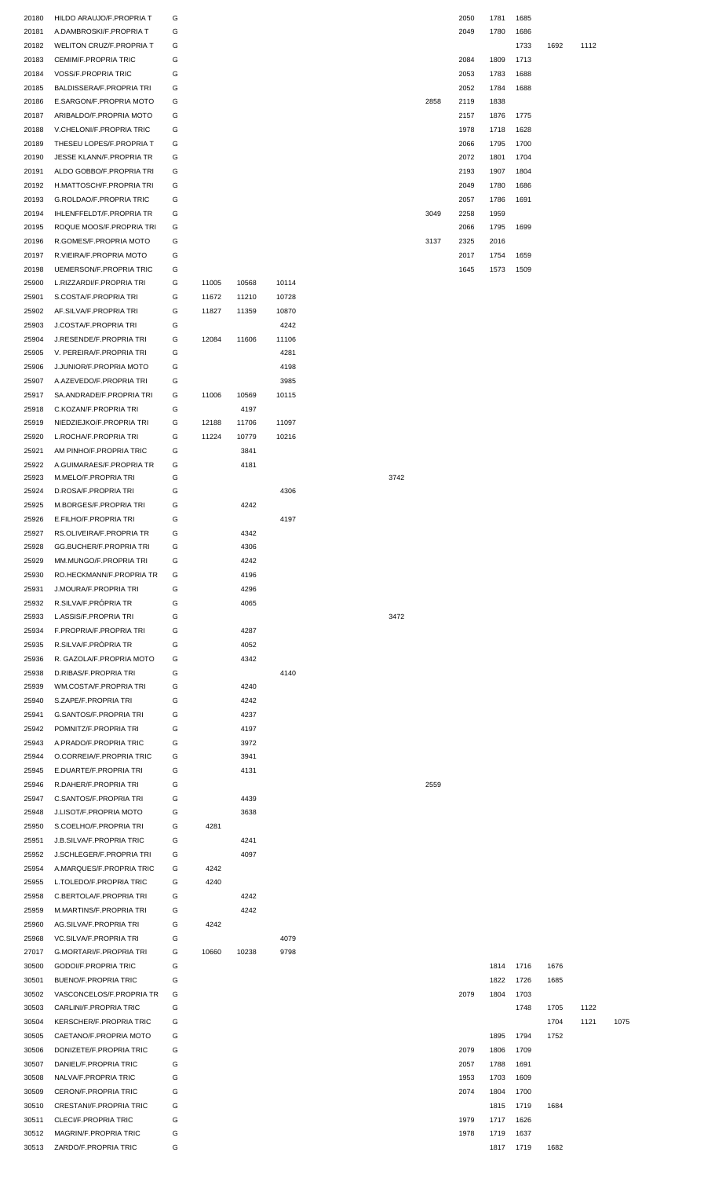| | | | | | | | | | | | | | | | |
|---|---|---|---|---|---|---|---|---|---|---|---|---|---|---|---|
| 20180 | HILDO ARAUJO/F.PROPRIA T | G | | | | | | | | 2050 | 1781 | 1685 | | | |
| 20181 | A.DAMBROSKI/F.PROPRIA T | G | | | | | | | | 2049 | 1780 | 1686 | | | |
| 20182 | WELITON CRUZ/F.PROPRIA T | G | | | | | | | | | | 1733 | 1692 | 1112 | |
| 20183 | CEMIM/F.PROPRIA TRIC | G | | | | | | | | 2084 | 1809 | 1713 | | | |
| 20184 | VOSS/F.PROPRIA TRIC | G | | | | | | | | 2053 | 1783 | 1688 | | | |
| 20185 | BALDISSERA/F.PROPRIA TRI | G | | | | | | | | 2052 | 1784 | 1688 | | | |
| 20186 | E.SARGON/F.PROPRIA MOTO | G | | | | | | | 2858 | 2119 | 1838 | | | | |
| 20187 | ARIBALDO/F.PROPRIA MOTO | G | | | | | | | | 2157 | 1876 | 1775 | | | |
| 20188 | V.CHELONI/F.PROPRIA TRIC | G | | | | | | | | 1978 | 1718 | 1628 | | | |
| 20189 | THESEU LOPES/F.PROPRIA T | G | | | | | | | | 2066 | 1795 | 1700 | | | |
| 20190 | JESSE KLANN/F.PROPRIA TR | G | | | | | | | | 2072 | 1801 | 1704 | | | |
| 20191 | ALDO GOBBO/F.PROPRIA TRI | G | | | | | | | | 2193 | 1907 | 1804 | | | |
| 20192 | H.MATTOSCH/F.PROPRIA TRI | G | | | | | | | | 2049 | 1780 | 1686 | | | |
| 20193 | G.ROLDAO/F.PROPRIA TRIC | G | | | | | | | | 2057 | 1786 | 1691 | | | |
| 20194 | IHLENFFELDT/F.PROPRIA TR | G | | | | | | | 3049 | 2258 | 1959 | | | | |
| 20195 | ROQUE MOOS/F.PROPRIA TRI | G | | | | | | | | 2066 | 1795 | 1699 | | | |
| 20196 | R.GOMES/F.PROPRIA MOTO | G | | | | | | | 3137 | 2325 | 2016 | | | | |
| 20197 | R.VIEIRA/F.PROPRIA MOTO | G | | | | | | | | 2017 | 1754 | 1659 | | | |
| 20198 | UEMERSON/F.PROPRIA TRIC | G | | | | | | | | 1645 | 1573 | 1509 | | | |
| 25900 | L.RIZZARDI/F.PROPRIA TRI | G | 11005 | 10568 | 10114 | | | | | | | | | | |
| 25901 | S.COSTA/F.PROPRIA TRI | G | 11672 | 11210 | 10728 | | | | | | | | | | |
| 25902 | AF.SILVA/F.PROPRIA TRI | G | 11827 | 11359 | 10870 | | | | | | | | | | |
| 25903 | J.COSTA/F.PROPRIA TRI | G | | | 4242 | | | | | | | | | | |
| 25904 | J.RESENDE/F.PROPRIA TRI | G | 12084 | 11606 | 11106 | | | | | | | | | | |
| 25905 | V. PEREIRA/F.PROPRIA TRI | G | | | 4281 | | | | | | | | | | |
| 25906 | J.JUNIOR/F.PROPRIA MOTO | G | | | 4198 | | | | | | | | | | |
| 25907 | A.AZEVEDO/F.PROPRIA TRI | G | | | 3985 | | | | | | | | | | |
| 25917 | SA.ANDRADE/F.PROPRIA TRI | G | 11006 | 10569 | 10115 | | | | | | | | | | |
| 25918 | C.KOZAN/F.PROPRIA TRI | G | | 4197 | | | | | | | | | | | |
| 25919 | NIEDZIEJKO/F.PROPRIA TRI | G | 12188 | 11706 | 11097 | | | | | | | | | | |
| 25920 | L.ROCHA/F.PROPRIA TRI | G | 11224 | 10779 | 10216 | | | | | | | | | | |
| 25921 | AM PINHO/F.PROPRIA TRIC | G | | 3841 | | | | | | | | | | | |
| 25922 | A.GUIMARAES/F.PROPRIA TR | G | | 4181 | | | | | | | | | | | |
| 25923 | M.MELO/F.PROPRIA TRI | G | | | | | | 3742 | | | | | | | |
| 25924 | D.ROSA/F.PROPRIA TRI | G | | | 4306 | | | | | | | | | | |
| 25925 | M.BORGES/F.PROPRIA TRI | G | | 4242 | | | | | | | | | | | |
| 25926 | E.FILHO/F.PROPRIA TRI | G | | | 4197 | | | | | | | | | | |
| 25927 | RS.OLIVEIRA/F.PROPRIA TR | G | | 4342 | | | | | | | | | | | |
| 25928 | GG.BUCHER/F.PROPRIA TRI | G | | 4306 | | | | | | | | | | | |
| 25929 | MM.MUNGO/F.PROPRIA TRI | G | | 4242 | | | | | | | | | | | |
| 25930 | RO.HECKMANN/F.PROPRIA TR | G | | 4196 | | | | | | | | | | | |
| 25931 | J.MOURA/F.PROPRIA TRI | G | | 4296 | | | | | | | | | | | |
| 25932 | R.SILVA/F.PRÓPRIA TR | G | | 4065 | | | | | | | | | | | |
| 25933 | L.ASSIS/F.PROPRIA TRI | G | | | | | | 3472 | | | | | | | |
| 25934 | F.PROPRIA/F.PROPRIA TRI | G | | 4287 | | | | | | | | | | | |
| 25935 | R.SILVA/F.PRÓPRIA TR | G | | 4052 | | | | | | | | | | | |
| 25936 | R. GAZOLA/F.PROPRIA MOTO | G | | 4342 | | | | | | | | | | | |
| 25938 | D.RIBAS/F.PROPRIA TRI | G | | | 4140 | | | | | | | | | | |
| 25939 | WM.COSTA/F.PROPRIA TRI | G | | 4240 | | | | | | | | | | | |
| 25940 | S.ZAPE/F.PROPRIA TRI | G | | 4242 | | | | | | | | | | | |
| 25941 | G.SANTOS/F.PROPRIA TRI | G | | 4237 | | | | | | | | | | | |
| 25942 | POMNITZ/F.PROPRIA TRI | G | | 4197 | | | | | | | | | | | |
| 25943 | A.PRADO/F.PROPRIA TRIC | G | | 3972 | | | | | | | | | | | |
| 25944 | O.CORREIA/F.PROPRIA TRIC | G | | 3941 | | | | | | | | | | | |
| 25945 | E.DUARTE/F.PROPRIA TRI | G | | 4131 | | | | | | | | | | | |
| 25946 | R.DAHER/F.PROPRIA TRI | G | | | | | | | 2559 | | | | | | |
| 25947 | C.SANTOS/F.PROPRIA TRI | G | | 4439 | | | | | | | | | | | |
| 25948 | J.LISOT/F.PROPRIA MOTO | G | | 3638 | | | | | | | | | | | |
| 25950 | S.COELHO/F.PROPRIA TRI | G | 4281 | | | | | | | | | | | | |
| 25951 | J.B.SILVA/F.PROPRIA TRIC | G | | 4241 | | | | | | | | | | | |
| 25952 | J.SCHLEGER/F.PROPRIA TRI | G | | 4097 | | | | | | | | | | | |
| 25954 | A.MARQUES/F.PROPRIA TRIC | G | 4242 | | | | | | | | | | | | |
| 25955 | L.TOLEDO/F.PROPRIA TRIC | G | 4240 | | | | | | | | | | | | |
| 25958 | C.BERTOLA/F.PROPRIA TRI | G | | 4242 | | | | | | | | | | | |
| 25959 | M.MARTINS/F.PROPRIA TRI | G | | 4242 | | | | | | | | | | | |
| 25960 | AG.SILVA/F.PROPRIA TRI | G | 4242 | | | | | | | | | | | | |
| 25968 | VC.SILVA/F.PROPRIA TRI | G | | | 4079 | | | | | | | | | | |
| 27017 | G.MORTARI/F.PROPRIA TRI | G | 10660 | 10238 | 9798 | | | | | | | | | | |
| 30500 | GODOI/F.PROPRIA TRIC | G | | | | | | | | | 1814 | 1716 | 1676 | | |
| 30501 | BUENO/F.PROPRIA TRIC | G | | | | | | | | | 1822 | 1726 | 1685 | | |
| 30502 | VASCONCELOS/F.PROPRIA TR | G | | | | | | | | 2079 | 1804 | 1703 | | | |
| 30503 | CARLINI/F.PROPRIA TRIC | G | | | | | | | | | | 1748 | 1705 | 1122 | |
| 30504 | KERSCHER/F.PROPRIA TRIC | G | | | | | | | | | | | 1704 | 1121 | 1075 |
| 30505 | CAETANO/F.PROPRIA MOTO | G | | | | | | | | | 1895 | 1794 | 1752 | | |
| 30506 | DONIZETE/F.PROPRIA TRIC | G | | | | | | | | 2079 | 1806 | 1709 | | | |
| 30507 | DANIEL/F.PROPRIA TRIC | G | | | | | | | | 2057 | 1788 | 1691 | | | |
| 30508 | NALVA/F.PROPRIA TRIC | G | | | | | | | | 1953 | 1703 | 1609 | | | |
| 30509 | CERON/F.PROPRIA TRIC | G | | | | | | | | 2074 | 1804 | 1700 | | | |
| 30510 | CRESTANI/F.PROPRIA TRIC | G | | | | | | | | | 1815 | 1719 | 1684 | | |
| 30511 | CLECI/F.PROPRIA TRIC | G | | | | | | | | 1979 | 1717 | 1626 | | | |
| 30512 | MAGRIN/F.PROPRIA TRIC | G | | | | | | | | 1978 | 1719 | 1637 | | | |
| 30513 | ZARDO/F.PROPRIA TRIC | G | | | | | | | | | 1817 | 1719 | 1682 | | |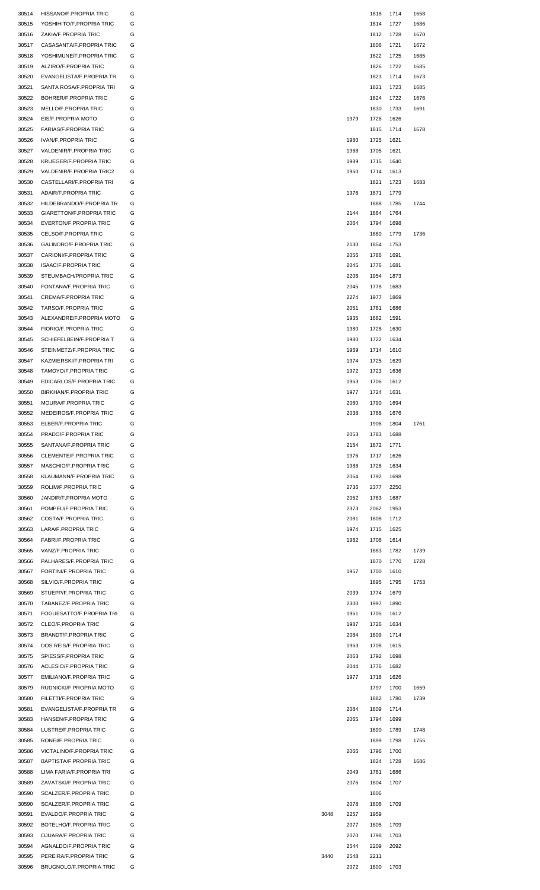| | | | | | | | |
|---|---|---|---|---|---|---|---|
| 30514 | HISSANO/F.PROPRIA TRIC | G | | | 1818 | 1714 | 1658 |
| 30515 | YOSHIHITO/F.PROPRIA TRIC | G | | | 1814 | 1727 | 1686 |
| 30516 | ZAKIA/F.PROPRIA TRIC | G | | | 1812 | 1728 | 1670 |
| 30517 | CASASANTA/F.PROPRIA TRIC | G | | | 1806 | 1721 | 1672 |
| 30518 | YOSHIMUNE/F.PROPRIA TRIC | G | | | 1822 | 1725 | 1685 |
| 30519 | ALZIRO/F.PROPRIA TRIC | G | | | 1826 | 1722 | 1685 |
| 30520 | EVANGELISTA/F.PROPRIA TR | G | | | 1823 | 1714 | 1673 |
| 30521 | SANTA ROSA/F.PROPRIA TRI | G | | | 1821 | 1723 | 1685 |
| 30522 | BOHRER/F.PROPRIA TRIC | G | | | 1824 | 1722 | 1676 |
| 30523 | MELLO/F.PROPRIA TRIC | G | | | 1830 | 1733 | 1691 |
| 30524 | EIS/F.PROPRIA MOTO | G | | 1979 | 1726 | 1626 | |
| 30525 | FARIAS/F.PROPRIA TRIC | G | | | 1815 | 1714 | 1678 |
| 30526 | IVAN/F.PROPRIA TRIC | G | | 1980 | 1725 | 1621 | |
| 30527 | VALDENIR/F.PROPRIA TRIC | G | | 1968 | 1705 | 1621 | |
| 30528 | KRUEGER/F.PROPRIA TRIC | G | | 1989 | 1715 | 1640 | |
| 30529 | VALDENIR/F.PROPRIA TRIC2 | G | | 1960 | 1714 | 1613 | |
| 30530 | CASTELLARI/F.PROPRIA TRI | G | | | 1821 | 1723 | 1683 |
| 30531 | ADAIR/F.PROPRIA TRIC | G | | 1976 | 1871 | 1779 | |
| 30532 | HILDEBRANDO/F.PROPRIA TR | G | | | 1888 | 1785 | 1744 |
| 30533 | GIARETTON/F.PROPRIA TRIC | G | | 2144 | 1864 | 1764 | |
| 30534 | EVERTON/F.PROPRIA TRIC | G | | 2064 | 1794 | 1698 | |
| 30535 | CELSO/F.PROPRIA TRIC | G | | | 1880 | 1779 | 1736 |
| 30536 | GALINDRO/F.PROPRIA TRIC | G | | 2130 | 1854 | 1753 | |
| 30537 | CARIONI/F.PROPRIA TRIC | G | | 2056 | 1786 | 1691 | |
| 30538 | ISAAC/F.PROPRIA TRIC | G | | 2045 | 1776 | 1681 | |
| 30539 | STEUMBACH/PROPRIA TRIC | G | | 2206 | 1954 | 1873 | |
| 30540 | FONTANA/F.PROPRIA TRIC | G | | 2045 | 1778 | 1683 | |
| 30541 | CREMA/F.PROPRIA TRIC | G | | 2274 | 1977 | 1869 | |
| 30542 | TARSO/F.PROPRIA TRIC | G | | 2051 | 1781 | 1686 | |
| 30543 | ALEXANDRE/F.PROPRIA MOTO | G | | 1935 | 1682 | 1591 | |
| 30544 | FIORIO/F.PROPRIA TRIC | G | | 1980 | 1728 | 1630 | |
| 30545 | SCHIEFELBEIN/F.PROPRIA T | G | | 1980 | 1722 | 1634 | |
| 30546 | STEINMETZ/F.PROPRIA TRIC | G | | 1969 | 1714 | 1610 | |
| 30547 | KAZMIERSKI/F.PROPRIA TRI | G | | 1974 | 1725 | 1629 | |
| 30548 | TAMOYO/F.PROPRIA TRIC | G | | 1972 | 1723 | 1636 | |
| 30549 | EDICARLOS/F.PROPRIA TRIC | G | | 1963 | 1706 | 1612 | |
| 30550 | BIRKHAN/F.PROPRIA TRIC | G | | 1977 | 1724 | 1631 | |
| 30551 | MOURA/F.PROPRIA TRIC | G | | 2060 | 1790 | 1694 | |
| 30552 | MEDEIROS/F.PROPRIA TRIC | G | | 2038 | 1768 | 1676 | |
| 30553 | ELBER/F.PROPRIA TRIC | G | | | 1906 | 1804 | 1761 |
| 30554 | PRADO/F.PROPRIA TRIC | G | | 2053 | 1783 | 1688 | |
| 30555 | SANTANA/F.PROPRIA TRIC | G | | 2154 | 1872 | 1771 | |
| 30556 | CLEMENTE/F.PROPRIA TRIC | G | | 1976 | 1717 | 1626 | |
| 30557 | MASCHIO/F.PROPRIA TRIC | G | | 1986 | 1728 | 1634 | |
| 30558 | KLAUMANN/F.PROPRIA TRIC | G | | 2064 | 1792 | 1698 | |
| 30559 | ROLIM/F.PROPRIA TRIC | G | | 2736 | 2377 | 2250 | |
| 30560 | JANDIR/F.PROPRIA MOTO | G | | 2052 | 1783 | 1687 | |
| 30561 | POMPEU/F.PROPRIA TRIC | G | | 2373 | 2062 | 1953 | |
| 30562 | COSTA/F.PROPRIA TRIC. | G | | 2081 | 1808 | 1712 | |
| 30563 | LARA/F.PROPRIA TRIC | G | | 1974 | 1715 | 1625 | |
| 30564 | FABRI/F.PROPRIA TRIC | G | | 1962 | 1706 | 1614 | |
| 30565 | VANZ/F.PROPRIA TRIC | G | | | 1883 | 1782 | 1739 |
| 30566 | PALHARES/F.PROPRIA TRIC | G | | | 1870 | 1770 | 1728 |
| 30567 | FORTINI/F.PROPRIA TRIC | G | | 1957 | 1700 | 1610 | |
| 30568 | SILVIO/F.PROPRIA TRIC | G | | | 1895 | 1795 | 1753 |
| 30569 | STUEPP/F.PROPRIA TRIC | G | | 2039 | 1774 | 1679 | |
| 30570 | TABANEZ/F.PROPRIA TRIC | G | | 2300 | 1997 | 1890 | |
| 30571 | FOGUESATTO/F.PROPRIA TRI | G | | 1961 | 1705 | 1612 | |
| 30572 | CLEO/F.PROPRIA TRIC | G | | 1987 | 1726 | 1634 | |
| 30573 | BRANDT/F.PROPRIA TRIC | G | | 2084 | 1809 | 1714 | |
| 30574 | DOS REIS/F.PROPRIA TRIC | G | | 1963 | 1708 | 1615 | |
| 30575 | SPIESS/F.PROPRIA TRIC | G | | 2063 | 1792 | 1698 | |
| 30576 | ACLESIO/F.PROPRIA TRIC | G | | 2044 | 1776 | 1682 | |
| 30577 | EMILIANO/F.PROPRIA TRIC | G | | 1977 | 1718 | 1626 | |
| 30579 | RUDNICKI/F.PROPRIA MOTO | G | | | 1797 | 1700 | 1659 |
| 30580 | FILETTI/F.PROPRIA TRIC | G | | | 1882 | 1780 | 1739 |
| 30581 | EVANGELISTA/F.PROPRIA TR | G | | 2084 | 1809 | 1714 | |
| 30583 | HANSEN/F.PROPRIA TRIC | G | | 2065 | 1794 | 1699 | |
| 30584 | LUSTRE/F.PROPRIA TRIC | G | | | 1890 | 1789 | 1748 |
| 30585 | RONEI/F.PROPRIA TRIC | G | | | 1899 | 1798 | 1755 |
| 30586 | VICTALINO/F.PROPRIA TRIC | G | | 2066 | 1796 | 1700 | |
| 30587 | BAPTISTA/F.PROPRIA TRIC | G | | | 1824 | 1728 | 1686 |
| 30588 | LIMA FARIA/F.PROPRIA TRI | G | | 2049 | 1781 | 1686 | |
| 30589 | ZAVATSKI/F.PROPRIA TRIC | G | | 2076 | 1804 | 1707 | |
| 30590 | SCALZER/F.PROPRIA TRIC | D | | | 1806 | | |
| 30590 | SCALZER/F.PROPRIA TRIC | G | | 2078 | 1806 | 1709 | |
| 30591 | EVALDO/F.PROPRIA TRIC | G | 3048 | 2257 | 1959 | | |
| 30592 | BOTELHO/F.PROPRIA TRIC | G | | 2077 | 1805 | 1709 | |
| 30593 | OJUARA/F.PROPRIA TRIC | G | | 2070 | 1798 | 1703 | |
| 30594 | AGNALDO/F.PROPRIA TRIC | G | | 2544 | 2209 | 2092 | |
| 30595 | PEREIRA/F.PROPRIA TRIC | G | 3440 | 2548 | 2211 | | |
| 30596 | BRUGNOLO/F.PROPRIA TRIC | G | | 2072 | 1800 | 1703 | |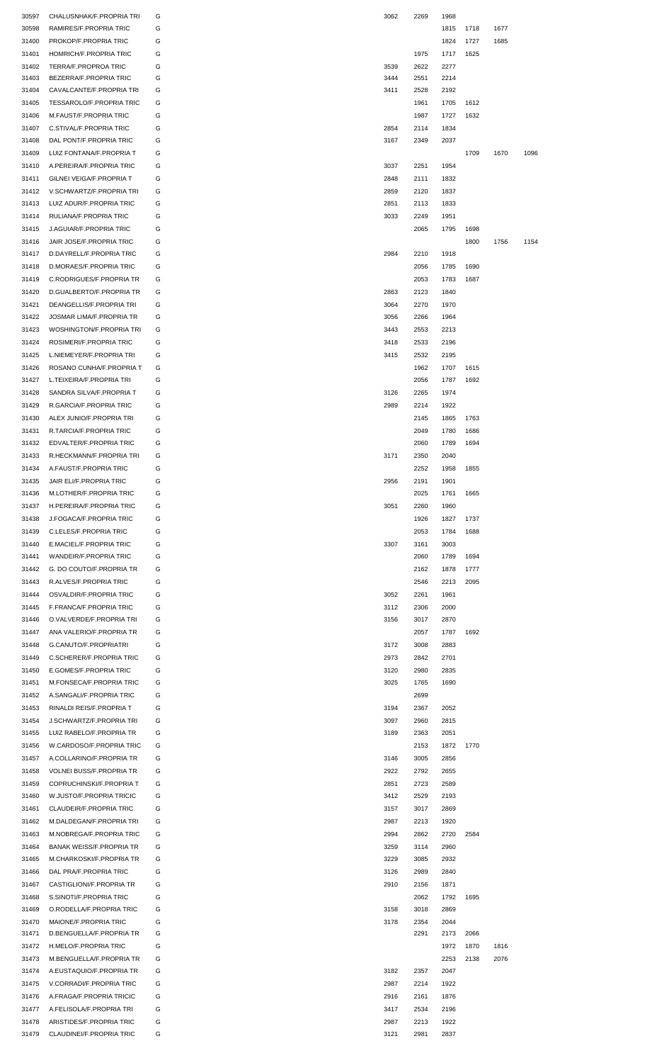| | | | | | | | | |
|---|---|---|---|---|---|---|---|---|
| 30597 | CHALUSNHAK/F.PROPRIA TRI | G | 3062 | 2269 | 1968 | | | |
| 30598 | RAMIRES/F.PROPRIA TRIC | G | | | 1815 | 1718 | 1677 | |
| 31400 | PROKOP/F.PROPRIA TRIC | G | | | 1824 | 1727 | 1685 | |
| 31401 | HOMRICH/F.PROPRIA TRIC | G | | 1975 | 1717 | 1625 | | |
| 31402 | TERRA/F.PROPROA TRIC | G | 3539 | 2622 | 2277 | | | |
| 31403 | BEZERRA/F.PROPRIA TRIC | G | 3444 | 2551 | 2214 | | | |
| 31404 | CAVALCANTE/F.PROPRIA TRI | G | 3411 | 2528 | 2192 | | | |
| 31405 | TESSAROLO/F.PROPRIA TRIC | G | | 1961 | 1705 | 1612 | | |
| 31406 | M.FAUST/F.PROPRIA TRIC | G | | 1987 | 1727 | 1632 | | |
| 31407 | C.STIVAL/F.PROPRIA TRIC | G | 2854 | 2114 | 1834 | | | |
| 31408 | DAL PONT/F.PROPRIA TRIC | G | 3167 | 2349 | 2037 | | | |
| 31409 | LUIZ FONTANA/F.PROPRIA T | G | | | | 1709 | 1670 | 1096 |
| 31410 | A.PEREIRA/F.PROPRIA TRIC | G | 3037 | 2251 | 1954 | | | |
| 31411 | GILNEI VEIGA/F.PROPRIA T | G | 2848 | 2111 | 1832 | | | |
| 31412 | V.SCHWARTZ/F.PROPRIA TRI | G | 2859 | 2120 | 1837 | | | |
| 31413 | LUIZ ADUR/F.PROPRIA TRIC | G | 2851 | 2113 | 1833 | | | |
| 31414 | RULIANA/F.PROPRIA TRIC | G | 3033 | 2249 | 1951 | | | |
| 31415 | J.AGUIAR/F.PROPRIA TRIC | G | | 2065 | 1795 | 1698 | | |
| 31416 | JAIR JOSE/F.PROPRIA TRIC | G | | | | 1800 | 1756 | 1154 |
| 31417 | D.DAYRELL/F.PROPRIA TRIC | G | 2984 | 2210 | 1918 | | | |
| 31418 | D.MORAES/F.PROPRIA TRIC | G | | 2056 | 1785 | 1690 | | |
| 31419 | C.RODRIGUES/F.PROPRIA TR | G | | 2053 | 1783 | 1687 | | |
| 31420 | D.GUALBERTO/F.PROPRIA TR | G | 2863 | 2123 | 1840 | | | |
| 31421 | DEANGELLIS/F.PROPRIA TRI | G | 3064 | 2270 | 1970 | | | |
| 31422 | JOSMAR LIMA/F.PROPRIA TR | G | 3056 | 2266 | 1964 | | | |
| 31423 | WOSHINGTON/F.PROPRIA TRI | G | 3443 | 2553 | 2213 | | | |
| 31424 | ROSIMERI/F.PROPRIA TRIC | G | 3418 | 2533 | 2196 | | | |
| 31425 | L.NIEMEYER/F.PROPRIA TRI | G | 3415 | 2532 | 2195 | | | |
| 31426 | ROSANO CUNHA/F.PROPRIA T | G | | 1962 | 1707 | 1615 | | |
| 31427 | L.TEIXEIRA/F.PROPRIA TRI | G | | 2056 | 1787 | 1692 | | |
| 31428 | SANDRA SILVA/F.PROPRIA T | G | 3126 | 2265 | 1974 | | | |
| 31429 | R.GARCIA/F.PROPRIA TRIC | G | 2989 | 2214 | 1922 | | | |
| 31430 | ALEX JUNIO/F.PROPRIA TRI | G | | 2145 | 1865 | 1763 | | |
| 31431 | R.TARCIA/F.PROPRIA TRIC | G | | 2049 | 1780 | 1686 | | |
| 31432 | EDVALTER/F.PROPRIA TRIC | G | | 2060 | 1789 | 1694 | | |
| 31433 | R.HECKMANN/F.PROPRIA TRI | G | 3171 | 2350 | 2040 | | | |
| 31434 | A.FAUST/F.PROPRIA TRIC | G | | 2252 | 1958 | 1855 | | |
| 31435 | JAIR ELI/F.PROPRIA TRIC | G | 2956 | 2191 | 1901 | | | |
| 31436 | M.LOTHER/F.PROPRIA TRIC | G | | 2025 | 1761 | 1665 | | |
| 31437 | H.PEREIRA/F.PROPRIA TRIC | G | 3051 | 2260 | 1960 | | | |
| 31438 | J.FOGACA/F.PROPRIA TRIC | G | | 1926 | 1827 | 1737 | | |
| 31439 | C.LELES/F.PROPRIA TRIC | G | | 2053 | 1784 | 1688 | | |
| 31440 | E.MACIEL/F.PROPRIA TRIC | G | 3307 | 3161 | 3003 | | | |
| 31441 | WANDEIR/F.PROPRIA TRIC | G | | 2060 | 1789 | 1694 | | |
| 31442 | G. DO COUTO/F.PROPRIA TR | G | | 2162 | 1878 | 1777 | | |
| 31443 | R.ALVES/F.PROPRIA TRIC | G | | 2546 | 2213 | 2095 | | |
| 31444 | OSVALDIR/F.PROPRIA TRIC | G | 3052 | 2261 | 1961 | | | |
| 31445 | F.FRANCA/F.PROPRIA TRIC | G | 3112 | 2306 | 2000 | | | |
| 31446 | O.VALVERDE/F.PROPRIA TRI | G | 3156 | 3017 | 2870 | | | |
| 31447 | ANA VALERIO/F.PROPRIA TR | G | | 2057 | 1787 | 1692 | | |
| 31448 | G.CANUTO/F.PROPRIATRI | G | 3172 | 3008 | 2883 | | | |
| 31449 | C.SCHERER/F.PROPRIA TRIC | G | 2973 | 2842 | 2701 | | | |
| 31450 | E.GOMES/F.PROPRIA TRIC | G | 3120 | 2980 | 2835 | | | |
| 31451 | M.FONSECA/F.PROPRIA TRIC | G | 3025 | 1765 | 1690 | | | |
| 31452 | A.SANGALI/F.PROPRIA TRIC | G | | 2699 | | | | |
| 31453 | RINALDI REIS/F.PROPRIA T | G | 3194 | 2367 | 2052 | | | |
| 31454 | J.SCHWARTZ/F.PROPRIA TRI | G | 3097 | 2960 | 2815 | | | |
| 31455 | LUIZ RABELO/F.PROPRIA TR | G | 3189 | 2363 | 2051 | | | |
| 31456 | W.CARDOSO/F.PROPRIA TRIC | G | | 2153 | 1872 | 1770 | | |
| 31457 | A.COLLARINO/F.PROPRIA TR | G | 3146 | 3005 | 2856 | | | |
| 31458 | VOLNEI BUSS/F.PROPRIA TR | G | 2922 | 2792 | 2655 | | | |
| 31459 | COPRUCHINSKI/F.PROPRIA T | G | 2851 | 2723 | 2589 | | | |
| 31460 | W.JUSTO/F.PROPRIA TRICIC | G | 3412 | 2529 | 2193 | | | |
| 31461 | CLAUDEIR/F.PROPRIA TRIC | G | 3157 | 3017 | 2869 | | | |
| 31462 | M.DALDEGAN/F.PROPRIA TRI | G | 2987 | 2213 | 1920 | | | |
| 31463 | M.NOBREGA/F.PROPRIA TRIC | G | 2994 | 2862 | 2720 | 2584 | | |
| 31464 | BANAK WEISS/F.PROPRIA TR | G | 3259 | 3114 | 2960 | | | |
| 31465 | M.CHARKOSKI/F.PROPRIA TR | G | 3229 | 3085 | 2932 | | | |
| 31466 | DAL PRA/F.PROPRIA TRIC | G | 3126 | 2989 | 2840 | | | |
| 31467 | CASTIGLIONI/F.PROPRIA TR | G | 2910 | 2156 | 1871 | | | |
| 31468 | S.SINOTI/F.PROPRIA TRIC | G | | 2062 | 1792 | 1695 | | |
| 31469 | O.RODELLA/F.PROPRIA TRIC | G | 3158 | 3018 | 2869 | | | |
| 31470 | MAIONE/F.PROPRIA TRIC | G | 3178 | 2354 | 2044 | | | |
| 31471 | D.BENGUELLA/F.PROPRIA TR | G | | 2291 | 2173 | 2066 | | |
| 31472 | H.MELO/F.PROPRIA TRIC | G | | | 1972 | 1870 | 1816 | |
| 31473 | M.BENGUELLA/F.PROPRIA TR | G | | | 2253 | 2138 | 2076 | |
| 31474 | A.EUSTAQUIO/F.PROPRIA TR | G | 3182 | 2357 | 2047 | | | |
| 31475 | V.CORRADI/F.PROPRIA TRIC | G | 2987 | 2214 | 1922 | | | |
| 31476 | A.FRAGA/F.PROPRIA TRICIC | G | 2916 | 2161 | 1876 | | | |
| 31477 | A.FELISOLA/F.PROPRIA TRI | G | 3417 | 2534 | 2196 | | | |
| 31478 | ARISTIDES/F.PROPRIA TRIC | G | 2987 | 2213 | 1922 | | | |
| 31479 | CLAUDINEI/F.PROPRIA TRIC | G | 3121 | 2981 | 2837 | | | |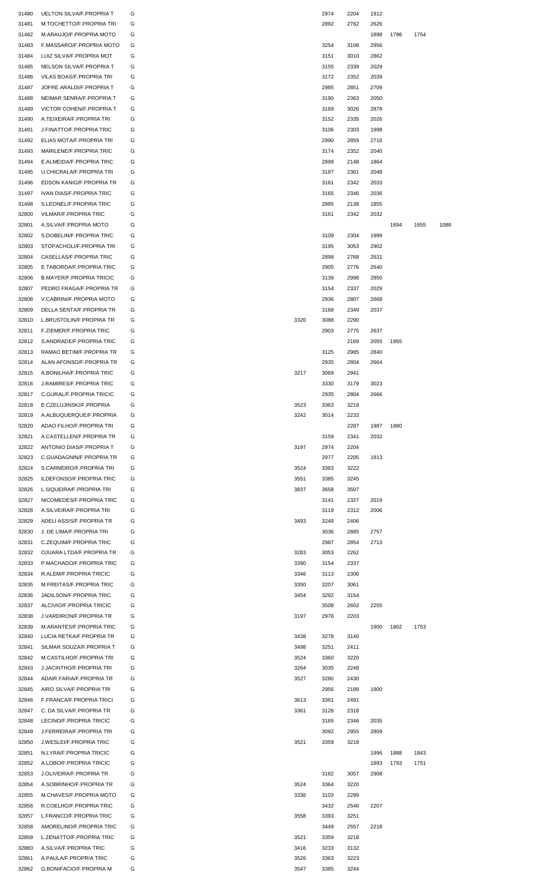| | | | | | | | | | |
|---|---|---|---|---|---|---|---|---|---|
| 31480 | UELTON SILVA/F.PROPRIA T | G | | 2974 | 2204 | 1912 | | | |
| 31481 | M.TOCHETTO/F.PROPRIA TRI | G | | 2892 | 2762 | 2626 | | | |
| 31482 | M.ARAUJO/F.PROPRIA MOTO | G | | | | 1898 | 1796 | 1754 | |
| 31483 | F.MASSARO/F.PROPRIA MOTO | G | | 3254 | 3108 | 2956 | | | |
| 31484 | LUIZ SILVA/F.PROPRIA MOT | G | | 3151 | 3010 | 2862 | | | |
| 31485 | NELSON SILVA/F.PROPRIA T | G | | 3155 | 2339 | 2029 | | | |
| 31486 | VILAS BOAS/F.PROPRIA TRI | G | | 3172 | 2352 | 2039 | | | |
| 31487 | JOFRE ARALDI/F.PROPRIA T | G | | 2985 | 2851 | 2709 | | | |
| 31488 | NEIMAR SENRA/F.PROPRIA T | G | | 3190 | 2363 | 2050 | | | |
| 31489 | VICTOR COHEN/F.PROPRIA T | G | | 3169 | 3026 | 2878 | | | |
| 31490 | A.TEIXEIRA/F.PROPRIA TRI | G | | 3152 | 2335 | 2026 | | | |
| 31491 | J.FINATTO/F.PROPRIA TRIC | G | | 3106 | 2303 | 1998 | | | |
| 31492 | ELIAS MOTA/F.PROPRIA TRI | G | | 2990 | 2859 | 2718 | | | |
| 31493 | MARILENE/F.PROPRIA TRIC | G | | 3174 | 2352 | 2040 | | | |
| 31494 | E.ALMEIDA/F.PROPRIA TRIC | G | | 2899 | 2148 | 1864 | | | |
| 31495 | U.CHICRALA/F.PROPRIA TRI | G | | 3187 | 2361 | 2048 | | | |
| 31496 | EDSON KANIG/F.PROPRIA TR | G | | 3161 | 2342 | 2033 | | | |
| 31497 | IVAN DIAS/F.PROPRIA TRIC | G | | 3165 | 2346 | 2036 | | | |
| 31498 | S.LEONEL/F.PROPRIA TRIC | G | | 2885 | 2138 | 1855 | | | |
| 32800 | VILMAR/F.PROPRIA TRIC | G | | 3161 | 2342 | 2032 | | | |
| 32801 | A.SILVA/F.PROPRIA MOTO | G | | | | | 1694 | 1655 | 1088 |
| 32802 | S.DOBELIN/F.PROPRIA TRIC | G | | 3109 | 2304 | 1999 | | | |
| 32803 | STOPACHOLI/F.PROPRIA TRI | G | | 3195 | 3053 | 2902 | | | |
| 32804 | CASELLAS/F.PROPRIA TRIC | G | | 2898 | 2768 | 2631 | | | |
| 32805 | E.TABORDA/F.PROPRIA TRIC | G | | 2905 | 2776 | 2640 | | | |
| 32806 | B.MAYER/F.PROPRIA TRICIC | G | | 3139 | 2998 | 2850 | | | |
| 32807 | PEDRO FRAGA/F.PROPRIA TR | G | | 3154 | 2337 | 2029 | | | |
| 32808 | V.CABRINI/F.PROPRIA MOTO | G | | 2936 | 2807 | 2668 | | | |
| 32809 | DELLA SENTA/F.PROPRIA TR | G | | 3168 | 2349 | 2037 | | | |
| 32810 | L.BRUSTOLIN/F.PROPRIA TR | G | 3320 | 3088 | 2290 | | | | |
| 32811 | F.ZIEMER/F.PROPRIA TRIC | G | | 2903 | 2775 | 2637 | | | |
| 32812 | S.ANDRADE/F.PROPRIA TRIC | G | | | 2169 | 2055 | 1955 | | |
| 32813 | RAMAO BETIM/F.PROPRIA TR | G | | 3125 | 2985 | 2840 | | | |
| 32814 | ALAN AFONSO/F.PROPRIA TR | G | | 2935 | 2804 | 2664 | | | |
| 32815 | A.BONILHA/F.PROPRIA TRIC | G | 3217 | 3069 | 2941 | | | | |
| 32816 | J.RAMIRES/F.PROPRIA TRIC | G | | 3330 | 3179 | 3023 | | | |
| 32817 | C.GURAL/F.PROPRIA TRICIC | G | | 2935 | 2804 | 2666 | | | |
| 32818 | E.CZELUJINSKI/F.PROPRIA | G | 3523 | 3363 | 3219 | | | | |
| 32819 | A.ALBUQUERQUE/F.PROPRIA | G | 3242 | 3014 | 2233 | | | | |
| 32820 | ADAO FILHO/F.PROPRIA TRI | G | | | 2287 | 1987 | 1880 | | |
| 32821 | A.CASTELLEN/F.PROPRIA TR | G | | 3159 | 2341 | 2032 | | | |
| 32822 | ANTONIO DIAS/F.PROPRIA T | G | 3197 | 2974 | 2204 | | | | |
| 32823 | C.GUADAGNIN/F.PROPRIA TR | G | | 2977 | 2205 | 1913 | | | |
| 32824 | S.CARNEIRO/F.PROPRIA TRI | G | 3524 | 3363 | 3222 | | | | |
| 32825 | ILDEFONSO/F.PROPRIA TRIC | G | 3551 | 3385 | 3245 | | | | |
| 32826 | L.SIQUEIRA/F.PROPRIA TRI | G | 3837 | 3658 | 3507 | | | | |
| 32827 | NICOMEDES/F.PROPRIA TRIC | G | | 3141 | 2327 | 2019 | | | |
| 32828 | A.SILVEIRA/F.PROPRIA TRI | G | | 3119 | 2312 | 2006 | | | |
| 32829 | ADELI ASSIS/F.PROPRIA TR | G | 3493 | 3249 | 2406 | | | | |
| 32830 | J. DE LIMA/F.PROPRIA TRI | G | | 3036 | 2885 | 2757 | | | |
| 32831 | C.ZEQUIM/F.PROPRIA TRIC | G | | 2987 | 2854 | 2713 | | | |
| 32832 | OJUARA LTDA/F.PROPRIA TR | G | 3283 | 3053 | 2262 | | | | |
| 32833 | P.MACHADO/F.PROPRIA TRIC | G | 3390 | 3154 | 2337 | | | | |
| 32834 | R.ALEM/F.PROPRIA TRICIC | G | 3346 | 3113 | 2306 | | | | |
| 32835 | M.FREITAS/F.PROPRIA TRIC | G | 3350 | 3207 | 3061 | | | | |
| 32836 | JADILSON/F.PROPRIA TRIC | G | 3454 | 3292 | 3154 | | | | |
| 32837 | ALCIVIO/F.PROPRIA TRICIC | G | | 3508 | 2602 | 2255 | | | |
| 32838 | J.VARDIRON/F.PROPRIA TR | G | 3197 | 2976 | 2203 | | | | |
| 32839 | M.ARANTES/F.PROPRIA TRIC | G | | | | 1900 | 1802 | 1753 | |
| 32840 | LUCIA RETKA/F.PROPRIA TR | G | 3438 | 3278 | 3140 | | | | |
| 32841 | SILMAR SOUZA/F.PROPRIA T | G | 3498 | 3251 | 2411 | | | | |
| 32842 | M.CASTILHO/F.PROPRIA TRI | G | 3524 | 3360 | 3220 | | | | |
| 32843 | J.JACINTHO/F.PROPRIA TRI | G | 3264 | 3035 | 2248 | | | | |
| 32844 | ADAIR FARIA/F.PROPRIA TR | G | 3527 | 3280 | 2430 | | | | |
| 32845 | AIRO SILVA/F.PROPRIA TRI | G | | 2956 | 2189 | 1900 | | | |
| 32846 | F.FRANCA/F.PROPRIA TRICI | G | 3613 | 3361 | 2491 | | | | |
| 32847 | C. DA SILVA/F.PROPRIA TR | G | 3361 | 3126 | 2318 | | | | |
| 32848 | LECINO/F.PROPRIA TRICIC | G | | 3165 | 2346 | 2035 | | | |
| 32849 | J.FERREIRA/F.PROPRIA TRI | G | | 3092 | 2955 | 2809 | | | |
| 32850 | J.WESLEI/F.PROPRIA TRIC | G | 3521 | 3359 | 3218 | | | | |
| 32851 | N.LYRA/F.PROPRIA TRICIC | G | | | | 1996 | 1888 | 1843 | |
| 32852 | A.LOBO/F.PROPRIA TRICIC | G | | | | 1893 | 1793 | 1751 | |
| 32853 | J.OLIVEIRA/F.PROPRIA TR | G | | 3182 | 3057 | 2908 | | | |
| 32854 | A.SOBRINHO/F.PROPRIA TR | G | 3524 | 3364 | 3220 | | | | |
| 32855 | M.CHAVES/F.PROPRIA MOTO | G | 3336 | 3103 | 2299 | | | | |
| 32856 | R.COELHO/F.PROPRIA TRIC | G | | 3432 | 2546 | 2207 | | | |
| 32857 | L.FRANCO/F.PROPRIA TRIC | G | 3558 | 3393 | 3251 | | | | |
| 32858 | AMORELINO/F.PROPRIA TRIC | G | | 3449 | 2557 | 2218 | | | |
| 32859 | L.ZENATTO/F.PROPRIA TRIC | G | 3521 | 3359 | 3218 | | | | |
| 32860 | A.SILVA/F.PROPRIA TRIC | G | 3416 | 3233 | 3132 | | | | |
| 32861 | A.PAULA/F.PROPRIA TRIC | G | 3526 | 3363 | 3223 | | | | |
| 32862 | G.BONIFACIO/F.PROPRIA M | G | 3547 | 3385 | 3244 | | | | |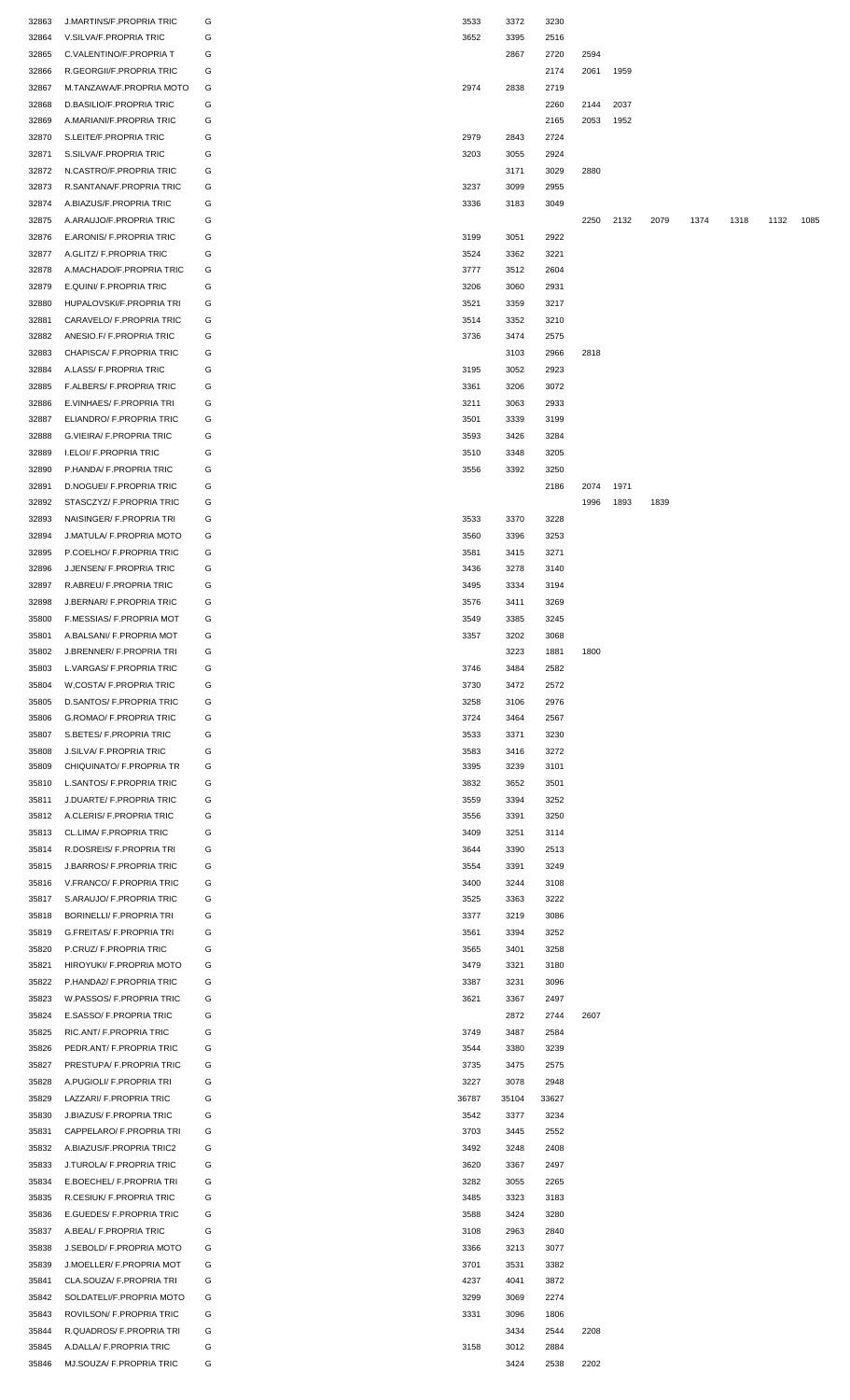| | | | | | | | | | | | | |
|---|---|---|---|---|---|---|---|---|---|---|---|---|
| 32863 | J.MARTINS/F.PROPRIA TRIC | G | 3533 | 3372 | 3230 | | | | | | | |
| 32864 | V.SILVA/F.PROPRIA TRIC | G | 3652 | 3395 | 2516 | | | | | | | |
| 32865 | C.VALENTINO/F.PROPRIA T | G | | 2867 | 2720 | 2594 | | | | | | |
| 32866 | R.GEORGII/F.PROPRIA TRIC | G | | | 2174 | 2061 | 1959 | | | | | |
| 32867 | M.TANZAWA/F.PROPRIA MOTO | G | 2974 | 2838 | 2719 | | | | | | | |
| 32868 | D.BASILIO/F.PROPRIA TRIC | G | | | 2260 | 2144 | 2037 | | | | | |
| 32869 | A.MARIANI/F.PROPRIA TRIC | G | | | 2165 | 2053 | 1952 | | | | | |
| 32870 | S.LEITE/F.PROPRIA TRIC | G | 2979 | 2843 | 2724 | | | | | | | |
| 32871 | S.SILVA/F.PROPRIA TRIC | G | 3203 | 3055 | 2924 | | | | | | | |
| 32872 | N.CASTRO/F.PROPRIA TRIC | G | | 3171 | 3029 | 2880 | | | | | | |
| 32873 | R.SANTANA/F.PROPRIA TRIC | G | 3237 | 3099 | 2955 | | | | | | | |
| 32874 | A.BIAZUS/F.PROPRIA TRIC | G | 3336 | 3183 | 3049 | | | | | | | |
| 32875 | A.ARAUJO/F.PROPRIA TRIC | G | | | | 2250 | 2132 | 2079 | 1374 | 1318 | 1132 | 1085 |
| 32876 | E.ARONIS/ F.PROPRIA TRIC | G | 3199 | 3051 | 2922 | | | | | | | |
| 32877 | A.GLITZ/ F.PROPRIA TRIC | G | 3524 | 3362 | 3221 | | | | | | | |
| 32878 | A.MACHADO/F.PROPRIA TRIC | G | 3777 | 3512 | 2604 | | | | | | | |
| 32879 | E.QUINI/ F.PROPRIA TRIC | G | 3206 | 3060 | 2931 | | | | | | | |
| 32880 | HUPALOVSKI/F.PROPRIA TRI | G | 3521 | 3359 | 3217 | | | | | | | |
| 32881 | CARAVELO/ F.PROPRIA TRIC | G | 3514 | 3352 | 3210 | | | | | | | |
| 32882 | ANESIO.F/ F.PROPRIA TRIC | G | 3736 | 3474 | 2575 | | | | | | | |
| 32883 | CHAPISCA/ F.PROPRIA TRIC | G | | 3103 | 2966 | 2818 | | | | | | |
| 32884 | A.LASS/ F.PROPRIA TRIC | G | 3195 | 3052 | 2923 | | | | | | | |
| 32885 | F.ALBERS/ F.PROPRIA TRIC | G | 3361 | 3206 | 3072 | | | | | | | |
| 32886 | E.VINHAES/ F.PROPRIA TRI | G | 3211 | 3063 | 2933 | | | | | | | |
| 32887 | ELIANDRO/ F.PROPRIA TRIC | G | 3501 | 3339 | 3199 | | | | | | | |
| 32888 | G.VIEIRA/ F.PROPRIA TRIC | G | 3593 | 3426 | 3284 | | | | | | | |
| 32889 | I.ELOI/ F.PROPRIA TRIC | G | 3510 | 3348 | 3205 | | | | | | | |
| 32890 | P.HANDA/ F.PROPRIA TRIC | G | 3556 | 3392 | 3250 | | | | | | | |
| 32891 | D.NOGUEI/ F.PROPRIA TRIC | G | | | 2186 | 2074 | 1971 | | | | | |
| 32892 | STASCZYZ/ F.PROPRIA TRIC | G | | | | 1996 | 1893 | 1839 | | | | |
| 32893 | NAISINGER/ F.PROPRIA TRI | G | 3533 | 3370 | 3228 | | | | | | | |
| 32894 | J.MATULA/ F.PROPRIA MOTO | G | 3560 | 3396 | 3253 | | | | | | | |
| 32895 | P.COELHO/ F.PROPRIA TRIC | G | 3581 | 3415 | 3271 | | | | | | | |
| 32896 | J.JENSEN/ F.PROPRIA TRIC | G | 3436 | 3278 | 3140 | | | | | | | |
| 32897 | R.ABREU/ F.PROPRIA TRIC | G | 3495 | 3334 | 3194 | | | | | | | |
| 32898 | J.BERNAR/ F.PROPRIA TRIC | G | 3576 | 3411 | 3269 | | | | | | | |
| 35800 | F.MESSIAS/ F.PROPRIA MOT | G | 3549 | 3385 | 3245 | | | | | | | |
| 35801 | A.BALSANI/ F.PROPRIA MOT | G | 3357 | 3202 | 3068 | | | | | | | |
| 35802 | J.BRENNER/ F.PROPRIA TRI | G | | 3223 | 1881 | 1800 | | | | | | |
| 35803 | L.VARGAS/ F.PROPRIA TRIC | G | 3746 | 3484 | 2582 | | | | | | | |
| 35804 | W,COSTA/ F.PROPRIA TRIC | G | 3730 | 3472 | 2572 | | | | | | | |
| 35805 | D.SANTOS/ F.PROPRIA TRIC | G | 3258 | 3106 | 2976 | | | | | | | |
| 35806 | G.ROMAO/ F.PROPRIA TRIC | G | 3724 | 3464 | 2567 | | | | | | | |
| 35807 | S.BETES/ F.PROPRIA TRIC | G | 3533 | 3371 | 3230 | | | | | | | |
| 35808 | J.SILVA/ F.PROPRIA TRIC | G | 3583 | 3416 | 3272 | | | | | | | |
| 35809 | CHIQUINATO/ F.PROPRIA TR | G | 3395 | 3239 | 3101 | | | | | | | |
| 35810 | L.SANTOS/ F.PROPRIA TRIC | G | 3832 | 3652 | 3501 | | | | | | | |
| 35811 | J.DUARTE/ F.PROPRIA TRIC | G | 3559 | 3394 | 3252 | | | | | | | |
| 35812 | A.CLERIS/ F.PROPRIA TRIC | G | 3556 | 3391 | 3250 | | | | | | | |
| 35813 | CL.LIMA/ F.PROPRIA TRIC | G | 3409 | 3251 | 3114 | | | | | | | |
| 35814 | R.DOSREIS/ F.PROPRIA TRI | G | 3644 | 3390 | 2513 | | | | | | | |
| 35815 | J.BARROS/ F.PROPRIA TRIC | G | 3554 | 3391 | 3249 | | | | | | | |
| 35816 | V.FRANCO/ F.PROPRIA TRIC | G | 3400 | 3244 | 3108 | | | | | | | |
| 35817 | S.ARAUJO/ F.PROPRIA TRIC | G | 3525 | 3363 | 3222 | | | | | | | |
| 35818 | BORINELLI/ F.PROPRIA TRI | G | 3377 | 3219 | 3086 | | | | | | | |
| 35819 | G.FREITAS/ F.PROPRIA TRI | G | 3561 | 3394 | 3252 | | | | | | | |
| 35820 | P.CRUZ/ F.PROPRIA TRIC | G | 3565 | 3401 | 3258 | | | | | | | |
| 35821 | HIROYUKI/ F.PROPRIA MOTO | G | 3479 | 3321 | 3180 | | | | | | | |
| 35822 | P.HANDA2/ F.PROPRIA TRIC | G | 3387 | 3231 | 3096 | | | | | | | |
| 35823 | W.PASSOS/ F.PROPRIA TRIC | G | 3621 | 3367 | 2497 | | | | | | | |
| 35824 | E.SASSO/ F.PROPRIA TRIC | G | | 2872 | 2744 | 2607 | | | | | | |
| 35825 | RIC.ANT/ F.PROPRIA TRIC | G | 3749 | 3487 | 2584 | | | | | | | |
| 35826 | PEDR.ANT/ F.PROPRIA TRIC | G | 3544 | 3380 | 3239 | | | | | | | |
| 35827 | PRESTUPA/ F.PROPRIA TRIC | G | 3735 | 3475 | 2575 | | | | | | | |
| 35828 | A.PUGIOLI/ F.PROPRIA TRI | G | 3227 | 3078 | 2948 | | | | | | | |
| 35829 | LAZZARI/ F.PROPRIA TRIC | G | 36787 | 35104 | 33627 | | | | | | | |
| 35830 | J.BIAZUS/ F.PROPRIA TRIC | G | 3542 | 3377 | 3234 | | | | | | | |
| 35831 | CAPPELARO/ F.PROPRIA TRI | G | 3703 | 3445 | 2552 | | | | | | | |
| 35832 | A.BIAZUS/F.PROPRIA TRIC2 | G | 3492 | 3248 | 2408 | | | | | | | |
| 35833 | J.TUROLA/ F.PROPRIA TRIC | G | 3620 | 3367 | 2497 | | | | | | | |
| 35834 | E.BOECHEL/ F.PROPRIA TRI | G | 3282 | 3055 | 2265 | | | | | | | |
| 35835 | R.CESIUK/ F.PROPRIA TRIC | G | 3485 | 3323 | 3183 | | | | | | | |
| 35836 | E.GUEDES/ F.PROPRIA TRIC | G | 3588 | 3424 | 3280 | | | | | | | |
| 35837 | A.BEAL/ F.PROPRIA TRIC | G | 3108 | 2963 | 2840 | | | | | | | |
| 35838 | J.SEBOLD/ F.PROPRIA MOTO | G | 3366 | 3213 | 3077 | | | | | | | |
| 35839 | J.MOELLER/ F.PROPRIA MOT | G | 3701 | 3531 | 3382 | | | | | | | |
| 35841 | CLA.SOUZA/ F.PROPRIA TRI | G | 4237 | 4041 | 3872 | | | | | | | |
| 35842 | SOLDATELI/F.PROPRIA MOTO | G | 3299 | 3069 | 2274 | | | | | | | |
| 35843 | ROVILSON/ F.PROPRIA TRIC | G | 3331 | 3096 | 1806 | | | | | | | |
| 35844 | R.QUADROS/ F.PROPRIA TRI | G | | 3434 | 2544 | 2208 | | | | | | |
| 35845 | A.DALLA/ F.PROPRIA TRIC | G | 3158 | 3012 | 2884 | | | | | | | |
| 35846 | MJ.SOUZA/ F.PROPRIA TRIC | G | | 3424 | 2538 | 2202 | | | | | | |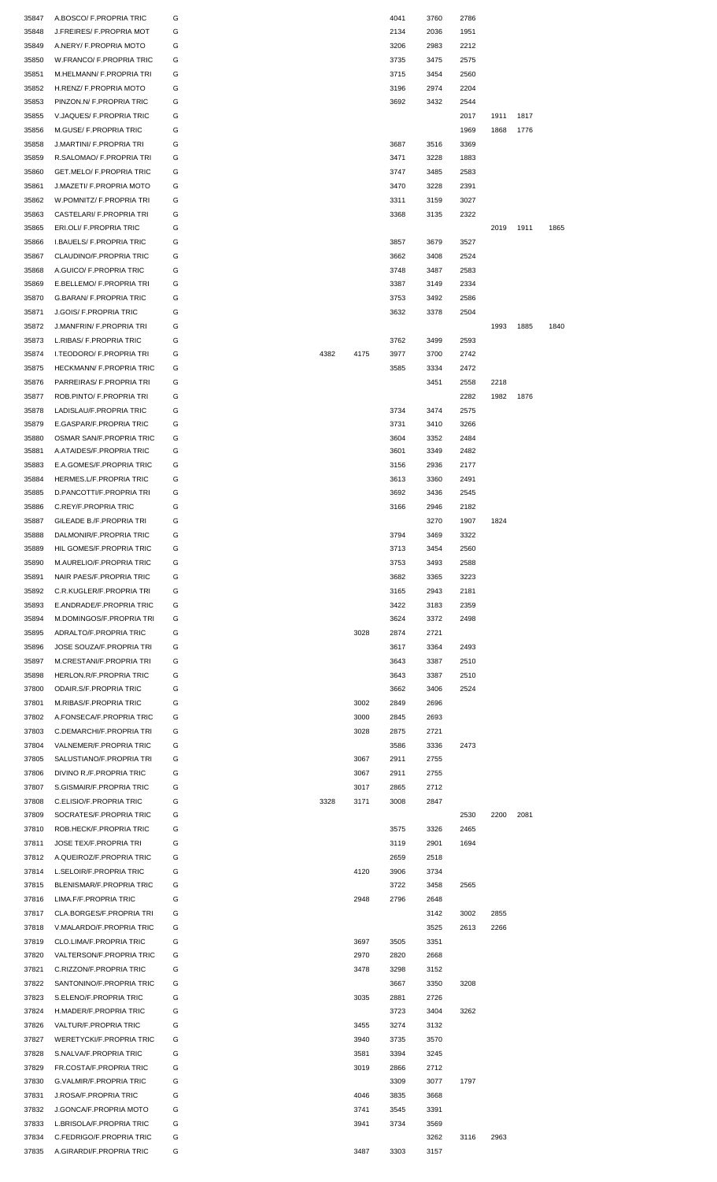| | | | | | | | | | | |
|---|---|---|---|---|---|---|---|---|---|---|
| 35847 | A.BOSCO/ F.PROPRIA TRIC | G | | | 4041 | 3760 | 2786 | | | |
| 35848 | J.FREIRES/ F.PROPRIA MOT | G | | | 2134 | 2036 | 1951 | | | |
| 35849 | A.NERY/ F.PROPRIA MOTO | G | | | 3206 | 2983 | 2212 | | | |
| 35850 | W.FRANCO/ F.PROPRIA TRIC | G | | | 3735 | 3475 | 2575 | | | |
| 35851 | M.HELMANN/ F.PROPRIA TRI | G | | | 3715 | 3454 | 2560 | | | |
| 35852 | H.RENZ/ F.PROPRIA MOTO | G | | | 3196 | 2974 | 2204 | | | |
| 35853 | PINZON.N/ F.PROPRIA TRIC | G | | | 3692 | 3432 | 2544 | | | |
| 35855 | V.JAQUES/ F.PROPRIA TRIC | G | | | | | 2017 | 1911 | 1817 | |
| 35856 | M.GUSE/ F.PROPRIA TRIC | G | | | | | 1969 | 1868 | 1776 | |
| 35858 | J.MARTINI/ F.PROPRIA TRI | G | | | 3687 | 3516 | 3369 | | | |
| 35859 | R.SALOMAO/ F.PROPRIA TRI | G | | | 3471 | 3228 | 1883 | | | |
| 35860 | GET.MELO/ F.PROPRIA TRIC | G | | | 3747 | 3485 | 2583 | | | |
| 35861 | J.MAZETI/ F.PROPRIA MOTO | G | | | 3470 | 3228 | 2391 | | | |
| 35862 | W.POMNITZ/ F.PROPRIA TRI | G | | | 3311 | 3159 | 3027 | | | |
| 35863 | CASTELARI/ F.PROPRIA TRI | G | | | 3368 | 3135 | 2322 | | | |
| 35865 | ERI.OLI/ F.PROPRIA TRIC | G | | | | | | 2019 | 1911 | 1865 |
| 35866 | I.BAUELS/ F.PROPRIA TRIC | G | | | 3857 | 3679 | 3527 | | | |
| 35867 | CLAUDINO/F.PROPRIA TRIC | G | | | 3662 | 3408 | 2524 | | | |
| 35868 | A.GUICO/ F.PROPRIA TRIC | G | | | 3748 | 3487 | 2583 | | | |
| 35869 | E.BELLEMO/ F.PROPRIA TRI | G | | | 3387 | 3149 | 2334 | | | |
| 35870 | G.BARAN/ F.PROPRIA TRIC | G | | | 3753 | 3492 | 2586 | | | |
| 35871 | J.GOIS/ F.PROPRIA TRIC | G | | | 3632 | 3378 | 2504 | | | |
| 35872 | J.MANFRIN/ F.PROPRIA TRI | G | | | | | | 1993 | 1885 | 1840 |
| 35873 | L.RIBAS/ F.PROPRIA TRIC | G | | | 3762 | 3499 | 2593 | | | |
| 35874 | I.TEODORO/ F.PROPRIA TRI | G | 4382 | 4175 | 3977 | 3700 | 2742 | | | |
| 35875 | HECKMANN/ F.PROPRIA TRIC | G | | | 3585 | 3334 | 2472 | | | |
| 35876 | PARREIRAS/ F.PROPRIA TRI | G | | | | 3451 | 2558 | 2218 | | |
| 35877 | ROB.PINTO/ F.PROPRIA TRI | G | | | | | 2282 | 1982 | 1876 | |
| 35878 | LADISLAU/F.PROPRIA TRIC | G | | | 3734 | 3474 | 2575 | | | |
| 35879 | E.GASPAR/F.PROPRIA TRIC | G | | | 3731 | 3410 | 3266 | | | |
| 35880 | OSMAR SAN/F.PROPRIA TRIC | G | | | 3604 | 3352 | 2484 | | | |
| 35881 | A.ATAIDES/F.PROPRIA TRIC | G | | | 3601 | 3349 | 2482 | | | |
| 35883 | E.A.GOMES/F.PROPRIA TRIC | G | | | 3156 | 2936 | 2177 | | | |
| 35884 | HERMES.L/F.PROPRIA TRIC | G | | | 3613 | 3360 | 2491 | | | |
| 35885 | D.PANCOTTI/F.PROPRIA TRI | G | | | 3692 | 3436 | 2545 | | | |
| 35886 | C.REY/F.PROPRIA TRIC | G | | | 3166 | 2946 | 2182 | | | |
| 35887 | GILEADE B./F.PROPRIA TRI | G | | | | 3270 | 1907 | 1824 | | |
| 35888 | DALMONIR/F.PROPRIA TRIC | G | | | 3794 | 3469 | 3322 | | | |
| 35889 | HIL GOMES/F.PROPRIA TRIC | G | | | 3713 | 3454 | 2560 | | | |
| 35890 | M.AURELIO/F.PROPRIA TRIC | G | | | 3753 | 3493 | 2588 | | | |
| 35891 | NAIR PAES/F.PROPRIA TRIC | G | | | 3682 | 3365 | 3223 | | | |
| 35892 | C.R.KUGLER/F.PROPRIA TRI | G | | | 3165 | 2943 | 2181 | | | |
| 35893 | E.ANDRADE/F.PROPRIA TRIC | G | | | 3422 | 3183 | 2359 | | | |
| 35894 | M.DOMINGOS/F.PROPRIA TRI | G | | | 3624 | 3372 | 2498 | | | |
| 35895 | ADRALTO/F.PROPRIA TRIC | G | | 3028 | 2874 | 2721 | | | | |
| 35896 | JOSE SOUZA/F.PROPRIA TRI | G | | | 3617 | 3364 | 2493 | | | |
| 35897 | M.CRESTANI/F.PROPRIA TRI | G | | | 3643 | 3387 | 2510 | | | |
| 35898 | HERLON.R/F.PROPRIA TRIC | G | | | 3643 | 3387 | 2510 | | | |
| 37800 | ODAIR.S/F.PROPRIA TRIC | G | | | 3662 | 3406 | 2524 | | | |
| 37801 | M.RIBAS/F.PROPRIA TRIC | G | | 3002 | 2849 | 2696 | | | | |
| 37802 | A.FONSECA/F.PROPRIA TRIC | G | | 3000 | 2845 | 2693 | | | | |
| 37803 | C.DEMARCHI/F.PROPRIA TRI | G | | 3028 | 2875 | 2721 | | | | |
| 37804 | VALNEMER/F.PROPRIA TRIC | G | | | 3586 | 3336 | 2473 | | | |
| 37805 | SALUSTIANO/F.PROPRIA TRI | G | | 3067 | 2911 | 2755 | | | | |
| 37806 | DIVINO R./F.PROPRIA TRIC | G | | 3067 | 2911 | 2755 | | | | |
| 37807 | S.GISMAIR/F.PROPRIA TRIC | G | | 3017 | 2865 | 2712 | | | | |
| 37808 | C.ELISIO/F.PROPRIA TRIC | G | 3328 | 3171 | 3008 | 2847 | | | | |
| 37809 | SOCRATES/F.PROPRIA TRIC | G | | | | | 2530 | 2200 | 2081 | |
| 37810 | ROB.HECK/F.PROPRIA TRIC | G | | | 3575 | 3326 | 2465 | | | |
| 37811 | JOSE TEX/F.PROPRIA TRI | G | | | 3119 | 2901 | 1694 | | | |
| 37812 | A.QUEIROZ/F.PROPRIA TRIC | G | | | 2659 | 2518 | | | | |
| 37814 | L.SELOIR/F.PROPRIA TRIC | G | | 4120 | 3906 | 3734 | | | | |
| 37815 | BLENISMAR/F.PROPRIA TRIC | G | | | 3722 | 3458 | 2565 | | | |
| 37816 | LIMA.F/F.PROPRIA TRIC | G | | 2948 | 2796 | 2648 | | | | |
| 37817 | CLA.BORGES/F.PROPRIA TRI | G | | | | 3142 | 3002 | 2855 | | |
| 37818 | V.MALARDO/F.PROPRIA TRIC | G | | | | 3525 | 2613 | 2266 | | |
| 37819 | CLO.LIMA/F.PROPRIA TRIC | G | | 3697 | 3505 | 3351 | | | | |
| 37820 | VALTERSON/F.PROPRIA TRIC | G | | 2970 | 2820 | 2668 | | | | |
| 37821 | C.RIZZON/F.PROPRIA TRIC | G | | 3478 | 3298 | 3152 | | | | |
| 37822 | SANTONINO/F.PROPRIA TRIC | G | | | 3667 | 3350 | 3208 | | | |
| 37823 | S.ELENO/F.PROPRIA TRIC | G | | 3035 | 2881 | 2726 | | | | |
| 37824 | H.MADER/F.PROPRIA TRIC | G | | | 3723 | 3404 | 3262 | | | |
| 37826 | VALTUR/F.PROPRIA TRIC | G | | 3455 | 3274 | 3132 | | | | |
| 37827 | WERETYCKI/F.PROPRIA TRIC | G | | 3940 | 3735 | 3570 | | | | |
| 37828 | S.NALVA/F.PROPRIA TRIC | G | | 3581 | 3394 | 3245 | | | | |
| 37829 | FR.COSTA/F.PROPRIA TRIC | G | | 3019 | 2866 | 2712 | | | | |
| 37830 | G.VALMIR/F.PROPRIA TRIC | G | | | 3309 | 3077 | 1797 | | | |
| 37831 | J.ROSA/F.PROPRIA TRIC | G | | 4046 | 3835 | 3668 | | | | |
| 37832 | J.GONCA/F.PROPRIA MOTO | G | | 3741 | 3545 | 3391 | | | | |
| 37833 | L.BRISOLA/F.PROPRIA TRIC | G | | 3941 | 3734 | 3569 | | | | |
| 37834 | C.FEDRIGO/F.PROPRIA TRIC | G | | | | 3262 | 3116 | 2963 | | |
| 37835 | A.GIRARDI/F.PROPRIA TRIC | G | | 3487 | 3303 | 3157 | | | | |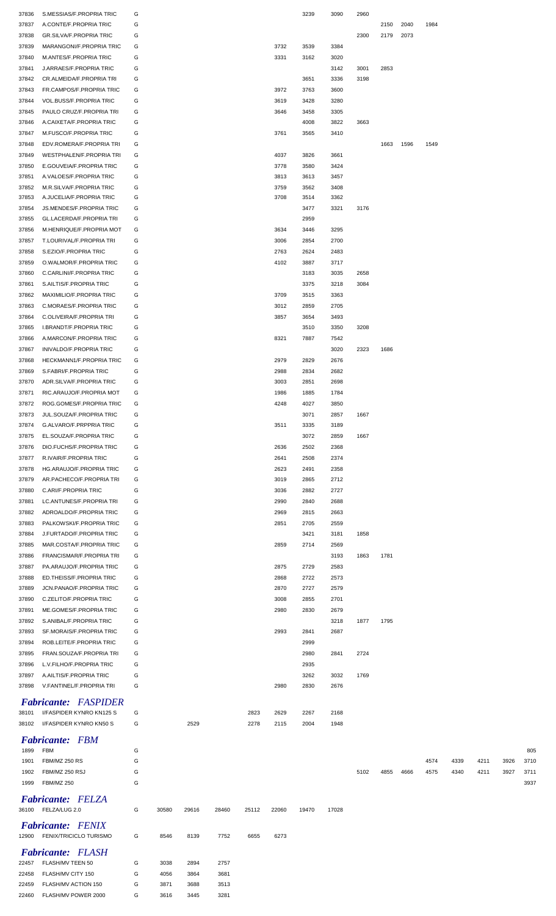| | | | | | | | | | | | | | | | | | |
|---|---|---|---|---|---|---|---|---|---|---|---|---|---|---|---|---|---|
| 37836 | S.MESSIAS/F.PROPRIA TRIC | G | | | | | | 3239 | 3090 | 2960 | | | | | | | |
| 37837 | A.CONTE/F.PROPRIA TRIC | G | | | | | | | | | 2150 | 2040 | 1984 | | | | |
| 37838 | GR.SILVA/F.PROPRIA TRIC | G | | | | | | | | 2300 | 2179 | 2073 | | | | | |
| 37839 | MARANGONI/F.PROPRIA TRIC | G | | | | | 3732 | 3539 | 3384 | | | | | | | | |
| 37840 | M.ANTES/F.PROPRIA TRIC | G | | | | | 3331 | 3162 | 3020 | | | | | | | | |
| 37841 | J.ARRAES/F.PROPRIA TRIC | G | | | | | | | 3142 | 3001 | 2853 | | | | | | |
| 37842 | CR.ALMEIDA/F.PROPRIA TRI | G | | | | | | 3651 | 3336 | 3198 | | | | | | | |
| 37843 | FR.CAMPOS/F.PROPRIA TRIC | G | | | | | 3972 | 3763 | 3600 | | | | | | | | |
| 37844 | VOL.BUSS/F.PROPRIA TRIC | G | | | | | 3619 | 3428 | 3280 | | | | | | | | |
| 37845 | PAULO CRUZ/F.PROPRIA TRI | G | | | | | 3646 | 3458 | 3305 | | | | | | | | |
| 37846 | A.CAIXETA/F.PROPRIA TRIC | G | | | | | | 4008 | 3822 | 3663 | | | | | | | |
| 37847 | M.FUSCO/F.PROPRIA TRIC | G | | | | | 3761 | 3565 | 3410 | | | | | | | | |
| 37848 | EDV.ROMERA/F.PROPRIA TRI | G | | | | | | | | | 1663 | 1596 | 1549 | | | | |
| 37849 | WESTPHALEN/F.PROPRIA TRI | G | | | | | 4037 | 3826 | 3661 | | | | | | | | |
| 37850 | E.GOUVEIA/F.PROPRIA TRIC | G | | | | | 3778 | 3580 | 3424 | | | | | | | | |
| 37851 | A.VALOES/F.PROPRIA TRIC | G | | | | | 3813 | 3613 | 3457 | | | | | | | | |
| 37852 | M.R.SILVA/F.PROPRIA TRIC | G | | | | | 3759 | 3562 | 3408 | | | | | | | | |
| 37853 | A.JUCELIA/F.PROPRIA TRIC | G | | | | | 3708 | 3514 | 3362 | | | | | | | | |
| 37854 | JS.MENDES/F.PROPRIA TRIC | G | | | | | | 3477 | 3321 | 3176 | | | | | | | |
| 37855 | GL.LACERDA/F.PROPRIA TRI | G | | | | | | 2959 | | | | | | | | | |
| 37856 | M.HENRIQUE/F.PROPRIA MOT | G | | | | | 3634 | 3446 | 3295 | | | | | | | | |
| 37857 | T.LOURIVAL/F.PROPRIA TRI | G | | | | | 3006 | 2854 | 2700 | | | | | | | | |
| 37858 | S.EZIO/F.PROPRIA TRIC | G | | | | | 2763 | 2624 | 2483 | | | | | | | | |
| 37859 | O.WALMOR/F.PROPRIA TRIC | G | | | | | 4102 | 3887 | 3717 | | | | | | | | |
| 37860 | C.CARLINI/F.PROPRIA TRIC | G | | | | | | 3183 | 3035 | 2658 | | | | | | | |
| 37861 | S.AILTIS/F.PROPRIA TRIC | G | | | | | | 3375 | 3218 | 3084 | | | | | | | |
| 37862 | MAXIMILIO/F.PROPRIA TRIC | G | | | | | 3709 | 3515 | 3363 | | | | | | | | |
| 37863 | C.MORAES/F.PROPRIA TRIC | G | | | | | 3012 | 2859 | 2705 | | | | | | | | |
| 37864 | C.OLIVEIRA/F.PROPRIA TRI | G | | | | | 3857 | 3654 | 3493 | | | | | | | | |
| 37865 | I.BRANDT/F.PROPRIA TRIC | G | | | | | | 3510 | 3350 | 3208 | | | | | | | |
| 37866 | A.MARCON/F.PROPRIA TRIC | G | | | | | 8321 | 7887 | 7542 | | | | | | | | |
| 37867 | INIVALDO/F.PROPRIA TRIC | G | | | | | | | 3020 | 2323 | 1686 | | | | | | |
| 37868 | HECKMANN1/F.PROPRIA TRIC | G | | | | | 2979 | 2829 | 2676 | | | | | | | | |
| 37869 | S.FABRI/F.PROPRIA TRIC | G | | | | | 2988 | 2834 | 2682 | | | | | | | | |
| 37870 | ADR.SILVA/F.PROPRIA TRIC | G | | | | | 3003 | 2851 | 2698 | | | | | | | | |
| 37871 | RIC.ARAUJO/F.PROPRIA MOT | G | | | | | 1986 | 1885 | 1784 | | | | | | | | |
| 37872 | ROG.GOMES/F.PROPRIA TRIC | G | | | | | 4248 | 4027 | 3850 | | | | | | | | |
| 37873 | JUL.SOUZA/F.PROPRIA TRIC | G | | | | | | 3071 | 2857 | 1667 | | | | | | | |
| 37874 | G.ALVARO/F.PRPPRIA TRIC | G | | | | | 3511 | 3335 | 3189 | | | | | | | | |
| 37875 | EL.SOUZA/F.PROPRIA TRIC | G | | | | | | 3072 | 2859 | 1667 | | | | | | | |
| 37876 | DIO.FUCHS/F.PROPRIA TRIC | G | | | | | 2636 | 2502 | 2368 | | | | | | | | |
| 37877 | R.IVAIR/F.PROPRIA TRIC | G | | | | | 2641 | 2508 | 2374 | | | | | | | | |
| 37878 | HG.ARAUJO/F.PROPRIA TRIC | G | | | | | 2623 | 2491 | 2358 | | | | | | | | |
| 37879 | AR.PACHECO/F.PROPRIA TRI | G | | | | | 3019 | 2865 | 2712 | | | | | | | | |
| 37880 | C.ARI/F.PROPRIA TRIC | G | | | | | 3036 | 2882 | 2727 | | | | | | | | |
| 37881 | LC.ANTUNES/F.PROPRIA TRI | G | | | | | 2990 | 2840 | 2688 | | | | | | | | |
| 37882 | ADROALDO/F.PROPRIA TRIC | G | | | | | 2969 | 2815 | 2663 | | | | | | | | |
| 37883 | PALKOWSKI/F.PROPRIA TRIC | G | | | | | 2851 | 2705 | 2559 | | | | | | | | |
| 37884 | J.FURTADO/F.PROPRIA TRIC | G | | | | | | 3421 | 3181 | 1858 | | | | | | | |
| 37885 | MAR.COSTA/F.PROPRIA TRIC | G | | | | | 2859 | 2714 | 2569 | | | | | | | | |
| 37886 | FRANCISMAR/F.PROPRIA TRI | G | | | | | | | 3193 | 1863 | 1781 | | | | | | |
| 37887 | PA.ARAUJO/F.PROPRIA TRIC | G | | | | | 2875 | 2729 | 2583 | | | | | | | | |
| 37888 | ED.THEISS/F.PROPRIA TRIC | G | | | | | 2868 | 2722 | 2573 | | | | | | | | |
| 37889 | JCN.PANAO/F.PROPRIA TRIC | G | | | | | 2870 | 2727 | 2579 | | | | | | | | |
| 37890 | C.ZELITO/F.PROPRIA TRIC | G | | | | | 3008 | 2855 | 2701 | | | | | | | | |
| 37891 | ME.GOMES/F.PROPRIA TRIC | G | | | | | 2980 | 2830 | 2679 | | | | | | | | |
| 37892 | S.ANIBAL/F.PROPRIA TRIC | G | | | | | | | 3218 | 1877 | 1795 | | | | | | |
| 37893 | SF.MORAIS/F.PROPRIA TRIC | G | | | | | 2993 | 2841 | 2687 | | | | | | | | |
| 37894 | ROB.LEITE/F.PROPRIA TRIC | G | | | | | | 2999 | | | | | | | | | |
| 37895 | FRAN.SOUZA/F.PROPRIA TRI | G | | | | | | 2980 | 2841 | 2724 | | | | | | | |
| 37896 | L.V.FILHO/F.PROPRIA TRIC | G | | | | | | 2935 | | | | | | | | | |
| 37897 | A.AILTIS/F.PROPRIA TRIC | G | | | | | | 3262 | 3032 | 1769 | | | | | | | |
| 37898 | V.FANTINEL/F.PROPRIA TRI | G | | | | | 2980 | 2830 | 2676 | | | | | | | | |

***Fabricante: FASPIDER***

| | | | | | | | | | | | | | | | | | |
|---|---|---|---|---|---|---|---|---|---|---|---|---|---|---|---|---|---|
| 38101 | I/FASPIDER KYNRO KN125 S | G | | | | 2823 | 2629 | 2267 | 2168 | | | | | | | | |
| 38102 | I/FASPIDER KYNRO KN50 S | G | | 2529 | | 2278 | 2115 | 2004 | 1948 | | | | | | | | |

***Fabricante: FBM***

| | | | | | | | | | | | | | | | | | |
|---|---|---|---|---|---|---|---|---|---|---|---|---|---|---|---|---|---|
| 1899 | FBM | G | | | | | | | | | | | | | | | 805 |
| 1901 | FBM/MZ 250 RS | G | | | | | | | | | | | 4574 | 4339 | 4211 | 3926 | 3710 |
| 1902 | FBM/MZ 250 RSJ | G | | | | | | | | 5102 | 4855 | 4666 | 4575 | 4340 | 4211 | 3927 | 3711 |
| 1999 | FBM/MZ 250 | G | | | | | | | | | | | | | | | 3937 |

***Fabricante: FELZA***

| | | | | | | | | | |
|---|---|---|---|---|---|---|---|---|---|
| 36100 | FELZA/LUG 2.0 | G | 30580 | 29616 | 28460 | 25112 | 22060 | 19470 | 17028 |

***Fabricante: FENIX***

| | | | | | | | |
|---|---|---|---|---|---|---|---|
| 12900 | FENIX/TRICICLO TURISMO | G | 8546 | 8139 | 7752 | 6655 | 6273 |

***Fabricante: FLASH***

| | | | | | |
|---|---|---|---|---|---|
| 22457 | FLASH/MV TEEN 50 | G | 3038 | 2894 | 2757 |
| 22458 | FLASH/MV CITY 150 | G | 4056 | 3864 | 3681 |
| 22459 | FLASH/MV ACTION 150 | G | 3871 | 3688 | 3513 |
| 22460 | FLASH/MV POWER 2000 | G | 3616 | 3445 | 3281 |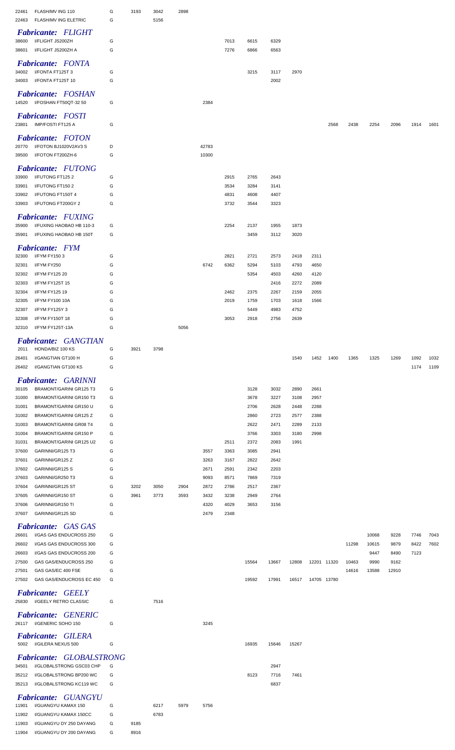| | | | | | | | | | | | | | | | | | |
|---|---|---|---|---|---|---|---|---|---|---|---|---|---|---|---|---|---|
| 22461 | FLASH/MV ING 110 | G | 3193 | 3042 | 2898 | | | | | | | | | | | | |
| 22463 | FLASH/MV ING ELETRIC | G | | 5156 | | | | | | | | | | | | | |

## *Fabricante: FLIGHT*

| | | | | | | | | | | | | | | | | | |
|---|---|---|---|---|---|---|---|---|---|---|---|---|---|---|---|---|---|
| 38600 | I/FLIGHT JS200ZH | G | | | | | 7013 | 6615 | 6329 | | | | | | | | |
| 38601 | I/FLIGHT JS200ZH A | G | | | | | 7276 | 6866 | 6563 | | | | | | | | |

## *Fabricante: FONTA*

| | | | | | | | | | | | | | | | | | |
|---|---|---|---|---|---|---|---|---|---|---|---|---|---|---|---|---|---|
| 34002 | I/FONTA FT125T 3 | G | | | | | | 3215 | 3117 | 2970 | | | | | | | |
| 34003 | I/FONTA FT125T 10 | G | | | | | | | 2002 | | | | | | | | |

## *Fabricante: FOSHAN*

| | | | | | | | | | | | | | | | | | |
|---|---|---|---|---|---|---|---|---|---|---|---|---|---|---|---|---|---|
| 14520 | I/FOSHAN FT50QT-32 50 | G | | | | 2384 | | | | | | | | | | | |

## *Fabricante: FOSTI*

| | | | | | | | | | | | | | | | | | |
|---|---|---|---|---|---|---|---|---|---|---|---|---|---|---|---|---|---|
| 23801 | IMP/FOSTI FT125 A | G | | | | | | | | | | 2568 | 2438 | 2254 | 2096 | 1914 | 1601 |

## *Fabricante: FOTON*

| | | | | | | | | | | | | | | | | | |
|---|---|---|---|---|---|---|---|---|---|---|---|---|---|---|---|---|---|
| 20770 | I/FOTON BJ1020V2AV3 S | D | | | | 42783 | | | | | | | | | | | |
| 39500 | I/FOTON FT200ZH-6 | G | | | | 10300 | | | | | | | | | | | |

## *Fabricante: FUTONG*

| | | | | | | | | | | | | | | | | | |
|---|---|---|---|---|---|---|---|---|---|---|---|---|---|---|---|---|---|
| 33900 | I/FUTONG FT125 2 | G | | | | | 2915 | 2765 | 2643 | | | | | | | | |
| 33901 | I/FUTONG FT150 2 | G | | | | | 3534 | 3284 | 3141 | | | | | | | | |
| 33902 | I/FUTONG FT150T 4 | G | | | | | 4831 | 4608 | 4407 | | | | | | | | |
| 33903 | I/FUTONG FT200GY 2 | G | | | | | 3732 | 3544 | 3323 | | | | | | | | |

## *Fabricante: FUXING*

| | | | | | | | | | | | | | | | | | |
|---|---|---|---|---|---|---|---|---|---|---|---|---|---|---|---|---|---|
| 35900 | I/FUXING HAOBAO HB 110-3 | G | | | | | 2254 | 2137 | 1955 | 1873 | | | | | | | |
| 35901 | I/FUXING HAOBAO HB 150T | G | | | | | | 3459 | 3112 | 3020 | | | | | | | |

## *Fabricante: FYM*

| | | | | | | | | | | | | | | | | | |
|---|---|---|---|---|---|---|---|---|---|---|---|---|---|---|---|---|---|
| 32300 | I/FYM FY150 3 | G | | | | | 2821 | 2721 | 2573 | 2418 | 2311 | | | | | | |
| 32301 | I/FYM FY250 | G | | | | 6742 | 6362 | 5294 | 5103 | 4793 | 4650 | | | | | | |
| 32302 | I/FYM FY125 20 | G | | | | | | 5354 | 4503 | 4260 | 4120 | | | | | | |
| 32303 | I/FYM FY125T 15 | G | | | | | | | 2416 | 2272 | 2089 | | | | | | |
| 32304 | I/FYM FY125 19 | G | | | | | 2462 | 2375 | 2267 | 2159 | 2055 | | | | | | |
| 32305 | I/FYM FY100 10A | G | | | | | 2019 | 1759 | 1703 | 1618 | 1566 | | | | | | |
| 32307 | I/FYM FY125Y 3 | G | | | | | | 5449 | 4983 | 4752 | | | | | | | |
| 32308 | I/FYM FY150T 18 | G | | | | | 3053 | 2918 | 2756 | 2639 | | | | | | | |
| 32310 | I/FYM FY125T-13A | G | | | 5056 | | | | | | | | | | | | |

## *Fabricante: GANGTIAN*

| | | | | | | | | | | | | | | | | | |
|---|---|---|---|---|---|---|---|---|---|---|---|---|---|---|---|---|---|
| 2011 | HONDA/BIZ 100 KS | G | 3921 | 3798 | | | | | | | | | | | | | |
| 26401 | I/GANGTIAN GT100 H | G | | | | | | | | 1540 | 1452 | 1400 | 1365 | 1325 | 1269 | 1092 | 1032 |
| 26402 | I/GANGTIAN GT100 KS | G | | | | | | | | | | | | | | 1174 | 1109 |

## *Fabricante: GARINNI*

| | | | | | | | | | | | | | | | | | |
|---|---|---|---|---|---|---|---|---|---|---|---|---|---|---|---|---|---|
| 30105 | BRAMONT/GARINI GR125 T3 | G | | | | | | 3128 | 3032 | 2890 | 2661 | | | | | | |
| 31000 | BRAMONT/GARINI GR150 T3 | G | | | | | | 3678 | 3227 | 3108 | 2957 | | | | | | |
| 31001 | BRAMONT/GARINI GR150 U | G | | | | | | 2706 | 2628 | 2448 | 2288 | | | | | | |
| 31002 | BRAMONT/GARINI GR125 Z | G | | | | | | 2860 | 2723 | 2577 | 2388 | | | | | | |
| 31003 | BRAMONT/GARINI GR08 T4 | G | | | | | | 2622 | 2471 | 2289 | 2133 | | | | | | |
| 31004 | BRAMONT/GARINI GR150 P | G | | | | | | 3766 | 3303 | 3180 | 2998 | | | | | | |
| 31031 | BRAMONT/GARINI GR125 U2 | G | | | | | 2511 | 2372 | 2083 | 1991 | | | | | | | |
| 37600 | GARINNI/GR125 T3 | G | | | | 3557 | 3363 | 3085 | 2941 | | | | | | | | |
| 37601 | GARINNI/GR125 Z | G | | | | 3263 | 3167 | 2822 | 2642 | | | | | | | | |
| 37602 | GARINNI/GR125 S | G | | | | 2671 | 2591 | 2342 | 2203 | | | | | | | | |
| 37603 | GARINNI/GR250 T3 | G | | | | 9093 | 8571 | 7869 | 7319 | | | | | | | | |
| 37604 | GARINNI/GR125 ST | G | 3202 | 3050 | 2904 | 2872 | 2786 | 2517 | 2367 | | | | | | | | |
| 37605 | GARINNI/GR150 ST | G | 3961 | 3773 | 3593 | 3432 | 3238 | 2949 | 2764 | | | | | | | | |
| 37606 | GARINNI/GR150 TI | G | | | | 4320 | 4029 | 3653 | 3156 | | | | | | | | |
| 37607 | GARINNI/GR125 SD | G | | | | 2479 | 2348 | | | | | | | | | | |

## *Fabricante: GAS GAS*

| | | | | | | | | | | | | | | | | | |
|---|---|---|---|---|---|---|---|---|---|---|---|---|---|---|---|---|---|
| 26601 | I/GAS GAS ENDUCROSS 250 | G | | | | | | | | | | | | 10068 | 9228 | 7746 | 7043 |
| 26602 | I/GAS GAS ENDUCROSS 300 | G | | | | | | | | | | | 11298 | 10615 | 9879 | 8422 | 7602 |
| 26603 | I/GAS GAS ENDUCROSS 200 | G | | | | | | | | | | | | 9447 | 8490 | 7123 | |
| 27500 | GAS GAS/ENDUCROSS 250 | G | | | | | | 15564 | 13667 | 12808 | 12201 | 11320 | 10463 | 9990 | 9162 | | |
| 27501 | GAS GAS/EC 400 FSE | G | | | | | | | | | | | 14616 | 13588 | 12910 | | |
| 27502 | GAS GAS/ENDUCROSS EC 450 | G | | | | | | 19592 | 17991 | 16517 | 14705 | 13780 | | | | | |

## *Fabricante: GEELY*

| | | | | | | | | | | | | | | | | | |
|---|---|---|---|---|---|---|---|---|---|---|---|---|---|---|---|---|---|
| 25830 | I/GEELY RETRO CLASSIC | G | | 7516 | | | | | | | | | | | | | |

## *Fabricante: GENERIC*

| | | | | | | | | | | | | | | | | | |
|---|---|---|---|---|---|---|---|---|---|---|---|---|---|---|---|---|---|
| 26117 | I/GENERIC SOHO 150 | G | | | | 3245 | | | | | | | | | | | |

## *Fabricante: GILERA*

| | | | | | | | | | | | | | | | | | |
|---|---|---|---|---|---|---|---|---|---|---|---|---|---|---|---|---|---|
| 5002 | I/GILERA NEXUS 500 | G | | | | | | 16935 | 15646 | 15267 | | | | | | | |

## *Fabricante: GLOBALSTRONG*

| | | | | | | | | | | | | | | | | | |
|---|---|---|---|---|---|---|---|---|---|---|---|---|---|---|---|---|---|
| 34501 | I/GLOBALSTRONG GSC03 CHP | G | | | | | | | 2947 | | | | | | | | |
| 35212 | I/GLOBALSTRONG BP200 WC | G | | | | | | 8123 | 7716 | 7461 | | | | | | | |
| 35213 | I/GLOBALSTRONG KC119 WC | G | | | | | | | 6837 | | | | | | | | |

## *Fabricante: GUANGYU*

| | | | | | | | | | | | | | | | | | |
|---|---|---|---|---|---|---|---|---|---|---|---|---|---|---|---|---|---|
| 11901 | I/GUANGYU KAMAX 150 | G | | 6217 | 5979 | 5756 | | | | | | | | | | | |
| 11902 | I/GUANGYU KAMAX 150CC | G | | 6783 | | | | | | | | | | | | | |
| 11903 | I/GUANGYU DY 250 DAYANG | G | 9185 | | | | | | | | | | | | | | |
| 11904 | I/GUANGYU DY 200 DAYANG | G | 8916 | | | | | | | | | | | | | | |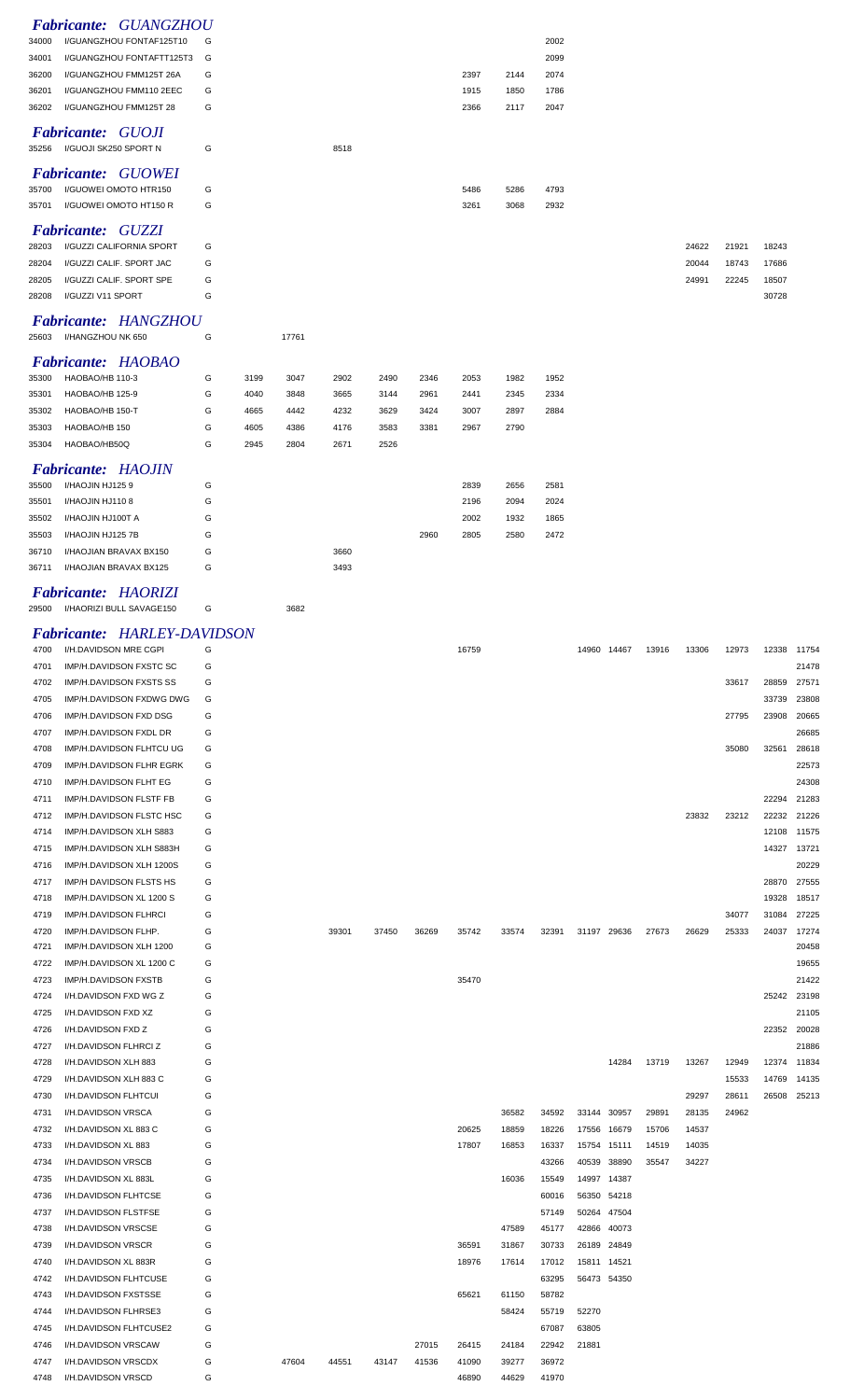### *Fabricante: GUANGZHOU*

| | | | | | | | | | | | | | | | | | |
|---|---|---|---|---|---|---|---|---|---|---|---|---|---|---|---|---|---|
| 34000 | I/GUANGZHOU FONTAF125T10 | G | | | | | | | | 2002 | | | | | | | |
| 34001 | I/GUANGZHOU FONTAFTT125T3 | G | | | | | | | | 2099 | | | | | | | |
| 36200 | I/GUANGZHOU FMM125T 26A | G | | | | | | 2397 | 2144 | 2074 | | | | | | | |
| 36201 | I/GUANGZHOU FMM110 2EEC | G | | | | | | 1915 | 1850 | 1786 | | | | | | | |
| 36202 | I/GUANGZHOU FMM125T 28 | G | | | | | | 2366 | 2117 | 2047 | | | | | | | |

### *Fabricante: GUOJI*

| | | | | | | | | | | | | | | | | | |
|---|---|---|---|---|---|---|---|---|---|---|---|---|---|---|---|---|---|
| 35256 | I/GUOJI SK250 SPORT N | G | | | 8518 | | | | | | | | | | | | |

### *Fabricante: GUOWEI*

| | | | | | | | | | | | | | | | | | |
|---|---|---|---|---|---|---|---|---|---|---|---|---|---|---|---|---|---|
| 35700 | I/GUOWEI OMOTO HTR150 | G | | | | | | 5486 | 5286 | 4793 | | | | | | | |
| 35701 | I/GUOWEI OMOTO HT150 R | G | | | | | | 3261 | 3068 | 2932 | | | | | | | |

### *Fabricante: GUZZI*

| | | | | | | | | | | | | | | | | | |
|---|---|---|---|---|---|---|---|---|---|---|---|---|---|---|---|---|---|
| 28203 | I/GUZZI CALIFORNIA SPORT | G | | | | | | | | | | | | 24622 | 21921 | 18243 | |
| 28204 | I/GUZZI CALIF. SPORT JAC | G | | | | | | | | | | | | 20044 | 18743 | 17686 | |
| 28205 | I/GUZZI CALIF. SPORT SPE | G | | | | | | | | | | | | 24991 | 22245 | 18507 | |
| 28208 | I/GUZZI V11 SPORT | G | | | | | | | | | | | | | | 30728 | |

### *Fabricante: HANGZHOU*

| | | | | | | | | | | | | | | | | | |
|---|---|---|---|---|---|---|---|---|---|---|---|---|---|---|---|---|---|
| 25603 | I/HANGZHOU NK 650 | G | | 17761 | | | | | | | | | | | | | |

### *Fabricante: HAOBAO*

| | | | | | | | | | | | | | | | | | |
|---|---|---|---|---|---|---|---|---|---|---|---|---|---|---|---|---|---|
| 35300 | HAOBAO/HB 110-3 | G | 3199 | 3047 | 2902 | 2490 | 2346 | 2053 | 1982 | 1952 | | | | | | | |
| 35301 | HAOBAO/HB 125-9 | G | 4040 | 3848 | 3665 | 3144 | 2961 | 2441 | 2345 | 2334 | | | | | | | |
| 35302 | HAOBAO/HB 150-T | G | 4665 | 4442 | 4232 | 3629 | 3424 | 3007 | 2897 | 2884 | | | | | | | |
| 35303 | HAOBAO/HB 150 | G | 4605 | 4386 | 4176 | 3583 | 3381 | 2967 | 2790 | | | | | | | | |
| 35304 | HAOBAO/HB50Q | G | 2945 | 2804 | 2671 | 2526 | | | | | | | | | | | |

### *Fabricante: HAOJIN*

| | | | | | | | | | | | | | | | | | |
|---|---|---|---|---|---|---|---|---|---|---|---|---|---|---|---|---|---|
| 35500 | I/HAOJIN HJ125 9 | G | | | | | | 2839 | 2656 | 2581 | | | | | | | |
| 35501 | I/HAOJIN HJ110 8 | G | | | | | | 2196 | 2094 | 2024 | | | | | | | |
| 35502 | I/HAOJIN HJ100T A | G | | | | | | 2002 | 1932 | 1865 | | | | | | | |
| 35503 | I/HAOJIN HJ125 7B | G | | | | | 2960 | 2805 | 2580 | 2472 | | | | | | | |
| 36710 | I/HAOJIAN BRAVAX BX150 | G | | | 3660 | | | | | | | | | | | | |
| 36711 | I/HAOJIAN BRAVAX BX125 | G | | | 3493 | | | | | | | | | | | | |

### *Fabricante: HAORIZI*

| | | | | | | | | | | | | | | | | | |
|---|---|---|---|---|---|---|---|---|---|---|---|---|---|---|---|---|---|
| 29500 | I/HAORIZI BULL SAVAGE150 | G | | 3682 | | | | | | | | | | | | | |

### *Fabricante: HARLEY-DAVIDSON*

| | | | | | | | | | | | | | | | | | |
|---|---|---|---|---|---|---|---|---|---|---|---|---|---|---|---|---|---|
| 4700 | I/H.DAVIDSON MRE CGPI | G | | | | | | 16759 | | | 14960 | 14467 | 13916 | 13306 | 12973 | 12338 | 11754 |
| 4701 | IMP/H.DAVIDSON FXSTC SC | G | | | | | | | | | | | | | | | 21478 |
| 4702 | IMP/H.DAVIDSON FXSTS SS | G | | | | | | | | | | | | | 33617 | 28859 | 27571 |
| 4705 | IMP/H.DAVIDSON FXDWG DWG | G | | | | | | | | | | | | | | 33739 | 23808 |
| 4706 | IMP/H.DAVIDSON FXD DSG | G | | | | | | | | | | | | | 27795 | 23908 | 20665 |
| 4707 | IMP/H.DAVIDSON FXDL DR | G | | | | | | | | | | | | | | | 26685 |
| 4708 | IMP/H.DAVIDSON FLHTCU UG | G | | | | | | | | | | | | | 35080 | 32561 | 28618 |
| 4709 | IMP/H.DAVIDSON FLHR EGRK | G | | | | | | | | | | | | | | | 22573 |
| 4710 | IMP/H.DAVIDSON FLHT EG | G | | | | | | | | | | | | | | | 24308 |
| 4711 | IMP/H.DAVIDSON FLSTF FB | G | | | | | | | | | | | | | | 22294 | 21283 |
| 4712 | IMP/H.DAVIDSON FLSTC HSC | G | | | | | | | | | | | | 23832 | 23212 | 22232 | 21226 |
| 4714 | IMP/H.DAVIDSON XLH S883 | G | | | | | | | | | | | | | | 12108 | 11575 |
| 4715 | IMP/H.DAVIDSON XLH S883H | G | | | | | | | | | | | | | | 14327 | 13721 |
| 4716 | IMP/H.DAVIDSON XLH 1200S | G | | | | | | | | | | | | | | | 20229 |
| 4717 | IMP/H DAVIDSON FLSTS HS | G | | | | | | | | | | | | | | 28870 | 27555 |
| 4718 | IMP/H.DAVIDSON XL 1200 S | G | | | | | | | | | | | | | | 19328 | 18517 |
| 4719 | IMP/H.DAVIDSON FLHRCI | G | | | | | | | | | | | | | 34077 | 31084 | 27225 |
| 4720 | IMP/H.DAVIDSON FLHP. | G | | | 39301 | 37450 | 36269 | 35742 | 33574 | 32391 | 31197 | 29636 | 27673 | 26629 | 25333 | 24037 | 17274 |
| 4721 | IMP/H.DAVIDSON XLH 1200 | G | | | | | | | | | | | | | | | 20458 |
| 4722 | IMP/H.DAVIDSON XL 1200 C | G | | | | | | | | | | | | | | | 19655 |
| 4723 | IMP/H.DAVIDSON FXSTB | G | | | | | | 35470 | | | | | | | | | 21422 |
| 4724 | I/H.DAVIDSON FXD WG Z | G | | | | | | | | | | | | | | 25242 | 23198 |
| 4725 | I/H.DAVIDSON FXD XZ | G | | | | | | | | | | | | | | | 21105 |
| 4726 | I/H.DAVIDSON FXD Z | G | | | | | | | | | | | | | | 22352 | 20028 |
| 4727 | I/H.DAVIDSON FLHRCI Z | G | | | | | | | | | | | | | | | 21886 |
| 4728 | I/H.DAVIDSON XLH 883 | G | | | | | | | | | | 14284 | 13719 | 13267 | 12949 | 12374 | 11834 |
| 4729 | I/H.DAVIDSON XLH 883 C | G | | | | | | | | | | | | | 15533 | 14769 | 14135 |
| 4730 | I/H.DAVIDSON FLHTCUI | G | | | | | | | | | | | | 29297 | 28611 | 26508 | 25213 |
| 4731 | I/H.DAVIDSON VRSCA | G | | | | | | | 36582 | 34592 | 33144 | 30957 | 29891 | 28135 | 24962 | | |
| 4732 | I/H.DAVIDSON XL 883 C | G | | | | | | 20625 | 18859 | 18226 | 17556 | 16679 | 15706 | 14537 | | | |
| 4733 | I/H.DAVIDSON XL 883 | G | | | | | | 17807 | 16853 | 16337 | 15754 | 15111 | 14519 | 14035 | | | |
| 4734 | I/H.DAVIDSON VRSCB | G | | | | | | | | 43266 | 40539 | 38890 | 35547 | 34227 | | | |
| 4735 | I/H.DAVIDSON XL 883L | G | | | | | | | 16036 | 15549 | 14997 | 14387 | | | | | |
| 4736 | I/H.DAVIDSON FLHTCSE | G | | | | | | | | 60016 | 56350 | 54218 | | | | | |
| 4737 | I/H.DAVIDSON FLSTFSE | G | | | | | | | | 57149 | 50264 | 47504 | | | | | |
| 4738 | I/H.DAVIDSON VRSCSE | G | | | | | | | 47589 | 45177 | 42866 | 40073 | | | | | |
| 4739 | I/H.DAVIDSON VRSCR | G | | | | | | 36591 | 31867 | 30733 | 26189 | 24849 | | | | | |
| 4740 | I/H.DAVIDSON XL 883R | G | | | | | | 18976 | 17614 | 17012 | 15811 | 14521 | | | | | |
| 4742 | I/H.DAVIDSON FLHTCUSE | G | | | | | | | | 63295 | 56473 | 54350 | | | | | |
| 4743 | I/H.DAVIDSON FXSTSSE | G | | | | | | 65621 | 61150 | 58782 | | | | | | | |
| 4744 | I/H.DAVIDSON FLHRSE3 | G | | | | | | | 58424 | 55719 | 52270 | | | | | | |
| 4745 | I/H.DAVIDSON FLHTCUSE2 | G | | | | | | | | 67087 | 63805 | | | | | | |
| 4746 | I/H.DAVIDSON VRSCAW | G | | | | | 27015 | 26415 | 24184 | 22942 | 21881 | | | | | | |
| 4747 | I/H.DAVIDSON VRSCDX | G | | 47604 | 44551 | 43147 | 41536 | 41090 | 39277 | 36972 | | | | | | | |
| 4748 | I/H.DAVIDSON VRSCD | G | | | | | | 46890 | 44629 | 41970 | | | | | | | |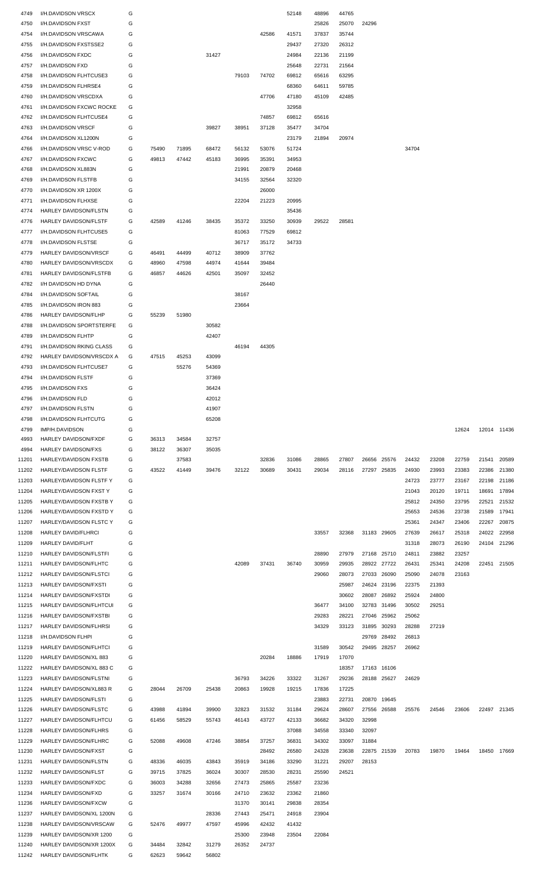| | | | | | | | | | | | | | | | | | |
|---|---|---|---|---|---|---|---|---|---|---|---|---|---|---|---|---|---|
| 4749 | I/H.DAVIDSON VRSCX | G | | | | | | 52148 | 48896 | 44765 | | | | | | | |
| 4750 | I/H.DAVIDSON FXST | G | | | | | | | 25826 | 25070 | 24296 | | | | | | |
| 4754 | I/H.DAVIDSON VRSCAWA | G | | | | | 42586 | 41571 | 37837 | 35744 | | | | | | | |
| 4755 | I/H.DAVIDSON FXSTSSE2 | G | | | | | | 29437 | 27320 | 26312 | | | | | | | |
| 4756 | I/H.DAVIDSON FXDC | G | | | 31427 | | | 24984 | 22136 | 21199 | | | | | | | |
| 4757 | I/H.DAVIDSON FXD | G | | | | | | 25648 | 22731 | 21564 | | | | | | | |
| 4758 | I/H.DAVIDSON FLHTCUSE3 | G | | | | 79103 | 74702 | 69812 | 65616 | 63295 | | | | | | | |
| 4759 | I/H.DAVIDSON FLHRSE4 | G | | | | | | 68360 | 64611 | 59785 | | | | | | | |
| 4760 | I/H.DAVIDSON VRSCDXA | G | | | | | 47706 | 47180 | 45109 | 42485 | | | | | | | |
| 4761 | I/H.DAVIDSON FXCWC ROCKE | G | | | | | | 32958 | | | | | | | | | |
| 4762 | I/H.DAVIDSON FLHTCUSE4 | G | | | | | 74857 | 69812 | 65616 | | | | | | | | |
| 4763 | I/H.DAVIDSON VRSCF | G | | | 39827 | 38951 | 37128 | 35477 | 34704 | | | | | | | | |
| 4764 | I/H.DAVIDSON XL1200N | G | | | | | | 23179 | 21894 | 20974 | | | | | | | |
| 4766 | I/H.DAVIDSON VRSC V-ROD | G | 75490 | 71895 | 68472 | 56132 | 53076 | 51724 | | | | | 34704 | | | | |
| 4767 | I/H.DAVIDSON FXCWC | G | 49813 | 47442 | 45183 | 36995 | 35391 | 34953 | | | | | | | | | |
| 4768 | I/H.DAVIDSON XL883N | G | | | | 21991 | 20879 | 20468 | | | | | | | | | |
| 4769 | I/H.DAVIDSON FLSTFB | G | | | | 34155 | 32564 | 32320 | | | | | | | | | |
| 4770 | I/H.DAVIDSON XR 1200X | G | | | | | 26000 | | | | | | | | | | |
| 4771 | I/H.DAVIDSON FLHXSE | G | | | | 22204 | 21223 | 20995 | | | | | | | | | |
| 4774 | HARLEY DAVIDSON/FLSTN | G | | | | | | 35436 | | | | | | | | | |
| 4776 | HARLEY DAVIDSON/FLSTF | G | 42589 | 41246 | 38435 | 35372 | 33250 | 30939 | 29522 | 28581 | | | | | | | |
| 4777 | I/H.DAVIDSON FLHTCUSE5 | G | | | | 81063 | 77529 | 69812 | | | | | | | | | |
| 4778 | I/H.DAVIDSON FLSTSE | G | | | | 36717 | 35172 | 34733 | | | | | | | | | |
| 4779 | HARLEY DAVIDSON/VRSCF | G | 46491 | 44499 | 40712 | 38909 | 37762 | | | | | | | | | | |
| 4780 | HARLEY DAVIDSON/VRSCDX | G | 48960 | 47598 | 44974 | 41644 | 39484 | | | | | | | | | | |
| 4781 | HARLEY DAVIDSON/FLSTFB | G | 46857 | 44626 | 42501 | 35097 | 32452 | | | | | | | | | | |
| 4782 | I/H DAVIDSON HD DYNA | G | | | | | 26440 | | | | | | | | | | |
| 4784 | I/H.DAVIDSON SOFTAIL | G | | | | 38167 | | | | | | | | | | | |
| 4785 | I/H.DAVIDSON IRON 883 | G | | | | 23664 | | | | | | | | | | | |
| 4786 | HARLEY DAVIDSON/FLHP | G | 55239 | 51980 | | | | | | | | | | | | | |
| 4788 | I/H.DAVIDSON SPORTSTERFE | G | | | 30582 | | | | | | | | | | | | |
| 4789 | I/H.DAVIDSON FLHTP | G | | | 42407 | | | | | | | | | | | | |
| 4791 | I/H.DAVIDSON RKING CLASS | G | | | | 46194 | 44305 | | | | | | | | | | |
| 4792 | HARLEY DAVIDSON/VRSCDX A | G | 47515 | 45253 | 43099 | | | | | | | | | | | | |
| 4793 | I/H.DAVIDSON FLHTCUSE7 | G | | 55276 | 54369 | | | | | | | | | | | | |
| 4794 | I/H.DAVIDSON FLSTF | G | | | 37369 | | | | | | | | | | | | |
| 4795 | I/H.DAVIDSON FXS | G | | | 36424 | | | | | | | | | | | | |
| 4796 | I/H.DAVIDSON FLD | G | | | 42012 | | | | | | | | | | | | |
| 4797 | I/H.DAVIDSON FLSTN | G | | | 41907 | | | | | | | | | | | | |
| 4798 | I/H.DAVIDSON FLHTCUTG | G | | | 65208 | | | | | | | | | | | | |
| 4799 | IMP/H.DAVIDSON | G | | | | | | | | | | | | | 12624 | 12014 | 11436 |
| 4993 | HARLEY DAVIDSON/FXDF | G | 36313 | 34584 | 32757 | | | | | | | | | | | | |
| 4994 | HARLEY DAVIDSON/FXS | G | 38122 | 36307 | 35035 | | | | | | | | | | | | |
| 11201 | HARLEY/DAVIDSON FXSTB | G | | 37583 | | | 32836 | 31086 | 28865 | 27807 | 26656 | 25576 | 24432 | 23208 | 22759 | 21541 | 20589 |
| 11202 | HARLEY/DAVIDSON FLSTF | G | 43522 | 41449 | 39476 | 32122 | 30689 | 30431 | 29034 | 28116 | 27297 | 25835 | 24930 | 23993 | 23383 | 22386 | 21380 |
| 11203 | HARLEY/DAVIDSON FLSTF Y | G | | | | | | | | | | | 24723 | 23777 | 23167 | 22198 | 21186 |
| 11204 | HARLEY/DAVIDSON FXST Y | G | | | | | | | | | | | 21043 | 20120 | 19711 | 18691 | 17894 |
| 11205 | HARLEY/DAVIDSON FXSTB Y | G | | | | | | | | | | | 25812 | 24350 | 23795 | 22521 | 21532 |
| 11206 | HARLEY/DAVIDSON FXSTD Y | G | | | | | | | | | | | 25653 | 24536 | 23738 | 21589 | 17941 |
| 11207 | HARLEY/DAVIDSON FLSTC Y | G | | | | | | | | | | | 25361 | 24347 | 23406 | 22267 | 20875 |
| 11208 | HARLEY DAVID/FLHRCI | G | | | | | | | 33557 | 32368 | 31183 | 29605 | 27639 | 26617 | 25318 | 24022 | 22958 |
| 11209 | HARLEY DAVID/FLHT | G | | | | | | | | | | | 31318 | 28073 | 26190 | 24104 | 21296 |
| 11210 | HARLEY DAVIDSON/FLSTFI | G | | | | | | | 28890 | 27979 | 27168 | 25710 | 24811 | 23882 | 23257 | | |
| 11211 | HARLEY DAVIDSON/FLHTC | G | | | | 42089 | 37431 | 36740 | 30959 | 29935 | 28922 | 27722 | 26431 | 25341 | 24208 | 22451 | 21505 |
| 11212 | HARLEY DAVIDSON/FLSTCI | G | | | | | | | 29060 | 28073 | 27033 | 26090 | 25090 | 24078 | 23163 | | |
| 11213 | HARLEY DAVIDSON/FXSTI | G | | | | | | | | 25987 | 24624 | 23196 | 22375 | 21393 | | | |
| 11214 | HARLEY DAVIDSON/FXSTDI | G | | | | | | | | 30602 | 28087 | 26892 | 25924 | 24800 | | | |
| 11215 | HARLEY DAVIDSON/FLHTCUI | G | | | | | | | 36477 | 34100 | 32783 | 31496 | 30502 | 29251 | | | |
| 11216 | HARLEY DAVIDSON/FXSTBI | G | | | | | | | 29283 | 28221 | 27046 | 25962 | 25062 | | | | |
| 11217 | HARLEY DAVIDSON/FLHRSI | G | | | | | | | 34329 | 33123 | 31895 | 30293 | 28288 | 27219 | | | |
| 11218 | I/H.DAVIDSON FLHPI | G | | | | | | | | | 29769 | 28492 | 26813 | | | | |
| 11219 | HARLEY DAVIDSON/FLHTCI | G | | | | | | | 31589 | 30542 | 29495 | 28257 | 26962 | | | | |
| 11220 | HARLEY DAVIDSON/XL 883 | G | | | | | 20284 | 18886 | 17919 | 17070 | | | | | | | |
| 11222 | HARLEY DAVIDSON/XL 883 C | G | | | | | | | | 18357 | 17163 | 16106 | | | | | |
| 11223 | HARLEY DAVIDSON/FLSTNI | G | | | | 36793 | 34226 | 33322 | 31267 | 29236 | 28188 | 25627 | 24629 | | | | |
| 11224 | HARLEY DAVIDSON/XL883 R | G | 28044 | 26709 | 25438 | 20863 | 19928 | 19215 | 17836 | 17225 | | | | | | | |
| 11225 | HARLEY DAVIDSON/FLSTI | G | | | | | | | 23883 | 22731 | 20870 | 19645 | | | | | |
| 11226 | HARLEY DAVIDSON/FLSTC | G | 43988 | 41894 | 39900 | 32823 | 31532 | 31184 | 29624 | 28607 | 27556 | 26588 | 25576 | 24546 | 23606 | 22497 | 21345 |
| 11227 | HARLEY DAVIDSON/FLHTCU | G | 61456 | 58529 | 55743 | 46143 | 43727 | 42133 | 36682 | 34320 | 32998 | | | | | | |
| 11228 | HARLEY DAVIDSON/FLHRS | G | | | | | | 37088 | 34558 | 33340 | 32097 | | | | | | |
| 11229 | HARLEY DAVIDSON/FLHRC | G | 52088 | 49608 | 47246 | 38854 | 37257 | 36831 | 34302 | 33097 | 31884 | | | | | | |
| 11230 | HARLEY DAVIDSON/FXST | G | | | | | 28492 | 26580 | 24328 | 23638 | 22875 | 21539 | 20783 | 19870 | 19464 | 18450 | 17669 |
| 11231 | HARLEY DAVIDSON/FLSTN | G | 48336 | 46035 | 43843 | 35919 | 34186 | 33290 | 31221 | 29207 | 28153 | | | | | | |
| 11232 | HARLEY DAVIDSON/FLST | G | 39715 | 37825 | 36024 | 30307 | 28530 | 28231 | 25590 | 24521 | | | | | | | |
| 11233 | HARLEY DAVIDSON/FXDC | G | 36003 | 34288 | 32656 | 27473 | 25865 | 25587 | 23236 | | | | | | | | |
| 11234 | HARLEY DAVIDSON/FXD | G | 33257 | 31674 | 30166 | 24710 | 23632 | 23362 | 21860 | | | | | | | | |
| 11236 | HARLEY DAVIDSON/FXCW | G | | | | 31370 | 30141 | 29838 | 28354 | | | | | | | | |
| 11237 | HARLEY DAVIDSON/XL 1200N | G | | | 28336 | 27443 | 25471 | 24918 | 23904 | | | | | | | | |
| 11238 | HARLEY DAVIDSON/VRSCAW | G | 52476 | 49977 | 47597 | 45996 | 42432 | 41432 | | | | | | | | | |
| 11239 | HARLEY DAVIDSON/XR 1200 | G | | | | 25300 | 23948 | 23504 | 22084 | | | | | | | | |
| 11240 | HARLEY DAVIDSON/XR 1200X | G | 34484 | 32842 | 31279 | 26352 | 24737 | | | | | | | | | | |
| 11242 | HARLEY DAVIDSON/FLHTK | G | 62623 | 59642 | 56802 | | | | | | | | | | | | |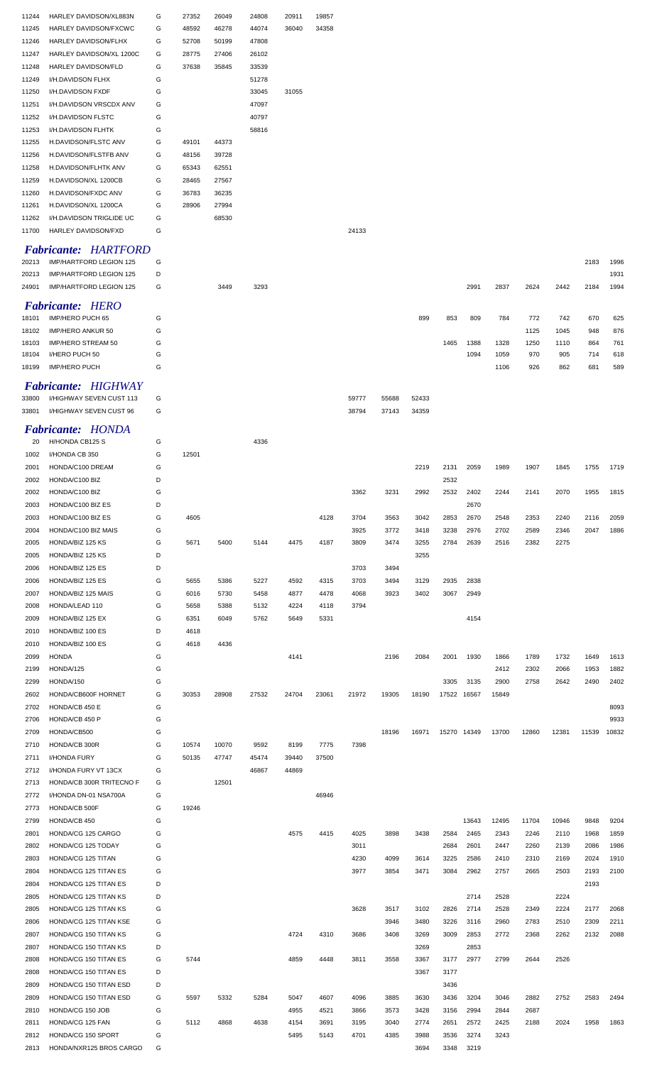| | | | | | | | | | | | | | | | | | |
|---|---|---|---|---|---|---|---|---|---|---|---|---|---|---|---|---|---|
| 11244 | HARLEY DAVIDSON/XL883N | G | 27352 | 26049 | 24808 | 20911 | 19857 | | | | | | | | | | |
| 11245 | HARLEY DAVIDSON/FXCWC | G | 48592 | 46278 | 44074 | 36040 | 34358 | | | | | | | | | | |
| 11246 | HARLEY DAVIDSON/FLHX | G | 52708 | 50199 | 47808 | | | | | | | | | | | | |
| 11247 | HARLEY DAVIDSON/XL 1200C | G | 28775 | 27406 | 26102 | | | | | | | | | | | | |
| 11248 | HARLEY DAVIDSON/FLD | G | 37638 | 35845 | 33539 | | | | | | | | | | | | |
| 11249 | I/H.DAVIDSON FLHX | G | | | 51278 | | | | | | | | | | | | |
| 11250 | I/H.DAVIDSON FXDF | G | | | 33045 | 31055 | | | | | | | | | | | |
| 11251 | I/H.DAVIDSON VRSCDX ANV | G | | | 47097 | | | | | | | | | | | | |
| 11252 | I/H.DAVIDSON FLSTC | G | | | 40797 | | | | | | | | | | | | |
| 11253 | I/H.DAVIDSON FLHTK | G | | | 58816 | | | | | | | | | | | | |
| 11255 | H.DAVIDSON/FLSTC ANV | G | 49101 | 44373 | | | | | | | | | | | | | |
| 11256 | H.DAVIDSON/FLSTFB ANV | G | 48156 | 39728 | | | | | | | | | | | | | |
| 11258 | H.DAVIDSON/FLHTK ANV | G | 65343 | 62551 | | | | | | | | | | | | | |
| 11259 | H.DAVIDSON/XL 1200CB | G | 28465 | 27567 | | | | | | | | | | | | | |
| 11260 | H.DAVIDSON/FXDC ANV | G | 36783 | 36235 | | | | | | | | | | | | | |
| 11261 | H.DAVIDSON/XL 1200CA | G | 28906 | 27994 | | | | | | | | | | | | | |
| 11262 | I/H.DAVIDSON TRIGLIDE UC | G | | 68530 | | | | | | | | | | | | | |
| 11700 | HARLEY DAVIDSON/FXD | G | | | | | | 24133 | | | | | | | | | |

## *Fabricante: HARTFORD*

| | | | | | | | | | | | | | | | | | |
|---|---|---|---|---|---|---|---|---|---|---|---|---|---|---|---|---|---|
| 20213 | IMP/HARTFORD LEGION 125 | G | | | | | | | | | | | | | | 2183 | 1996 |
| 20213 | IMP/HARTFORD LEGION 125 | D | | | | | | | | | | | | | | | 1931 |
| 24901 | IMP/HARTFORD LEGION 125 | G | | 3449 | 3293 | | | | | | | 2991 | 2837 | 2624 | 2442 | 2184 | 1994 |

## *Fabricante: HERO*

| | | | | | | | | | | | | | | | | | |
|---|---|---|---|---|---|---|---|---|---|---|---|---|---|---|---|---|---|
| 18101 | IMP/HERO PUCH 65 | G | | | | | | | | 899 | 853 | 809 | 784 | 772 | 742 | 670 | 625 |
| 18102 | IMP/HERO ANKUR 50 | G | | | | | | | | | | | | 1125 | 1045 | 948 | 876 |
| 18103 | IMP/HERO STREAM 50 | G | | | | | | | | | 1465 | 1388 | 1328 | 1250 | 1110 | 864 | 761 |
| 18104 | I/HERO PUCH 50 | G | | | | | | | | | | 1094 | 1059 | 970 | 905 | 714 | 618 |
| 18199 | IMP/HERO PUCH | G | | | | | | | | | | | 1106 | 926 | 862 | 681 | 589 |

## *Fabricante: HIGHWAY*

| | | | | | | | | | | | | | | | | | |
|---|---|---|---|---|---|---|---|---|---|---|---|---|---|---|---|---|---|
| 33800 | I/HIGHWAY SEVEN CUST 113 | G | | | | | | 59777 | 55688 | 52433 | | | | | | | |
| 33801 | I/HIGHWAY SEVEN CUST 96 | G | | | | | | 38794 | 37143 | 34359 | | | | | | | |

## *Fabricante: HONDA*

| | | | | | | | | | | | | | | | | | |
|---|---|---|---|---|---|---|---|---|---|---|---|---|---|---|---|---|---|
| 20 | H/HONDA CB125 S | G | | | 4336 | | | | | | | | | | | | |
| 1002 | I/HONDA CB 350 | G | 12501 | | | | | | | | | | | | | | |
| 2001 | HONDA/C100 DREAM | G | | | | | | | | 2219 | 2131 | 2059 | 1989 | 1907 | 1845 | 1755 | 1719 |
| 2002 | HONDA/C100 BIZ | D | | | | | | | | | 2532 | | | | | | |
| 2002 | HONDA/C100 BIZ | G | | | | | | 3362 | 3231 | 2992 | 2532 | 2402 | 2244 | 2141 | 2070 | 1955 | 1815 |
| 2003 | HONDA/C100 BIZ ES | D | | | | | | | | | | 2670 | | | | | |
| 2003 | HONDA/C100 BIZ ES | G | 4605 | | | | 4128 | 3704 | 3563 | 3042 | 2853 | 2670 | 2548 | 2353 | 2240 | 2116 | 2059 |
| 2004 | HONDA/C100 BIZ MAIS | G | | | | | | 3925 | 3772 | 3418 | 3238 | 2976 | 2702 | 2589 | 2346 | 2047 | 1886 |
| 2005 | HONDA/BIZ 125 KS | G | 5671 | 5400 | 5144 | 4475 | 4187 | 3809 | 3474 | 3255 | 2784 | 2639 | 2516 | 2382 | 2275 | | |
| 2005 | HONDA/BIZ 125 KS | D | | | | | | | | 3255 | | | | | | | |
| 2006 | HONDA/BIZ 125 ES | D | | | | | | 3703 | 3494 | | | | | | | | |
| 2006 | HONDA/BIZ 125 ES | G | 5655 | 5386 | 5227 | 4592 | 4315 | 3703 | 3494 | 3129 | 2935 | 2838 | | | | | |
| 2007 | HONDA/BIZ 125 MAIS | G | 6016 | 5730 | 5458 | 4877 | 4478 | 4068 | 3923 | 3402 | 3067 | 2949 | | | | | |
| 2008 | HONDA/LEAD 110 | G | 5658 | 5388 | 5132 | 4224 | 4118 | 3794 | | | | | | | | | |
| 2009 | HONDA/BIZ 125 EX | G | 6351 | 6049 | 5762 | 5649 | 5331 | | | | | 4154 | | | | | |
| 2010 | HONDA/BIZ 100 ES | D | 4618 | | | | | | | | | | | | | | |
| 2010 | HONDA/BIZ 100 ES | G | 4618 | 4436 | | | | | | | | | | | | | |
| 2099 | HONDA | G | | | | 4141 | | | 2196 | 2084 | 2001 | 1930 | 1866 | 1789 | 1732 | 1649 | 1613 |
| 2199 | HONDA/125 | G | | | | | | | | | | | 2412 | 2302 | 2066 | 1953 | 1882 |
| 2299 | HONDA/150 | G | | | | | | | | | 3305 | 3135 | 2900 | 2758 | 2642 | 2490 | 2402 |
| 2602 | HONDA/CB600F HORNET | G | 30353 | 28908 | 27532 | 24704 | 23061 | 21972 | 19305 | 18190 | 17522 | 16567 | 15849 | | | | |
| 2702 | HONDA/CB 450 E | G | | | | | | | | | | | | | | | 8093 |
| 2706 | HONDA/CB 450 P | G | | | | | | | | | | | | | | | 9933 |
| 2709 | HONDA/CB500 | G | | | | | | | 18196 | 16971 | 15270 | 14349 | 13700 | 12860 | 12381 | 11539 | 10832 |
| 2710 | HONDA/CB 300R | G | 10574 | 10070 | 9592 | 8199 | 7775 | 7398 | | | | | | | | | |
| 2711 | I/HONDA FURY | G | 50135 | 47747 | 45474 | 39440 | 37500 | | | | | | | | | | |
| 2712 | I/HONDA FURY VT 13CX | G | | | 46867 | 44869 | | | | | | | | | | | |
| 2713 | HONDA/CB 300R TRITECNO F | G | | 12501 | | | | | | | | | | | | | |
| 2772 | I/HONDA DN-01 NSA700A | G | | | | | 46946 | | | | | | | | | | |
| 2773 | HONDA/CB 500F | G | 19246 | | | | | | | | | | | | | | |
| 2799 | HONDA/CB 450 | G | | | | | | | | | | 13643 | 12495 | 11704 | 10946 | 9848 | 9204 |
| 2801 | HONDA/CG 125 CARGO | G | | | | 4575 | 4415 | 4025 | 3898 | 3438 | 2584 | 2465 | 2343 | 2246 | 2110 | 1968 | 1859 |
| 2802 | HONDA/CG 125 TODAY | G | | | | | | 3011 | | | 2684 | 2601 | 2447 | 2260 | 2139 | 2086 | 1986 |
| 2803 | HONDA/CG 125 TITAN | G | | | | | | 4230 | 4099 | 3614 | 3225 | 2586 | 2410 | 2310 | 2169 | 2024 | 1910 |
| 2804 | HONDA/CG 125 TITAN ES | G | | | | | | 3977 | 3854 | 3471 | 3084 | 2962 | 2757 | 2665 | 2503 | 2193 | 2100 |
| 2804 | HONDA/CG 125 TITAN ES | D | | | | | | | | | | | | | | 2193 | |
| 2805 | HONDA/CG 125 TITAN KS | D | | | | | | | | | | 2714 | 2528 | | 2224 | | |
| 2805 | HONDA/CG 125 TITAN KS | G | | | | | | 3628 | 3517 | 3102 | 2826 | 2714 | 2528 | 2349 | 2224 | 2177 | 2068 |
| 2806 | HONDA/CG 125 TITAN KSE | G | | | | | | | 3946 | 3480 | 3226 | 3116 | 2960 | 2783 | 2510 | 2309 | 2211 |
| 2807 | HONDA/CG 150 TITAN KS | G | | | | 4724 | 4310 | 3686 | 3408 | 3269 | 3009 | 2853 | 2772 | 2368 | 2262 | 2132 | 2088 |
| 2807 | HONDA/CG 150 TITAN KS | D | | | | | | | | 3269 | | 2853 | | | | | |
| 2808 | HONDA/CG 150 TITAN ES | G | 5744 | | | 4859 | 4448 | 3811 | 3558 | 3367 | 3177 | 2977 | 2799 | 2644 | 2526 | | |
| 2808 | HONDA/CG 150 TITAN ES | D | | | | | | | | 3367 | 3177 | | | | | | |
| 2809 | HONDA/CG 150 TITAN ESD | D | | | | | | | | | 3436 | | | | | | |
| 2809 | HONDA/CG 150 TITAN ESD | G | 5597 | 5332 | 5284 | 5047 | 4607 | 4096 | 3885 | 3630 | 3436 | 3204 | 3046 | 2882 | 2752 | 2583 | 2494 |
| 2810 | HONDA/CG 150 JOB | G | | | | 4955 | 4521 | 3866 | 3573 | 3428 | 3156 | 2994 | 2844 | 2687 | | | |
| 2811 | HONDA/CG 125 FAN | G | 5112 | 4868 | 4638 | 4154 | 3691 | 3195 | 3040 | 2774 | 2651 | 2572 | 2425 | 2188 | 2024 | 1958 | 1863 |
| 2812 | HONDA/CG 150 SPORT | G | | | | 5495 | 5143 | 4701 | 4385 | 3988 | 3536 | 3274 | 3243 | | | | |
| 2813 | HONDA/NXR125 BROS CARGO | G | | | | | | | | 3694 | 3348 | 3219 | | | | | |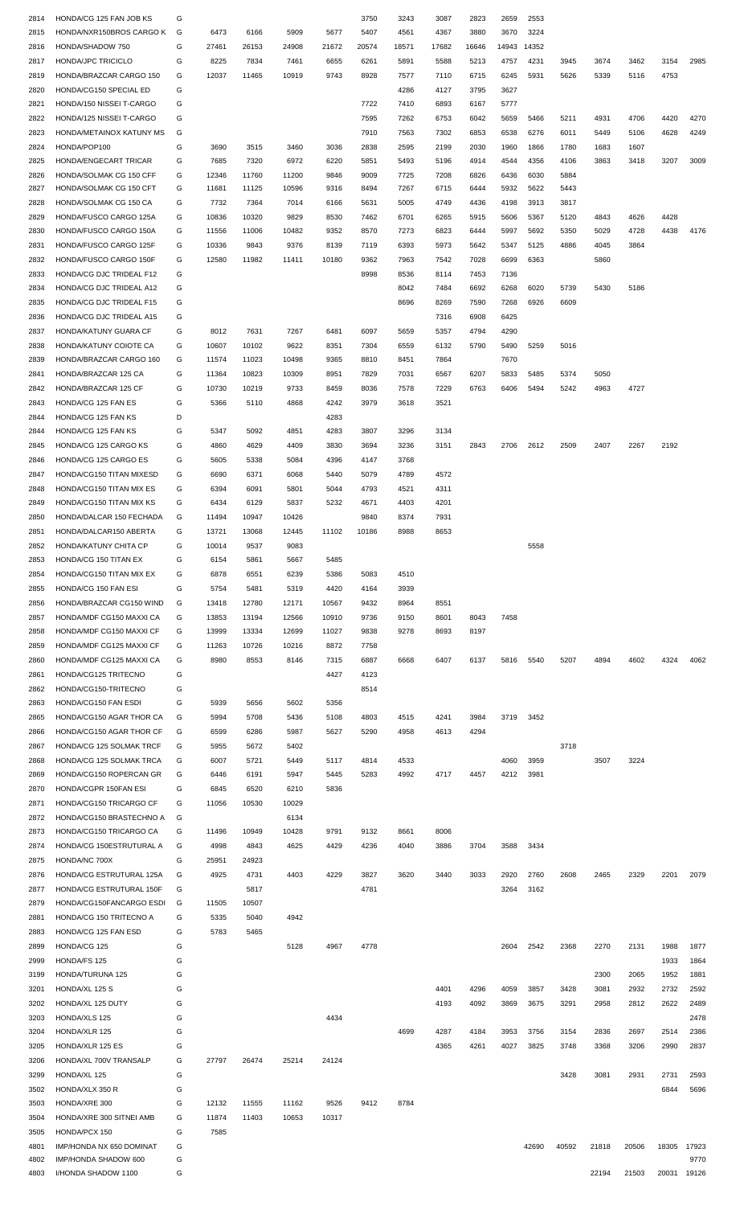| | | | | | | | | | | | | | | | | | |
|---|---|---|---|---|---|---|---|---|---|---|---|---|---|---|---|---|---|
| 2814 | HONDA/CG 125 FAN JOB KS | G | | | | | 3750 | 3243 | 3087 | 2823 | 2659 | 2553 | | | | | |
| 2815 | HONDA/NXR150BROS CARGO K | G | 6473 | 6166 | 5909 | 5677 | 5407 | 4561 | 4367 | 3880 | 3670 | 3224 | | | | | |
| 2816 | HONDA/SHADOW 750 | G | 27461 | 26153 | 24908 | 21672 | 20574 | 18571 | 17682 | 16646 | 14943 | 14352 | | | | | |
| 2817 | HONDA/JPC TRICICLO | G | 8225 | 7834 | 7461 | 6655 | 6261 | 5891 | 5588 | 5213 | 4757 | 4231 | 3945 | 3674 | 3462 | 3154 | 2985 |
| 2819 | HONDA/BRAZCAR CARGO 150 | G | 12037 | 11465 | 10919 | 9743 | 8928 | 7577 | 7110 | 6715 | 6245 | 5931 | 5626 | 5339 | 5116 | 4753 | |
| 2820 | HONDA/CG150 SPECIAL ED | G | | | | | | 4286 | 4127 | 3795 | 3627 | | | | | | |
| 2821 | HONDA/150 NISSEI T-CARGO | G | | | | | 7722 | 7410 | 6893 | 6167 | 5777 | | | | | | |
| 2822 | HONDA/125 NISSEI T-CARGO | G | | | | | 7595 | 7262 | 6753 | 6042 | 5659 | 5466 | 5211 | 4931 | 4706 | 4420 | 4270 |
| 2823 | HONDA/METAINOX KATUNY MS | G | | | | | 7910 | 7563 | 7302 | 6853 | 6538 | 6276 | 6011 | 5449 | 5106 | 4628 | 4249 |
| 2824 | HONDA/POP100 | G | 3690 | 3515 | 3460 | 3036 | 2838 | 2595 | 2199 | 2030 | 1960 | 1866 | 1780 | 1683 | 1607 | | |
| 2825 | HONDA/ENGECART TRICAR | G | 7685 | 7320 | 6972 | 6220 | 5851 | 5493 | 5196 | 4914 | 4544 | 4356 | 4106 | 3863 | 3418 | 3207 | 3009 |
| 2826 | HONDA/SOLMAK CG 150 CFF | G | 12346 | 11760 | 11200 | 9846 | 9009 | 7725 | 7208 | 6826 | 6436 | 6030 | 5884 | | | | |
| 2827 | HONDA/SOLMAK CG 150 CFT | G | 11681 | 11125 | 10596 | 9316 | 8494 | 7267 | 6715 | 6444 | 5932 | 5622 | 5443 | | | | |
| 2828 | HONDA/SOLMAK CG 150 CA | G | 7732 | 7364 | 7014 | 6166 | 5631 | 5005 | 4749 | 4436 | 4198 | 3913 | 3817 | | | | |
| 2829 | HONDA/FUSCO CARGO 125A | G | 10836 | 10320 | 9829 | 8530 | 7462 | 6701 | 6265 | 5915 | 5606 | 5367 | 5120 | 4843 | 4626 | 4428 | |
| 2830 | HONDA/FUSCO CARGO 150A | G | 11556 | 11006 | 10482 | 9352 | 8570 | 7273 | 6823 | 6444 | 5997 | 5692 | 5350 | 5029 | 4728 | 4438 | 4176 |
| 2831 | HONDA/FUSCO CARGO 125F | G | 10336 | 9843 | 9376 | 8139 | 7119 | 6393 | 5973 | 5642 | 5347 | 5125 | 4886 | 4045 | 3864 | | |
| 2832 | HONDA/FUSCO CARGO 150F | G | 12580 | 11982 | 11411 | 10180 | 9362 | 7963 | 7542 | 7028 | 6699 | 6363 | | 5860 | | | |
| 2833 | HONDA/CG DJC TRIDEAL F12 | G | | | | | 8998 | 8536 | 8114 | 7453 | 7136 | | | | | | |
| 2834 | HONDA/CG DJC TRIDEAL A12 | G | | | | | | 8042 | 7484 | 6692 | 6268 | 6020 | 5739 | 5430 | 5186 | | |
| 2835 | HONDA/CG DJC TRIDEAL F15 | G | | | | | | 8696 | 8269 | 7590 | 7268 | 6926 | 6609 | | | | |
| 2836 | HONDA/CG DJC TRIDEAL A15 | G | | | | | | | 7316 | 6908 | 6425 | | | | | | |
| 2837 | HONDA/KATUNY GUARA CF | G | 8012 | 7631 | 7267 | 6481 | 6097 | 5659 | 5357 | 4794 | 4290 | | | | | | |
| 2838 | HONDA/KATUNY COIOTE CA | G | 10607 | 10102 | 9622 | 8351 | 7304 | 6559 | 6132 | 5790 | 5490 | 5259 | 5016 | | | | |
| 2839 | HONDA/BRAZCAR CARGO 160 | G | 11574 | 11023 | 10498 | 9365 | 8810 | 8451 | 7864 | | 7670 | | | | | | |
| 2841 | HONDA/BRAZCAR 125 CA | G | 11364 | 10823 | 10309 | 8951 | 7829 | 7031 | 6567 | 6207 | 5833 | 5485 | 5374 | 5050 | | | |
| 2842 | HONDA/BRAZCAR 125 CF | G | 10730 | 10219 | 9733 | 8459 | 8036 | 7578 | 7229 | 6763 | 6406 | 5494 | 5242 | 4963 | 4727 | | |
| 2843 | HONDA/CG 125 FAN ES | G | 5366 | 5110 | 4868 | 4242 | 3979 | 3618 | 3521 | | | | | | | | |
| 2844 | HONDA/CG 125 FAN KS | D | | | | 4283 | | | | | | | | | | | |
| 2844 | HONDA/CG 125 FAN KS | G | 5347 | 5092 | 4851 | 4283 | 3807 | 3296 | 3134 | | | | | | | | |
| 2845 | HONDA/CG 125 CARGO KS | G | 4860 | 4629 | 4409 | 3830 | 3694 | 3236 | 3151 | 2843 | 2706 | 2612 | 2509 | 2407 | 2267 | 2192 | |
| 2846 | HONDA/CG 125 CARGO ES | G | 5605 | 5338 | 5084 | 4396 | 4147 | 3768 | | | | | | | | | |
| 2847 | HONDA/CG150 TITAN MIXESD | G | 6690 | 6371 | 6068 | 5440 | 5079 | 4789 | 4572 | | | | | | | | |
| 2848 | HONDA/CG150 TITAN MIX ES | G | 6394 | 6091 | 5801 | 5044 | 4793 | 4521 | 4311 | | | | | | | | |
| 2849 | HONDA/CG150 TITAN MIX KS | G | 6434 | 6129 | 5837 | 5232 | 4671 | 4403 | 4201 | | | | | | | | |
| 2850 | HONDA/DALCAR 150 FECHADA | G | 11494 | 10947 | 10426 | | 9840 | 8374 | 7931 | | | | | | | | |
| 2851 | HONDA/DALCAR150 ABERTA | G | 13721 | 13068 | 12445 | 11102 | 10186 | 8988 | 8653 | | | | | | | | |
| 2852 | HONDA/KATUNY CHITA CP | G | 10014 | 9537 | 9083 | | | | | | | 5558 | | | | | |
| 2853 | HONDA/CG 150 TITAN EX | G | 6154 | 5861 | 5667 | 5485 | | | | | | | | | | | |
| 2854 | HONDA/CG150 TITAN MIX EX | G | 6878 | 6551 | 6239 | 5386 | 5083 | 4510 | | | | | | | | | |
| 2855 | HONDA/CG 150 FAN ESI | G | 5754 | 5481 | 5319 | 4420 | 4164 | 3939 | | | | | | | | | |
| 2856 | HONDA/BRAZCAR CG150 WIND | G | 13418 | 12780 | 12171 | 10567 | 9432 | 8964 | 8551 | | | | | | | | |
| 2857 | HONDA/MDF CG150 MAXXI CA | G | 13853 | 13194 | 12566 | 10910 | 9736 | 9150 | 8601 | 8043 | 7458 | | | | | | |
| 2858 | HONDA/MDF CG150 MAXXI CF | G | 13999 | 13334 | 12699 | 11027 | 9838 | 9278 | 8693 | 8197 | | | | | | | |
| 2859 | HONDA/MDF CG125 MAXXI CF | G | 11263 | 10726 | 10216 | 8872 | 7758 | | | | | | | | | | |
| 2860 | HONDA/MDF CG125 MAXXI CA | G | 8980 | 8553 | 8146 | 7315 | 6887 | 6668 | 6407 | 6137 | 5816 | 5540 | 5207 | 4894 | 4602 | 4324 | 4062 |
| 2861 | HONDA/CG125 TRITECNO | G | | | | 4427 | 4123 | | | | | | | | | | |
| 2862 | HONDA/CG150-TRITECNO | G | | | | | 8514 | | | | | | | | | | |
| 2863 | HONDA/CG150 FAN ESDI | G | 5939 | 5656 | 5602 | 5356 | | | | | | | | | | | |
| 2865 | HONDA/CG150 AGAR THOR CA | G | 5994 | 5708 | 5436 | 5108 | 4803 | 4515 | 4241 | 3984 | 3719 | 3452 | | | | | |
| 2866 | HONDA/CG150 AGAR THOR CF | G | 6599 | 6286 | 5987 | 5627 | 5290 | 4958 | 4613 | 4294 | | | | | | | |
| 2867 | HONDA/CG 125 SOLMAK TRCF | G | 5955 | 5672 | 5402 | | | | | | | | 3718 | | | | |
| 2868 | HONDA/CG 125 SOLMAK TRCA | G | 6007 | 5721 | 5449 | 5117 | 4814 | 4533 | | | 4060 | 3959 | | 3507 | 3224 | | |
| 2869 | HONDA/CG150 ROPERCAN GR | G | 6446 | 6191 | 5947 | 5445 | 5283 | 4992 | 4717 | 4457 | 4212 | 3981 | | | | | |
| 2870 | HONDA/CGPR 150FAN ESI | G | 6845 | 6520 | 6210 | 5836 | | | | | | | | | | | |
| 2871 | HONDA/CG150 TRICARGO CF | G | 11056 | 10530 | 10029 | | | | | | | | | | | | |
| 2872 | HONDA/CG150 BRASTECHNO A | G | | | 6134 | | | | | | | | | | | | |
| 2873 | HONDA/CG150 TRICARGO CA | G | 11496 | 10949 | 10428 | 9791 | 9132 | 8661 | 8006 | | | | | | | | |
| 2874 | HONDA/CG 150ESTRUTURAL A | G | 4998 | 4843 | 4625 | 4429 | 4236 | 4040 | 3886 | 3704 | 3588 | 3434 | | | | | |
| 2875 | HONDA/NC 700X | G | 25951 | 24923 | | | | | | | | | | | | | |
| 2876 | HONDA/CG ESTRUTURAL 125A | G | 4925 | 4731 | 4403 | 4229 | 3827 | 3620 | 3440 | 3033 | 2920 | 2760 | 2608 | 2465 | 2329 | 2201 | 2079 |
| 2877 | HONDA/CG ESTRUTURAL 150F | G | | 5817 | | | 4781 | | | | 3264 | 3162 | | | | | |
| 2879 | HONDA/CG150FANCARGO ESDI | G | 11505 | 10507 | | | | | | | | | | | | | |
| 2881 | HONDA/CG 150 TRITECNO A | G | 5335 | 5040 | 4942 | | | | | | | | | | | | |
| 2883 | HONDA/CG 125 FAN ESD | G | 5783 | 5465 | | | | | | | | | | | | | |
| 2899 | HONDA/CG 125 | G | | | 5128 | 4967 | 4778 | | | | 2604 | 2542 | 2368 | 2270 | 2131 | 1988 | 1877 |
| 2999 | HONDA/FS 125 | G | | | | | | | | | | | | | | 1933 | 1864 |
| 3199 | HONDA/TURUNA 125 | G | | | | | | | | | | | | 2300 | 2065 | 1952 | 1881 |
| 3201 | HONDA/XL 125 S | G | | | | | | | 4401 | 4296 | 4059 | 3857 | 3428 | 3081 | 2932 | 2732 | 2592 |
| 3202 | HONDA/XL 125 DUTY | G | | | | | | | 4193 | 4092 | 3869 | 3675 | 3291 | 2958 | 2812 | 2622 | 2489 |
| 3203 | HONDA/XLS 125 | G | | | | 4434 | | | | | | | | | | | 2478 |
| 3204 | HONDA/XLR 125 | G | | | | | | 4699 | 4287 | 4184 | 3953 | 3756 | 3154 | 2836 | 2697 | 2514 | 2386 |
| 3205 | HONDA/XLR 125 ES | G | | | | | | | 4365 | 4261 | 4027 | 3825 | 3748 | 3368 | 3206 | 2990 | 2837 |
| 3206 | HONDA/XL 700V TRANSALP | G | 27797 | 26474 | 25214 | 24124 | | | | | | | | | | | |
| 3299 | HONDA/XL 125 | G | | | | | | | | | | | 3428 | 3081 | 2931 | 2731 | 2593 |
| 3502 | HONDA/XLX 350 R | G | | | | | | | | | | | | | | 6844 | 5696 |
| 3503 | HONDA/XRE 300 | G | 12132 | 11555 | 11162 | 9526 | 9412 | 8784 | | | | | | | | | |
| 3504 | HONDA/XRE 300 SITNEI AMB | G | 11874 | 11403 | 10653 | 10317 | | | | | | | | | | | |
| 3505 | HONDA/PCX 150 | G | 7585 | | | | | | | | | | | | | | |
| 4801 | IMP/HONDA NX 650 DOMINAT | G | | | | | | | | | | 42690 | 40592 | 21818 | 20506 | 18305 | 17923 |
| 4802 | IMP/HONDA SHADOW 600 | G | | | | | | | | | | | | | | | 9770 |
| 4803 | I/HONDA SHADOW 1100 | G | | | | | | | | | | | | 22194 | 21503 | 20031 | 19126 |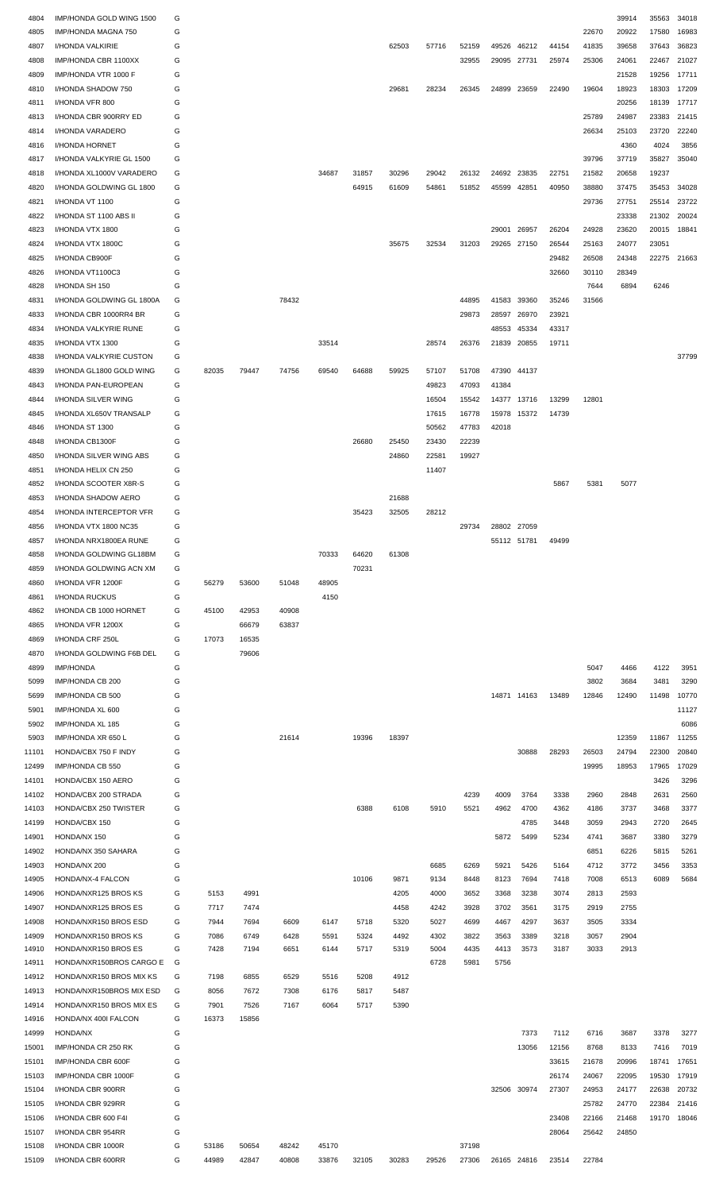| | | | | | | | | | | | | | | | | | |
|---|---|---|---|---|---|---|---|---|---|---|---|---|---|---|---|---|---|
| 4804 | IMP/HONDA GOLD WING 1500 | G | | | | | | | | | | | | | 39914 | 35563 | 34018 |
| 4805 | IMP/HONDA MAGNA 750 | G | | | | | | | | | | | | 22670 | 20922 | 17580 | 16983 |
| 4807 | I/HONDA VALKIRIE | G | | | | | | 62503 | 57716 | 52159 | 49526 | 46212 | 44154 | 41835 | 39658 | 37643 | 36823 |
| 4808 | IMP/HONDA CBR 1100XX | G | | | | | | | | 32955 | 29095 | 27731 | 25974 | 25306 | 24061 | 22467 | 21027 |
| 4809 | IMP/HONDA VTR 1000 F | G | | | | | | | | | | | | | 21528 | 19256 | 17711 |
| 4810 | I/HONDA SHADOW 750 | G | | | | | | 29681 | 28234 | 26345 | 24899 | 23659 | 22490 | 19604 | 18923 | 18303 | 17209 |
| 4811 | I/HONDA VFR 800 | G | | | | | | | | | | | | | 20256 | 18139 | 17717 |
| 4813 | I/HONDA CBR 900RRY ED | G | | | | | | | | | | | | 25789 | 24987 | 23383 | 21415 |
| 4814 | I/HONDA VARADERO | G | | | | | | | | | | | | 26634 | 25103 | 23720 | 22240 |
| 4816 | I/HONDA HORNET | G | | | | | | | | | | | | | 4360 | 4024 | 3856 |
| 4817 | I/HONDA VALKYRIE GL 1500 | G | | | | | | | | | | | | 39796 | 37719 | 35827 | 35040 |
| 4818 | I/HONDA XL1000V VARADERO | G | | | | 34687 | 31857 | 30296 | 29042 | 26132 | 24692 | 23835 | 22751 | 21582 | 20658 | 19237 | |
| 4820 | I/HONDA GOLDWING GL 1800 | G | | | | | 64915 | 61609 | 54861 | 51852 | 45599 | 42851 | 40950 | 38880 | 37475 | 35453 | 34028 |
| 4821 | I/HONDA VT 1100 | G | | | | | | | | | | | | 29736 | 27751 | 25514 | 23722 |
| 4822 | I/HONDA ST 1100 ABS II | G | | | | | | | | | | | | | 23338 | 21302 | 20024 |
| 4823 | I/HONDA VTX 1800 | G | | | | | | | | | 29001 | 26957 | 26204 | 24928 | 23620 | 20015 | 18841 |
| 4824 | I/HONDA VTX 1800C | G | | | | | | 35675 | 32534 | 31203 | 29265 | 27150 | 26544 | 25163 | 24077 | 23051 | |
| 4825 | I/HONDA CB900F | G | | | | | | | | | | | 29482 | 26508 | 24348 | 22275 | 21663 |
| 4826 | I/HONDA VT1100C3 | G | | | | | | | | | | | 32660 | 30110 | 28349 | | |
| 4828 | I/HONDA SH 150 | G | | | | | | | | | | | | 7644 | 6894 | 6246 | |
| 4831 | I/HONDA GOLDWING GL 1800A | G | | | 78432 | | | | | 44895 | 41583 | 39360 | 35246 | 31566 | | | |
| 4833 | I/HONDA CBR 1000RR4 BR | G | | | | | | | | 29873 | 28597 | 26970 | 23921 | | | | |
| 4834 | I/HONDA VALKYRIE RUNE | G | | | | | | | | | 48553 | 45334 | 43317 | | | | |
| 4835 | I/HONDA VTX 1300 | G | | | | 33514 | | | 28574 | 26376 | 21839 | 20855 | 19711 | | | | |
| 4838 | I/HONDA VALKYRIE CUSTON | G | | | | | | | | | | | | | | | 37799 |
| 4839 | I/HONDA GL1800 GOLD WING | G | 82035 | 79447 | 74756 | 69540 | 64688 | 59925 | 57107 | 51708 | 47390 | 44137 | | | | | |
| 4843 | I/HONDA PAN-EUROPEAN | G | | | | | | | 49823 | 47093 | 41384 | | | | | | |
| 4844 | I/HONDA SILVER WING | G | | | | | | | 16504 | 15542 | 14377 | 13716 | 13299 | 12801 | | | |
| 4845 | I/HONDA XL650V TRANSALP | G | | | | | | | 17615 | 16778 | 15978 | 15372 | 14739 | | | | |
| 4846 | I/HONDA ST 1300 | G | | | | | | | 50562 | 47783 | 42018 | | | | | | |
| 4848 | I/HONDA CB1300F | G | | | | | 26680 | 25450 | 23430 | 22239 | | | | | | | |
| 4850 | I/HONDA SILVER WING ABS | G | | | | | | 24860 | 22581 | 19927 | | | | | | | |
| 4851 | I/HONDA HELIX CN 250 | G | | | | | | | 11407 | | | | | | | | |
| 4852 | I/HONDA SCOOTER X8R-S | G | | | | | | | | | | | 5867 | 5381 | 5077 | | |
| 4853 | I/HONDA SHADOW AERO | G | | | | | | 21688 | | | | | | | | | |
| 4854 | I/HONDA INTERCEPTOR VFR | G | | | | | 35423 | 32505 | 28212 | | | | | | | | |
| 4856 | I/HONDA VTX 1800 NC35 | G | | | | | | | | 29734 | 28802 | 27059 | | | | | |
| 4857 | I/HONDA NRX1800EA RUNE | G | | | | | | | | | 55112 | 51781 | 49499 | | | | |
| 4858 | I/HONDA GOLDWING GL18BM | G | | | | 70333 | 64620 | 61308 | | | | | | | | | |
| 4859 | I/HONDA GOLDWING ACN XM | G | | | | | 70231 | | | | | | | | | | |
| 4860 | I/HONDA VFR 1200F | G | 56279 | 53600 | 51048 | 48905 | | | | | | | | | | | |
| 4861 | I/HONDA RUCKUS | G | | | | 4150 | | | | | | | | | | | |
| 4862 | I/HONDA CB 1000 HORNET | G | 45100 | 42953 | 40908 | | | | | | | | | | | | |
| 4865 | I/HONDA VFR 1200X | G | | 66679 | 63837 | | | | | | | | | | | | |
| 4869 | I/HONDA CRF 250L | G | 17073 | 16535 | | | | | | | | | | | | | |
| 4870 | I/HONDA GOLDWING F6B DEL | G | | 79606 | | | | | | | | | | | | | |
| 4899 | IMP/HONDA | G | | | | | | | | | | | | 5047 | 4466 | 4122 | 3951 |
| 5099 | IMP/HONDA CB 200 | G | | | | | | | | | | | | 3802 | 3684 | 3481 | 3290 |
| 5699 | IMP/HONDA CB 500 | G | | | | | | | | | 14871 | 14163 | 13489 | 12846 | 12490 | 11498 | 10770 |
| 5901 | IMP/HONDA XL 600 | G | | | | | | | | | | | | | | | 11127 |
| 5902 | IMP/HONDA XL 185 | G | | | | | | | | | | | | | | | 6086 |
| 5903 | IMP/HONDA XR 650 L | G | | | 21614 | | 19396 | 18397 | | | | | | | 12359 | 11867 | 11255 |
| 11101 | HONDA/CBX 750 F INDY | G | | | | | | | | | | 30888 | 28293 | 26503 | 24794 | 22300 | 20840 |
| 12499 | IMP/HONDA CB 550 | G | | | | | | | | | | | | 19995 | 18953 | 17965 | 17029 |
| 14101 | HONDA/CBX 150 AERO | G | | | | | | | | | | | | | | 3426 | 3296 |
| 14102 | HONDA/CBX 200 STRADA | G | | | | | | | | 4239 | 4009 | 3764 | 3338 | 2960 | 2848 | 2631 | 2560 |
| 14103 | HONDA/CBX 250 TWISTER | G | | | | | 6388 | 6108 | 5910 | 5521 | 4962 | 4700 | 4362 | 4186 | 3737 | 3468 | 3377 |
| 14199 | HONDA/CBX 150 | G | | | | | | | | | | 4785 | 3448 | 3059 | 2943 | 2720 | 2645 |
| 14901 | HONDA/NX 150 | G | | | | | | | | | 5872 | 5499 | 5234 | 4741 | 3687 | 3380 | 3279 |
| 14902 | HONDA/NX 350 SAHARA | G | | | | | | | | | | | | 6851 | 6226 | 5815 | 5261 |
| 14903 | HONDA/NX 200 | G | | | | | | | 6685 | 6269 | 5921 | 5426 | 5164 | 4712 | 3772 | 3456 | 3353 |
| 14905 | HONDA/NX-4 FALCON | G | | | | | 10106 | 9871 | 9134 | 8448 | 8123 | 7694 | 7418 | 7008 | 6513 | 6089 | 5684 |
| 14906 | HONDA/NXR125 BROS KS | G | 5153 | 4991 | | | | 4205 | 4000 | 3652 | 3368 | 3238 | 3074 | 2813 | 2593 | | |
| 14907 | HONDA/NXR125 BROS ES | G | 7717 | 7474 | | | | 4458 | 4242 | 3928 | 3702 | 3561 | 3175 | 2919 | 2755 | | |
| 14908 | HONDA/NXR150 BROS ESD | G | 7944 | 7694 | 6609 | 6147 | 5718 | 5320 | 5027 | 4699 | 4467 | 4297 | 3637 | 3505 | 3334 | | |
| 14909 | HONDA/NXR150 BROS KS | G | 7086 | 6749 | 6428 | 5591 | 5324 | 4492 | 4302 | 3822 | 3563 | 3389 | 3218 | 3057 | 2904 | | |
| 14910 | HONDA/NXR150 BROS ES | G | 7428 | 7194 | 6651 | 6144 | 5717 | 5319 | 5004 | 4435 | 4413 | 3573 | 3187 | 3033 | 2913 | | |
| 14911 | HONDA/NXR150BROS CARGO E | G | | | | | | | 6728 | 5981 | 5756 | | | | | | |
| 14912 | HONDA/NXR150 BROS MIX KS | G | 7198 | 6855 | 6529 | 5516 | 5208 | 4912 | | | | | | | | | |
| 14913 | HONDA/NXR150BROS MIX ESD | G | 8056 | 7672 | 7308 | 6176 | 5817 | 5487 | | | | | | | | | |
| 14914 | HONDA/NXR150 BROS MIX ES | G | 7901 | 7526 | 7167 | 6064 | 5717 | 5390 | | | | | | | | | |
| 14916 | HONDA/NX 400I FALCON | G | 16373 | 15856 | | | | | | | | | | | | | |
| 14999 | HONDA/NX | G | | | | | | | | | | 7373 | 7112 | 6716 | 3687 | 3378 | 3277 |
| 15001 | IMP/HONDA CR 250 RK | G | | | | | | | | | | 13056 | 12156 | 8768 | 8133 | 7416 | 7019 |
| 15101 | IMP/HONDA CBR 600F | G | | | | | | | | | | | 33615 | 21678 | 20996 | 18741 | 17651 |
| 15103 | IMP/HONDA CBR 1000F | G | | | | | | | | | | | 26174 | 24067 | 22095 | 19530 | 17919 |
| 15104 | I/HONDA CBR 900RR | G | | | | | | | | | 32506 | 30974 | 27307 | 24953 | 24177 | 22638 | 20732 |
| 15105 | I/HONDA CBR 929RR | G | | | | | | | | | | | | 25782 | 24770 | 22384 | 21416 |
| 15106 | I/HONDA CBR 600 F4I | G | | | | | | | | | | | 23408 | 22166 | 21468 | 19170 | 18046 |
| 15107 | I/HONDA CBR 954RR | G | | | | | | | | | | | 28064 | 25642 | 24850 | | |
| 15108 | I/HONDA CBR 1000R | G | 53186 | 50654 | 48242 | 45170 | | | | 37198 | | | | | | | |
| 15109 | I/HONDA CBR 600RR | G | 44989 | 42847 | 40808 | 33876 | 32105 | 30283 | 29526 | 27306 | 26165 | 24816 | 23514 | 22784 | | | |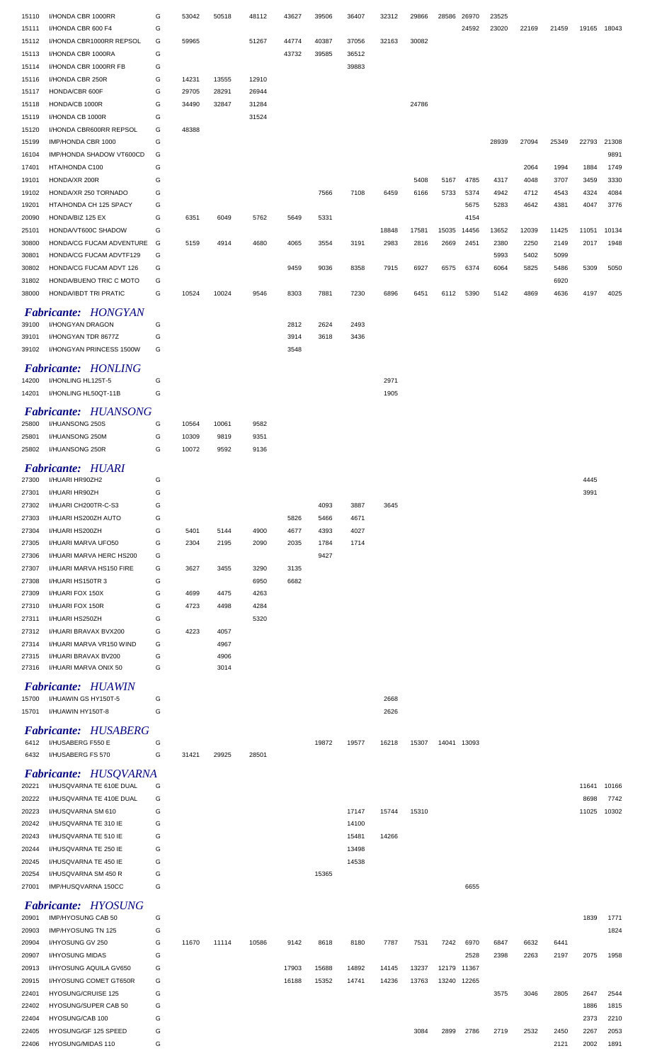| | | | | | | | | | | | | | | | | | |
|---|---|---|---|---|---|---|---|---|---|---|---|---|---|---|---|---|---|
| 15110 | I/HONDA CBR 1000RR | G | 53042 | 50518 | 48112 | 43627 | 39506 | 36407 | 32312 | 29866 | 28586 | 26970 | 23525 | | | | |
| 15111 | I/HONDA CBR 600 F4 | G | | | | | | | | | | 24592 | 23020 | 22169 | 21459 | 19165 | 18043 |
| 15112 | I/HONDA CBR1000RR REPSOL | G | 59965 | | 51267 | 44774 | 40387 | 37056 | 32163 | 30082 | | | | | | | |
| 15113 | I/HONDA CBR 1000RA | G | | | | 43732 | 39585 | 36512 | | | | | | | | | |
| 15114 | I/HONDA CBR 1000RR FB | G | | | | | | 39883 | | | | | | | | | |
| 15116 | I/HONDA CBR 250R | G | 14231 | 13555 | 12910 | | | | | | | | | | | | |
| 15117 | HONDA/CBR 600F | G | 29705 | 28291 | 26944 | | | | | | | | | | | | |
| 15118 | HONDA/CB 1000R | G | 34490 | 32847 | 31284 | | | | | 24786 | | | | | | | |
| 15119 | I/HONDA CB 1000R | G | | | 31524 | | | | | | | | | | | | |
| 15120 | I/HONDA CBR600RR REPSOL | G | 48388 | | | | | | | | | | | | | | |
| 15199 | IMP/HONDA CBR 1000 | G | | | | | | | | | | | 28939 | 27094 | 25349 | 22793 | 21308 |
| 16104 | IMP/HONDA SHADOW VT600CD | G | | | | | | | | | | | | | | | 9891 |
| 17401 | HTA/HONDA C100 | G | | | | | | | | | | | | 2064 | 1994 | 1884 | 1749 |
| 19101 | HONDA/XR 200R | G | | | | | | | | 5408 | 5167 | 4785 | 4317 | 4048 | 3707 | 3459 | 3330 |
| 19102 | HONDA/XR 250 TORNADO | G | | | | | 7566 | 7108 | 6459 | 6166 | 5733 | 5374 | 4942 | 4712 | 4543 | 4324 | 4084 |
| 19201 | HTA/HONDA CH 125 SPACY | G | | | | | | | | | | 5675 | 5283 | 4642 | 4381 | 4047 | 3776 |
| 20090 | HONDA/BIZ 125 EX | G | 6351 | 6049 | 5762 | 5649 | 5331 | | | | | 4154 | | | | | |
| 25101 | HONDA/VT600C SHADOW | G | | | | | | | 18848 | 17581 | 15035 | 14456 | 13652 | 12039 | 11425 | 11051 | 10134 |
| 30800 | HONDA/CG FUCAM ADVENTURE | G | 5159 | 4914 | 4680 | 4065 | 3554 | 3191 | 2983 | 2816 | 2669 | 2451 | 2380 | 2250 | 2149 | 2017 | 1948 |
| 30801 | HONDA/CG FUCAM ADVTF129 | G | | | | | | | | | | | 5993 | 5402 | 5099 | | |
| 30802 | HONDA/CG FUCAM ADVT 126 | G | | | | 9459 | 9036 | 8358 | 7915 | 6927 | 6575 | 6374 | 6064 | 5825 | 5486 | 5309 | 5050 |
| 31802 | HONDA/BUENO TRIC C MOTO | G | | | | | | | | | | | | | 6920 | | |
| 38000 | HONDA/IBDT TRI PRATIC | G | 10524 | 10024 | 9546 | 8303 | 7881 | 7230 | 6896 | 6451 | 6112 | 5390 | 5142 | 4869 | 4636 | 4197 | 4025 |

### *Fabricante: HONGYAN*

| | | | | | | | | |
|---|---|---|---|---|---|---|---|---|
| 39100 | I/HONGYAN DRAGON | G | | | | 2812 | 2624 | 2493 |
| 39101 | I/HONGYAN TDR 8677Z | G | | | | 3914 | 3618 | 3436 |
| 39102 | I/HONGYAN PRINCESS 1500W | G | | | | 3548 | | |

### *Fabricante: HONLING*

| | | | | | | | | | |
|---|---|---|---|---|---|---|---|---|---|
| 14200 | I/HONLING HL125T-5 | G | | | | | | | 2971 |
| 14201 | I/HONLING HL50QT-11B | G | | | | | | | 1905 |

### *Fabricante: HUANSONG*

| | | | | | |
|---|---|---|---|---|---|
| 25800 | I/HUANSONG 250S | G | 10564 | 10061 | 9582 |
| 25801 | I/HUANSONG 250M | G | 10309 | 9819 | 9351 |
| 25802 | I/HUANSONG 250R | G | 10072 | 9592 | 9136 |

### *Fabricante: HUARI*

| | | | | | | | | | | | | | | | | | |
|---|---|---|---|---|---|---|---|---|---|---|---|---|---|---|---|---|---|
| 27300 | I/HUARI HR90ZH2 | G | | | | | | | | | | | | | | 4445 | |
| 27301 | I/HUARI HR90ZH | G | | | | | | | | | | | | | | 3991 | |
| 27302 | I/HUARI CH200TR-C-S3 | G | | | | | 4093 | 3887 | 3645 | | | | | | | | |
| 27303 | I/HUARI HS200ZH AUTO | G | | | | 5826 | 5466 | 4671 | | | | | | | | | |
| 27304 | I/HUARI HS200ZH | G | 5401 | 5144 | 4900 | 4677 | 4393 | 4027 | | | | | | | | | |
| 27305 | I/HUARI MARVA UFO50 | G | 2304 | 2195 | 2090 | 2035 | 1784 | 1714 | | | | | | | | | |
| 27306 | I/HUARI MARVA HERC HS200 | G | | | | | 9427 | | | | | | | | | | |
| 27307 | I/HUARI MARVA HS150 FIRE | G | 3627 | 3455 | 3290 | 3135 | | | | | | | | | | | |
| 27308 | I/HUARI HS150TR 3 | G | | | 6950 | 6682 | | | | | | | | | | | |
| 27309 | I/HUARI FOX 150X | G | 4699 | 4475 | 4263 | | | | | | | | | | | | |
| 27310 | I/HUARI FOX 150R | G | 4723 | 4498 | 4284 | | | | | | | | | | | | |
| 27311 | I/HUARI HS250ZH | G | | | 5320 | | | | | | | | | | | | |
| 27312 | I/HUARI BRAVAX BVX200 | G | 4223 | 4057 | | | | | | | | | | | | | |
| 27314 | I/HUARI MARVA VR150 WIND | G | | 4967 | | | | | | | | | | | | | |
| 27315 | I/HUARI BRAVAX BV200 | G | | 4906 | | | | | | | | | | | | | |
| 27316 | I/HUARI MARVA ONIX 50 | G | | 3014 | | | | | | | | | | | | | |

### *Fabricante: HUAWIN*

| | | | | | | | | | |
|---|---|---|---|---|---|---|---|---|---|
| 15700 | I/HUAWIN GS HY150T-5 | G | | | | | | | 2668 |
| 15701 | I/HUAWIN HY150T-8 | G | | | | | | | 2626 |

### *Fabricante: HUSABERG*

| | | | | | | | | | | | | |
|---|---|---|---|---|---|---|---|---|---|---|---|---|
| 6412 | I/HUSABERG F550 E | G | | | | | 19872 | 19577 | 16218 | 15307 | 14041 | 13093 |
| 6432 | I/HUSABERG FS 570 | G | 31421 | 29925 | 28501 | | | | | | | |

### *Fabricante: HUSQVARNA*

| | | | | | | | | | | | | | | | | | |
|---|---|---|---|---|---|---|---|---|---|---|---|---|---|---|---|---|---|
| 20221 | I/HUSQVARNA TE 610E DUAL | G | | | | | | | | | | | | | | 11641 | 10166 |
| 20222 | I/HUSQVARNA TE 410E DUAL | G | | | | | | | | | | | | | | 8698 | 7742 |
| 20223 | I/HUSQVARNA SM 610 | G | | | | | | 17147 | 15744 | 15310 | | | | | | 11025 | 10302 |
| 20242 | I/HUSQVARNA TE 310 IE | G | | | | | | 14100 | | | | | | | | | |
| 20243 | I/HUSQVARNA TE 510 IE | G | | | | | | 15481 | 14266 | | | | | | | | |
| 20244 | I/HUSQVARNA TE 250 IE | G | | | | | | 13498 | | | | | | | | | |
| 20245 | I/HUSQVARNA TE 450 IE | G | | | | | | 14538 | | | | | | | | | |
| 20254 | I/HUSQVARNA SM 450 R | G | | | | | 15365 | | | | | | | | | | |
| 27001 | IMP/HUSQVARNA 150CC | G | | | | | | | | | | 6655 | | | | | |

### *Fabricante: HYOSUNG*

| | | | | | | | | | | | | | | | | | |
|---|---|---|---|---|---|---|---|---|---|---|---|---|---|---|---|---|---|
| 20901 | IMP/HYOSUNG CAB 50 | G | | | | | | | | | | | | | | 1839 | 1771 |
| 20903 | IMP/HYOSUNG TN 125 | G | | | | | | | | | | | | | | | 1824 |
| 20904 | I/HYOSUNG GV 250 | G | 11670 | 11114 | 10586 | 9142 | 8618 | 8180 | 7787 | 7531 | 7242 | 6970 | 6847 | 6632 | 6441 | | |
| 20907 | I/HYOSUNG MIDAS | G | | | | | | | | | | 2528 | 2398 | 2263 | 2197 | 2075 | 1958 |
| 20913 | I/HYOSUNG AQUILA GV650 | G | | | | 17903 | 15688 | 14892 | 14145 | 13237 | 12179 | 11367 | | | | | |
| 20915 | I/HYOSUNG COMET GT650R | G | | | | 16188 | 15352 | 14741 | 14236 | 13763 | 13240 | 12265 | | | | | |
| 22401 | HYOSUNG/CRUISE 125 | G | | | | | | | | | | | 3575 | 3046 | 2805 | 2647 | 2544 |
| 22402 | HYOSUNG/SUPER CAB 50 | G | | | | | | | | | | | | | | 1886 | 1815 |
| 22404 | HYOSUNG/CAB 100 | G | | | | | | | | | | | | | | 2373 | 2210 |
| 22405 | HYOSUNG/GF 125 SPEED | G | | | | | | | | 3084 | 2899 | 2786 | 2719 | 2532 | 2450 | 2267 | 2053 |
| 22406 | HYOSUNG/MIDAS 110 | G | | | | | | | | | | | | | 2121 | 2002 | 1891 |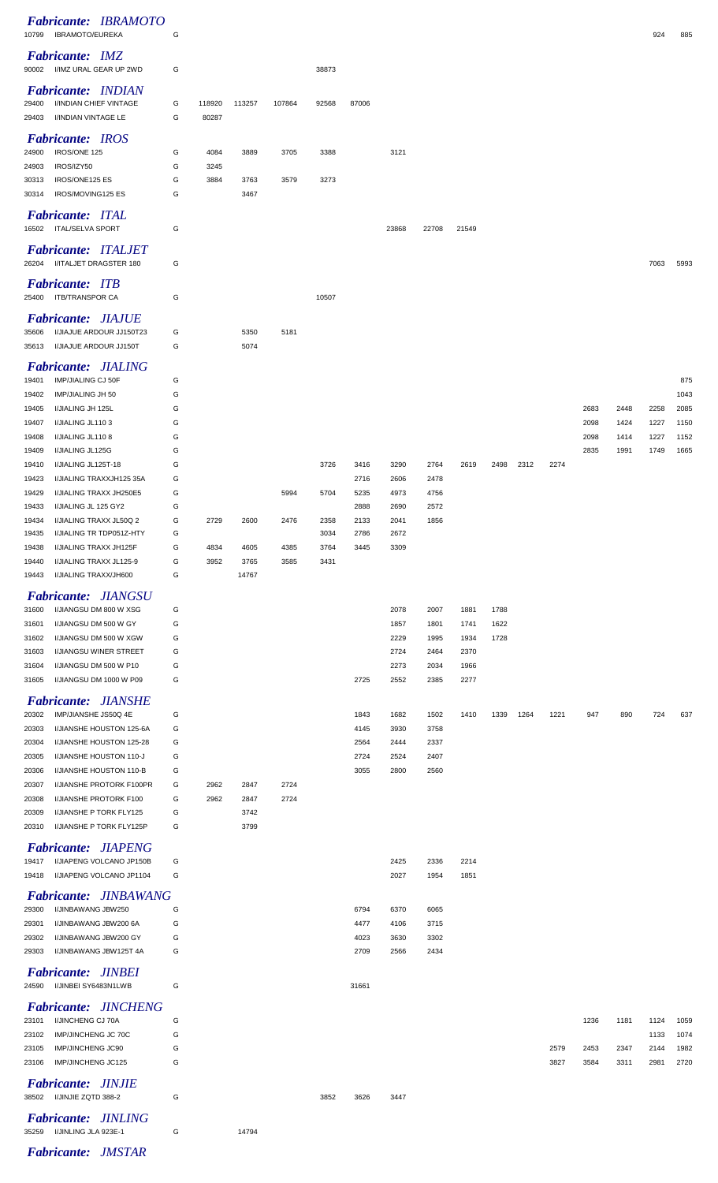| | | | | | | | | | | | | | | | | | |
|---|---|---|---|---|---|---|---|---|---|---|---|---|---|---|---|---|---|
| ***Fabricante: IBRAMOTO*** | | | | | | | | | | | | | | | | | |
| 10799 | IBRAMOTO/EUREKA | G | | | | | | | | | | | | | | 924 | 885 |
| ***Fabricante: IMZ*** | | | | | | | | | | | | | | | | | |
| 90002 | I/IMZ URAL GEAR UP 2WD | G | | | | 38873 | | | | | | | | | | | |
| ***Fabricante: INDIAN*** | | | | | | | | | | | | | | | | | |
| 29400 | I/INDIAN CHIEF VINTAGE | G | 118920 | 113257 | 107864 | 92568 | 87006 | | | | | | | | | | |
| 29403 | I/INDIAN VINTAGE LE | G | 80287 | | | | | | | | | | | | | | |
| ***Fabricante: IROS*** | | | | | | | | | | | | | | | | | |
| 24900 | IROS/ONE 125 | G | 4084 | 3889 | 3705 | 3388 | | 3121 | | | | | | | | | |
| 24903 | IROS/IZY50 | G | 3245 | | | | | | | | | | | | | | |
| 30313 | IROS/ONE125 ES | G | 3884 | 3763 | 3579 | 3273 | | | | | | | | | | | |
| 30314 | IROS/MOVING125 ES | G | | 3467 | | | | | | | | | | | | | |
| ***Fabricante: ITAL*** | | | | | | | | | | | | | | | | | |
| 16502 | ITAL/SELVA SPORT | G | | | | | | 23868 | 22708 | 21549 | | | | | | | |
| ***Fabricante: ITALJET*** | | | | | | | | | | | | | | | | | |
| 26204 | I/ITALJET DRAGSTER 180 | G | | | | | | | | | | | | | | 7063 | 5993 |
| ***Fabricante: ITB*** | | | | | | | | | | | | | | | | | |
| 25400 | ITB/TRANSPOR CA | G | | | | 10507 | | | | | | | | | | | |
| ***Fabricante: JIAJUE*** | | | | | | | | | | | | | | | | | |
| 35606 | I/JIAJUE ARDOUR JJ150T23 | G | | 5350 | 5181 | | | | | | | | | | | | |
| 35613 | I/JIAJUE ARDOUR JJ150T | G | | 5074 | | | | | | | | | | | | | |
| ***Fabricante: JIALING*** | | | | | | | | | | | | | | | | | |
| 19401 | IMP/JIALING CJ 50F | G | | | | | | | | | | | | | | | 875 |
| 19402 | IMP/JIALING JH 50 | G | | | | | | | | | | | | | | | 1043 |
| 19405 | I/JIALING JH 125L | G | | | | | | | | | | | | 2683 | 2448 | 2258 | 2085 |
| 19407 | I/JIALING JL110 3 | G | | | | | | | | | | | | 2098 | 1424 | 1227 | 1150 |
| 19408 | I/JIALING JL110 8 | G | | | | | | | | | | | | 2098 | 1414 | 1227 | 1152 |
| 19409 | I/JIALING JL125G | G | | | | | | | | | | | | 2835 | 1991 | 1749 | 1665 |
| 19410 | I/JIALING JL125T-18 | G | | | | 3726 | 3416 | 3290 | 2764 | 2619 | 2498 | 2312 | 2274 | | | | |
| 19423 | I/JIALING TRAXXJH125 35A | G | | | | | 2716 | 2606 | 2478 | | | | | | | | |
| 19429 | I/JIALING TRAXX JH250E5 | G | | | 5994 | 5704 | 5235 | 4973 | 4756 | | | | | | | | |
| 19433 | I/JIALING JL 125 GY2 | G | | | | | 2888 | 2690 | 2572 | | | | | | | | |
| 19434 | I/JIALING TRAXX JL50Q 2 | G | 2729 | 2600 | 2476 | 2358 | 2133 | 2041 | 1856 | | | | | | | | |
| 19435 | I/JIALING TR TDP051Z-HTY | G | | | | 3034 | 2786 | 2672 | | | | | | | | | |
| 19438 | I/JIALING TRAXX JH125F | G | 4834 | 4605 | 4385 | 3764 | 3445 | 3309 | | | | | | | | | |
| 19440 | I/JIALING TRAXX JL125-9 | G | 3952 | 3765 | 3585 | 3431 | | | | | | | | | | | |
| 19443 | I/JIALING TRAXX/JH600 | G | | 14767 | | | | | | | | | | | | | |
| ***Fabricante: JIANGSU*** | | | | | | | | | | | | | | | | | |
| 31600 | I/JIANGSU DM 800 W XSG | G | | | | | | 2078 | 2007 | 1881 | 1788 | | | | | | |
| 31601 | I/JIANGSU DM 500 W GY | G | | | | | | 1857 | 1801 | 1741 | 1622 | | | | | | |
| 31602 | I/JIANGSU DM 500 W XGW | G | | | | | | 2229 | 1995 | 1934 | 1728 | | | | | | |
| 31603 | I/JIANGSU WINER STREET | G | | | | | | 2724 | 2464 | 2370 | | | | | | | |
| 31604 | I/JIANGSU DM 500 W P10 | G | | | | | | 2273 | 2034 | 1966 | | | | | | | |
| 31605 | I/JIANGSU DM 1000 W P09 | G | | | | | 2725 | 2552 | 2385 | 2277 | | | | | | | |
| ***Fabricante: JIANSHE*** | | | | | | | | | | | | | | | | | |
| 20302 | IMP/JIANSHE JS50Q 4E | G | | | | | 1843 | 1682 | 1502 | 1410 | 1339 | 1264 | 1221 | 947 | 890 | 724 | 637 |
| 20303 | I/JIANSHE HOUSTON 125-6A | G | | | | | 4145 | 3930 | 3758 | | | | | | | | |
| 20304 | I/JIANSHE HOUSTON 125-28 | G | | | | | 2564 | 2444 | 2337 | | | | | | | | |
| 20305 | I/JIANSHE HOUSTON 110-J | G | | | | | 2724 | 2524 | 2407 | | | | | | | | |
| 20306 | I/JIANSHE HOUSTON 110-B | G | | | | | 3055 | 2800 | 2560 | | | | | | | | |
| 20307 | I/JIANSHE PROTORK F100PR | G | 2962 | 2847 | 2724 | | | | | | | | | | | | |
| 20308 | I/JIANSHE PROTORK F100 | G | 2962 | 2847 | 2724 | | | | | | | | | | | | |
| 20309 | I/JIANSHE P TORK FLY125 | G | | 3742 | | | | | | | | | | | | | |
| 20310 | I/JIANSHE P TORK FLY125P | G | | 3799 | | | | | | | | | | | | | |
| ***Fabricante: JIAPENG*** | | | | | | | | | | | | | | | | | |
| 19417 | I/JIAPENG VOLCANO JP150B | G | | | | | | 2425 | 2336 | 2214 | | | | | | | |
| 19418 | I/JIAPENG VOLCANO JP1104 | G | | | | | | 2027 | 1954 | 1851 | | | | | | | |
| ***Fabricante: JINBAWANG*** | | | | | | | | | | | | | | | | | |
| 29300 | I/JINBAWANG JBW250 | G | | | | | 6794 | 6370 | 6065 | | | | | | | | |
| 29301 | I/JINBAWANG JBW200 6A | G | | | | | 4477 | 4106 | 3715 | | | | | | | | |
| 29302 | I/JINBAWANG JBW200 GY | G | | | | | 4023 | 3630 | 3302 | | | | | | | | |
| 29303 | I/JINBAWANG JBW125T 4A | G | | | | | 2709 | 2566 | 2434 | | | | | | | | |
| ***Fabricante: JINBEI*** | | | | | | | | | | | | | | | | | |
| 24590 | I/JINBEI SY6483N1LWB | G | | | | | 31661 | | | | | | | | | | |
| ***Fabricante: JINCHENG*** | | | | | | | | | | | | | | | | | |
| 23101 | I/JINCHENG CJ 70A | G | | | | | | | | | | | | 1236 | 1181 | 1124 | 1059 |
| 23102 | IMP/JINCHENG JC 70C | G | | | | | | | | | | | | | | 1133 | 1074 |
| 23105 | IMP/JINCHENG JC90 | G | | | | | | | | | | | 2579 | 2453 | 2347 | 2144 | 1982 |
| 23106 | IMP/JINCHENG JC125 | G | | | | | | | | | | | 3827 | 3584 | 3311 | 2981 | 2720 |
| ***Fabricante: JINJIE*** | | | | | | | | | | | | | | | | | |
| 38502 | I/JINJIE ZQTD 388-2 | G | | | | 3852 | 3626 | 3447 | | | | | | | | | |
| ***Fabricante: JINLING*** | | | | | | | | | | | | | | | | | |
| 35259 | I/JINLING JLA 923E-1 | G | | 14794 | | | | | | | | | | | | | |
| ***Fabricante: JMSTAR*** | | | | | | | | | | | | | | | | | |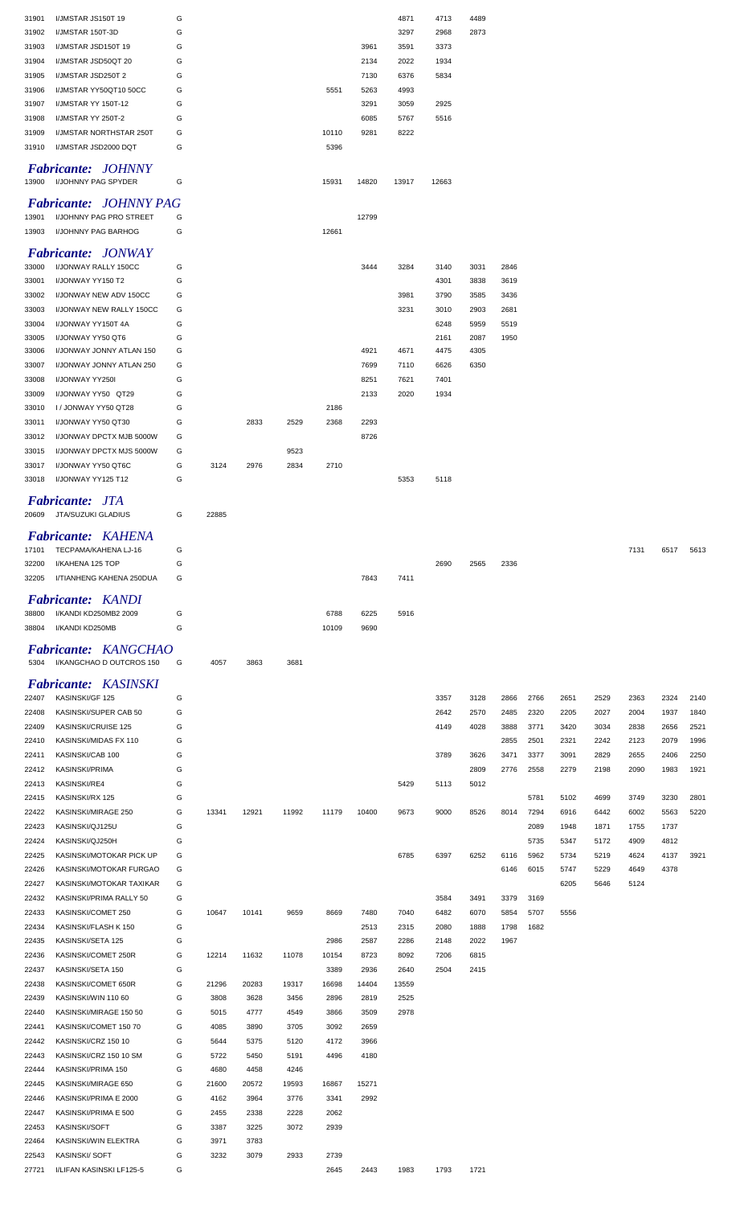|   |   |   |   |   |   |   |   |   |   |   |   |   |   |   |   |   |   |
|---|---|---|---|---|---|---|---|---|---|---|---|---|---|---|---|---|---|
| 31901 | I/JMSTAR JS150T 19 | G |  |  |  |  |  | 4871 | 4713 | 4489 |  |  |  |  |  |  |  |
| 31902 | I/JMSTAR 150T-3D | G |  |  |  |  |  | 3297 | 2968 | 2873 |  |  |  |  |  |  |  |
| 31903 | I/JMSTAR JSD150T 19 | G |  |  |  |  | 3961 | 3591 | 3373 |  |  |  |  |  |  |  |  |
| 31904 | I/JMSTAR JSD50QT 20 | G |  |  |  |  | 2134 | 2022 | 1934 |  |  |  |  |  |  |  |  |
| 31905 | I/JMSTAR JSD250T 2 | G |  |  |  |  | 7130 | 6376 | 5834 |  |  |  |  |  |  |  |  |
| 31906 | I/JMSTAR YY50QT10 50CC | G |  |  |  | 5551 | 5263 | 4993 |  |  |  |  |  |  |  |  |  |
| 31907 | I/JMSTAR YY 150T-12 | G |  |  |  |  | 3291 | 3059 | 2925 |  |  |  |  |  |  |  |  |
| 31908 | I/JMSTAR YY 250T-2 | G |  |  |  |  | 6085 | 5767 | 5516 |  |  |  |  |  |  |  |  |
| 31909 | I/JMSTAR NORTHSTAR 250T | G |  |  |  | 10110 | 9281 | 8222 |  |  |  |  |  |  |  |  |  |
| 31910 | I/JMSTAR JSD2000 DQT | G |  |  |  | 5396 |  |  |  |  |  |  |  |  |  |  |  |

## *Fabricante: JOHNNY*

|   |   |   |   |   |   |   |   |   |   |   |   |   |   |   |   |   |   |
|---|---|---|---|---|---|---|---|---|---|---|---|---|---|---|---|---|---|
| 13900 | I/JOHNNY PAG SPYDER | G |  |  |  | 15931 | 14820 | 13917 | 12663 |  |  |  |  |  |  |  |  |

## *Fabricante: JOHNNY PAG*

|   |   |   |   |   |   |   |   |   |   |   |   |   |   |   |   |   |   |
|---|---|---|---|---|---|---|---|---|---|---|---|---|---|---|---|---|---|
| 13901 | I/JOHNNY PAG PRO STREET | G |  |  |  |  | 12799 |  |  |  |  |  |  |  |  |  |  |
| 13903 | I/JOHNNY PAG BARHOG | G |  |  |  | 12661 |  |  |  |  |  |  |  |  |  |  |  |

## *Fabricante: JONWAY*

|   |   |   |   |   |   |   |   |   |   |   |   |   |   |   |   |   |   |
|---|---|---|---|---|---|---|---|---|---|---|---|---|---|---|---|---|---|
| 33000 | I/JONWAY RALLY 150CC | G |  |  |  |  | 3444 | 3284 | 3140 | 3031 | 2846 |  |  |  |  |  |  |
| 33001 | I/JONWAY YY150 T2 | G |  |  |  |  |  |  | 4301 | 3838 | 3619 |  |  |  |  |  |  |
| 33002 | I/JONWAY NEW ADV 150CC | G |  |  |  |  |  | 3981 | 3790 | 3585 | 3436 |  |  |  |  |  |  |
| 33003 | I/JONWAY NEW RALLY 150CC | G |  |  |  |  |  | 3231 | 3010 | 2903 | 2681 |  |  |  |  |  |  |
| 33004 | I/JONWAY YY150T 4A | G |  |  |  |  |  |  | 6248 | 5959 | 5519 |  |  |  |  |  |  |
| 33005 | I/JONWAY YY50 QT6 | G |  |  |  |  |  |  | 2161 | 2087 | 1950 |  |  |  |  |  |  |
| 33006 | I/JONWAY JONNY ATLAN 150 | G |  |  |  |  | 4921 | 4671 | 4475 | 4305 |  |  |  |  |  |  |  |
| 33007 | I/JONWAY JONNY ATLAN 250 | G |  |  |  |  | 7699 | 7110 | 6626 | 6350 |  |  |  |  |  |  |  |
| 33008 | I/JONWAY YY250I | G |  |  |  |  | 8251 | 7621 | 7401 |  |  |  |  |  |  |  |  |
| 33009 | I/JONWAY YY50  QT29 | G |  |  |  |  | 2133 | 2020 | 1934 |  |  |  |  |  |  |  |  |
| 33010 | I / JONWAY YY50 QT28 | G |  |  |  | 2186 |  |  |  |  |  |  |  |  |  |  |  |
| 33011 | I/JONWAY YY50 QT30 | G |  | 2833 | 2529 | 2368 | 2293 |  |  |  |  |  |  |  |  |  |  |
| 33012 | I/JONWAY DPCTX MJB 5000W | G |  |  |  |  | 8726 |  |  |  |  |  |  |  |  |  |  |
| 33015 | I/JONWAY DPCTX MJS 5000W | G |  |  | 9523 |  |  |  |  |  |  |  |  |  |  |  |  |
| 33017 | I/JONWAY YY50 QT6C | G | 3124 | 2976 | 2834 | 2710 |  |  |  |  |  |  |  |  |  |  |  |
| 33018 | I/JONWAY YY125 T12 | G |  |  |  |  |  | 5353 | 5118 |  |  |  |  |  |  |  |  |

## *Fabricante: JTA*

|   |   |   |   |   |   |   |   |   |   |   |   |   |   |   |   |   |   |
|---|---|---|---|---|---|---|---|---|---|---|---|---|---|---|---|---|---|
| 20609 | JTA/SUZUKI GLADIUS | G | 22885 |  |  |  |  |  |  |  |  |  |  |  |  |  |  |

## *Fabricante: KAHENA*

|   |   |   |   |   |   |   |   |   |   |   |   |   |   |   |   |   |   |
|---|---|---|---|---|---|---|---|---|---|---|---|---|---|---|---|---|---|
| 17101 | TECPAMA/KAHENA LJ-16 | G |  |  |  |  |  |  |  |  |  |  |  |  | 7131 | 6517 | 5613 |
| 32200 | I/KAHENA 125 TOP | G |  |  |  |  |  |  | 2690 | 2565 | 2336 |  |  |  |  |  |  |
| 32205 | I/TIANHENG KAHENA 250DUA | G |  |  |  |  | 7843 | 7411 |  |  |  |  |  |  |  |  |  |

## *Fabricante: KANDI*

|   |   |   |   |   |   |   |   |   |   |   |   |   |   |   |   |   |   |
|---|---|---|---|---|---|---|---|---|---|---|---|---|---|---|---|---|---|
| 38800 | I/KANDI KD250MB2 2009 | G |  |  |  | 6788 | 6225 | 5916 |  |  |  |  |  |  |  |  |  |
| 38804 | I/KANDI KD250MB | G |  |  |  | 10109 | 9690 |  |  |  |  |  |  |  |  |  |  |

## *Fabricante: KANGCHAO*

|   |   |   |   |   |   |   |   |   |   |   |   |   |   |   |   |   |   |
|---|---|---|---|---|---|---|---|---|---|---|---|---|---|---|---|---|---|
| 5304 | I/KANGCHAO D OUTCROS 150 | G | 4057 | 3863 | 3681 |  |  |  |  |  |  |  |  |  |  |  |  |

## *Fabricante: KASINSKI*

|   |   |   |   |   |   |   |   |   |   |   |   |   |   |   |   |   |   |
|---|---|---|---|---|---|---|---|---|---|---|---|---|---|---|---|---|---|
| 22407 | KASINSKI/GF 125 | G |  |  |  |  |  |  | 3357 | 3128 | 2866 | 2766 | 2651 | 2529 | 2363 | 2324 | 2140 |
| 22408 | KASINSKI/SUPER CAB 50 | G |  |  |  |  |  |  | 2642 | 2570 | 2485 | 2320 | 2205 | 2027 | 2004 | 1937 | 1840 |
| 22409 | KASINSKI/CRUISE 125 | G |  |  |  |  |  |  | 4149 | 4028 | 3888 | 3771 | 3420 | 3034 | 2838 | 2656 | 2521 |
| 22410 | KASINSKI/MIDAS FX 110 | G |  |  |  |  |  |  |  |  | 2855 | 2501 | 2321 | 2242 | 2123 | 2079 | 1996 |
| 22411 | KASINSKI/CAB 100 | G |  |  |  |  |  |  | 3789 | 3626 | 3471 | 3377 | 3091 | 2829 | 2655 | 2406 | 2250 |
| 22412 | KASINSKI/PRIMA | G |  |  |  |  |  |  |  | 2809 | 2776 | 2558 | 2279 | 2198 | 2090 | 1983 | 1921 |
| 22413 | KASINSKI/RE4 | G |  |  |  |  |  | 5429 | 5113 | 5012 |  |  |  |  |  |  |  |
| 22415 | KASINSKI/RX 125 | G |  |  |  |  |  |  |  |  |  | 5781 | 5102 | 4699 | 3749 | 3230 | 2801 |
| 22422 | KASINSKI/MIRAGE 250 | G | 13341 | 12921 | 11992 | 11179 | 10400 | 9673 | 9000 | 8526 | 8014 | 7294 | 6916 | 6442 | 6002 | 5563 | 5220 |
| 22423 | KASINSKI/QJ125U | G |  |  |  |  |  |  |  |  |  | 2089 | 1948 | 1871 | 1755 | 1737 |  |
| 22424 | KASINSKI/QJ250H | G |  |  |  |  |  |  |  |  |  | 5735 | 5347 | 5172 | 4909 | 4812 |  |
| 22425 | KASINSKI/MOTOKAR PICK UP | G |  |  |  |  |  | 6785 | 6397 | 6252 | 6116 | 5962 | 5734 | 5219 | 4624 | 4137 | 3921 |
| 22426 | KASINSKI/MOTOKAR FURGAO | G |  |  |  |  |  |  |  |  | 6146 | 6015 | 5747 | 5229 | 4649 | 4378 |  |
| 22427 | KASINSKI/MOTOKAR TAXIKAR | G |  |  |  |  |  |  |  |  |  |  | 6205 | 5646 | 5124 |  |  |
| 22432 | KASINSKI/PRIMA RALLY 50 | G |  |  |  |  |  |  | 3584 | 3491 | 3379 | 3169 |  |  |  |  |  |
| 22433 | KASINSKI/COMET 250 | G | 10647 | 10141 | 9659 | 8669 | 7480 | 7040 | 6482 | 6070 | 5854 | 5707 | 5556 |  |  |  |  |
| 22434 | KASINSKI/FLASH K 150 | G |  |  |  |  | 2513 | 2315 | 2080 | 1888 | 1798 | 1682 |  |  |  |  |  |
| 22435 | KASINSKI/SETA 125 | G |  |  |  | 2986 | 2587 | 2286 | 2148 | 2022 | 1967 |  |  |  |  |  |  |
| 22436 | KASINSKI/COMET 250R | G | 12214 | 11632 | 11078 | 10154 | 8723 | 8092 | 7206 | 6815 |  |  |  |  |  |  |  |
| 22437 | KASINSKI/SETA 150 | G |  |  |  | 3389 | 2936 | 2640 | 2504 | 2415 |  |  |  |  |  |  |  |
| 22438 | KASINSKI/COMET 650R | G | 21296 | 20283 | 19317 | 16698 | 14404 | 13559 |  |  |  |  |  |  |  |  |  |
| 22439 | KASINSKI/WIN 110 60 | G | 3808 | 3628 | 3456 | 2896 | 2819 | 2525 |  |  |  |  |  |  |  |  |  |
| 22440 | KASINSKI/MIRAGE 150 50 | G | 5015 | 4777 | 4549 | 3866 | 3509 | 2978 |  |  |  |  |  |  |  |  |  |
| 22441 | KASINSKI/COMET 150 70 | G | 4085 | 3890 | 3705 | 3092 | 2659 |  |  |  |  |  |  |  |  |  |  |
| 22442 | KASINSKI/CRZ 150 10 | G | 5644 | 5375 | 5120 | 4172 | 3966 |  |  |  |  |  |  |  |  |  |  |
| 22443 | KASINSKI/CRZ 150 10 SM | G | 5722 | 5450 | 5191 | 4496 | 4180 |  |  |  |  |  |  |  |  |  |  |
| 22444 | KASINSKI/PRIMA 150 | G | 4680 | 4458 | 4246 |  |  |  |  |  |  |  |  |  |  |  |  |
| 22445 | KASINSKI/MIRAGE 650 | G | 21600 | 20572 | 19593 | 16867 | 15271 |  |  |  |  |  |  |  |  |  |  |
| 22446 | KASINSKI/PRIMA E 2000 | G | 4162 | 3964 | 3776 | 3341 | 2992 |  |  |  |  |  |  |  |  |  |  |
| 22447 | KASINSKI/PRIMA E 500 | G | 2455 | 2338 | 2228 | 2062 |  |  |  |  |  |  |  |  |  |  |  |
| 22453 | KASINSKI/SOFT | G | 3387 | 3225 | 3072 | 2939 |  |  |  |  |  |  |  |  |  |  |  |
| 22464 | KASINSKI/WIN ELEKTRA | G | 3971 | 3783 |  |  |  |  |  |  |  |  |  |  |  |  |  |
| 22543 | KASINSKI/ SOFT | G | 3232 | 3079 | 2933 | 2739 |  |  |  |  |  |  |  |  |  |  |  |
| 27721 | I/LIFAN KASINSKI LF125-5 | G |  |  |  | 2645 | 2443 | 1983 | 1793 | 1721 |  |  |  |  |  |  |  |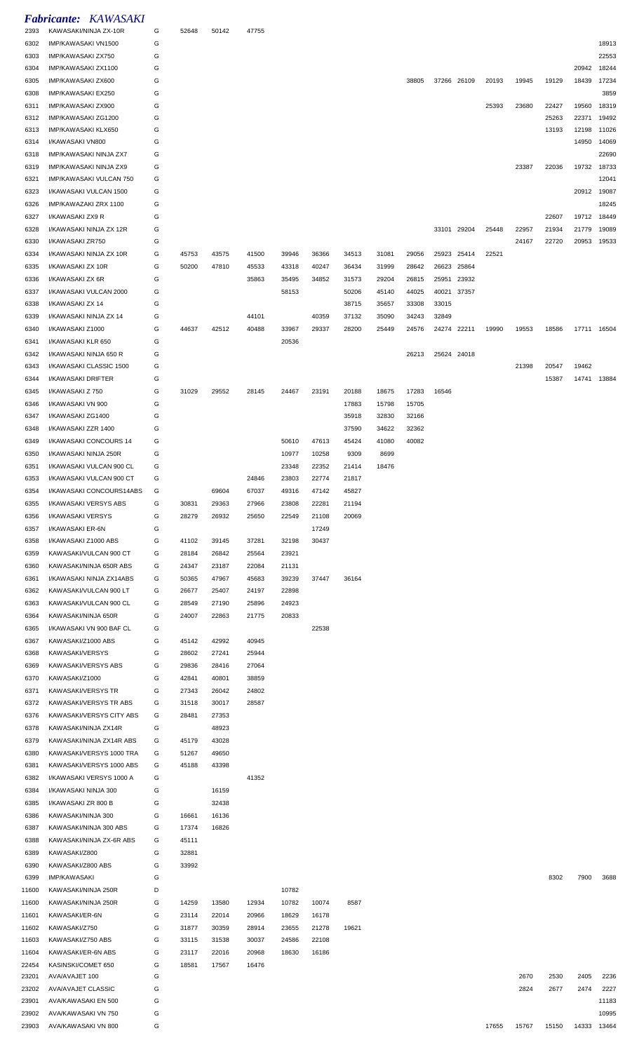***Fabricante: KAWASAKI***

| | | | | | | | | | | | | | | | | | |
|---|---|---|---|---|---|---|---|---|---|---|---|---|---|---|---|---|---|
| 2393 | KAWASAKI/NINJA ZX-10R | G | 52648 | 50142 | 47755 | | | | | | | | | | | | |
| 6302 | IMP/KAWASAKI VN1500 | G | | | | | | | | | | | | | | | 18913 |
| 6303 | IMP/KAWASAKI ZX750 | G | | | | | | | | | | | | | | | 22553 |
| 6304 | IMP/KAWASAKI ZX1100 | G | | | | | | | | | | | | | | 20942 | 18244 |
| 6305 | IMP/KAWASAKI ZX600 | G | | | | | | | | 38805 | 37266 | 26109 | 20193 | 19945 | 19129 | 18439 | 17234 |
| 6308 | IMP/KAWASAKI EX250 | G | | | | | | | | | | | | | | | 3859 |
| 6311 | IMP/KAWASAKI ZX900 | G | | | | | | | | | | | 25393 | 23680 | 22427 | 19560 | 18319 |
| 6312 | IMP/KAWASAKI ZG1200 | G | | | | | | | | | | | | | 25263 | 22371 | 19492 |
| 6313 | IMP/KAWASAKI KLX650 | G | | | | | | | | | | | | | 13193 | 12198 | 11026 |
| 6314 | I/KAWASAKI VN800 | G | | | | | | | | | | | | | | 14950 | 14069 |
| 6318 | IMP/KAWASAKI NINJA ZX7 | G | | | | | | | | | | | | | | | 22690 |
| 6319 | IMP/KAWASAKI NINJA ZX9 | G | | | | | | | | | | | | 23387 | 22036 | 19732 | 18733 |
| 6321 | IMP/KAWASAKI VULCAN 750 | G | | | | | | | | | | | | | | | 12041 |
| 6323 | I/KAWASAKI VULCAN 1500 | G | | | | | | | | | | | | | | 20912 | 19087 |
| 6326 | IMP/KAWAZAKI ZRX 1100 | G | | | | | | | | | | | | | | | 18245 |
| 6327 | I/KAWASAKI ZX9 R | G | | | | | | | | | | | | | 22607 | 19712 | 18449 |
| 6328 | I/KAWASAKI NINJA ZX 12R | G | | | | | | | | | 33101 | 29204 | 25448 | 22957 | 21934 | 21779 | 19089 |
| 6330 | I/KAWASAKI ZR750 | G | | | | | | | | | | | | 24167 | 22720 | 20953 | 19533 |
| 6334 | I/KAWASAKI NINJA ZX 10R | G | 45753 | 43575 | 41500 | 39946 | 36366 | 34513 | 31081 | 29056 | 25923 | 25414 | 22521 | | | | |
| 6335 | I/KAWASAKI ZX 10R | G | 50200 | 47810 | 45533 | 43318 | 40247 | 36434 | 31999 | 28642 | 26623 | 25864 | | | | | |
| 6336 | I/KAWASAKI ZX 6R | G | | | 35863 | 35495 | 34852 | 31573 | 29204 | 26815 | 25951 | 23932 | | | | | |
| 6337 | I/KAWASAKI VULCAN 2000 | G | | | | 58153 | | 50206 | 45140 | 44025 | 40021 | 37357 | | | | | |
| 6338 | I/KAWASAKI ZX 14 | G | | | | | | 38715 | 35657 | 33308 | 33015 | | | | | | |
| 6339 | I/KAWASAKI NINJA ZX 14 | G | | | 44101 | | 40359 | 37132 | 35090 | 34243 | 32849 | | | | | | |
| 6340 | I/KAWASAKI Z1000 | G | 44637 | 42512 | 40488 | 33967 | 29337 | 28200 | 25449 | 24576 | 24274 | 22211 | 19990 | 19553 | 18586 | 17711 | 16504 |
| 6341 | I/KAWASAKI KLR 650 | G | | | | 20536 | | | | | | | | | | | |
| 6342 | I/KAWASAKI NINJA 650 R | G | | | | | | | | 26213 | 25624 | 24018 | | | | | |
| 6343 | I/KAWASAKI CLASSIC 1500 | G | | | | | | | | | | | | 21398 | 20547 | 19462 | |
| 6344 | I/KAWASAKI DRIFTER | G | | | | | | | | | | | | | 15387 | 14741 | 13884 |
| 6345 | I/KAWASAKI Z 750 | G | 31029 | 29552 | 28145 | 24467 | 23191 | 20188 | 18675 | 17283 | 16546 | | | | | | |
| 6346 | I/KAWASAKI VN 900 | G | | | | | | 17883 | 15798 | 15705 | | | | | | | |
| 6347 | I/KAWASAKI ZG1400 | G | | | | | | 35918 | 32830 | 32166 | | | | | | | |
| 6348 | I/KAWASAKI ZZR 1400 | G | | | | | | 37590 | 34622 | 32362 | | | | | | | |
| 6349 | I/KAWASAKI CONCOURS 14 | G | | | | 50610 | 47613 | 45424 | 41080 | 40082 | | | | | | | |
| 6350 | I/KAWASAKI NINJA 250R | G | | | | 10977 | 10258 | 9309 | 8699 | | | | | | | | |
| 6351 | I/KAWASAKI VULCAN 900 CL | G | | | | 23348 | 22352 | 21414 | 18476 | | | | | | | | |
| 6353 | I/KAWASAKI VULCAN 900 CT | G | | | 24846 | 23803 | 22774 | 21817 | | | | | | | | | |
| 6354 | I/KAWASAKI CONCOURS14ABS | G | | 69604 | 67037 | 49316 | 47142 | 45827 | | | | | | | | | |
| 6355 | I/KAWASAKI VERSYS ABS | G | 30831 | 29363 | 27966 | 23808 | 22281 | 21194 | | | | | | | | | |
| 6356 | I/KAWASAKI VERSYS | G | 28279 | 26932 | 25650 | 22549 | 21108 | 20069 | | | | | | | | | |
| 6357 | I/KAWASAKI ER-6N | G | | | | | 17249 | | | | | | | | | | |
| 6358 | I/KAWASAKI Z1000 ABS | G | 41102 | 39145 | 37281 | 32198 | 30437 | | | | | | | | | | |
| 6359 | KAWASAKI/VULCAN 900 CT | G | 28184 | 26842 | 25564 | 23921 | | | | | | | | | | | |
| 6360 | KAWASAKI/NINJA 650R ABS | G | 24347 | 23187 | 22084 | 21131 | | | | | | | | | | | |
| 6361 | I/KAWASAKI NINJA ZX14ABS | G | 50365 | 47967 | 45683 | 39239 | 37447 | 36164 | | | | | | | | | |
| 6362 | KAWASAKI/VULCAN 900 LT | G | 26677 | 25407 | 24197 | 22898 | | | | | | | | | | | |
| 6363 | KAWASAKI/VULCAN 900 CL | G | 28549 | 27190 | 25896 | 24923 | | | | | | | | | | | |
| 6364 | KAWASAKI/NINJA 650R | G | 24007 | 22863 | 21775 | 20833 | | | | | | | | | | | |
| 6365 | I/KAWASAKI VN 900 BAF CL | G | | | | | 22538 | | | | | | | | | | |
| 6367 | KAWASAKI/Z1000 ABS | G | 45142 | 42992 | 40945 | | | | | | | | | | | | |
| 6368 | KAWASAKI/VERSYS | G | 28602 | 27241 | 25944 | | | | | | | | | | | | |
| 6369 | KAWASAKI/VERSYS ABS | G | 29836 | 28416 | 27064 | | | | | | | | | | | | |
| 6370 | KAWASAKI/Z1000 | G | 42841 | 40801 | 38859 | | | | | | | | | | | | |
| 6371 | KAWASAKI/VERSYS TR | G | 27343 | 26042 | 24802 | | | | | | | | | | | | |
| 6372 | KAWASAKI/VERSYS TR ABS | G | 31518 | 30017 | 28587 | | | | | | | | | | | | |
| 6376 | KAWASAKI/VERSYS CITY ABS | G | 28481 | 27353 | | | | | | | | | | | | | |
| 6378 | KAWASAKI/NINJA ZX14R | G | | 48923 | | | | | | | | | | | | | |
| 6379 | KAWASAKI/NINJA ZX14R ABS | G | 45179 | 43028 | | | | | | | | | | | | | |
| 6380 | KAWASAKI/VERSYS 1000 TRA | G | 51267 | 49650 | | | | | | | | | | | | | |
| 6381 | KAWASAKI/VERSYS 1000 ABS | G | 45188 | 43398 | | | | | | | | | | | | | |
| 6382 | I/KAWASAKI VERSYS 1000 A | G | | | 41352 | | | | | | | | | | | | |
| 6384 | I/KAWASAKI NINJA 300 | G | | 16159 | | | | | | | | | | | | | |
| 6385 | I/KAWASAKI ZR 800 B | G | | 32438 | | | | | | | | | | | | | |
| 6386 | KAWASAKI/NINJA 300 | G | 16661 | 16136 | | | | | | | | | | | | | |
| 6387 | KAWASAKI/NINJA 300 ABS | G | 17374 | 16826 | | | | | | | | | | | | | |
| 6388 | KAWASAKI/NINJA ZX-6R ABS | G | 45111 | | | | | | | | | | | | | | |
| 6389 | KAWASAKI/Z800 | G | 32881 | | | | | | | | | | | | | | |
| 6390 | KAWASAKI/Z800 ABS | G | 33992 | | | | | | | | | | | | | | |
| 6399 | IMP/KAWASAKI | G | | | | | | | | | | | | | 8302 | 7900 | 3688 |
| 11600 | KAWASAKI/NINJA 250R | D | | | | 10782 | | | | | | | | | | | |
| 11600 | KAWASAKI/NINJA 250R | G | 14259 | 13580 | 12934 | 10782 | 10074 | 8587 | | | | | | | | | |
| 11601 | KAWASAKI/ER-6N | G | 23114 | 22014 | 20966 | 18629 | 16178 | | | | | | | | | | |
| 11602 | KAWASAKI/Z750 | G | 31877 | 30359 | 28914 | 23655 | 21278 | 19621 | | | | | | | | | |
| 11603 | KAWASAKI/Z750 ABS | G | 33115 | 31538 | 30037 | 24586 | 22108 | | | | | | | | | | |
| 11604 | KAWASAKI/ER-6N ABS | G | 23117 | 22016 | 20968 | 18630 | 16186 | | | | | | | | | | |
| 22454 | KASINSKI/COMET 650 | G | 18581 | 17567 | 16476 | | | | | | | | | | | | |
| 23201 | AVA/AVAJET 100 | G | | | | | | | | | | | | 2670 | 2530 | 2405 | 2236 |
| 23202 | AVA/AVAJET CLASSIC | G | | | | | | | | | | | | 2824 | 2677 | 2474 | 2227 |
| 23901 | AVA/KAWASAKI EN 500 | G | | | | | | | | | | | | | | | 11183 |
| 23902 | AVA/KAWASAKI VN 750 | G | | | | | | | | | | | | | | | 10995 |
| 23903 | AVA/KAWASAKI VN 800 | G | | | | | | | | | | | 17655 | 15767 | 15150 | 14333 | 13464 |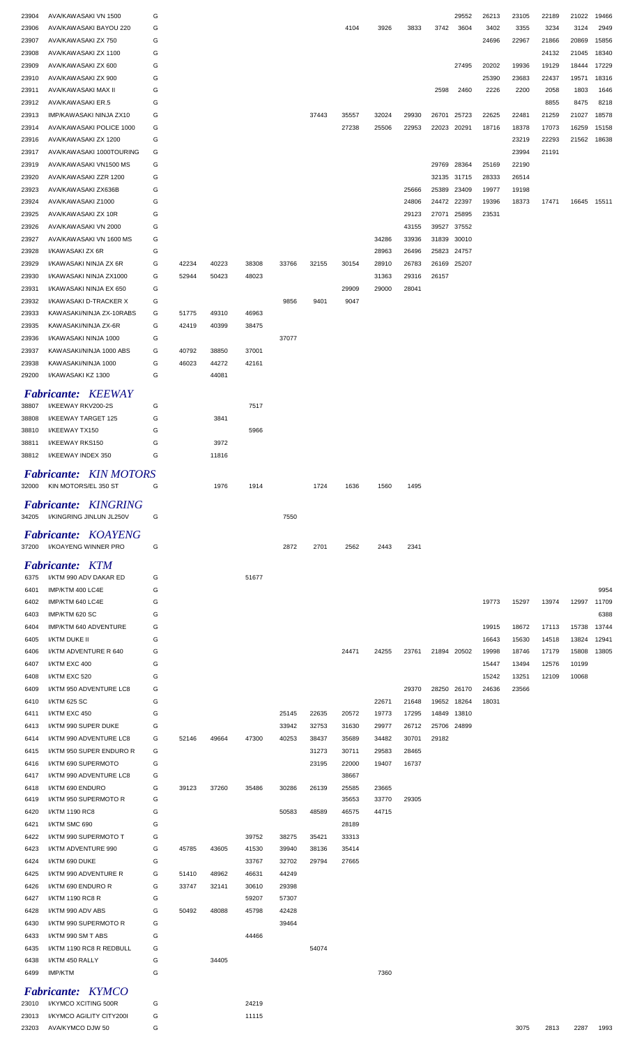| | | | | | | | | | | | | | | | | | |
|---|---|---|---|---|---|---|---|---|---|---|---|---|---|---|---|---|---|
| 23904 | AVA/KAWASAKI VN 1500 | G | | | | | | | | | | 29552 | 26213 | 23105 | 22189 | 21022 | 19466 |
| 23906 | AVA/KAWASAKI BAYOU 220 | G | | | | | | 4104 | 3926 | 3833 | 3742 | 3604 | 3402 | 3355 | 3234 | 3124 | 2949 |
| 23907 | AVA/KAWASAKI ZX 750 | G | | | | | | | | | | | 24696 | 22967 | 21866 | 20869 | 15856 |
| 23908 | AVA/KAWASAKI ZX 1100 | G | | | | | | | | | | | | | 24132 | 21045 | 18340 |
| 23909 | AVA/KAWASAKI ZX 600 | G | | | | | | | | | | 27495 | 20202 | 19936 | 19129 | 18444 | 17229 |
| 23910 | AVA/KAWASAKI ZX 900 | G | | | | | | | | | | | 25390 | 23683 | 22437 | 19571 | 18316 |
| 23911 | AVA/KAWASAKI MAX II | G | | | | | | | | | 2598 | 2460 | 2226 | 2200 | 2058 | 1803 | 1646 |
| 23912 | AVA/KAWASAKI ER.5 | G | | | | | | | | | | | | | 8855 | 8475 | 8218 |
| 23913 | IMP/KAWASAKI NINJA ZX10 | G | | | | | 37443 | 35557 | 32024 | 29930 | 26701 | 25723 | 22625 | 22481 | 21259 | 21027 | 18578 |
| 23914 | AVA/KAWASAKI POLICE 1000 | G | | | | | | 27238 | 25506 | 22953 | 22023 | 20291 | 18716 | 18378 | 17073 | 16259 | 15158 |
| 23916 | AVA/KAWASAKI ZX 1200 | G | | | | | | | | | | | | 23219 | 22293 | 21562 | 18638 |
| 23917 | AVA/KAWASAKI 1000TOURING | G | | | | | | | | | | | | 23994 | 21191 | | |
| 23919 | AVA/KAWASAKI VN1500 MS | G | | | | | | | | | 29769 | 28364 | 25169 | 22190 | | | |
| 23920 | AVA/KAWASAKI ZZR 1200 | G | | | | | | | | | 32135 | 31715 | 28333 | 26514 | | | |
| 23923 | AVA/KAWASAKI ZX636B | G | | | | | | | | 25666 | 25389 | 23409 | 19977 | 19198 | | | |
| 23924 | AVA/KAWASAKI Z1000 | G | | | | | | | | 24806 | 24472 | 22397 | 19396 | 18373 | 17471 | 16645 | 15511 |
| 23925 | AVA/KAWASAKI ZX 10R | G | | | | | | | | 29123 | 27071 | 25895 | 23531 | | | | |
| 23926 | AVA/KAWASAKI VN 2000 | G | | | | | | | | 43155 | 39527 | 37552 | | | | | |
| 23927 | AVA/KAWASAKI VN 1600 MS | G | | | | | | | 34286 | 33936 | 31839 | 30010 | | | | | |
| 23928 | I/KAWASAKI ZX 6R | G | | | | | | | 28963 | 26496 | 25823 | 24757 | | | | | |
| 23929 | I/KAWASAKI NINJA ZX 6R | G | 42234 | 40223 | 38308 | 33766 | 32155 | 30154 | 28910 | 26783 | 26169 | 25207 | | | | | |
| 23930 | I/KAWASAKI NINJA ZX1000 | G | 52944 | 50423 | 48023 | | | | 31363 | 29316 | 26157 | | | | | | |
| 23931 | I/KAWASAKI NINJA EX 650 | G | | | | | | 29909 | 29000 | 28041 | | | | | | | |
| 23932 | I/KAWASAKI D-TRACKER X | G | | | | 9856 | 9401 | 9047 | | | | | | | | | |
| 23933 | KAWASAKI/NINJA ZX-10RABS | G | 51775 | 49310 | 46963 | | | | | | | | | | | | |
| 23935 | KAWASAKI/NINJA ZX-6R | G | 42419 | 40399 | 38475 | | | | | | | | | | | | |
| 23936 | I/KAWASAKI NINJA 1000 | G | | | | 37077 | | | | | | | | | | | |
| 23937 | KAWASAKI/NINJA 1000 ABS | G | 40792 | 38850 | 37001 | | | | | | | | | | | | |
| 23938 | KAWASAKI/NINJA 1000 | G | 46023 | 44272 | 42161 | | | | | | | | | | | | |
| 29200 | I/KAWASAKI KZ 1300 | G | | 44081 | | | | | | | | | | | | | |

## *Fabricante: KEEWAY*

| | | | | | | | | | | | | | | | | | |
|---|---|---|---|---|---|---|---|---|---|---|---|---|---|---|---|---|---|
| 38807 | I/KEEWAY RKV200-2S | G | | | 7517 | | | | | | | | | | | | |
| 38808 | I/KEEWAY TARGET 125 | G | | 3841 | | | | | | | | | | | | | |
| 38810 | I/KEEWAY TX150 | G | | | 5966 | | | | | | | | | | | | |
| 38811 | I/KEEWAY RKS150 | G | | 3972 | | | | | | | | | | | | | |
| 38812 | I/KEEWAY INDEX 350 | G | | 11816 | | | | | | | | | | | | | |

## *Fabricante: KIN MOTORS*

| | | | | | | | | | | | | | | | | | |
|---|---|---|---|---|---|---|---|---|---|---|---|---|---|---|---|---|---|
| 32000 | KIN MOTORS/EL 350 ST | G | | 1976 | 1914 | | 1724 | 1636 | 1560 | 1495 | | | | | | | |

## *Fabricante: KINGRING*

| | | | | | | | | | | | | | | | | | |
|---|---|---|---|---|---|---|---|---|---|---|---|---|---|---|---|---|---|
| 34205 | I/KINGRING JINLUN JL250V | G | | | | 7550 | | | | | | | | | | | |

## *Fabricante: KOAYENG*

| | | | | | | | | | | | | | | | | | |
|---|---|---|---|---|---|---|---|---|---|---|---|---|---|---|---|---|---|
| 37200 | I/KOAYENG WINNER PRO | G | | | | 2872 | 2701 | 2562 | 2443 | 2341 | | | | | | | |

## *Fabricante: KTM*

| | | | | | | | | | | | | | | | | | |
|---|---|---|---|---|---|---|---|---|---|---|---|---|---|---|---|---|---|
| 6375 | I/KTM 990 ADV DAKAR ED | G | | | 51677 | | | | | | | | | | | | |
| 6401 | IMP/KTM 400 LC4E | G | | | | | | | | | | | | | | | 9954 |
| 6402 | IMP/KTM 640 LC4E | G | | | | | | | | | | | 19773 | 15297 | 13974 | 12997 | 11709 |
| 6403 | IMP/KTM 620 SC | G | | | | | | | | | | | | | | | 6388 |
| 6404 | IMP/KTM 640 ADVENTURE | G | | | | | | | | | | | 19915 | 18672 | 17113 | 15738 | 13744 |
| 6405 | I/KTM DUKE II | G | | | | | | | | | | | 16643 | 15630 | 14518 | 13824 | 12941 |
| 6406 | I/KTM ADVENTURE R 640 | G | | | | | | 24471 | 24255 | 23761 | 21894 | 20502 | 19998 | 18746 | 17179 | 15808 | 13805 |
| 6407 | I/KTM EXC 400 | G | | | | | | | | | | | 15447 | 13494 | 12576 | 10199 | |
| 6408 | I/KTM EXC 520 | G | | | | | | | | | | | 15242 | 13251 | 12109 | 10068 | |
| 6409 | I/KTM 950 ADVENTURE LC8 | G | | | | | | | | 29370 | 28250 | 26170 | 24636 | 23566 | | | |
| 6410 | I/KTM 625 SC | G | | | | | | | 22671 | 21648 | 19652 | 18264 | 18031 | | | | |
| 6411 | I/KTM EXC 450 | G | | | | 25145 | 22635 | 20572 | 19773 | 17295 | 14849 | 13810 | | | | | |
| 6413 | I/KTM 990 SUPER DUKE | G | | | | 33942 | 32753 | 31630 | 29977 | 26712 | 25706 | 24899 | | | | | |
| 6414 | I/KTM 990 ADVENTURE LC8 | G | 52146 | 49664 | 47300 | 40253 | 38437 | 35689 | 34482 | 30701 | 29182 | | | | | | |
| 6415 | I/KTM 950 SUPER ENDURO R | G | | | | | 31273 | 30711 | 29583 | 28465 | | | | | | | |
| 6416 | I/KTM 690 SUPERMOTO | G | | | | | 23195 | 22000 | 19407 | 16737 | | | | | | | |
| 6417 | I/KTM 990 ADVENTURE LC8 | G | | | | | | 38667 | | | | | | | | | |
| 6418 | I/KTM 690 ENDURO | G | 39123 | 37260 | 35486 | 30286 | 26139 | 25585 | 23665 | | | | | | | | |
| 6419 | I/KTM 950 SUPERMOTO R | G | | | | | | 35653 | 33770 | 29305 | | | | | | | |
| 6420 | I/KTM 1190 RC8 | G | | | | 50583 | 48589 | 46575 | 44715 | | | | | | | | |
| 6421 | I/KTM SMC 690 | G | | | | | | 28189 | | | | | | | | | |
| 6422 | I/KTM 990 SUPERMOTO T | G | | | 39752 | 38275 | 35421 | 33313 | | | | | | | | | |
| 6423 | I/KTM ADVENTURE 990 | G | 45785 | 43605 | 41530 | 39940 | 38136 | 35414 | | | | | | | | | |
| 6424 | I/KTM 690 DUKE | G | | | 33767 | 32702 | 29794 | 27665 | | | | | | | | | |
| 6425 | I/KTM 990 ADVENTURE R | G | 51410 | 48962 | 46631 | 44249 | | | | | | | | | | | |
| 6426 | I/KTM 690 ENDURO R | G | 33747 | 32141 | 30610 | 29398 | | | | | | | | | | | |
| 6427 | I/KTM 1190 RC8 R | G | | | 59207 | 57307 | | | | | | | | | | | |
| 6428 | I/KTM 990 ADV ABS | G | 50492 | 48088 | 45798 | 42428 | | | | | | | | | | | |
| 6430 | I/KTM 990 SUPERMOTO R | G | | | | 39464 | | | | | | | | | | | |
| 6433 | I/KTM 990 SM T ABS | G | | | 44466 | | | | | | | | | | | | |
| 6435 | I/KTM 1190 RC8 R REDBULL | G | | | | | 54074 | | | | | | | | | | |
| 6438 | I/KTM 450 RALLY | G | | 34405 | | | | | | | | | | | | | |
| 6499 | IMP/KTM | G | | | | | | | 7360 | | | | | | | | |

## *Fabricante: KYMCO*

| | | | | | | | | | | | | | | | | | |
|---|---|---|---|---|---|---|---|---|---|---|---|---|---|---|---|---|---|
| 23010 | I/KYMCO XCITING 500R | G | | | 24219 | | | | | | | | | | | | |
| 23013 | I/KYMCO AGILITY CITY200I | G | | | 11115 | | | | | | | | | | | | |
| 23203 | AVA/KYMCO DJW 50 | G | | | | | | | | | | | | 3075 | 2813 | 2287 | 1993 |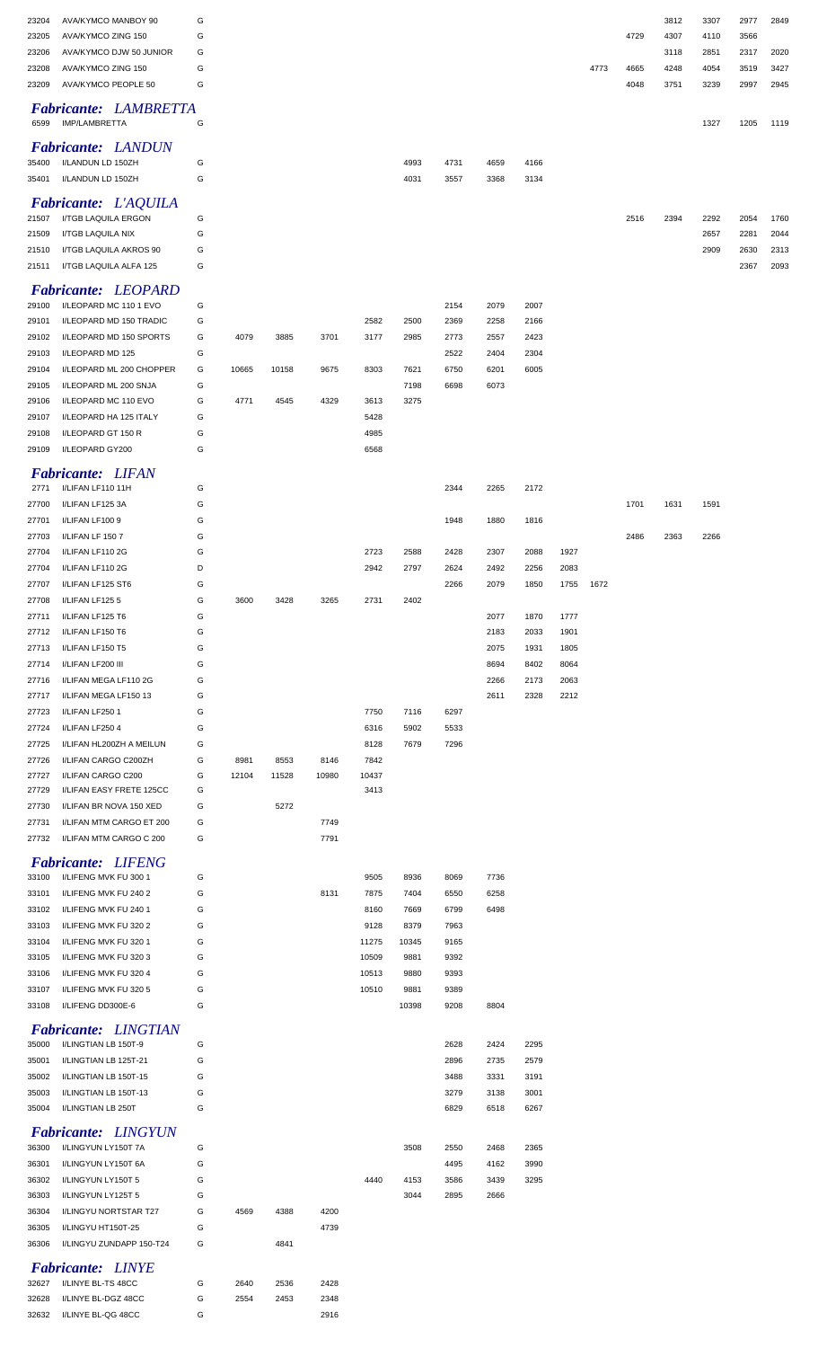| | | | | | | | | | | | | | | | | | |
|---|---|---|---|---|---|---|---|---|---|---|---|---|---|---|---|---|---|
| 23204 | AVA/KYMCO MANBOY 90 | G | | | | | | | | | | | 3812 | 3307 | 2977 | 2849 |
| 23205 | AVA/KYMCO ZING 150 | G | | | | | | | | | | 4729 | 4307 | 4110 | 3566 | |
| 23206 | AVA/KYMCO DJW 50 JUNIOR | G | | | | | | | | | | | 3118 | 2851 | 2317 | 2020 |
| 23208 | AVA/KYMCO ZING 150 | G | | | | | | | | | 4773 | 4665 | 4248 | 4054 | 3519 | 3427 |
| 23209 | AVA/KYMCO PEOPLE 50 | G | | | | | | | | | | 4048 | 3751 | 3239 | 2997 | 2945 |

### *Fabricante: LAMBRETTA*

| | | | | | | | | | | | | | | | | | |
|---|---|---|---|---|---|---|---|---|---|---|---|---|---|---|---|---|---|
| 6599 | IMP/LAMBRETTA | G | | | | | | | | | | | | 1327 | 1205 | 1119 |

### *Fabricante: LANDUN*

| | | | | | | | | | | | | | | | | | |
|---|---|---|---|---|---|---|---|---|---|---|---|---|---|---|---|---|---|
| 35400 | I/LANDUN LD 150ZH | G | | | | | 4993 | 4731 | 4659 | 4166 | | | | | | |
| 35401 | I/LANDUN LD 150ZH | G | | | | | 4031 | 3557 | 3368 | 3134 | | | | | | |

### *Fabricante: L'AQUILA*

| | | | | | | | | | | | | | | | | | |
|---|---|---|---|---|---|---|---|---|---|---|---|---|---|---|---|---|---|
| 21507 | I/TGB LAQUILA ERGON | G | | | | | | | | | | 2516 | 2394 | 2292 | 2054 | 1760 |
| 21509 | I/TGB LAQUILA NIX | G | | | | | | | | | | | | 2657 | 2281 | 2044 |
| 21510 | I/TGB LAQUILA AKROS 90 | G | | | | | | | | | | | | 2909 | 2630 | 2313 |
| 21511 | I/TGB LAQUILA ALFA 125 | G | | | | | | | | | | | | | 2367 | 2093 |

### *Fabricante: LEOPARD*

| | | | | | | | | | | | | | | | | | |
|---|---|---|---|---|---|---|---|---|---|---|---|---|---|---|---|---|---|
| 29100 | I/LEOPARD MC 110 1 EVO | G | | | | | | 2154 | 2079 | 2007 | | | | | | |
| 29101 | I/LEOPARD MD 150 TRADIC | G | | | | 2582 | 2500 | 2369 | 2258 | 2166 | | | | | | |
| 29102 | I/LEOPARD MD 150 SPORTS | G | 4079 | 3885 | 3701 | 3177 | 2985 | 2773 | 2557 | 2423 | | | | | | |
| 29103 | I/LEOPARD MD 125 | G | | | | | | 2522 | 2404 | 2304 | | | | | | |
| 29104 | I/LEOPARD ML 200 CHOPPER | G | 10665 | 10158 | 9675 | 8303 | 7621 | 6750 | 6201 | 6005 | | | | | | |
| 29105 | I/LEOPARD ML 200 SNJA | G | | | | | 7198 | 6698 | 6073 | | | | | | | |
| 29106 | I/LEOPARD MC 110 EVO | G | 4771 | 4545 | 4329 | 3613 | 3275 | | | | | | | | | |
| 29107 | I/LEOPARD HA 125 ITALY | G | | | | 5428 | | | | | | | | | | |
| 29108 | I/LEOPARD GT 150 R | G | | | | 4985 | | | | | | | | | | |
| 29109 | I/LEOPARD GY200 | G | | | | 6568 | | | | | | | | | | |

### *Fabricante: LIFAN*

| | | | | | | | | | | | | | | | | | |
|---|---|---|---|---|---|---|---|---|---|---|---|---|---|---|---|---|---|
| 2771 | I/LIFAN LF110 11H | G | | | | | | 2344 | 2265 | 2172 | | | | | | |
| 27700 | I/LIFAN LF125 3A | G | | | | | | | | | | 1701 | 1631 | 1591 | | |
| 27701 | I/LIFAN LF100 9 | G | | | | | | 1948 | 1880 | 1816 | | | | | | |
| 27703 | I/LIFAN LF 150 7 | G | | | | | | | | | | 2486 | 2363 | 2266 | | |
| 27704 | I/LIFAN LF110 2G | G | | | | 2723 | 2588 | 2428 | 2307 | 2088 | 1927 | | | | | |
| 27704 | I/LIFAN LF110 2G | D | | | | 2942 | 2797 | 2624 | 2492 | 2256 | 2083 | | | | | |
| 27707 | I/LIFAN LF125 ST6 | G | | | | | | 2266 | 2079 | 1850 | 1755 | 1672 | | | | |
| 27708 | I/LIFAN LF125 5 | G | 3600 | 3428 | 3265 | 2731 | 2402 | | | | | | | | | |
| 27711 | I/LIFAN LF125 T6 | G | | | | | | | 2077 | 1870 | 1777 | | | | | |
| 27712 | I/LIFAN LF150 T6 | G | | | | | | | 2183 | 2033 | 1901 | | | | | |
| 27713 | I/LIFAN LF150 T5 | G | | | | | | | 2075 | 1931 | 1805 | | | | | |
| 27714 | I/LIFAN LF200 III | G | | | | | | | 8694 | 8402 | 8064 | | | | | |
| 27716 | I/LIFAN MEGA LF110 2G | G | | | | | | | 2266 | 2173 | 2063 | | | | | |
| 27717 | I/LIFAN MEGA LF150 13 | G | | | | | | | 2611 | 2328 | 2212 | | | | | |
| 27723 | I/LIFAN LF250 1 | G | | | | 7750 | 7116 | 6297 | | | | | | | | |
| 27724 | I/LIFAN LF250 4 | G | | | | 6316 | 5902 | 5533 | | | | | | | | |
| 27725 | I/LIFAN HL200ZH A MEILUN | G | | | | 8128 | 7679 | 7296 | | | | | | | | |
| 27726 | I/LIFAN CARGO C200ZH | G | 8981 | 8553 | 8146 | 7842 | | | | | | | | | | |
| 27727 | I/LIFAN CARGO C200 | G | 12104 | 11528 | 10980 | 10437 | | | | | | | | | | |
| 27729 | I/LIFAN EASY FRETE 125CC | G | | | | 3413 | | | | | | | | | | |
| 27730 | I/LIFAN BR NOVA 150 XED | G | | 5272 | | | | | | | | | | | | |
| 27731 | I/LIFAN MTM CARGO ET 200 | G | | | 7749 | | | | | | | | | | | |
| 27732 | I/LIFAN MTM CARGO C 200 | G | | | 7791 | | | | | | | | | | | |

### *Fabricante: LIFENG*

| | | | | | | | | | | | | | | | | | |
|---|---|---|---|---|---|---|---|---|---|---|---|---|---|---|---|---|---|
| 33100 | I/LIFENG MVK FU 300 1 | G | | | | 9505 | 8936 | 8069 | 7736 | | | | | | | |
| 33101 | I/LIFENG MVK FU 240 2 | G | | | 8131 | 7875 | 7404 | 6550 | 6258 | | | | | | | |
| 33102 | I/LIFENG MVK FU 240 1 | G | | | | 8160 | 7669 | 6799 | 6498 | | | | | | | |
| 33103 | I/LIFENG MVK FU 320 2 | G | | | | 9128 | 8379 | 7963 | | | | | | | | |
| 33104 | I/LIFENG MVK FU 320 1 | G | | | | 11275 | 10345 | 9165 | | | | | | | | |
| 33105 | I/LIFENG MVK FU 320 3 | G | | | | 10509 | 9881 | 9392 | | | | | | | | |
| 33106 | I/LIFENG MVK FU 320 4 | G | | | | 10513 | 9880 | 9393 | | | | | | | | |
| 33107 | I/LIFENG MVK FU 320 5 | G | | | | 10510 | 9881 | 9389 | | | | | | | | |
| 33108 | I/LIFENG DD300E-6 | G | | | | | 10398 | 9208 | 8804 | | | | | | | |

### *Fabricante: LINGTIAN*

| | | | | | | | | | | | | | | | | | |
|---|---|---|---|---|---|---|---|---|---|---|---|---|---|---|---|---|---|
| 35000 | I/LINGTIAN LB 150T-9 | G | | | | | | 2628 | 2424 | 2295 | | | | | | |
| 35001 | I/LINGTIAN LB 125T-21 | G | | | | | | 2896 | 2735 | 2579 | | | | | | |
| 35002 | I/LINGTIAN LB 150T-15 | G | | | | | | 3488 | 3331 | 3191 | | | | | | |
| 35003 | I/LINGTIAN LB 150T-13 | G | | | | | | 3279 | 3138 | 3001 | | | | | | |
| 35004 | I/LINGTIAN LB 250T | G | | | | | | 6829 | 6518 | 6267 | | | | | | |

### *Fabricante: LINGYUN*

| | | | | | | | | | | | | | | | | | |
|---|---|---|---|---|---|---|---|---|---|---|---|---|---|---|---|---|---|
| 36300 | I/LINGYUN LY150T 7A | G | | | | | 3508 | 2550 | 2468 | 2365 | | | | | | |
| 36301 | I/LINGYUN LY150T 6A | G | | | | | | 4495 | 4162 | 3990 | | | | | | |
| 36302 | I/LINGYUN LY150T 5 | G | | | | 4440 | 4153 | 3586 | 3439 | 3295 | | | | | | |
| 36303 | I/LINGYUN LY125T 5 | G | | | | | 3044 | 2895 | 2666 | | | | | | | |
| 36304 | I/LINGYU NORTSTAR T27 | G | 4569 | 4388 | 4200 | | | | | | | | | | | |
| 36305 | I/LINGYU HT150T-25 | G | | | 4739 | | | | | | | | | | | |
| 36306 | I/LINGYU ZUNDAPP 150-T24 | G | | 4841 | | | | | | | | | | | | |

### *Fabricante: LINYE*

| | | | | | | | | | | | | | | | | | |
|---|---|---|---|---|---|---|---|---|---|---|---|---|---|---|---|---|---|
| 32627 | I/LINYE BL-TS 48CC | G | 2640 | 2536 | 2428 | | | | | | | | | | | |
| 32628 | I/LINYE BL-DGZ 48CC | G | 2554 | 2453 | 2348 | | | | | | | | | | | |
| 32632 | I/LINYE BL-QG 48CC | G | | | 2916 | | | | | | | | | | | |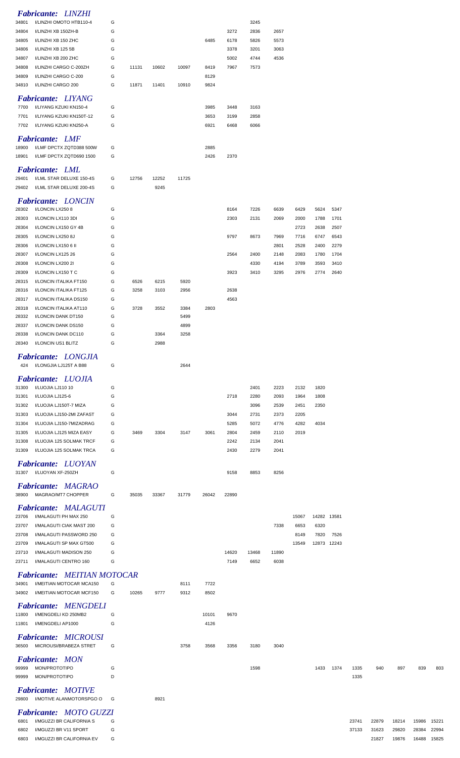***Fabricante: LINZHI***

| | | | | | | | | | | | | | | | | | |
|---|---|---|---|---|---|---|---|---|---|---|---|---|---|---|---|---|---|
| 34801 | I/LINZHI OMOTO HTB110-4 | G | | | | | | 3245 | | | | | | | | | |
| 34804 | I/LINZHI XB 150ZH-B | G | | | | | 3272 | 2836 | 2657 | | | | | | | | |
| 34805 | I/LINZHI XB 150 ZHC | G | | | | 6485 | 6178 | 5826 | 5573 | | | | | | | | |
| 34806 | I/LINZHI XB 125 5B | G | | | | | 3378 | 3201 | 3063 | | | | | | | | |
| 34807 | I/LINZHI XB 200 ZHC | G | | | | | 5002 | 4744 | 4536 | | | | | | | | |
| 34808 | I/LINZHI CARGO C-200ZH | G | 11131 | 10602 | 10097 | 8419 | 7967 | 7573 | | | | | | | | | |
| 34809 | I/LINZHI CARGO C-200 | G | | | | 8129 | | | | | | | | | | | |
| 34810 | I/LINZHI CARGO 200 | G | 11871 | 11401 | 10910 | 9824 | | | | | | | | | | | |

***Fabricante: LIYANG***

| | | | | | | | | | | | | | | | | | |
|---|---|---|---|---|---|---|---|---|---|---|---|---|---|---|---|---|---|
| 7700 | I/LIYANG KZUKI KN150-4 | G | | | | 3985 | 3448 | 3163 | | | | | | | | | |
| 7701 | I/LIYANG KZUKI KN150T-12 | G | | | | 3653 | 3199 | 2858 | | | | | | | | | |
| 7702 | I/LIYANG KZUKI KN250-A | G | | | | 6921 | 6468 | 6066 | | | | | | | | | |

***Fabricante: LMF***

| | | | | | | | | | | | | | | | | | |
|---|---|---|---|---|---|---|---|---|---|---|---|---|---|---|---|---|---|
| 18900 | I/LMF DPCTX ZQTD388 500W | G | | | | 2885 | | | | | | | | | | | |
| 18901 | I/LMF DPCTX ZQTD690 1500 | G | | | | 2426 | 2370 | | | | | | | | | | |

***Fabricante: LML***

| | | | | | | | | | | | | | | | | | |
|---|---|---|---|---|---|---|---|---|---|---|---|---|---|---|---|---|---|
| 29401 | I/LML STAR DELUXE 150-4S | G | 12756 | 12252 | 11725 | | | | | | | | | | | | |
| 29402 | I/LML STAR DELUXE 200-4S | G | | 9245 | | | | | | | | | | | | | |

***Fabricante: LONCIN***

| | | | | | | | | | | | | | | | | | |
|---|---|---|---|---|---|---|---|---|---|---|---|---|---|---|---|---|---|
| 28302 | I/LONCIN LX250 8 | G | | | | | 8164 | 7226 | 6639 | 6429 | 5624 | 5347 | | | | | |
| 28303 | I/LONCIN LX110 3DI | G | | | | | 2303 | 2131 | 2069 | 2000 | 1788 | 1701 | | | | | |
| 28304 | I/LONCIN LX150 GY 4B | G | | | | | | | | 2723 | 2638 | 2507 | | | | | |
| 28305 | I/LONCIN LX250 8J | G | | | | | 9797 | 8673 | 7969 | 7716 | 6747 | 6543 | | | | | |
| 28306 | I/LONCIN LX150 6 II | G | | | | | | | 2801 | 2528 | 2400 | 2279 | | | | | |
| 28307 | I/LONCIN LX125 26 | G | | | | | 2564 | 2400 | 2148 | 2083 | 1780 | 1704 | | | | | |
| 28308 | I/LONCIN LX200 2I | G | | | | | | 4330 | 4194 | 3789 | 3593 | 3410 | | | | | |
| 28309 | I/LONCIN LX150 T C | G | | | | | 3923 | 3410 | 3295 | 2976 | 2774 | 2640 | | | | | |
| 28315 | I/LONCIN ITALIKA FT150 | G | 6526 | 6215 | 5920 | | | | | | | | | | | | |
| 28316 | I/LONCIN ITALIKA FT125 | G | 3258 | 3103 | 2956 | | 2638 | | | | | | | | | | |
| 28317 | I/LONCIN ITALIKA DS150 | G | | | | | 4563 | | | | | | | | | | |
| 28318 | I/LONCIN ITALIKA AT110 | G | 3728 | 3552 | 3384 | 2803 | | | | | | | | | | | |
| 28332 | I/LONCIN DANK DT150 | G | | | 5499 | | | | | | | | | | | | |
| 28337 | I/LONCIN DANK DS150 | G | | | 4899 | | | | | | | | | | | | |
| 28338 | I/LONCIN DANK DC110 | G | | 3364 | 3258 | | | | | | | | | | | | |
| 28340 | I/LONCIN US1 BLITZ | G | | 2988 | | | | | | | | | | | | | |

***Fabricante: LONGJIA***

| | | | | | | | | | | | | | | | | | |
|---|---|---|---|---|---|---|---|---|---|---|---|---|---|---|---|---|---|
| 424 | I/LONGJIA LJ125T A B88 | G | | | 2644 | | | | | | | | | | | | |

***Fabricante: LUOJIA***

| | | | | | | | | | | | | | | | | | |
|---|---|---|---|---|---|---|---|---|---|---|---|---|---|---|---|---|---|
| 31300 | I/LUOJIA LJ110 10 | G | | | | | | 2401 | 2223 | 2132 | 1820 | | | | | | |
| 31301 | I/LUOJIA LJ125-6 | G | | | | | 2718 | 2280 | 2093 | 1964 | 1808 | | | | | | |
| 31302 | I/LUOJIA LJ150T-7 MIZA | G | | | | | | 3096 | 2539 | 2451 | 2350 | | | | | | |
| 31303 | I/LUOJIA LJ150-2MI ZAFAST | G | | | | | 3044 | 2731 | 2373 | 2205 | | | | | | | |
| 31304 | I/LUOJIA LJ150-7MIZADRAG | G | | | | | 5285 | 5072 | 4776 | 4282 | 4034 | | | | | | |
| 31305 | I/LUOJIA LJ125 MIZA EASY | G | 3469 | 3304 | 3147 | 3061 | 2804 | 2459 | 2110 | 2019 | | | | | | | |
| 31308 | I/LUOJIA 125 SOLMAK TRCF | G | | | | | 2242 | 2134 | 2041 | | | | | | | | |
| 31309 | I/LUOJIA 125 SOLMAK TRCA | G | | | | | 2430 | 2279 | 2041 | | | | | | | | |

***Fabricante: LUOYAN***

| | | | | | | | | | | | | | | | | | |
|---|---|---|---|---|---|---|---|---|---|---|---|---|---|---|---|---|---|
| 31307 | I/LUOYAN XF-250ZH | G | | | | | 9158 | 8853 | 8256 | | | | | | | | |

***Fabricante: MAGRAO***

| | | | | | | | | | | | | | | | | | |
|---|---|---|---|---|---|---|---|---|---|---|---|---|---|---|---|---|---|
| 38900 | MAGRAO/MT7 CHOPPER | G | 35035 | 33367 | 31779 | 26042 | 22890 | | | | | | | | | | |

***Fabricante: MALAGUTI***

| | | | | | | | | | | | | | | | | | |
|---|---|---|---|---|---|---|---|---|---|---|---|---|---|---|---|---|---|
| 23706 | I/MALAGUTI PH MAX 250 | G | | | | | | | | 15067 | 14282 | 13581 | | | | | |
| 23707 | I/MALAGUTI CIAK MAST 200 | G | | | | | | | 7338 | 6653 | 6320 | | | | | | |
| 23708 | I/MALAGUTI PASSWORD 250 | G | | | | | | | | 8149 | 7820 | 7526 | | | | | |
| 23709 | I/MALAGUTI SP MAX GT500 | G | | | | | | | | 13549 | 12873 | 12243 | | | | | |
| 23710 | I/MALAGUTI MADISON 250 | G | | | | | 14620 | 13468 | 11890 | | | | | | | | |
| 23711 | I/MALAGUTI CENTRO 160 | G | | | | | 7149 | 6652 | 6038 | | | | | | | | |

***Fabricante: MEITIAN MOTOCAR***

| | | | | | | | | | | | | | | | | | |
|---|---|---|---|---|---|---|---|---|---|---|---|---|---|---|---|---|---|
| 34901 | I/MEITIAN MOTOCAR MCA150 | G | | | 8111 | 7722 | | | | | | | | | | | |
| 34902 | I/MEITIAN MOTOCAR MCF150 | G | 10265 | 9777 | 9312 | 8502 | | | | | | | | | | | |

***Fabricante: MENGDELI***

| | | | | | | | | | | | | | | | | | |
|---|---|---|---|---|---|---|---|---|---|---|---|---|---|---|---|---|---|
| 11800 | I/MENGDELI KD 250MB2 | G | | | | 10101 | 9670 | | | | | | | | | | |
| 11801 | I/MENGDELI AP1000 | G | | | | 4126 | | | | | | | | | | | |

***Fabricante: MICROUSI***

| | | | | | | | | | | | | | | | | | |
|---|---|---|---|---|---|---|---|---|---|---|---|---|---|---|---|---|---|
| 36500 | MICROUSI/BRABEZA STRET | G | | | 3758 | 3568 | 3356 | 3180 | 3040 | | | | | | | | |

***Fabricante: MON***

| | | | | | | | | | | | | | | | | | |
|---|---|---|---|---|---|---|---|---|---|---|---|---|---|---|---|---|---|
| 99999 | MON/PROTOTIPO | G | | | | | | 1598 | | | 1433 | 1374 | 1335 | 940 | 897 | 839 | 803 |
| 99999 | MON/PROTOTIPO | D | | | | | | | | | | | 1335 | | | | |

***Fabricante: MOTIVE***

| | | | | | | | | | | | | | | | | | |
|---|---|---|---|---|---|---|---|---|---|---|---|---|---|---|---|---|---|
| 29800 | I/MOTIVE ALANMOTORSPGO O | G | | 8921 | | | | | | | | | | | | | |

***Fabricante: MOTO GUZZI***

| | | | | | | | | | | | | | | | | | |
|---|---|---|---|---|---|---|---|---|---|---|---|---|---|---|---|---|---|
| 6801 | I/MGUZZI BR CALIFORNIA S | G | | | | | | | | | | | 23741 | 22879 | 18214 | 15986 | 15221 |
| 6802 | I/MGUZZI BR V11 SPORT | G | | | | | | | | | | | 37133 | 31623 | 29820 | 28384 | 22994 |
| 6803 | I/MGUZZI BR CALIFORNIA EV | G | | | | | | | | | | | | 21827 | 19876 | 16488 | 15825 |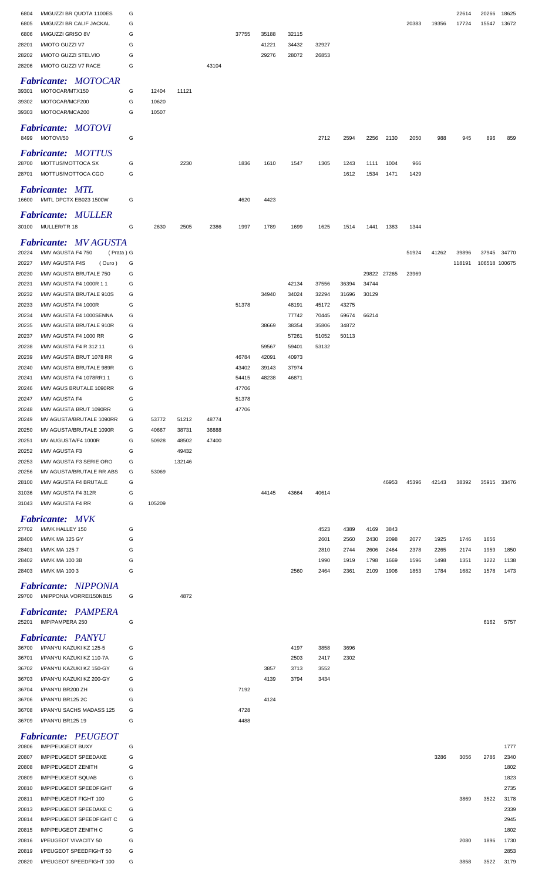| | | | | | | | | | | | | | | | | | |
|---|---|---|---|---|---|---|---|---|---|---|---|---|---|---|---|---|---|
| 6804 | I/MGUZZI BR QUOTA 1100ES | G | | | | | | | | | | | | | 22614 | 20266 | 18625 |
| 6805 | I/MGUZZI BR CALIF JACKAL | G | | | | | | | | | | | 20383 | 19356 | 17724 | 15547 | 13672 |
| 6806 | I/MGUZZI GRISO 8V | G | | | | 37755 | 35188 | 32115 | | | | | | | | | |
| 28201 | I/MOTO GUZZI V7 | G | | | | | 41221 | 34432 | 32927 | | | | | | | | |
| 28202 | I/MOTO GUZZI STELVIO | G | | | | | 29276 | 28072 | 26853 | | | | | | | | |
| 28206 | I/MOTO GUZZI V7 RACE | G | | | 43104 | | | | | | | | | | | | |

## *Fabricante: MOTOCAR*

| | | | | | | | | | | | | | | | | | |
|---|---|---|---|---|---|---|---|---|---|---|---|---|---|---|---|---|---|
| 39301 | MOTOCAR/MTX150 | G | 12404 | 11121 | | | | | | | | | | | | | |
| 39302 | MOTOCAR/MCF200 | G | 10620 | | | | | | | | | | | | | | |
| 39303 | MOTOCAR/MCA200 | G | 10507 | | | | | | | | | | | | | | |

## *Fabricante: MOTOVI*

| | | | | | | | | | | | | | | | | | |
|---|---|---|---|---|---|---|---|---|---|---|---|---|---|---|---|---|---|
| 8499 | MOTOVI/50 | G | | | | | | | 2712 | 2594 | 2256 | 2130 | 2050 | 988 | 945 | 896 | 859 |

## *Fabricante: MOTTUS*

| | | | | | | | | | | | | | | | | | |
|---|---|---|---|---|---|---|---|---|---|---|---|---|---|---|---|---|---|
| 28700 | MOTTUS/MOTTOCA SX | G | | 2230 | | 1836 | 1610 | 1547 | 1305 | 1243 | 1111 | 1004 | 966 | | | | |
| 28701 | MOTTUS/MOTTOCA CGO | G | | | | | | | | 1612 | 1534 | 1471 | 1429 | | | | |

## *Fabricante: MTL*

| | | | | | | | | | | | | | | | | | |
|---|---|---|---|---|---|---|---|---|---|---|---|---|---|---|---|---|---|
| 16600 | I/MTL DPCTX EB023 1500W | G | | | | 4620 | 4423 | | | | | | | | | | |

## *Fabricante: MULLER*

| | | | | | | | | | | | | | | | | | |
|---|---|---|---|---|---|---|---|---|---|---|---|---|---|---|---|---|---|
| 30100 | MULLER/TR 18 | G | 2630 | 2505 | 2386 | 1997 | 1789 | 1699 | 1625 | 1514 | 1441 | 1383 | 1344 | | | | |

## *Fabricante: MV AGUSTA*

| | | | | | | | | | | | | | | | | | |
|---|---|---|---|---|---|---|---|---|---|---|---|---|---|---|---|---|---|
| 20224 | I/MV AGUSTA F4 750 (Prata) | G | | | | | | | | | | | 51924 | 41262 | 39896 | 37945 | 34770 |
| 20227 | I/MV AGUSTA F4S (Ouro) | G | | | | | | | | | | | | | 118191 | 106518 | 100675 |
| 20230 | I/MV AGUSTA BRUTALE 750 | G | | | | | | | | | 29822 | 27265 | 23969 | | | | |
| 20231 | I/MV AGUSTA F4 1000R 1 1 | G | | | | | | 42134 | 37556 | 36394 | 34744 | | | | | | |
| 20232 | I/MV AGUSTA BRUTALE 910S | G | | | | | 34940 | 34024 | 32294 | 31696 | 30129 | | | | | | |
| 20233 | I/MV AGUSTA F4 1000R | G | | | | 51378 | | 48191 | 45172 | 43275 | | | | | | | |
| 20234 | I/MV AGUSTA F4 1000SENNA | G | | | | | | 77742 | 70445 | 69674 | 66214 | | | | | | |
| 20235 | I/MV AGUSTA BRUTALE 910R | G | | | | | 38669 | 38354 | 35806 | 34872 | | | | | | | |
| 20237 | I/MV AGUSTA F4 1000 RR | G | | | | | | 57261 | 51052 | 50113 | | | | | | | |
| 20238 | I/MV AGUSTA F4 R 312 11 | G | | | | | 59567 | 59401 | 53132 | | | | | | | | |
| 20239 | I/MV AGUSTA BRUT 1078 RR | G | | | | 46784 | 42091 | 40973 | | | | | | | | | |
| 20240 | I/MV AGUSTA BRUTALE 989R | G | | | | 43402 | 39143 | 37974 | | | | | | | | | |
| 20241 | I/MV AGUSTA F4 1078RR1 1 | G | | | | 54415 | 48238 | 46871 | | | | | | | | | |
| 20246 | I/MV AGUS BRUTALE 1090RR | G | | | | 47706 | | | | | | | | | | | |
| 20247 | I/MV AGUSTA F4 | G | | | | 51378 | | | | | | | | | | | |
| 20248 | I/MV AGUSTA BRUT 1090RR | G | | | | 47706 | | | | | | | | | | | |
| 20249 | MV AGUSTA/BRUTALE 1090RR | G | 53772 | 51212 | 48774 | | | | | | | | | | | | |
| 20250 | MV AGUSTA/BRUTALE 1090R | G | 40667 | 38731 | 36888 | | | | | | | | | | | | |
| 20251 | MV AUGUSTA/F4 1000R | G | 50928 | 48502 | 47400 | | | | | | | | | | | | |
| 20252 | I/MV AGUSTA F3 | G | | 49432 | | | | | | | | | | | | | |
| 20253 | I/MV AGUSTA F3 SERIE ORO | G | | 132146 | | | | | | | | | | | | | |
| 20256 | MV AGUSTA/BRUTALE RR ABS | G | 53069 | | | | | | | | | | | | | | |
| 28100 | I/MV AGUSTA F4 BRUTALE | G | | | | | | | | | | 46953 | 45396 | 42143 | 38392 | 35915 | 33476 |
| 31036 | I/MV AGUSTA F4 312R | G | | | | | 44145 | 43664 | 40614 | | | | | | | | |
| 31043 | I/MV AGUSTA F4 RR | G | 105209 | | | | | | | | | | | | | | |

## *Fabricante: MVK*

| | | | | | | | | | | | | | | | | | |
|---|---|---|---|---|---|---|---|---|---|---|---|---|---|---|---|---|---|
| 27702 | I/MVK HALLEY 150 | G | | | | | | | 4523 | 4389 | 4169 | 3843 | | | | | |
| 28400 | I/MVK MA 125 GY | G | | | | | | | 2601 | 2560 | 2430 | 2098 | 2077 | 1925 | 1746 | 1656 | |
| 28401 | I/MVK MA 125 7 | G | | | | | | | 2810 | 2744 | 2606 | 2464 | 2378 | 2265 | 2174 | 1959 | 1850 |
| 28402 | I/MVK MA 100 3B | G | | | | | | | 1990 | 1919 | 1798 | 1669 | 1596 | 1498 | 1351 | 1222 | 1138 |
| 28403 | I/MVK MA 100 3 | G | | | | | | 2560 | 2464 | 2361 | 2109 | 1906 | 1853 | 1784 | 1682 | 1578 | 1473 |

## *Fabricante: NIPPONIA*

| | | | | | | | | | | | | | | | | | |
|---|---|---|---|---|---|---|---|---|---|---|---|---|---|---|---|---|---|
| 29700 | I/NIPPONIA VORREI150NB15 | G | | 4872 | | | | | | | | | | | | | |

## *Fabricante: PAMPERA*

| | | | | | | | | | | | | | | | | | |
|---|---|---|---|---|---|---|---|---|---|---|---|---|---|---|---|---|---|
| 25201 | IMP/PAMPERA 250 | G | | | | | | | | | | | | | | 6162 | 5757 |

## *Fabricante: PANYU*

| | | | | | | | | | | | | | | | | | |
|---|---|---|---|---|---|---|---|---|---|---|---|---|---|---|---|---|---|
| 36700 | I/PANYU KAZUKI KZ 125-5 | G | | | | | | 4197 | 3858 | 3696 | | | | | | | |
| 36701 | I/PANYU KAZUKI KZ 110-7A | G | | | | | | 2503 | 2417 | 2302 | | | | | | | |
| 36702 | I/PANYU KAZUKI KZ 150-GY | G | | | | | 3857 | 3713 | 3552 | | | | | | | | |
| 36703 | I/PANYU KAZUKI KZ 200-GY | G | | | | | 4139 | 3794 | 3434 | | | | | | | | |
| 36704 | I/PANYU BR200 ZH | G | | | | 7192 | | | | | | | | | | | |
| 36706 | I/PANYU BR125 2C | G | | | | | 4124 | | | | | | | | | | |
| 36708 | I/PANYU SACHS MADASS 125 | G | | | | 4728 | | | | | | | | | | | |
| 36709 | I/PANYU BR125 19 | G | | | | 4488 | | | | | | | | | | | |

## *Fabricante: PEUGEOT*

| | | | | | | | | | | | | | | | | | |
|---|---|---|---|---|---|---|---|---|---|---|---|---|---|---|---|---|---|
| 20806 | IMP/PEUGEOT BUXY | G | | | | | | | | | | | | | | | 1777 |
| 20807 | IMP/PEUGEOT SPEEDAKE | G | | | | | | | | | | | | 3286 | 3056 | 2786 | 2340 |
| 20808 | IMP/PEUGEOT ZENITH | G | | | | | | | | | | | | | | | 1802 |
| 20809 | IMP/PEUGEOT SQUAB | G | | | | | | | | | | | | | | | 1823 |
| 20810 | IMP/PEUGEOT SPEEDFIGHT | G | | | | | | | | | | | | | | | 2735 |
| 20811 | IMP/PEUGEOT FIGHT 100 | G | | | | | | | | | | | | | 3869 | 3522 | 3178 |
| 20813 | IMP/PEUGEOT SPEEDAKE C | G | | | | | | | | | | | | | | | 2339 |
| 20814 | IMP/PEUGEOT SPEEDFIGHT C | G | | | | | | | | | | | | | | | 2945 |
| 20815 | IMP/PEUGEOT ZENITH C | G | | | | | | | | | | | | | | | 1802 |
| 20816 | I/PEUGEOT VIVACITY 50 | G | | | | | | | | | | | | | 2080 | 1896 | 1730 |
| 20819 | I/PEUGEOT SPEEDFIGHT 50 | G | | | | | | | | | | | | | | | 2853 |
| 20820 | I/PEUGEOT SPEEDFIGHT 100 | G | | | | | | | | | | | | | 3858 | 3522 | 3179 |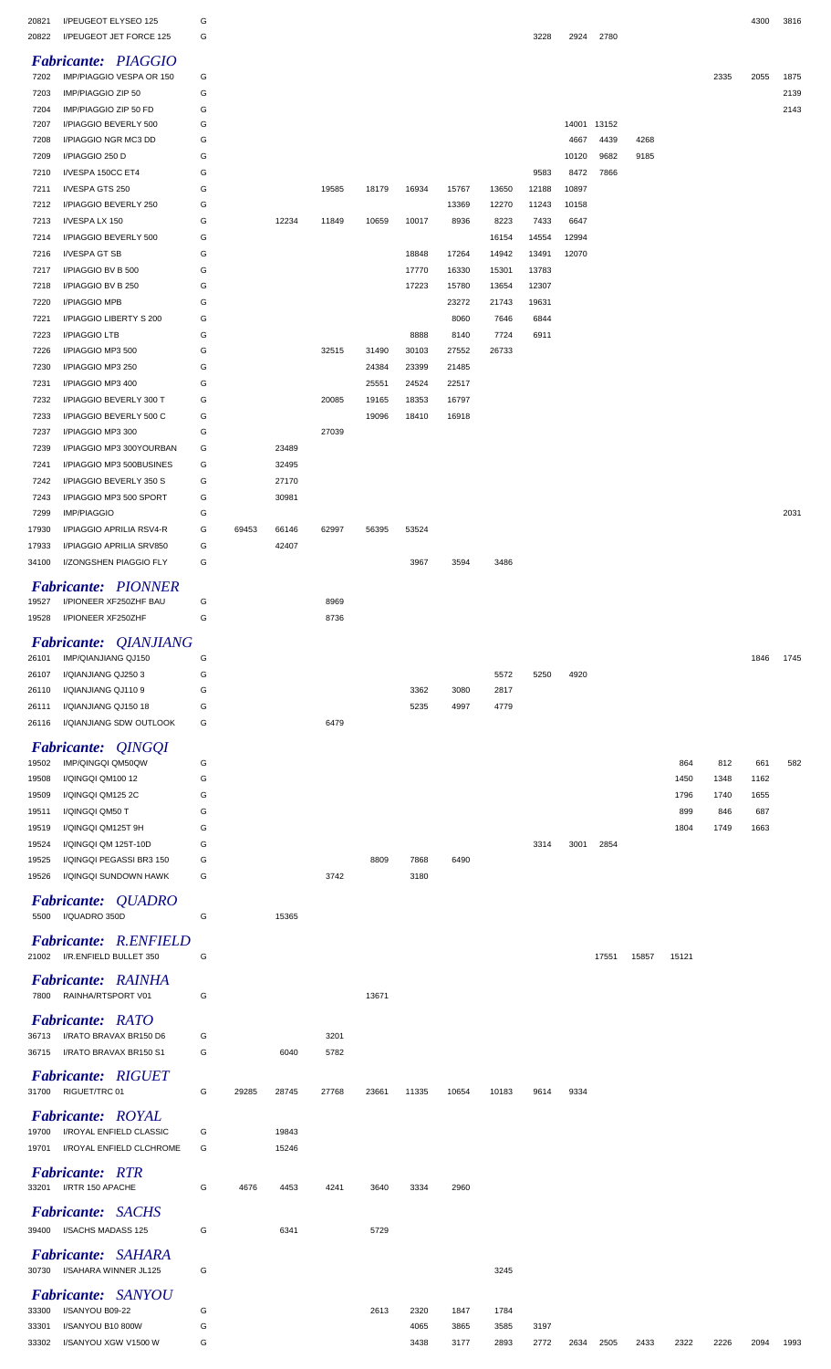| | | | | | | | | | | | | | | | | | |
|---|---|---|---|---|---|---|---|---|---|---|---|---|---|---|---|---|---|
| 20821 | I/PEUGEOT ELYSEO 125 | G | | | | | | | | | | | | | | 4300 | 3816 |
| 20822 | I/PEUGEOT JET FORCE 125 | G | | | | | | | | 3228 | 2924 | 2780 | | | | | |

### *Fabricante: PIAGGIO*

| | | | | | | | | | | | | | | | | | |
|---|---|---|---|---|---|---|---|---|---|---|---|---|---|---|---|---|---|
| 7202 | IMP/PIAGGIO VESPA OR 150 | G | | | | | | | | | | | | | 2335 | 2055 | 1875 |
| 7203 | IMP/PIAGGIO ZIP 50 | G | | | | | | | | | | | | | | | 2139 |
| 7204 | IMP/PIAGGIO ZIP 50 FD | G | | | | | | | | | | | | | | | 2143 |
| 7207 | I/PIAGGIO BEVERLY 500 | G | | | | | | | | | 14001 | 13152 | | | | | |
| 7208 | I/PIAGGIO NGR MC3 DD | G | | | | | | | | | 4667 | 4439 | 4268 | | | | |
| 7209 | I/PIAGGIO 250 D | G | | | | | | | | | 10120 | 9682 | 9185 | | | | |
| 7210 | I/VESPA 150CC ET4 | G | | | | | | | | 9583 | 8472 | 7866 | | | | | |
| 7211 | I/VESPA GTS 250 | G | | | 19585 | 18179 | 16934 | 15767 | 13650 | 12188 | 10897 | | | | | | |
| 7212 | I/PIAGGIO BEVERLY 250 | G | | | | | | 13369 | 12270 | 11243 | 10158 | | | | | | |
| 7213 | I/VESPA LX 150 | G | | 12234 | 11849 | 10659 | 10017 | 8936 | 8223 | 7433 | 6647 | | | | | | |
| 7214 | I/PIAGGIO BEVERLY 500 | G | | | | | | | 16154 | 14554 | 12994 | | | | | | |
| 7216 | I/VESPA GT SB | G | | | | | 18848 | 17264 | 14942 | 13491 | 12070 | | | | | | |
| 7217 | I/PIAGGIO BV B 500 | G | | | | | 17770 | 16330 | 15301 | 13783 | | | | | | | |
| 7218 | I/PIAGGIO BV B 250 | G | | | | | 17223 | 15780 | 13654 | 12307 | | | | | | | |
| 7220 | I/PIAGGIO MPB | G | | | | | | 23272 | 21743 | 19631 | | | | | | | |
| 7221 | I/PIAGGIO LIBERTY S 200 | G | | | | | | 8060 | 7646 | 6844 | | | | | | | |
| 7223 | I/PIAGGIO LTB | G | | | | | 8888 | 8140 | 7724 | 6911 | | | | | | | |
| 7226 | I/PIAGGIO MP3 500 | G | | | 32515 | 31490 | 30103 | 27552 | 26733 | | | | | | | | |
| 7230 | I/PIAGGIO MP3 250 | G | | | | 24384 | 23399 | 21485 | | | | | | | | | |
| 7231 | I/PIAGGIO MP3 400 | G | | | | 25551 | 24524 | 22517 | | | | | | | | | |
| 7232 | I/PIAGGIO BEVERLY 300 T | G | | | 20085 | 19165 | 18353 | 16797 | | | | | | | | | |
| 7233 | I/PIAGGIO BEVERLY 500 C | G | | | | 19096 | 18410 | 16918 | | | | | | | | | |
| 7237 | I/PIAGGIO MP3 300 | G | | | 27039 | | | | | | | | | | | | |
| 7239 | I/PIAGGIO MP3 300YOURBAN | G | | 23489 | | | | | | | | | | | | | |
| 7241 | I/PIAGGIO MP3 500BUSINES | G | | 32495 | | | | | | | | | | | | | |
| 7242 | I/PIAGGIO BEVERLY 350 S | G | | 27170 | | | | | | | | | | | | | |
| 7243 | I/PIAGGIO MP3 500 SPORT | G | | 30981 | | | | | | | | | | | | | |
| 7299 | IMP/PIAGGIO | G | | | | | | | | | | | | | | | 2031 |
| 17930 | I/PIAGGIO APRILIA RSV4-R | G | 69453 | 66146 | 62997 | 56395 | 53524 | | | | | | | | | | |
| 17933 | I/PIAGGIO APRILIA SRV850 | G | | 42407 | | | | | | | | | | | | | |
| 34100 | I/ZONGSHEN PIAGGIO FLY | G | | | | | 3967 | 3594 | 3486 | | | | | | | | |

### *Fabricante: PIONNER*

| | | | | | | | | | | | | | | | | | |
|---|---|---|---|---|---|---|---|---|---|---|---|---|---|---|---|---|---|
| 19527 | I/PIONEER XF250ZHF BAU | G | | | 8969 | | | | | | | | | | | | |
| 19528 | I/PIONEER XF250ZHF | G | | | 8736 | | | | | | | | | | | | |

### *Fabricante: QIANJIANG*

| | | | | | | | | | | | | | | | | | |
|---|---|---|---|---|---|---|---|---|---|---|---|---|---|---|---|---|---|
| 26101 | IMP/QIANJIANG QJ150 | G | | | | | | | | | | | | | | 1846 | 1745 |
| 26107 | I/QIANJIANG QJ250 3 | G | | | | | | | 5572 | 5250 | 4920 | | | | | | |
| 26110 | I/QIANJIANG QJ110 9 | G | | | | | 3362 | 3080 | 2817 | | | | | | | | |
| 26111 | I/QIANJIANG QJ150 18 | G | | | | | 5235 | 4997 | 4779 | | | | | | | | |
| 26116 | I/QIANJIANG SDW OUTLOOK | G | | | 6479 | | | | | | | | | | | | |

### *Fabricante: QINGQI*

| | | | | | | | | | | | | | | | | | |
|---|---|---|---|---|---|---|---|---|---|---|---|---|---|---|---|---|---|
| 19502 | IMP/QINGQI QM50QW | G | | | | | | | | | | | | 864 | 812 | 661 | 582 |
| 19508 | I/QINGQI QM100 12 | G | | | | | | | | | | | | 1450 | 1348 | 1162 | |
| 19509 | I/QINGQI QM125 2C | G | | | | | | | | | | | | 1796 | 1740 | 1655 | |
| 19511 | I/QINGQI QM50 T | G | | | | | | | | | | | | 899 | 846 | 687 | |
| 19519 | I/QINGQI QM125T 9H | G | | | | | | | | | | | | 1804 | 1749 | 1663 | |
| 19524 | I/QINGQI QM 125T-10D | G | | | | | | | | 3314 | 3001 | 2854 | | | | | |
| 19525 | I/QINGQI PEGASSI BR3 150 | G | | | | 8809 | 7868 | 6490 | | | | | | | | | |
| 19526 | I/QINGQI SUNDOWN HAWK | G | | | 3742 | | 3180 | | | | | | | | | | |

### *Fabricante: QUADRO*

| | | | | | | | | | | | | | | | | | |
|---|---|---|---|---|---|---|---|---|---|---|---|---|---|---|---|---|---|
| 5500 | I/QUADRO 350D | G | | 15365 | | | | | | | | | | | | | |

### *Fabricante: R.ENFIELD*

| | | | | | | | | | | | | | | | | | |
|---|---|---|---|---|---|---|---|---|---|---|---|---|---|---|---|---|---|
| 21002 | I/R.ENFIELD BULLET 350 | G | | | | | | | | | | 17551 | 15857 | 15121 | | | |

### *Fabricante: RAINHA*

| | | | | | | | | | | | | | | | | | |
|---|---|---|---|---|---|---|---|---|---|---|---|---|---|---|---|---|---|
| 7800 | RAINHA/RTSPORT V01 | G | | | | 13671 | | | | | | | | | | | |

### *Fabricante: RATO*

| | | | | | | | | | | | | | | | | | |
|---|---|---|---|---|---|---|---|---|---|---|---|---|---|---|---|---|---|
| 36713 | I/RATO BRAVAX BR150 D6 | G | | | 3201 | | | | | | | | | | | | |
| 36715 | I/RATO BRAVAX BR150 S1 | G | | 6040 | 5782 | | | | | | | | | | | | |

### *Fabricante: RIGUET*

| | | | | | | | | | | | | | | | | | |
|---|---|---|---|---|---|---|---|---|---|---|---|---|---|---|---|---|---|
| 31700 | RIGUET/TRC 01 | G | 29285 | 28745 | 27768 | 23661 | 11335 | 10654 | 10183 | 9614 | 9334 | | | | | | |

### *Fabricante: ROYAL*

| | | | | | | | | | | | | | | | | | |
|---|---|---|---|---|---|---|---|---|---|---|---|---|---|---|---|---|---|
| 19700 | I/ROYAL ENFIELD CLASSIC | G | | 19843 | | | | | | | | | | | | | |
| 19701 | I/ROYAL ENFIELD CLCHROME | G | | 15246 | | | | | | | | | | | | | |

### *Fabricante: RTR*

| | | | | | | | | | | | | | | | | | |
|---|---|---|---|---|---|---|---|---|---|---|---|---|---|---|---|---|---|
| 33201 | I/RTR 150 APACHE | G | 4676 | 4453 | 4241 | 3640 | 3334 | 2960 | | | | | | | | | |

### *Fabricante: SACHS*

| | | | | | | | | | | | | | | | | | |
|---|---|---|---|---|---|---|---|---|---|---|---|---|---|---|---|---|---|
| 39400 | I/SACHS MADASS 125 | G | | 6341 | | 5729 | | | | | | | | | | | |

### *Fabricante: SAHARA*

| | | | | | | | | | | | | | | | | | |
|---|---|---|---|---|---|---|---|---|---|---|---|---|---|---|---|---|---|
| 30730 | I/SAHARA WINNER JL125 | G | | | | | | | 3245 | | | | | | | | |

### *Fabricante: SANYOU*

| | | | | | | | | | | | | | | | | | |
|---|---|---|---|---|---|---|---|---|---|---|---|---|---|---|---|---|---|
| 33300 | I/SANYOU B09-22 | G | | | | 2613 | 2320 | 1847 | 1784 | | | | | | | | |
| 33301 | I/SANYOU B10 800W | G | | | | | 4065 | 3865 | 3585 | 3197 | | | | | | | |
| 33302 | I/SANYOU XGW V1500 W | G | | | | | 3438 | 3177 | 2893 | 2772 | 2634 | 2505 | 2433 | 2322 | 2226 | 2094 | 1993 |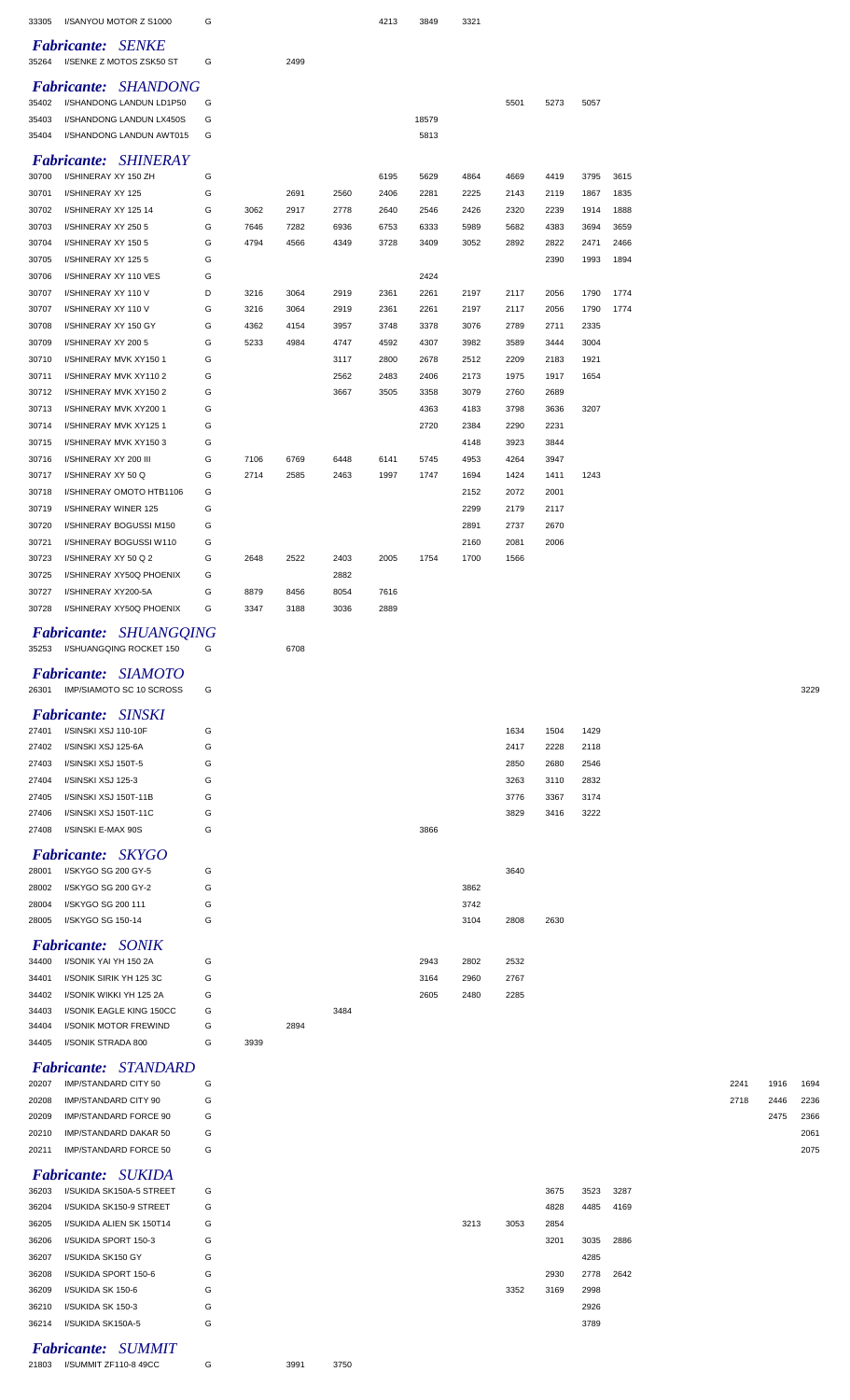| | | | | | | | | | | | | | | | |
|---|---|---|---|---|---|---|---|---|---|---|---|---|---|---|---|
| 33305 | I/SANYOU MOTOR Z S1000 | G | | | | 4213 | 3849 | 3321 | | | | | | | |

***Fabricante: SENKE***

| | | | | | | | | | | | | | | | |
|---|---|---|---|---|---|---|---|---|---|---|---|---|---|---|---|
| 35264 | I/SENKE Z MOTOS ZSK50 ST | G | | 2499 | | | | | | | | | | | |

***Fabricante: SHANDONG***

| | | | | | | | | | | | | | | | |
|---|---|---|---|---|---|---|---|---|---|---|---|---|---|---|---|
| 35402 | I/SHANDONG LANDUN LD1P50 | G | | | | | | | 5501 | 5273 | 5057 | | | | |
| 35403 | I/SHANDONG LANDUN LX450S | G | | | | | 18579 | | | | | | | | |
| 35404 | I/SHANDONG LANDUN AWT015 | G | | | | | 5813 | | | | | | | | |

***Fabricante: SHINERAY***

| | | | | | | | | | | | | | | | |
|---|---|---|---|---|---|---|---|---|---|---|---|---|---|---|---|
| 30700 | I/SHINERAY XY 150 ZH | G | | 2691 | 2560 | 6195 | 5629 | 4864 | 4669 | 4419 | 3795 | 3615 | | | |
| 30701 | I/SHINERAY XY 125 | G | | | | 2406 | 2281 | 2225 | 2143 | 2119 | 1867 | 1835 | | | |
| 30702 | I/SHINERAY XY 125 14 | G | 3062 | 2917 | 2778 | 2640 | 2546 | 2426 | 2320 | 2239 | 1914 | 1888 | | | |
| 30703 | I/SHINERAY XY 250 5 | G | 7646 | 7282 | 6936 | 6753 | 6333 | 5989 | 5682 | 4383 | 3694 | 3659 | | | |
| 30704 | I/SHINERAY XY 150 5 | G | 4794 | 4566 | 4349 | 3728 | 3409 | 3052 | 2892 | 2822 | 2471 | 2466 | | | |
| 30705 | I/SHINERAY XY 125 5 | G | | | | | | | | 2390 | 1993 | 1894 | | | |
| 30706 | I/SHINERAY XY 110 VES | G | | | | | 2424 | | | | | | | | |
| 30707 | I/SHINERAY XY 110 V | D | 3216 | 3064 | 2919 | 2361 | 2261 | 2197 | 2117 | 2056 | 1790 | 1774 | | | |
| 30707 | I/SHINERAY XY 110 V | G | 3216 | 3064 | 2919 | 2361 | 2261 | 2197 | 2117 | 2056 | 1790 | 1774 | | | |
| 30708 | I/SHINERAY XY 150 GY | G | 4362 | 4154 | 3957 | 3748 | 3378 | 3076 | 2789 | 2711 | 2335 | | | | |
| 30709 | I/SHINERAY XY 200 5 | G | 5233 | 4984 | 4747 | 4592 | 4307 | 3982 | 3589 | 3444 | 3004 | | | | |
| 30710 | I/SHINERAY MVK XY150 1 | G | | | 3117 | 2800 | 2678 | 2512 | 2209 | 2183 | 1921 | | | | |
| 30711 | I/SHINERAY MVK XY110 2 | G | | | 2562 | 2483 | 2406 | 2173 | 1975 | 1917 | 1654 | | | | |
| 30712 | I/SHINERAY MVK XY150 2 | G | | | 3667 | 3505 | 3358 | 3079 | 2760 | 2689 | | | | | |
| 30713 | I/SHINERAY MVK XY200 1 | G | | | | | 4363 | 4183 | 3798 | 3636 | 3207 | | | | |
| 30714 | I/SHINERAY MVK XY125 1 | G | | | | | 2720 | 2384 | 2290 | 2231 | | | | | |
| 30715 | I/SHINERAY MVK XY150 3 | G | | | | | | 4148 | 3923 | 3844 | | | | | |
| 30716 | I/SHINERAY XY 200 III | G | 7106 | 6769 | 6448 | 6141 | 5745 | 4953 | 4264 | 3947 | | | | | |
| 30717 | I/SHINERAY XY 50 Q | G | 2714 | 2585 | 2463 | 1997 | 1747 | 1694 | 1424 | 1411 | 1243 | | | | |
| 30718 | I/SHINERAY OMOTO HTB1106 | G | | | | | | 2152 | 2072 | 2001 | | | | | |
| 30719 | I/SHINERAY WINER 125 | G | | | | | | 2299 | 2179 | 2117 | | | | | |
| 30720 | I/SHINERAY BOGUSSI M150 | G | | | | | | 2891 | 2737 | 2670 | | | | | |
| 30721 | I/SHINERAY BOGUSSI W110 | G | | | | | | 2160 | 2081 | 2006 | | | | | |
| 30723 | I/SHINERAY XY 50 Q 2 | G | 2648 | 2522 | 2403 | 2005 | 1754 | 1700 | 1566 | | | | | | |
| 30725 | I/SHINERAY XY50Q PHOENIX | G | | | 2882 | | | | | | | | | | |
| 30727 | I/SHINERAY XY200-5A | G | 8879 | 8456 | 8054 | 7616 | | | | | | | | | |
| 30728 | I/SHINERAY XY50Q PHOENIX | G | 3347 | 3188 | 3036 | 2889 | | | | | | | | | |

***Fabricante: SHUANGQING***

| | | | | | | | | | | | | | | | |
|---|---|---|---|---|---|---|---|---|---|---|---|---|---|---|---|
| 35253 | I/SHUANGQING ROCKET 150 | G | | 6708 | | | | | | | | | | | |

***Fabricante: SIAMOTO***

| | | | | | | | | | | | | | | | |
|---|---|---|---|---|---|---|---|---|---|---|---|---|---|---|---|
| 26301 | IMP/SIAMOTO SC 10 SCROSS | G | | | | | | | | | | | | | 3229 |

***Fabricante: SINSKI***

| | | | | | | | | | | | | | | | |
|---|---|---|---|---|---|---|---|---|---|---|---|---|---|---|---|
| 27401 | I/SINSKI XSJ 110-10F | G | | | | | | | 1634 | 1504 | 1429 | | | | |
| 27402 | I/SINSKI XSJ 125-6A | G | | | | | | | 2417 | 2228 | 2118 | | | | |
| 27403 | I/SINSKI XSJ 150T-5 | G | | | | | | | 2850 | 2680 | 2546 | | | | |
| 27404 | I/SINSKI XSJ 125-3 | G | | | | | | | 3263 | 3110 | 2832 | | | | |
| 27405 | I/SINSKI XSJ 150T-11B | G | | | | | | | 3776 | 3367 | 3174 | | | | |
| 27406 | I/SINSKI XSJ 150T-11C | G | | | | | | | 3829 | 3416 | 3222 | | | | |
| 27408 | I/SINSKI E-MAX 90S | G | | | | | 3866 | | | | | | | | |

***Fabricante: SKYGO***

| | | | | | | | | | | | | | | | |
|---|---|---|---|---|---|---|---|---|---|---|---|---|---|---|---|
| 28001 | I/SKYGO SG 200 GY-5 | G | | | | | | | 3640 | | | | | | |
| 28002 | I/SKYGO SG 200 GY-2 | G | | | | | | 3862 | | | | | | | |
| 28004 | I/SKYGO SG 200 111 | G | | | | | | 3742 | | | | | | | |
| 28005 | I/SKYGO SG 150-14 | G | | | | | | 3104 | 2808 | 2630 | | | | | |

***Fabricante: SONIK***

| | | | | | | | | | | | | | | | |
|---|---|---|---|---|---|---|---|---|---|---|---|---|---|---|---|
| 34400 | I/SONIK YAI YH 150 2A | G | | | | | 2943 | 2802 | 2532 | | | | | | |
| 34401 | I/SONIK SIRIK YH 125 3C | G | | | | | 3164 | 2960 | 2767 | | | | | | |
| 34402 | I/SONIK WIKKI YH 125 2A | G | | | | | 2605 | 2480 | 2285 | | | | | | |
| 34403 | I/SONIK EAGLE KING 150CC | G | | | 3484 | | | | | | | | | | |
| 34404 | I/SONIK MOTOR FREWIND | G | | 2894 | | | | | | | | | | | |
| 34405 | I/SONIK STRADA 800 | G | 3939 | | | | | | | | | | | | |

***Fabricante: STANDARD***

| | | | | | | | | | | | | | | | |
|---|---|---|---|---|---|---|---|---|---|---|---|---|---|---|---|
| 20207 | IMP/STANDARD CITY 50 | G | | | | | | | | | | | 2241 | 1916 | 1694 |
| 20208 | IMP/STANDARD CITY 90 | G | | | | | | | | | | | 2718 | 2446 | 2236 |
| 20209 | IMP/STANDARD FORCE 90 | G | | | | | | | | | | | | 2475 | 2366 |
| 20210 | IMP/STANDARD DAKAR 50 | G | | | | | | | | | | | | | 2061 |
| 20211 | IMP/STANDARD FORCE 50 | G | | | | | | | | | | | | | 2075 |

***Fabricante: SUKIDA***

| | | | | | | | | | | | | | | | |
|---|---|---|---|---|---|---|---|---|---|---|---|---|---|---|---|
| 36203 | I/SUKIDA SK150A-5 STREET | G | | | | | | | | 3675 | 3523 | 3287 | | | |
| 36204 | I/SUKIDA SK150-9 STREET | G | | | | | | | | 4828 | 4485 | 4169 | | | |
| 36205 | I/SUKIDA ALIEN SK 150T14 | G | | | | | | 3213 | 3053 | 2854 | | | | | |
| 36206 | I/SUKIDA SPORT 150-3 | G | | | | | | | | 3201 | 3035 | 2886 | | | |
| 36207 | I/SUKIDA SK150 GY | G | | | | | | | | | 4285 | | | | |
| 36208 | I/SUKIDA SPORT 150-6 | G | | | | | | | | 2930 | 2778 | 2642 | | | |
| 36209 | I/SUKIDA SK 150-6 | G | | | | | | | 3352 | 3169 | 2998 | | | | |
| 36210 | I/SUKIDA SK 150-3 | G | | | | | | | | | 2926 | | | | |
| 36214 | I/SUKIDA SK150A-5 | G | | | | | | | | | 3789 | | | | |

***Fabricante: SUMMIT***

| | | | | | | | | | | | | | | | |
|---|---|---|---|---|---|---|---|---|---|---|---|---|---|---|---|
| 21803 | I/SUMMIT ZF110-8 49CC | G | | 3991 | 3750 | | | | | | | | | | |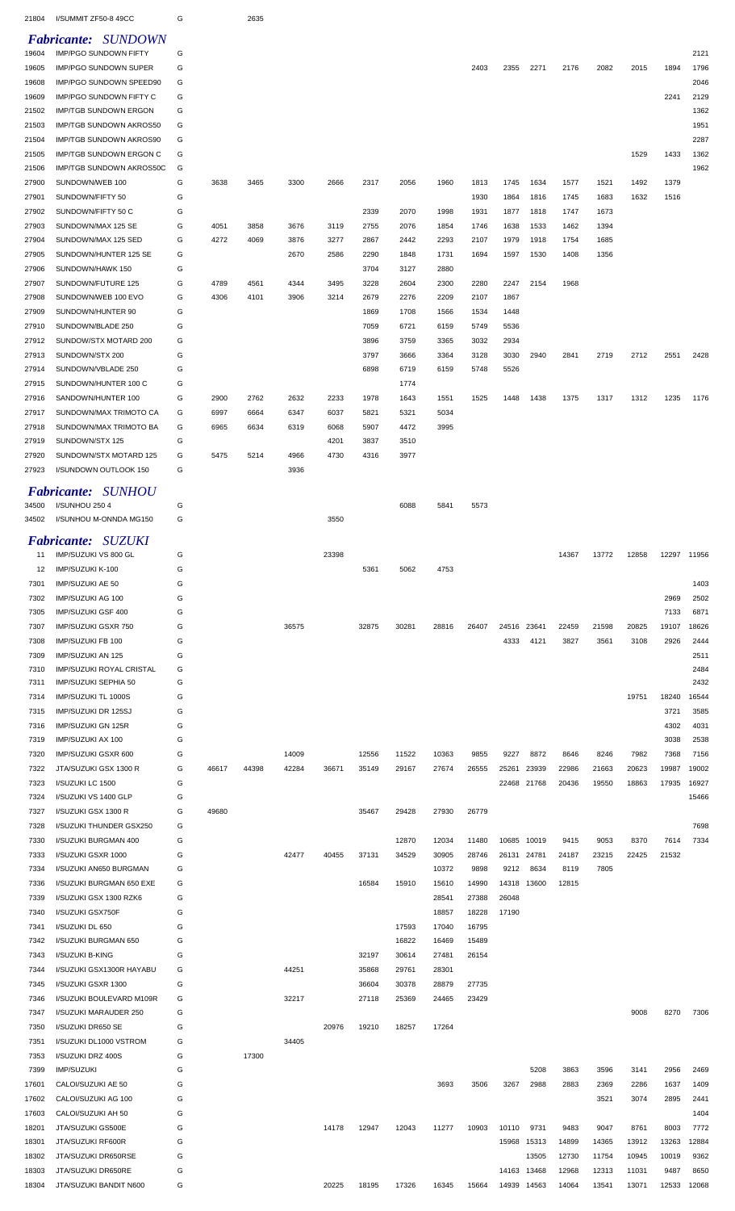| | | | | | | | | | | | | | | | | | |
|---|---|---|---|---|---|---|---|---|---|---|---|---|---|---|---|---|---|
| 21804 | I/SUMMIT ZF50-8 49CC | G | | 2635 | | | | | | | | | | | | | |

### *Fabricante: SUNDOWN*

| | | | | | | | | | | | | | | | | | |
|---|---|---|---|---|---|---|---|---|---|---|---|---|---|---|---|---|---|
| 19604 | IMP/PGO SUNDOWN FIFTY | G | | | | | | | | | | | | | | | 2121 |
| 19605 | IMP/PGO SUNDOWN SUPER | G | | | | | | | | 2403 | 2355 | 2271 | 2176 | 2082 | 2015 | 1894 | 1796 |
| 19608 | IMP/PGO SUNDOWN SPEED90 | G | | | | | | | | | | | | | | | 2046 |
| 19609 | IMP/PGO SUNDOWN FIFTY C | G | | | | | | | | | | | | | | 2241 | 2129 |
| 21502 | IMP/TGB SUNDOWN ERGON | G | | | | | | | | | | | | | | | 1362 |
| 21503 | IMP/TGB SUNDOWN AKROS50 | G | | | | | | | | | | | | | | | 1951 |
| 21504 | IMP/TGB SUNDOWN AKROS90 | G | | | | | | | | | | | | | | | 2287 |
| 21505 | IMP/TGB SUNDOWN ERGON C | G | | | | | | | | | | | | | 1529 | 1433 | 1362 |
| 21506 | IMP/TGB SUNDOWN AKROS50C | G | | | | | | | | | | | | | | | 1962 |
| 27900 | SUNDOWN/WEB 100 | G | 3638 | 3465 | 3300 | 2666 | 2317 | 2056 | 1960 | 1813 | 1745 | 1634 | 1577 | 1521 | 1492 | 1379 | |
| 27901 | SUNDOWN/FIFTY 50 | G | | | | | | | | 1930 | 1864 | 1816 | 1745 | 1683 | 1632 | 1516 | |
| 27902 | SUNDOWN/FIFTY 50 C | G | | | | | 2339 | 2070 | 1998 | 1931 | 1877 | 1818 | 1747 | 1673 | | | |
| 27903 | SUNDOWN/MAX 125 SE | G | 4051 | 3858 | 3676 | 3119 | 2755 | 2076 | 1854 | 1746 | 1638 | 1533 | 1462 | 1394 | | | |
| 27904 | SUNDOWN/MAX 125 SED | G | 4272 | 4069 | 3876 | 3277 | 2867 | 2442 | 2293 | 2107 | 1979 | 1918 | 1754 | 1685 | | | |
| 27905 | SUNDOWN/HUNTER 125 SE | G | | | 2670 | 2586 | 2290 | 1848 | 1731 | 1694 | 1597 | 1530 | 1408 | 1356 | | | |
| 27906 | SUNDOWN/HAWK 150 | G | | | | | 3704 | 3127 | 2880 | | | | | | | | |
| 27907 | SUNDOWN/FUTURE 125 | G | 4789 | 4561 | 4344 | 3495 | 3228 | 2604 | 2300 | 2280 | 2247 | 2154 | 1968 | | | | |
| 27908 | SUNDOWN/WEB 100 EVO | G | 4306 | 4101 | 3906 | 3214 | 2679 | 2276 | 2209 | 2107 | 1867 | | | | | | |
| 27909 | SUNDOWN/HUNTER 90 | G | | | | | 1869 | 1708 | 1566 | 1534 | 1448 | | | | | | |
| 27910 | SUNDOWN/BLADE 250 | G | | | | | 7059 | 6721 | 6159 | 5749 | 5536 | | | | | | |
| 27912 | SUNDOW/STX MOTARD 200 | G | | | | | 3896 | 3759 | 3365 | 3032 | 2934 | | | | | | |
| 27913 | SUNDOWN/STX 200 | G | | | | | 3797 | 3666 | 3364 | 3128 | 3030 | 2940 | 2841 | 2719 | 2712 | 2551 | 2428 |
| 27914 | SUNDOWN/VBLADE 250 | G | | | | | 6898 | 6719 | 6159 | 5748 | 5526 | | | | | | |
| 27915 | SUNDOWN/HUNTER 100 C | G | | | | | | 1774 | | | | | | | | | |
| 27916 | SANDOWN/HUNTER 100 | G | 2900 | 2762 | 2632 | 2233 | 1978 | 1643 | 1551 | 1525 | 1448 | 1438 | 1375 | 1317 | 1312 | 1235 | 1176 |
| 27917 | SUNDOWN/MAX TRIMOTO CA | G | 6997 | 6664 | 6347 | 6037 | 5821 | 5321 | 5034 | | | | | | | | |
| 27918 | SUNDOWN/MAX TRIMOTO BA | G | 6965 | 6634 | 6319 | 6068 | 5907 | 4472 | 3995 | | | | | | | | |
| 27919 | SUNDOWN/STX 125 | G | | | | 4201 | 3837 | 3510 | | | | | | | | | |
| 27920 | SUNDOWN/STX MOTARD 125 | G | 5475 | 5214 | 4966 | 4730 | 4316 | 3977 | | | | | | | | | |
| 27923 | I/SUNDOWN OUTLOOK 150 | G | | | 3936 | | | | | | | | | | | | |

### *Fabricante: SUNHOU*

| | | | | | | | | | | | | | | | | | |
|---|---|---|---|---|---|---|---|---|---|---|---|---|---|---|---|---|---|
| 34500 | I/SUNHOU 250 4 | G | | | | | | 6088 | 5841 | 5573 | | | | | | | |
| 34502 | I/SUNHOU M-ONNDA MG150 | G | | | | 3550 | | | | | | | | | | | |

### *Fabricante: SUZUKI*

| | | | | | | | | | | | | | | | | | |
|---|---|---|---|---|---|---|---|---|---|---|---|---|---|---|---|---|---|
| 11 | IMP/SUZUKI VS 800 GL | G | | | | 23398 | | | | | | | 14367 | 13772 | 12858 | 12297 | 11956 |
| 12 | IMP/SUZUKI K-100 | G | | | | | 5361 | 5062 | 4753 | | | | | | | | |
| 7301 | IMP/SUZUKI AE 50 | G | | | | | | | | | | | | | | | 1403 |
| 7302 | IMP/SUZUKI AG 100 | G | | | | | | | | | | | | | | 2969 | 2502 |
| 7305 | IMP/SUZUKI GSF 400 | G | | | | | | | | | | | | | | 7133 | 6871 |
| 7307 | IMP/SUZUKI GSXR 750 | G | | | 36575 | | 32875 | 30281 | 28816 | 26407 | 24516 | 23641 | 22459 | 21598 | 20825 | 19107 | 18626 |
| 7308 | IMP/SUZUKI FB 100 | G | | | | | | | | | 4333 | 4121 | 3827 | 3561 | 3108 | 2926 | 2444 |
| 7309 | IMP/SUZUKI AN 125 | G | | | | | | | | | | | | | | | 2511 |
| 7310 | IMP/SUZUKI ROYAL CRISTAL | G | | | | | | | | | | | | | | | 2484 |
| 7311 | IMP/SUZUKI SEPHIA 50 | G | | | | | | | | | | | | | | | 2432 |
| 7314 | IMP/SUZUKI TL 1000S | G | | | | | | | | | | | | | 19751 | 18240 | 16544 |
| 7315 | IMP/SUZUKI DR 125SJ | G | | | | | | | | | | | | | | 3721 | 3585 |
| 7316 | IMP/SUZUKI GN 125R | G | | | | | | | | | | | | | | 4302 | 4031 |
| 7319 | IMP/SUZUKI AX 100 | G | | | | | | | | | | | | | | 3038 | 2538 |
| 7320 | IMP/SUZUKI GSXR 600 | G | | | 14009 | | 12556 | 11522 | 10363 | 9855 | 9227 | 8872 | 8646 | 8246 | 7982 | 7368 | 7156 |
| 7322 | JTA/SUZUKI GSX 1300 R | G | 46617 | 44398 | 42284 | 36671 | 35149 | 29167 | 27674 | 26555 | 25261 | 23939 | 22986 | 21663 | 20623 | 19987 | 19002 |
| 7323 | I/SUZUKI LC 1500 | G | | | | | | | | | 22468 | 21768 | 20436 | 19550 | 18863 | 17935 | 16927 |
| 7324 | I/SUZUKI VS 1400 GLP | G | | | | | | | | | | | | | | | 15466 |
| 7327 | I/SUZUKI GSX 1300 R | G | 49680 | | | | 35467 | 29428 | 27930 | 26779 | | | | | | | |
| 7328 | I/SUZUKI THUNDER GSX250 | G | | | | | | | | | | | | | | | 7698 |
| 7330 | I/SUZUKI BURGMAN 400 | G | | | | | | 12870 | 12034 | 11480 | 10685 | 10019 | 9415 | 9053 | 8370 | 7614 | 7334 |
| 7333 | I/SUZUKI GSXR 1000 | G | | | 42477 | 40455 | 37131 | 34529 | 30905 | 28746 | 26131 | 24781 | 24187 | 23215 | 22425 | 21532 | |
| 7334 | I/SUZUKI AN650 BURGMAN | G | | | | | | | 10372 | 9898 | 9212 | 8634 | 8119 | 7805 | | | |
| 7336 | I/SUZUKI BURGMAN 650 EXE | G | | | | | 16584 | 15910 | 15610 | 14990 | 14318 | 13600 | 12815 | | | | |
| 7339 | I/SUZUKI GSX 1300 RZK6 | G | | | | | | | 28541 | 27388 | 26048 | | | | | | |
| 7340 | I/SUZUKI GSX750F | G | | | | | | | 18857 | 18228 | 17190 | | | | | | |
| 7341 | I/SUZUKI DL 650 | G | | | | | | 17593 | 17040 | 16795 | | | | | | | |
| 7342 | I/SUZUKI BURGMAN 650 | G | | | | | | 16822 | 16469 | 15489 | | | | | | | |
| 7343 | I/SUZUKI B-KING | G | | | | | 32197 | 30614 | 27481 | 26154 | | | | | | | |
| 7344 | I/SUZUKI GSX1300R HAYABU | G | | | 44251 | | 35868 | 29761 | 28301 | | | | | | | | |
| 7345 | I/SUZUKI GSXR 1300 | G | | | | | 36604 | 30378 | 28879 | 27735 | | | | | | | |
| 7346 | I/SUZUKI BOULEVARD M109R | G | | | 32217 | | 27118 | 25369 | 24465 | 23429 | | | | | | | |
| 7347 | I/SUZUKI MARAUDER 250 | G | | | | | | | | | | | | | 9008 | 8270 | 7306 |
| 7350 | I/SUZUKI DR650 SE | G | | | | 20976 | 19210 | 18257 | 17264 | | | | | | | | |
| 7351 | I/SUZUKI DL1000 VSTROM | G | | | 34405 | | | | | | | | | | | | |
| 7353 | I/SUZUKI DRZ 400S | G | | 17300 | | | | | | | | | | | | | |
| 7399 | IMP/SUZUKI | G | | | | | | | | | | 5208 | 3863 | 3596 | 3141 | 2956 | 2469 |
| 17601 | CALOI/SUZUKI AE 50 | G | | | | | | | 3693 | 3506 | 3267 | 2988 | 2883 | 2369 | 2286 | 1637 | 1409 |
| 17602 | CALOI/SUZUKI AG 100 | G | | | | | | | | | | | | 3521 | 3074 | 2895 | 2441 |
| 17603 | CALOI/SUZUKI AH 50 | G | | | | | | | | | | | | | | | 1404 |
| 18201 | JTA/SUZUKI GS500E | G | | | | 14178 | 12947 | 12043 | 11277 | 10903 | 10110 | 9731 | 9483 | 9047 | 8761 | 8003 | 7772 |
| 18301 | JTA/SUZUKI RF600R | G | | | | | | | | | 15968 | 15313 | 14899 | 14365 | 13912 | 13263 | 12884 |
| 18302 | JTA/SUZUKI DR650RSE | G | | | | | | | | | | 13505 | 12730 | 11754 | 10945 | 10019 | 9362 |
| 18303 | JTA/SUZUKI DR650RE | G | | | | | | | | | 14163 | 13468 | 12968 | 12313 | 11031 | 9487 | 8650 |
| 18304 | JTA/SUZUKI BANDIT N600 | G | | | | 20225 | 18195 | 17326 | 16345 | 15664 | 14939 | 14563 | 14064 | 13541 | 13071 | 12533 | 12068 |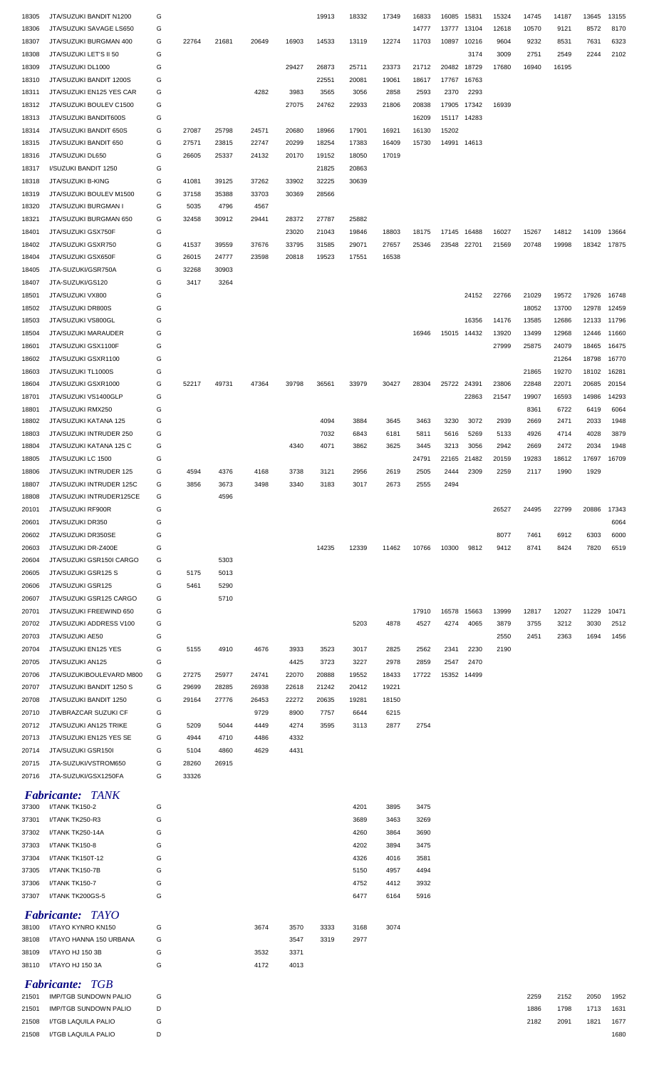| | | | | | | | | | | | | | | | | | |
|---|---|---|---|---|---|---|---|---|---|---|---|---|---|---|---|---|---|
| 18305 | JTA/SUZUKI BANDIT N1200 | G | | | | | 19913 | 18332 | 17349 | 16833 | 16085 | 15831 | 15324 | 14745 | 14187 | 13645 | 13155 |
| 18306 | JTA/SUZUKI SAVAGE LS650 | G | | | | | | | | 14777 | 13777 | 13104 | 12618 | 10570 | 9121 | 8572 | 8170 |
| 18307 | JTA/SUZUKI BURGMAN 400 | G | 22764 | 21681 | 20649 | 16903 | 14533 | 13119 | 12274 | 11703 | 10897 | 10216 | 9604 | 9232 | 8531 | 7631 | 6323 |
| 18308 | JTA/SUZUKI LET'S II 50 | G | | | | | | | | | | 3174 | 3009 | 2751 | 2549 | 2244 | 2102 |
| 18309 | JTA/SUZUKI DL1000 | G | | | | 29427 | 26873 | 25711 | 23373 | 21712 | 20482 | 18729 | 17680 | 16940 | 16195 | | |
| 18310 | JTA/SUZUKI BANDIT 1200S | G | | | | | 22551 | 20081 | 19061 | 18617 | 17767 | 16763 | | | | | |
| 18311 | JTA/SUZUKI EN125 YES CAR | G | | | 4282 | 3983 | 3565 | 3056 | 2858 | 2593 | 2370 | 2293 | | | | | |
| 18312 | JTA/SUZUKI BOULEV C1500 | G | | | | 27075 | 24762 | 22933 | 21806 | 20838 | 17905 | 17342 | 16939 | | | | |
| 18313 | JTA/SUZUKI BANDIT600S | G | | | | | | | | 16209 | 15117 | 14283 | | | | | |
| 18314 | JTA/SUZUKI BANDIT 650S | G | 27087 | 25798 | 24571 | 20680 | 18966 | 17901 | 16921 | 16130 | 15202 | | | | | | |
| 18315 | JTA/SUZUKI BANDIT 650 | G | 27571 | 23815 | 22747 | 20299 | 18254 | 17383 | 16409 | 15730 | 14991 | 14613 | | | | | |
| 18316 | JTA/SUZUKI DL650 | G | 26605 | 25337 | 24132 | 20170 | 19152 | 18050 | 17019 | | | | | | | | |
| 18317 | I/SUZUKI BANDIT 1250 | G | | | | | 21825 | 20863 | | | | | | | | | |
| 18318 | JTA/SUZUKI B-KING | G | 41081 | 39125 | 37262 | 33902 | 32225 | 30639 | | | | | | | | | |
| 18319 | JTA/SUZUKI BOULEV M1500 | G | 37158 | 35388 | 33703 | 30369 | 28566 | | | | | | | | | | |
| 18320 | JTA/SUZUKI BURGMAN I | G | 5035 | 4796 | 4567 | | | | | | | | | | | | |
| 18321 | JTA/SUZUKI BURGMAN 650 | G | 32458 | 30912 | 29441 | 28372 | 27787 | 25882 | | | | | | | | | |
| 18401 | JTA/SUZUKI GSX750F | G | | | | 23020 | 21043 | 19846 | 18803 | 18175 | 17145 | 16488 | 16027 | 15267 | 14812 | 14109 | 13664 |
| 18402 | JTA/SUZUKI GSXR750 | G | 41537 | 39559 | 37676 | 33795 | 31585 | 29071 | 27657 | 25346 | 23548 | 22701 | 21569 | 20748 | 19998 | 18342 | 17875 |
| 18404 | JTA/SUZUKI GSX650F | G | 26015 | 24777 | 23598 | 20818 | 19523 | 17551 | 16538 | | | | | | | | |
| 18405 | JTA-SUZUKI/GSR750A | G | 32268 | 30903 | | | | | | | | | | | | | |
| 18407 | JTA-SUZUKI/GS120 | G | 3417 | 3264 | | | | | | | | | | | | | |
| 18501 | JTA/SUZUKI VX800 | G | | | | | | | | | | 24152 | 22766 | 21029 | 19572 | 17926 | 16748 |
| 18502 | JTA/SUZUKI DR800S | G | | | | | | | | | | | | 18052 | 13700 | 12978 | 12459 |
| 18503 | JTA/SUZUKI VS800GL | G | | | | | | | | | | 16356 | 14176 | 13585 | 12686 | 12133 | 11796 |
| 18504 | JTA/SUZUKI MARAUDER | G | | | | | | | | 16946 | 15015 | 14432 | 13920 | 13499 | 12968 | 12446 | 11660 |
| 18601 | JTA/SUZUKI GSX1100F | G | | | | | | | | | | | 27999 | 25875 | 24079 | 18465 | 16475 |
| 18602 | JTA/SUZUKI GSXR1100 | G | | | | | | | | | | | | | 21264 | 18798 | 16770 |
| 18603 | JTA/SUZUKI TL1000S | G | | | | | | | | | | | | 21865 | 19270 | 18102 | 16281 |
| 18604 | JTA/SUZUKI GSXR1000 | G | 52217 | 49731 | 47364 | 39798 | 36561 | 33979 | 30427 | 28304 | 25722 | 24391 | 23806 | 22848 | 22071 | 20685 | 20154 |
| 18701 | JTA/SUZUKI VS1400GLP | G | | | | | | | | | | 22863 | 21547 | 19907 | 16593 | 14986 | 14293 |
| 18801 | JTA/SUZUKI RMX250 | G | | | | | | | | | | | | 8361 | 6722 | 6419 | 6064 |
| 18802 | JTA/SUZUKI KATANA 125 | G | | | | | 4094 | 3884 | 3645 | 3463 | 3230 | 3072 | 2939 | 2669 | 2471 | 2033 | 1948 |
| 18803 | JTA/SUZUKI INTRUDER 250 | G | | | | | 7032 | 6843 | 6181 | 5811 | 5616 | 5269 | 5133 | 4926 | 4714 | 4028 | 3879 |
| 18804 | JTA/SUZUKI KATANA 125 C | G | | | | 4340 | 4071 | 3862 | 3625 | 3445 | 3213 | 3056 | 2942 | 2669 | 2472 | 2034 | 1948 |
| 18805 | JTA/SUZUKI LC 1500 | G | | | | | | | | 24791 | 22165 | 21482 | 20159 | 19283 | 18612 | 17697 | 16709 |
| 18806 | JTA/SUZUKI INTRUDER 125 | G | 4594 | 4376 | 4168 | 3738 | 3121 | 2956 | 2619 | 2505 | 2444 | 2309 | 2259 | 2117 | 1990 | 1929 | |
| 18807 | JTA/SUZUKI INTRUDER 125C | G | 3856 | 3673 | 3498 | 3340 | 3183 | 3017 | 2673 | 2555 | 2494 | | | | | | |
| 18808 | JTA/SUZUKI INTRUDER125CE | G | | 4596 | | | | | | | | | | | | | |
| 20101 | JTA/SUZUKI RF900R | G | | | | | | | | | | | 26527 | 24495 | 22799 | 20886 | 17343 |
| 20601 | JTA/SUZUKI DR350 | G | | | | | | | | | | | | | | | 6064 |
| 20602 | JTA/SUZUKI DR350SE | G | | | | | | | | | | | 8077 | 7461 | 6912 | 6303 | 6000 |
| 20603 | JTA/SUZUKI DR-Z400E | G | | | | | 14235 | 12339 | 11462 | 10766 | 10300 | 9812 | 9412 | 8741 | 8424 | 7820 | 6519 |
| 20604 | JTA/SUZUKI GSR150I CARGO | G | | 5303 | | | | | | | | | | | | | |
| 20605 | JTA/SUZUKI GSR125 S | G | 5175 | 5013 | | | | | | | | | | | | | |
| 20606 | JTA/SUZUKI GSR125 | G | 5461 | 5290 | | | | | | | | | | | | | |
| 20607 | JTA/SUZUKI GSR125 CARGO | G | | 5710 | | | | | | | | | | | | | |
| 20701 | JTA/SUZUKI FREEWIND 650 | G | | | | | | | | 17910 | 16578 | 15663 | 13999 | 12817 | 12027 | 11229 | 10471 |
| 20702 | JTA/SUZUKI ADDRESS V100 | G | | | | | | 5203 | 4878 | 4527 | 4274 | 4065 | 3879 | 3755 | 3212 | 3030 | 2512 |
| 20703 | JTA/SUZUKI AE50 | G | | | | | | | | | | | 2550 | 2451 | 2363 | 1694 | 1456 |
| 20704 | JTA/SUZUKI EN125 YES | G | 5155 | 4910 | 4676 | 3933 | 3523 | 3017 | 2825 | 2562 | 2341 | 2230 | 2190 | | | | |
| 20705 | JTA/SUZUKI AN125 | G | | | | 4425 | 3723 | 3227 | 2978 | 2859 | 2547 | 2470 | | | | | |
| 20706 | JTA/SUZUKIBOULEVARD M800 | G | 27275 | 25977 | 24741 | 22070 | 20888 | 19552 | 18433 | 17722 | 15352 | 14499 | | | | | |
| 20707 | JTA/SUZUKI BANDIT 1250 S | G | 29699 | 28285 | 26938 | 22618 | 21242 | 20412 | 19221 | | | | | | | | |
| 20708 | JTA/SUZUKI BANDIT 1250 | G | 29164 | 27776 | 26453 | 22272 | 20635 | 19281 | 18150 | | | | | | | | |
| 20710 | JTA/BRAZCAR SUZUKI CF | G | | | 9729 | 8900 | 7757 | 6644 | 6215 | | | | | | | | |
| 20712 | JTA/SUZUKI AN125 TRIKE | G | 5209 | 5044 | 4449 | 4274 | 3595 | 3113 | 2877 | 2754 | | | | | | | |
| 20713 | JTA/SUZUKI EN125 YES SE | G | 4944 | 4710 | 4486 | 4332 | | | | | | | | | | | |
| 20714 | JTA/SUZUKI GSR150I | G | 5104 | 4860 | 4629 | 4431 | | | | | | | | | | | |
| 20715 | JTA-SUZUKI/VSTROM650 | G | 28260 | 26915 | | | | | | | | | | | | | |
| 20716 | JTA-SUZUKI/GSX1250FA | G | 33326 | | | | | | | | | | | | | | |

### *Fabricante: TANK*

| | | | | | | | | | | |
|---|---|---|---|---|---|---|---|---|---|---|
| 37300 | I/TANK TK150-2 | G | | | | | | 4201 | 3895 | 3475 |
| 37301 | I/TANK TK250-R3 | G | | | | | | 3689 | 3463 | 3269 |
| 37302 | I/TANK TK250-14A | G | | | | | | 4260 | 3864 | 3690 |
| 37303 | I/TANK TK150-8 | G | | | | | | 4202 | 3894 | 3475 |
| 37304 | I/TANK TK150T-12 | G | | | | | | 4326 | 4016 | 3581 |
| 37305 | I/TANK TK150-7B | G | | | | | | 5150 | 4957 | 4494 |
| 37306 | I/TANK TK150-7 | G | | | | | | 4752 | 4412 | 3932 |
| 37307 | I/TANK TK200GS-5 | G | | | | | | 6477 | 6164 | 5916 |

### *Fabricante: TAYO*

| | | | | | | | | | |
|---|---|---|---|---|---|---|---|---|---|
| 38100 | I/TAYO KYNRO KN150 | G | | | 3674 | 3570 | 3333 | 3168 | 3074 |
| 38108 | I/TAYO HANNA 150 URBANA | G | | | | 3547 | 3319 | 2977 | |
| 38109 | I/TAYO HJ 150 3B | G | | | 3532 | 3371 | | | |
| 38110 | I/TAYO HJ 150 3A | G | | | 4172 | 4013 | | | |

### *Fabricante: TGB*

| | | | | | | |
|---|---|---|---|---|---|---|
| 21501 | IMP/TGB SUNDOWN PALIO | G | 2259 | 2152 | 2050 | 1952 |
| 21501 | IMP/TGB SUNDOWN PALIO | D | 1886 | 1798 | 1713 | 1631 |
| 21508 | I/TGB LAQUILA PALIO | G | 2182 | 2091 | 1821 | 1677 |
| 21508 | I/TGB LAQUILA PALIO | D | | | | 1680 |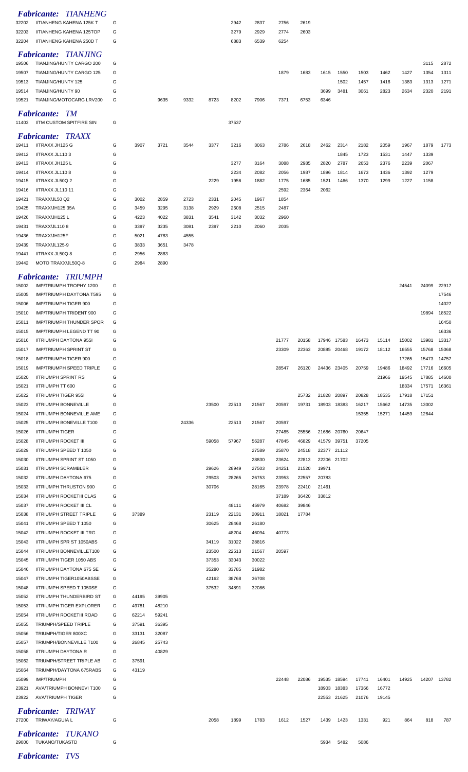***Fabricante: TIANHENG***

| | | | | | | | | | | | | | | | | | |
|---|---|---|---|---|---|---|---|---|---|---|---|---|---|---|---|---|---|
| 32202 | I/TIANHENG KAHENA 125K T | G | | | | | 2942 | 2837 | 2756 | 2619 | | | | | | | |
| 32203 | I/TIANHENG KAHENA 125TOP | G | | | | | 3279 | 2929 | 2774 | 2603 | | | | | | | |
| 32204 | I/TIANHENG KAHENA 250D T | G | | | | | 6883 | 6539 | 6254 | | | | | | | | |

***Fabricante: TIANJING***

| | | | | | | | | | | | | | | | | | |
|---|---|---|---|---|---|---|---|---|---|---|---|---|---|---|---|---|---|
| 19506 | TIANJING/HUNTY CARGO 200 | G | | | | | | | | | | | | | | 3115 | 2872 |
| 19507 | TIANJING/HUNTY CARGO 125 | G | | | | | | | 1879 | 1683 | 1615 | 1550 | 1503 | 1462 | 1427 | 1354 | 1311 |
| 19513 | TIANJING/HUNTY 125 | G | | | | | | | | | | 1502 | 1457 | 1416 | 1383 | 1313 | 1271 |
| 19514 | TIANJING/HUNTY 90 | G | | | | | | | | | 3699 | 3481 | 3061 | 2823 | 2634 | 2320 | 2191 |
| 19521 | TIANJING/MOTOCARG LRV200 | G | | 9635 | 9332 | 8723 | 8202 | 7906 | 7371 | 6753 | 6346 | | | | | | |

***Fabricante: TM***

| | | | | | | | | | | | | | | | | | |
|---|---|---|---|---|---|---|---|---|---|---|---|---|---|---|---|---|---|
| 11403 | I/TM CUSTOM SPITFIRE SIN | G | | | | | 37537 | | | | | | | | | | |

***Fabricante: TRAXX***

| | | | | | | | | | | | | | | | | | |
|---|---|---|---|---|---|---|---|---|---|---|---|---|---|---|---|---|---|
| 19411 | I/TRAXX JH125 G | G | 3907 | 3721 | 3544 | 3377 | 3216 | 3063 | 2786 | 2618 | 2462 | 2314 | 2182 | 2059 | 1967 | 1879 | 1773 |
| 19412 | I/TRAXX JL110 3 | G | | | | | | | | | | 1845 | 1723 | 1531 | 1447 | 1339 | |
| 19413 | I/TRAXX JH125 L | G | | | | | 3277 | 3164 | 3088 | 2985 | 2820 | 2787 | 2653 | 2376 | 2239 | 2067 | |
| 19414 | I/TRAXX JL110 8 | G | | | | | 2234 | 2082 | 2056 | 1987 | 1896 | 1814 | 1673 | 1436 | 1392 | 1279 | |
| 19415 | I/TRAXX JL50Q 2 | G | | | | 2229 | 1956 | 1882 | 1775 | 1685 | 1521 | 1466 | 1370 | 1299 | 1227 | 1158 | |
| 19416 | I/TRAXX JL110 11 | G | | | | | | | 2592 | 2364 | 2062 | | | | | | |
| 19421 | TRAXX/JL50 Q2 | G | 3002 | 2859 | 2723 | 2331 | 2045 | 1967 | 1854 | | | | | | | | |
| 19425 | TRAXX/JH125 35A | G | 3459 | 3295 | 3138 | 2929 | 2608 | 2515 | 2487 | | | | | | | | |
| 19426 | TRAXX/JH125 L | G | 4223 | 4022 | 3831 | 3541 | 3142 | 3032 | 2960 | | | | | | | | |
| 19431 | TRAXX/JL110 8 | G | 3397 | 3235 | 3081 | 2397 | 2210 | 2060 | 2035 | | | | | | | | |
| 19436 | TRAXX/JH125F | G | 5021 | 4783 | 4555 | | | | | | | | | | | | |
| 19439 | TRAXX/JL125-9 | G | 3833 | 3651 | 3478 | | | | | | | | | | | | |
| 19441 | I/TRAXX JL50Q 8 | G | 2956 | 2863 | | | | | | | | | | | | | |
| 19442 | MOTO TRAXX/JL50Q-8 | G | 2984 | 2890 | | | | | | | | | | | | | |

***Fabricante: TRIUMPH***

| | | | | | | | | | | | | | | | | | |
|---|---|---|---|---|---|---|---|---|---|---|---|---|---|---|---|---|---|
| 15002 | IMP/TRIUMPH TROPHY 1200 | G | | | | | | | | | | | | | 24541 | 24099 | 22917 |
| 15005 | IMP/TRIUMPH DAYTONA T595 | G | | | | | | | | | | | | | | | 17546 |
| 15006 | IMP/TRIUMPH TIGER 900 | G | | | | | | | | | | | | | | | 14027 |
| 15010 | IMP/TRIUMPH TRIDENT 900 | G | | | | | | | | | | | | | | 19894 | 18522 |
| 15011 | IMP/TRIUMPH THUNDER SPOR | G | | | | | | | | | | | | | | | 16450 |
| 15015 | IMP/TRIUMPH LEGEND TT 90 | G | | | | | | | | | | | | | | | 16336 |
| 15016 | I/TRIUMPH DAYTONA 955I | G | | | | | | | 21777 | 20158 | 17946 | 17583 | 16473 | 15114 | 15002 | 13981 | 13317 |
| 15017 | IMP/TRIUMPH SPRINT ST | G | | | | | | | 23309 | 22363 | 20885 | 20468 | 19172 | 18112 | 16555 | 15768 | 15068 |
| 15018 | IMP/TRIUMPH TIGER 900 | G | | | | | | | | | | | | | 17265 | 15473 | 14757 |
| 15019 | IMP/TRIUMPH SPEED TRIPLE | G | | | | | | | 28547 | 26120 | 24436 | 23405 | 20759 | 19486 | 18492 | 17716 | 16605 |
| 15020 | I/TRIUMPH SPRINT RS | G | | | | | | | | | | | | 21966 | 19545 | 17885 | 14600 |
| 15021 | I/TRIUMPH TT 600 | G | | | | | | | | | | | | | 18334 | 17571 | 16361 |
| 15022 | I/TRIUMPH TIGER 955I | G | | | | | | | | 25732 | 21828 | 20897 | 20828 | 18535 | 17918 | 17151 | |
| 15023 | I/TRIUMPH BONNEVILLE | G | | | | 23500 | 22513 | 21567 | 20597 | 19731 | 18903 | 18383 | 16217 | 15662 | 14735 | 13002 | |
| 15024 | I/TRIUMPH BONNEVILLE AME | G | | | | | | | | | | | 15355 | 15271 | 14459 | 12644 | |
| 15025 | I/TRIUMPH BONEVILLE T100 | G | | | 24336 | | 22513 | 21567 | 20597 | | | | | | | | |
| 15026 | I/TRIUMPH TIGER | G | | | | | | | 27485 | 25556 | 21686 | 20760 | 20647 | | | | |
| 15028 | I/TRIUMPH ROCKET III | G | | | | 59058 | 57967 | 56287 | 47845 | 46829 | 41579 | 39751 | 37205 | | | | |
| 15029 | I/TRIUMPH SPEED T 1050 | G | | | | | | 27589 | 25870 | 24518 | 22377 | 21112 | | | | | |
| 15030 | I/TRIUMPH SPRINT ST 1050 | G | | | | | | 28830 | 23624 | 22813 | 22206 | 21702 | | | | | |
| 15031 | I/TRIUMPH SCRAMBLER | G | | | | 29626 | 28949 | 27503 | 24251 | 21520 | 19971 | | | | | | |
| 15032 | I/TRIUMPH DAYTONA 675 | G | | | | 29503 | 28265 | 26753 | 23953 | 22557 | 20783 | | | | | | |
| 15033 | I/TRIUMPH THRUSTON 900 | G | | | | 30706 | | 28165 | 23978 | 22410 | 21461 | | | | | | |
| 15034 | I/TRIUMPH ROCKETIII CLAS | G | | | | | | | 37189 | 36420 | 33812 | | | | | | |
| 15037 | I/TRIUMPH ROCKET III CL | G | | | | | 48111 | 45979 | 40682 | 39846 | | | | | | | |
| 15038 | I/TRIUMPH STREET TRIPLE | G | 37389 | | | 23119 | 22131 | 20911 | 18021 | 17784 | | | | | | | |
| 15041 | I/TRIUMPH SPEED T 1050 | G | | | | 30625 | 28468 | 26180 | | | | | | | | | |
| 15042 | I/TRIUMPH ROCKET III TRG | G | | | | | 48204 | 46094 | 40773 | | | | | | | | |
| 15043 | I/TRIUMPH SPR ST 1050ABS | G | | | | 34119 | 31022 | 28816 | | | | | | | | | |
| 15044 | I/TRIUMPH BONNEVILLET100 | G | | | | 23500 | 22513 | 21567 | 20597 | | | | | | | | |
| 15045 | I/TRIUMPH TIGER 1050 ABS | G | | | | 37353 | 33043 | 30022 | | | | | | | | | |
| 15046 | I/TRIUMPH DAYTONA 675 SE | G | | | | 35280 | 33785 | 31982 | | | | | | | | | |
| 15047 | I/TRIUMPH TIGER1050ABSSE | G | | | | 42162 | 38768 | 36708 | | | | | | | | | |
| 15048 | I/TRIUMPH SPEED T 1050SE | G | | | | 37532 | 34891 | 32086 | | | | | | | | | |
| 15052 | I/TRIUMPH THUNDERBIRD ST | G | 44195 | 39905 | | | | | | | | | | | | | |
| 15053 | I/TRIUMPH TIGER EXPLORER | G | 49781 | 48210 | | | | | | | | | | | | | |
| 15054 | I/TRIUMPH ROCKETIII ROAD | G | 62214 | 59241 | | | | | | | | | | | | | |
| 15055 | TRIUMPH/SPEED TRIPLE | G | 37591 | 36395 | | | | | | | | | | | | | |
| 15056 | TRIUMPH/TIGER 800XC | G | 33131 | 32087 | | | | | | | | | | | | | |
| 15057 | TRIUMPH/BONNEVILLE T100 | G | 26845 | 25743 | | | | | | | | | | | | | |
| 15058 | I/TRIUMPH DAYTONA R | G | | 40829 | | | | | | | | | | | | | |
| 15062 | TRIUMPH/STREET TRIPLE AB | G | 37591 | | | | | | | | | | | | | | |
| 15064 | TRIUMPH/DAYTONA 675RABS | G | 43119 | | | | | | | | | | | | | | |
| 15099 | IMP/TRIUMPH | G | | | | | | | 22448 | 22086 | 19535 | 18594 | 17741 | 16401 | 14925 | 14207 | 13782 |
| 23921 | AVA/TRIUMPH BONNEVI T100 | G | | | | | | | | | 18903 | 18383 | 17366 | 16772 | | | |
| 23922 | AVA/TRIUMPH TIGER | G | | | | | | | | | 22553 | 21625 | 21076 | 19145 | | | |

***Fabricante: TRIWAY***

| | | | | | | | | | | | | | | | | | |
|---|---|---|---|---|---|---|---|---|---|---|---|---|---|---|---|---|---|
| 27200 | TRIWAY/AGUIA L | G | | | | 2058 | 1899 | 1783 | 1612 | 1527 | 1439 | 1423 | 1331 | 921 | 864 | 818 | 787 |

***Fabricante: TUKANO***

| | | | | | | | | | | | | | | | | | |
|---|---|---|---|---|---|---|---|---|---|---|---|---|---|---|---|---|---|
| 29000 | TUKANO/TUKASTD | G | | | | | | | | | 5934 | 5482 | 5086 | | | | |

***Fabricante: TVS***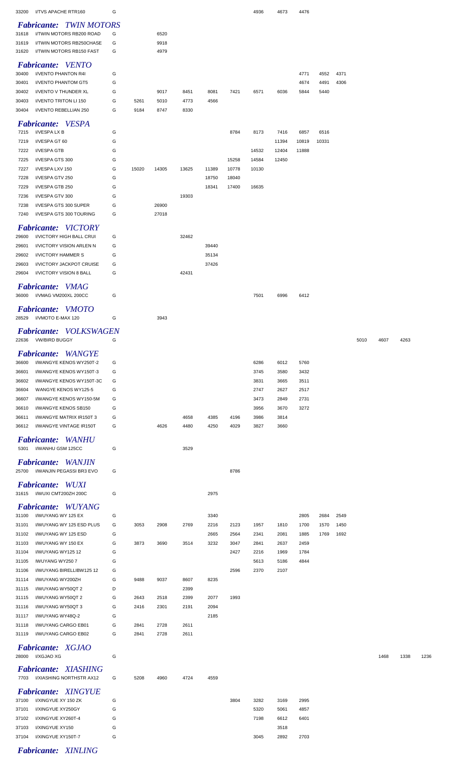| | | | | | | | | | | | | | | | | |
|---|---|---|---|---|---|---|---|---|---|---|---|---|---|---|---|---|
| 33200 | I/TVS APACHE RTR160 | G | | | | | | 4936 | 4673 | 4476 | | | | | | |

***Fabricante: TWIN MOTORS***

| | | | | | | | | | | | | | | | | |
|---|---|---|---|---|---|---|---|---|---|---|---|---|---|---|---|---|
| 31618 | I/TWIN MOTORS RB200 ROAD | G | | 6520 | | | | | | | | | | | | |
| 31619 | I/TWIN MOTORS RB250CHASE | G | | 9918 | | | | | | | | | | | | |
| 31620 | I/TWIN MOTORS RB150 FAST | G | | 4979 | | | | | | | | | | | | |

***Fabricante: VENTO***

| | | | | | | | | | | | | | | | | |
|---|---|---|---|---|---|---|---|---|---|---|---|---|---|---|---|---|
| 30400 | I/VENTO PHANTON R4I | G | | | | | | | | 4771 | 4552 | 4371 | | | | |
| 30401 | I/VENTO PHANTOM GT5 | G | | | | | | | | 4674 | 4491 | 4306 | | | | |
| 30402 | I/VENTO V THUNDER XL | G | | 9017 | 8451 | 8081 | 7421 | 6571 | 6036 | 5844 | 5440 | | | | | |
| 30403 | I/VENTO TRITON LI 150 | G | 5261 | 5010 | 4773 | 4566 | | | | | | | | | | |
| 30404 | I/VENTO REBELLIAN 250 | G | 9184 | 8747 | 8330 | | | | | | | | | | | |

***Fabricante: VESPA***

| | | | | | | | | | | | | | | | | |
|---|---|---|---|---|---|---|---|---|---|---|---|---|---|---|---|---|
| 7215 | I/VESPA LX B | G | | | | | 8784 | 8173 | 7416 | 6857 | 6516 | | | | | |
| 7219 | I/VESPA GT 60 | G | | | | | | | 11394 | 10819 | 10331 | | | | | |
| 7222 | I/VESPA GTB | G | | | | | | 14532 | 12404 | 11888 | | | | | | |
| 7225 | I/VESPA GTS 300 | G | | | | | 15258 | 14584 | 12450 | | | | | | | |
| 7227 | I/VESPA LXV 150 | G | 15020 | 14305 | 13625 | 11389 | 10778 | 10130 | | | | | | | | |
| 7228 | I/VESPA GTV 250 | G | | | | 18750 | 18040 | | | | | | | | | |
| 7229 | I/VESPA GTB 250 | G | | | | 18341 | 17400 | 16635 | | | | | | | | |
| 7236 | I/VESPA GTV 300 | G | | | 19303 | | | | | | | | | | | |
| 7238 | I/VESPA GTS 300 SUPER | G | | 26900 | | | | | | | | | | | | |
| 7240 | I/VESPA GTS 300 TOURING | G | | 27018 | | | | | | | | | | | | |

***Fabricante: VICTORY***

| | | | | | | | | | | | | | | | | |
|---|---|---|---|---|---|---|---|---|---|---|---|---|---|---|---|---|
| 29600 | I/VICTORY HIGH BALL CRUI | G | | | 32462 | | | | | | | | | | | |
| 29601 | I/VICTORY VISION ARLEN N | G | | | | 39440 | | | | | | | | | | |
| 29602 | I/VICTORY HAMMER S | G | | | | 35134 | | | | | | | | | | |
| 29603 | I/VICTORY JACKPOT CRUISE | G | | | | 37426 | | | | | | | | | | |
| 29604 | I/VICTORY VISION 8 BALL | G | | | 42431 | | | | | | | | | | | |

***Fabricante: VMAG***

| | | | | | | | | | | | | | | | | |
|---|---|---|---|---|---|---|---|---|---|---|---|---|---|---|---|---|
| 36000 | I/VMAG VM200XL 200CC | G | | | | | | 7501 | 6996 | 6412 | | | | | | |

***Fabricante: VMOTO***

| | | | | | | | | | | | | | | | | |
|---|---|---|---|---|---|---|---|---|---|---|---|---|---|---|---|---|
| 28529 | I/VMOTO E-MAX 120 | G | | 3943 | | | | | | | | | | | | |

***Fabricante: VOLKSWAGEN***

| | | | | | | | | | | | | | | | | |
|---|---|---|---|---|---|---|---|---|---|---|---|---|---|---|---|---|
| 22636 | VW/BIRD BUGGY | G | | | | | | | | | | | 5010 | 4607 | 4263 | |

***Fabricante: WANGYE***

| | | | | | | | | | | | | | | | | |
|---|---|---|---|---|---|---|---|---|---|---|---|---|---|---|---|---|
| 36600 | I/WANGYE KENOS WY250T-2 | G | | | | | | 6286 | 6012 | 5760 | | | | | | |
| 36601 | I/WANGYE KENOS WY150T-3 | G | | | | | | 3745 | 3580 | 3432 | | | | | | |
| 36602 | I/WANGYE KENOS WY150T-3C | G | | | | | | 3831 | 3665 | 3511 | | | | | | |
| 36604 | WANGYE KENOS WY125-5 | G | | | | | | 2747 | 2627 | 2517 | | | | | | |
| 36607 | I/WANGYE KENOS WY150-5M | G | | | | | | 3473 | 2849 | 2731 | | | | | | |
| 36610 | I/WANGYE KENOS SB150 | G | | | | | | 3956 | 3670 | 3272 | | | | | | |
| 36611 | I/WANGYE MATRIX IR150T 3 | G | | | 4658 | 4385 | 4196 | 3986 | 3814 | | | | | | | |
| 36612 | I/WANGYE VINTAGE IR150T | G | | 4626 | 4480 | 4250 | 4029 | 3827 | 3660 | | | | | | | |

***Fabricante: WANHU***

| | | | | | | | | | | | | | | | | |
|---|---|---|---|---|---|---|---|---|---|---|---|---|---|---|---|---|
| 5301 | I/WANHU GSM 125CC | G | | | 3529 | | | | | | | | | | | |

***Fabricante: WANJIN***

| | | | | | | | | | | | | | | | | |
|---|---|---|---|---|---|---|---|---|---|---|---|---|---|---|---|---|
| 25700 | I/WANJIN PEGASSI BR3 EVO | G | | | | | 8786 | | | | | | | | | |

***Fabricante: WUXI***

| | | | | | | | | | | | | | | | | |
|---|---|---|---|---|---|---|---|---|---|---|---|---|---|---|---|---|
| 31615 | I/WUXI CMT200ZH 200C | G | | | | 2975 | | | | | | | | | | |

***Fabricante: WUYANG***

| | | | | | | | | | | | | | | | | |
|---|---|---|---|---|---|---|---|---|---|---|---|---|---|---|---|---|
| 31100 | I/WUYANG WY 125 EX | G | | | | 3340 | | | | 2805 | 2684 | 2549 | | | | |
| 31101 | I/WUYANG WY 125 ESD PLUS | G | 3053 | 2908 | 2769 | 2216 | 2123 | 1957 | 1810 | 1700 | 1570 | 1450 | | | | |
| 31102 | I/WUYANG WY 125 ESD | G | | | | 2665 | 2564 | 2341 | 2081 | 1885 | 1769 | 1692 | | | | |
| 31103 | I/WUYANG WY 150 EX | G | 3873 | 3690 | 3514 | 3232 | 3047 | 2841 | 2637 | 2459 | | | | | | |
| 31104 | I/WUYANG WY125 12 | G | | | | | 2427 | 2216 | 1969 | 1784 | | | | | | |
| 31105 | I/WUYANG WY250 7 | G | | | | | | 5613 | 5186 | 4844 | | | | | | |
| 31106 | I/WUYANG BIRELLIBW125 12 | G | | | | | 2596 | 2370 | 2107 | | | | | | | |
| 31114 | I/WUYANG WY200ZH | G | 9488 | 9037 | 8607 | 8235 | | | | | | | | | | |
| 31115 | I/WUYANG WY50QT 2 | D | | | 2399 | | | | | | | | | | | |
| 31115 | I/WUYANG WY50QT 2 | G | 2643 | 2518 | 2399 | 2077 | 1993 | | | | | | | | | |
| 31116 | I/WUYANG WY50QT 3 | G | 2416 | 2301 | 2191 | 2094 | | | | | | | | | | |
| 31117 | I/WUYANG WY48Q-2 | G | | | | 2185 | | | | | | | | | | |
| 31118 | I/WUYANG CARGO EB01 | G | 2841 | 2728 | 2611 | | | | | | | | | | | |
| 31119 | I/WUYANG CARGO EB02 | G | 2841 | 2728 | 2611 | | | | | | | | | | | |

***Fabricante: XGJAO***

| | | | | | | | | | | | | | | | | |
|---|---|---|---|---|---|---|---|---|---|---|---|---|---|---|---|---|
| 28000 | I/XGJAO XG | G | | | | | | | | | | | | 1468 | 1338 | 1236 |

***Fabricante: XIASHING***

| | | | | | | | | | | | | | | | | |
|---|---|---|---|---|---|---|---|---|---|---|---|---|---|---|---|---|
| 7703 | I/XIASHING NORTHSTR AX12 | G | 5208 | 4960 | 4724 | 4559 | | | | | | | | | | |

***Fabricante: XINGYUE***

| | | | | | | | | | | | | | | | | |
|---|---|---|---|---|---|---|---|---|---|---|---|---|---|---|---|---|
| 37100 | I/XINGYUE XY 150 ZK | G | | | | | 3804 | 3282 | 3169 | 2995 | | | | | | |
| 37101 | I/XINGYUE XY250GY | G | | | | | | 5320 | 5061 | 4857 | | | | | | |
| 37102 | I/XINGYUE XY260T-4 | G | | | | | | 7198 | 6612 | 6401 | | | | | | |
| 37103 | I/XINGYUE XY150 | G | | | | | | | 3518 | | | | | | | |
| 37104 | I/XINGYUE XY150T-7 | G | | | | | | 3045 | 2892 | 2703 | | | | | | |

***Fabricante: XINLING***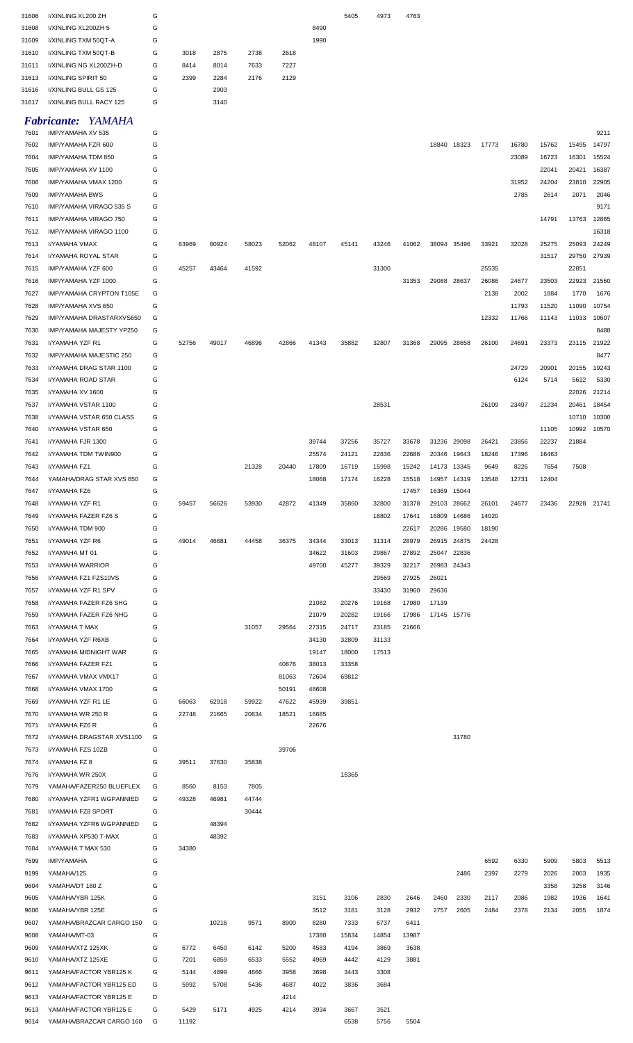| | | | | | | | | | | | | | | | | | |
|---|---|---|---|---|---|---|---|---|---|---|---|---|---|---|---|---|---|
| 31606 | I/XINLING XL200 ZH | G | | | | | | 5405 | 4973 | 4763 | | | | | | | |
| 31608 | I/XINLING XL200ZH 5 | G | | | | | 8490 | | | | | | | | | | |
| 31609 | I/XINLING TXM 50QT-A | G | | | | | 1990 | | | | | | | | | | |
| 31610 | I/XINLING TXM 50QT-B | G | 3018 | 2875 | 2738 | 2618 | | | | | | | | | | | |
| 31611 | I/XINLING NG XL200ZH-D | G | 8414 | 8014 | 7633 | 7227 | | | | | | | | | | | |
| 31613 | I/XINLING SPIRIT 50 | G | 2399 | 2284 | 2176 | 2129 | | | | | | | | | | | |
| 31616 | I/XINLING BULL GS 125 | G | | 2903 | | | | | | | | | | | | | |
| 31617 | I/XINLING BULL RACY 125 | G | | 3140 | | | | | | | | | | | | | |

## *Fabricante: YAMAHA*

| | | | | | | | | | | | | | | | | | |
|---|---|---|---|---|---|---|---|---|---|---|---|---|---|---|---|---|---|
| 7601 | IMP/YAMAHA XV 535 | G | | | | | | | | | | | | | | | 9211 |
| 7602 | IMP/YAMAHA FZR 600 | G | | | | | | | | | 18840 | 18323 | 17773 | 16780 | 15762 | 15495 | 14797 |
| 7604 | IMP/YAMAHA TDM 850 | G | | | | | | | | | | | | 23089 | 16723 | 16301 | 15524 |
| 7605 | IMP/YAMAHA XV 1100 | G | | | | | | | | | | | | | 22041 | 20421 | 16387 |
| 7606 | IMP/YAMAHA VMAX 1200 | G | | | | | | | | | | | | 31952 | 24204 | 23810 | 22905 |
| 7609 | IMP/YAMAHA BWS | G | | | | | | | | | | | | 2785 | 2614 | 2071 | 2046 |
| 7610 | IMP/YAMAHA VIRAGO 535 S | G | | | | | | | | | | | | | | | 9171 |
| 7611 | IMP/YAMAHA VIRAGO 750 | G | | | | | | | | | | | | | 14791 | 13763 | 12865 |
| 7612 | IMP/YAMAHA VIRAGO 1100 | G | | | | | | | | | | | | | | | 16318 |
| 7613 | I/YAMAHA VMAX | G | 63969 | 60924 | 58023 | 52062 | 48107 | 45141 | 43246 | 41062 | 38094 | 35496 | 33921 | 32028 | 25275 | 25093 | 24249 |
| 7614 | I/YAMAHA ROYAL STAR | G | | | | | | | | | | | | | 31517 | 29750 | 27939 |
| 7615 | IMP/YAMAHA YZF 600 | G | 45257 | 43464 | 41592 | | | | 31300 | | | | 25535 | | | 22851 | |
| 7616 | IMP/YAMAHA YZF 1000 | G | | | | | | | | 31353 | 29088 | 28637 | 26086 | 24677 | 23503 | 22923 | 21560 |
| 7627 | IMP/YAMAHA CRYPTON T105E | G | | | | | | | | | | | 2138 | 2002 | 1884 | 1770 | 1676 |
| 7628 | IMP/YAMAHA XVS 650 | G | | | | | | | | | | | | 11793 | 11520 | 11090 | 10754 |
| 7629 | IMP/YAMAHA DRASTARXVS650 | G | | | | | | | | | | | 12332 | 11766 | 11143 | 11033 | 10607 |
| 7630 | IMP/YAMAHA MAJESTY YP250 | G | | | | | | | | | | | | | | | 8488 |
| 7631 | I/YAMAHA YZF R1 | G | 52756 | 49017 | 46896 | 42866 | 41343 | 35882 | 32807 | 31368 | 29095 | 28658 | 26100 | 24691 | 23373 | 23115 | 21922 |
| 7632 | IMP/YAMAHA MAJESTIC 250 | G | | | | | | | | | | | | | | | 8477 |
| 7633 | I/YAMAHA DRAG STAR 1100 | G | | | | | | | | | | | | 24729 | 20901 | 20155 | 19243 |
| 7634 | I/YAMAHA ROAD STAR | G | | | | | | | | | | | | 6124 | 5714 | 5612 | 5330 |
| 7635 | I/YAMAHA XV 1600 | G | | | | | | | | | | | | | | 22026 | 21214 |
| 7637 | I/YAMAHA VSTAR 1100 | G | | | | | | | 28531 | | | | 26109 | 23497 | 21234 | 20461 | 18454 |
| 7638 | I/YAMAHA VSTAR 650 CLASS | G | | | | | | | | | | | | | | 10710 | 10300 |
| 7640 | I/YAMAHA VSTAR 650 | G | | | | | | | | | | | | | 11105 | 10992 | 10570 |
| 7641 | I/YAMAHA FJR 1300 | G | | | | | 39744 | 37256 | 35727 | 33678 | 31236 | 29098 | 26421 | 23856 | 22237 | 21884 | |
| 7642 | I/YAMAHA TDM TWIN900 | G | | | | | 25574 | 24121 | 22836 | 22686 | 20346 | 19643 | 18246 | 17396 | 16463 | | |
| 7643 | I/YAMAHA FZ1 | G | | | 21328 | 20440 | 17809 | 16719 | 15998 | 15242 | 14173 | 13345 | 9649 | 8226 | 7654 | 7508 | |
| 7644 | YAMAHA/DRAG STAR XVS 650 | G | | | | | 18068 | 17174 | 16228 | 15518 | 14957 | 14319 | 13548 | 12731 | 12404 | | |
| 7647 | I/YAMAHA FZ6 | G | | | | | | | | 17457 | 16369 | 15044 | | | | | |
| 7648 | I/YAMAHA YZF R1 | G | 59457 | 56626 | 53930 | 42872 | 41349 | 35860 | 32800 | 31378 | 29103 | 28662 | 26101 | 24677 | 23436 | 22928 | 21741 |
| 7649 | I/YAMAHA FAZER FZ6 S | G | | | | | | | 18802 | 17641 | 16809 | 14686 | 14020 | | | | |
| 7650 | I/YAMAHA TDM 900 | G | | | | | | | | 22617 | 20286 | 19580 | 18190 | | | | |
| 7651 | I/YAMAHA YZF R6 | G | 49014 | 46681 | 44458 | 36375 | 34344 | 33013 | 31314 | 28979 | 26915 | 24875 | 24428 | | | | |
| 7652 | I/YAMAHA MT 01 | G | | | | | 34622 | 31603 | 29867 | 27892 | 25047 | 22836 | | | | | |
| 7653 | I/YAMAHA WARRIOR | G | | | | | 49700 | 45277 | 39329 | 32217 | 26983 | 24343 | | | | | |
| 7656 | I/YAMAHA FZ1 FZS10VS | G | | | | | | | 29569 | 27925 | 26021 | | | | | | |
| 7657 | I/YAMAHA YZF R1 SPV | G | | | | | | | 33430 | 31960 | 29636 | | | | | | |
| 7658 | I/YAMAHA FAZER FZ6 SHG | G | | | | | 21082 | 20276 | 19168 | 17980 | 17139 | | | | | | |
| 7659 | I/YAMAHA FAZER FZ6 NHG | G | | | | | 21079 | 20282 | 19166 | 17986 | 17145 | 15776 | | | | | |
| 7663 | I/YAMAHA T MAX | G | | | 31057 | 29564 | 27315 | 24717 | 23185 | 21666 | | | | | | | |
| 7664 | I/YAMAHA YZF R6XB | G | | | | | 34130 | 32809 | 31133 | | | | | | | | |
| 7665 | I/YAMAHA MIDNIGHT WAR | G | | | | | 19147 | 18000 | 17513 | | | | | | | | |
| 7666 | I/YAMAHA FAZER FZ1 | G | | | | 40876 | 38013 | 33358 | | | | | | | | | |
| 7667 | I/YAMAHA VMAX VMX17 | G | | | | 81063 | 72604 | 69812 | | | | | | | | | |
| 7668 | I/YAMAHA VMAX 1700 | G | | | | 50191 | 48608 | | | | | | | | | | |
| 7669 | I/YAMAHA YZF R1 LE | G | 66063 | 62918 | 59922 | 47622 | 45939 | 39851 | | | | | | | | | |
| 7670 | I/YAMAHA WR 250 R | G | 22748 | 21665 | 20634 | 18521 | 16685 | | | | | | | | | | |
| 7671 | I/YAMAHA FZ6 R | G | | | | | 22676 | | | | | | | | | | |
| 7672 | I/YAMAHA DRAGSTAR XVS1100 | G | | | | | | | | | | 31780 | | | | | |
| 7673 | I/YAMAHA FZS 10ZB | G | | | | 39706 | | | | | | | | | | | |
| 7674 | I/YAMAHA FZ 8 | G | 39511 | 37630 | 35838 | | | | | | | | | | | | |
| 7676 | I/YAMAHA WR 250X | G | | | | | | 15365 | | | | | | | | | |
| 7679 | YAMAHA/FAZER250 BLUEFLEX | G | 8560 | 8153 | 7805 | | | | | | | | | | | | |
| 7680 | I/YAMAHA YZFR1 WGPANNIED | G | 49328 | 46981 | 44744 | | | | | | | | | | | | |
| 7681 | I/YAMAHA FZ8 SPORT | G | | | 30444 | | | | | | | | | | | | |
| 7682 | I/YAMAHA YZFR6 WGPANNIED | G | | 48394 | | | | | | | | | | | | | |
| 7683 | I/YAMAHA XP530 T-MAX | G | | 48392 | | | | | | | | | | | | | |
| 7684 | I/YAMAHA T MAX 530 | G | 34380 | | | | | | | | | | | | | | |
| 7699 | IMP/YAMAHA | G | | | | | | | | | | | 6592 | 6330 | 5909 | 5803 | 5513 |
| 9199 | YAMAHA/125 | G | | | | | | | | | | 2486 | 2397 | 2279 | 2026 | 2003 | 1935 |
| 9604 | YAMAHA/DT 180 Z | G | | | | | | | | | | | | | 3358 | 3258 | 3146 |
| 9605 | YAMAHA/YBR 125K | G | | | | | 3151 | 3106 | 2830 | 2646 | 2460 | 2330 | 2117 | 2086 | 1982 | 1936 | 1641 |
| 9606 | YAMAHA/YBR 125E | G | | | | | 3512 | 3181 | 3128 | 2932 | 2757 | 2605 | 2484 | 2378 | 2134 | 2055 | 1874 |
| 9607 | YAMAHA/BRAZCAR CARGO 150 | G | | 10216 | 9571 | 8900 | 8280 | 7333 | 6737 | 6411 | | | | | | | |
| 9608 | YAMAHA/MT-03 | G | | | | | 17380 | 15834 | 14854 | 13987 | | | | | | | |
| 9609 | YAMAHA/XTZ 125XK | G | 6772 | 6450 | 6142 | 5200 | 4583 | 4194 | 3869 | 3638 | | | | | | | |
| 9610 | YAMAHA/XTZ 125XE | G | 7201 | 6859 | 6533 | 5552 | 4969 | 4442 | 4129 | 3881 | | | | | | | |
| 9611 | YAMAHA/FACTOR YBR125 K | G | 5144 | 4899 | 4666 | 3958 | 3698 | 3443 | 3308 | | | | | | | | |
| 9612 | YAMAHA/FACTOR YBR125 ED | G | 5992 | 5708 | 5436 | 4687 | 4022 | 3836 | 3684 | | | | | | | | |
| 9613 | YAMAHA/FACTOR YBR125 E | D | | | | 4214 | | | | | | | | | | | |
| 9613 | YAMAHA/FACTOR YBR125 E | G | 5429 | 5171 | 4925 | 4214 | 3934 | 3667 | 3521 | | | | | | | | |
| 9614 | YAMAHA/BRAZCAR CARGO 160 | G | 11192 | | | | | 6538 | 5756 | 5504 | | | | | | | |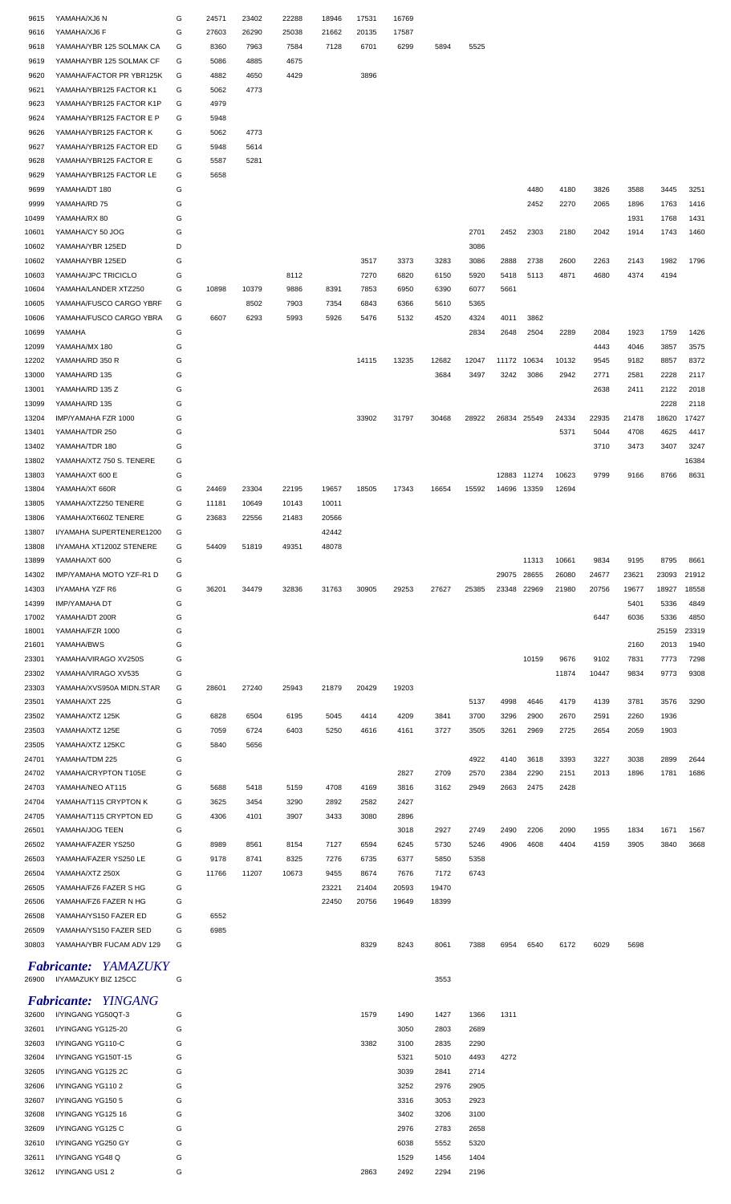| | | | | | | | | | | | | | | | | | |
|---|---|---|---|---|---|---|---|---|---|---|---|---|---|---|---|---|---|
| 9615 | YAMAHA/XJ6 N | G | 24571 | 23402 | 22288 | 18946 | 17531 | 16769 | | | | | | | | | |
| 9616 | YAMAHA/XJ6 F | G | 27603 | 26290 | 25038 | 21662 | 20135 | 17587 | | | | | | | | | |
| 9618 | YAMAHA/YBR 125 SOLMAK CA | G | 8360 | 7963 | 7584 | 7128 | 6701 | 6299 | 5894 | 5525 | | | | | | | |
| 9619 | YAMAHA/YBR 125 SOLMAK CF | G | 5086 | 4885 | 4675 | | | | | | | | | | | | |
| 9620 | YAMAHA/FACTOR PR YBR125K | G | 4882 | 4650 | 4429 | | 3896 | | | | | | | | | | |
| 9621 | YAMAHA/YBR125 FACTOR K1 | G | 5062 | 4773 | | | | | | | | | | | | | |
| 9623 | YAMAHA/YBR125 FACTOR K1P | G | 4979 | | | | | | | | | | | | | | |
| 9624 | YAMAHA/YBR125 FACTOR E P | G | 5948 | | | | | | | | | | | | | | |
| 9626 | YAMAHA/YBR125 FACTOR K | G | 5062 | 4773 | | | | | | | | | | | | | |
| 9627 | YAMAHA/YBR125 FACTOR ED | G | 5948 | 5614 | | | | | | | | | | | | | |
| 9628 | YAMAHA/YBR125 FACTOR E | G | 5587 | 5281 | | | | | | | | | | | | | |
| 9629 | YAMAHA/YBR125 FACTOR LE | G | 5658 | | | | | | | | | | | | | | |
| 9699 | YAMAHA/DT 180 | G | | | | | | | | | | 4480 | 4180 | 3826 | 3588 | 3445 | 3251 |
| 9999 | YAMAHA/RD 75 | G | | | | | | | | | | 2452 | 2270 | 2065 | 1896 | 1763 | 1416 |
| 10499 | YAMAHA/RX 80 | G | | | | | | | | | | | | | 1931 | 1768 | 1431 |
| 10601 | YAMAHA/CY 50 JOG | G | | | | | | | | 2701 | 2452 | 2303 | 2180 | 2042 | 1914 | 1743 | 1460 |
| 10602 | YAMAHA/YBR 125ED | D | | | | | | | | 3086 | | | | | | | |
| 10602 | YAMAHA/YBR 125ED | G | | | | | 3517 | 3373 | 3283 | 3086 | 2888 | 2738 | 2600 | 2263 | 2143 | 1982 | 1796 |
| 10603 | YAMAHA/JPC TRICICLO | G | | | 8112 | | 7270 | 6820 | 6150 | 5920 | 5418 | 5113 | 4871 | 4680 | 4374 | 4194 | |
| 10604 | YAMAHA/LANDER XTZ250 | G | 10898 | 10379 | 9886 | 8391 | 7853 | 6950 | 6390 | 6077 | 5661 | | | | | | |
| 10605 | YAMAHA/FUSCO CARGO YBRF | G | | 8502 | 7903 | 7354 | 6843 | 6366 | 5610 | 5365 | | | | | | | |
| 10606 | YAMAHA/FUSCO CARGO YBRA | G | 6607 | 6293 | 5993 | 5926 | 5476 | 5132 | 4520 | 4324 | 4011 | 3862 | | | | | |
| 10699 | YAMAHA | G | | | | | | | | 2834 | 2648 | 2504 | 2289 | 2084 | 1923 | 1759 | 1426 |
| 12099 | YAMAHA/MX 180 | G | | | | | | | | | | | | 4443 | 4046 | 3857 | 3575 |
| 12202 | YAMAHA/RD 350 R | G | | | | | 14115 | 13235 | 12682 | 12047 | 11172 | 10634 | 10132 | 9545 | 9182 | 8857 | 8372 |
| 13000 | YAMAHA/RD 135 | G | | | | | | | 3684 | 3497 | 3242 | 3086 | 2942 | 2771 | 2581 | 2228 | 2117 |
| 13001 | YAMAHA/RD 135 Z | G | | | | | | | | | | | | 2638 | 2411 | 2122 | 2018 |
| 13099 | YAMAHA/RD 135 | G | | | | | | | | | | | | | | 2228 | 2118 |
| 13204 | IMP/YAMAHA FZR 1000 | G | | | | | 33902 | 31797 | 30468 | 28922 | 26834 | 25549 | 24334 | 22935 | 21478 | 18620 | 17427 |
| 13401 | YAMAHA/TDR 250 | G | | | | | | | | | | | 5371 | 5044 | 4708 | 4625 | 4417 |
| 13402 | YAMAHA/TDR 180 | G | | | | | | | | | | | | 3710 | 3473 | 3407 | 3247 |
| 13802 | YAMAHA/XTZ 750 S. TENERE | G | | | | | | | | | | | | | | | 16384 |
| 13803 | YAMAHA/XT 600 E | G | | | | | | | | | 12883 | 11274 | 10623 | 9799 | 9166 | 8766 | 8631 |
| 13804 | YAMAHA/XT 660R | G | 24469 | 23304 | 22195 | 19657 | 18505 | 17343 | 16654 | 15592 | 14696 | 13359 | 12694 | | | | |
| 13805 | YAMAHA/XTZ250 TENERE | G | 11181 | 10649 | 10143 | 10011 | | | | | | | | | | | |
| 13806 | YAMAHA/XT660Z TENERE | G | 23683 | 22556 | 21483 | 20566 | | | | | | | | | | | |
| 13807 | I/YAMAHA SUPERTENERE1200 | G | | | | 42442 | | | | | | | | | | | |
| 13808 | I/YAMAHA XT1200Z STENERE | G | 54409 | 51819 | 49351 | 48078 | | | | | | | | | | | |
| 13899 | YAMAHA/XT 600 | G | | | | | | | | | | 11313 | 10661 | 9834 | 9195 | 8795 | 8661 |
| 14302 | IMP/YAMAHA MOTO YZF-R1 D | G | | | | | | | | | 29075 | 28655 | 26080 | 24677 | 23621 | 23093 | 21912 |
| 14303 | I/YAMAHA YZF R6 | G | 36201 | 34479 | 32836 | 31763 | 30905 | 29253 | 27627 | 25385 | 23348 | 22969 | 21980 | 20756 | 19677 | 18927 | 18558 |
| 14399 | IMP/YAMAHA DT | G | | | | | | | | | | | | | 5401 | 5336 | 4849 |
| 17002 | YAMAHA/DT 200R | G | | | | | | | | | | | | 6447 | 6036 | 5336 | 4850 |
| 18001 | YAMAHA/FZR 1000 | G | | | | | | | | | | | | | | 25159 | 23319 |
| 21601 | YAMAHA/BWS | G | | | | | | | | | | | | | 2160 | 2013 | 1940 |
| 23301 | YAMAHA/VIRAGO XV250S | G | | | | | | | | | | 10159 | 9676 | 9102 | 7831 | 7773 | 7298 |
| 23302 | YAMAHA/VIRAGO XV535 | G | | | | | | | | | | | 11874 | 10447 | 9834 | 9773 | 9308 |
| 23303 | YAMAHA/XVS950A MIDN.STAR | G | 28601 | 27240 | 25943 | 21879 | 20429 | 19203 | | | | | | | | | |
| 23501 | YAMAHA/XT 225 | G | | | | | | | | 5137 | 4998 | 4646 | 4179 | 4139 | 3781 | 3576 | 3290 |
| 23502 | YAMAHA/XTZ 125K | G | 6828 | 6504 | 6195 | 5045 | 4414 | 4209 | 3841 | 3700 | 3296 | 2900 | 2670 | 2591 | 2260 | 1936 | |
| 23503 | YAMAHA/XTZ 125E | G | 7059 | 6724 | 6403 | 5250 | 4616 | 4161 | 3727 | 3505 | 3261 | 2969 | 2725 | 2654 | 2059 | 1903 | |
| 23505 | YAMAHA/XTZ 125KC | G | 5840 | 5656 | | | | | | | | | | | | | |
| 24701 | YAMAHA/TDM 225 | G | | | | | | | | 4922 | 4140 | 3618 | 3393 | 3227 | 3038 | 2899 | 2644 |
| 24702 | YAMAHA/CRYPTON T105E | G | | | | | | 2827 | 2709 | 2570 | 2384 | 2290 | 2151 | 2013 | 1896 | 1781 | 1686 |
| 24703 | YAMAHA/NEO AT115 | G | 5688 | 5418 | 5159 | 4708 | 4169 | 3816 | 3162 | 2949 | 2663 | 2475 | 2428 | | | | |
| 24704 | YAMAHA/T115 CRYPTON K | G | 3625 | 3454 | 3290 | 2892 | 2582 | 2427 | | | | | | | | | |
| 24705 | YAMAHA/T115 CRYPTON ED | G | 4306 | 4101 | 3907 | 3433 | 3080 | 2896 | | | | | | | | | |
| 26501 | YAMAHA/JOG TEEN | G | | | | | | 3018 | 2927 | 2749 | 2490 | 2206 | 2090 | 1955 | 1834 | 1671 | 1567 |
| 26502 | YAMAHA/FAZER YS250 | G | 8989 | 8561 | 8154 | 7127 | 6594 | 6245 | 5730 | 5246 | 4906 | 4608 | 4404 | 4159 | 3905 | 3840 | 3668 |
| 26503 | YAMAHA/FAZER YS250 LE | G | 9178 | 8741 | 8325 | 7276 | 6735 | 6377 | 5850 | 5358 | | | | | | | |
| 26504 | YAMAHA/XTZ 250X | G | 11766 | 11207 | 10673 | 9455 | 8674 | 7676 | 7172 | 6743 | | | | | | | |
| 26505 | YAMAHA/FZ6 FAZER S HG | G | | | | 23221 | 21404 | 20593 | 19470 | | | | | | | | |
| 26506 | YAMAHA/FZ6 FAZER N HG | G | | | | 22450 | 20756 | 19649 | 18399 | | | | | | | | |
| 26508 | YAMAHA/YS150 FAZER ED | G | 6552 | | | | | | | | | | | | | | |
| 26509 | YAMAHA/YS150 FAZER SED | G | 6985 | | | | | | | | | | | | | | |
| 30803 | YAMAHA/YBR FUCAM ADV 129 | G | | | | | 8329 | 8243 | 8061 | 7388 | 6954 | 6540 | 6172 | 6029 | 5698 | | |

## *Fabricante: YAMAZUKY*

| | | | | | | | | | | | | | | | | | |
|---|---|---|---|---|---|---|---|---|---|---|---|---|---|---|---|---|---|
| 26900 | I/YAMAZUKY BIZ 125CC | G | | | | | | | 3553 | | | | | | | | |

## *Fabricante: YINGANG*

| | | | | | | | | | | | | | | | | | |
|---|---|---|---|---|---|---|---|---|---|---|---|---|---|---|---|---|---|
| 32600 | I/YINGANG YG50QT-3 | G | | | | | 1579 | 1490 | 1427 | 1366 | 1311 | | | | | | |
| 32601 | I/YINGANG YG125-20 | G | | | | | | 3050 | 2803 | 2689 | | | | | | | |
| 32603 | I/YINGANG YG110-C | G | | | | | 3382 | 3100 | 2835 | 2290 | | | | | | | |
| 32604 | I/YINGANG YG150T-15 | G | | | | | | 5321 | 5010 | 4493 | 4272 | | | | | | |
| 32605 | I/YINGANG YG125 2C | G | | | | | | 3039 | 2841 | 2714 | | | | | | | |
| 32606 | I/YINGANG YG110 2 | G | | | | | | 3252 | 2976 | 2905 | | | | | | | |
| 32607 | I/YINGANG YG150 5 | G | | | | | | 3316 | 3053 | 2923 | | | | | | | |
| 32608 | I/YINGANG YG125 16 | G | | | | | | 3402 | 3206 | 3100 | | | | | | | |
| 32609 | I/YINGANG YG125 C | G | | | | | | 2976 | 2783 | 2658 | | | | | | | |
| 32610 | I/YINGANG YG250 GY | G | | | | | | 6038 | 5552 | 5320 | | | | | | | |
| 32611 | I/YINGANG YG48 Q | G | | | | | | 1529 | 1456 | 1404 | | | | | | | |
| 32612 | I/YINGANG US1 2 | G | | | | | 2863 | 2492 | 2294 | 2196 | | | | | | | |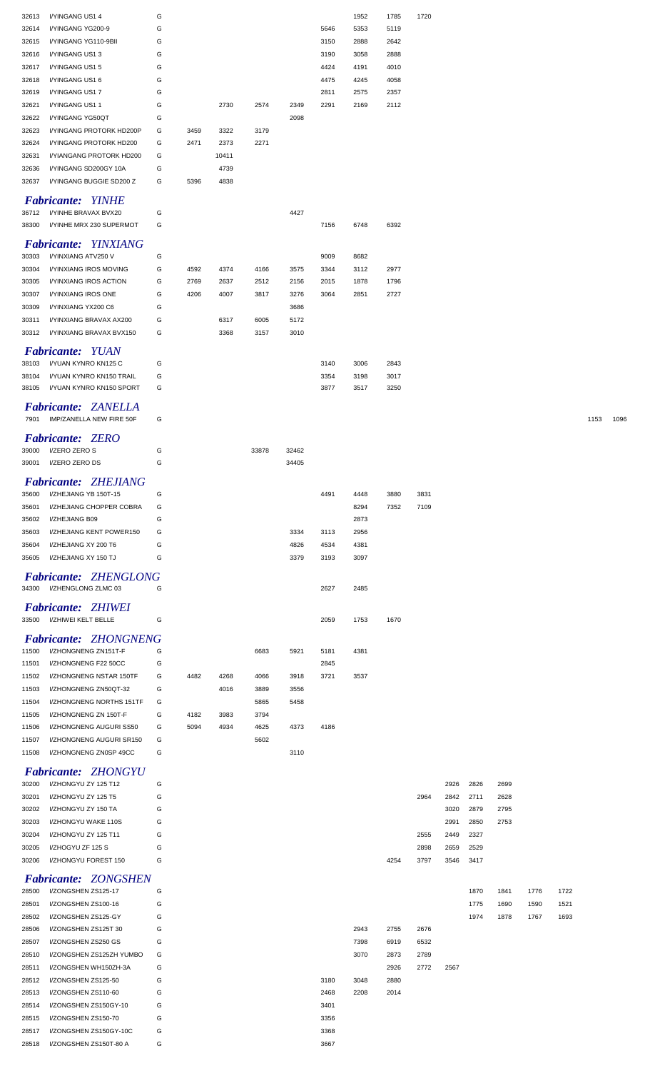| | | | | | | | | | | | | | | | | | |
|---|---|---|---|---|---|---|---|---|---|---|---|---|---|---|---|---|---|
| 32613 | I/YINGANG US1 4 | G | | | | | | 1952 | 1785 | 1720 | | | | | | | |
| 32614 | I/YINGANG YG200-9 | G | | | | | 5646 | 5353 | 5119 | | | | | | | | |
| 32615 | I/YINGANG YG110-9BII | G | | | | | 3150 | 2888 | 2642 | | | | | | | | |
| 32616 | I/YINGANG US1 3 | G | | | | | 3190 | 3058 | 2888 | | | | | | | | |
| 32617 | I/YINGANG US1 5 | G | | | | | 4424 | 4191 | 4010 | | | | | | | | |
| 32618 | I/YINGANG US1 6 | G | | | | | 4475 | 4245 | 4058 | | | | | | | | |
| 32619 | I/YINGANG US1 7 | G | | | | | 2811 | 2575 | 2357 | | | | | | | | |
| 32621 | I/YINGANG US1 1 | G | | 2730 | 2574 | 2349 | 2291 | 2169 | 2112 | | | | | | | | |
| 32622 | I/YINGANG YG50QT | G | | | | 2098 | | | | | | | | | | | |
| 32623 | I/YINGANG PROTORK HD200P | G | 3459 | 3322 | 3179 | | | | | | | | | | | | |
| 32624 | I/YINGANG PROTORK HD200 | G | 2471 | 2373 | 2271 | | | | | | | | | | | | |
| 32631 | I/YIANGANG PROTORK HD200 | G | | 10411 | | | | | | | | | | | | | |
| 32636 | I/YINGANG SD200GY 10A | G | | 4739 | | | | | | | | | | | | | |
| 32637 | I/YINGANG BUGGIE SD200 Z | G | 5396 | 4838 | | | | | | | | | | | | | |
| ***Fabricante: YINHE*** | | | | | | | | | | | | | | | | | |
| 36712 | I/YINHE BRAVAX BVX20 | G | | | | 4427 | | | | | | | | | | | |
| 38300 | I/YINHE MRX 230 SUPERMOT | G | | | | | 7156 | 6748 | 6392 | | | | | | | | |
| ***Fabricante: YINXIANG*** | | | | | | | | | | | | | | | | | |
| 30303 | I/YINXIANG ATV250 V | G | | | | | 9009 | 8682 | | | | | | | | | |
| 30304 | I/YINXIANG IROS MOVING | G | 4592 | 4374 | 4166 | 3575 | 3344 | 3112 | 2977 | | | | | | | | |
| 30305 | I/YINXIANG IROS ACTION | G | 2769 | 2637 | 2512 | 2156 | 2015 | 1878 | 1796 | | | | | | | | |
| 30307 | I/YINXIANG IROS ONE | G | 4206 | 4007 | 3817 | 3276 | 3064 | 2851 | 2727 | | | | | | | | |
| 30309 | I/YINXIANG YX200 C6 | G | | | | 3686 | | | | | | | | | | | |
| 30311 | I/YINXIANG BRAVAX AX200 | G | | 6317 | 6005 | 5172 | | | | | | | | | | | |
| 30312 | I/YINXIANG BRAVAX BVX150 | G | | 3368 | 3157 | 3010 | | | | | | | | | | | |
| ***Fabricante: YUAN*** | | | | | | | | | | | | | | | | | |
| 38103 | I/YUAN KYNRO KN125 C | G | | | | | 3140 | 3006 | 2843 | | | | | | | | |
| 38104 | I/YUAN KYNRO KN150 TRAIL | G | | | | | 3354 | 3198 | 3017 | | | | | | | | |
| 38105 | I/YUAN KYNRO KN150 SPORT | G | | | | | 3877 | 3517 | 3250 | | | | | | | | |
| ***Fabricante: ZANELLA*** | | | | | | | | | | | | | | | | | |
| 7901 | IMP/ZANELLA NEW FIRE 50F | G | | | | | | | | | | | | | | 1153 | 1096 |
| ***Fabricante: ZERO*** | | | | | | | | | | | | | | | | | |
| 39000 | I/ZERO ZERO S | G | | | 33878 | 32462 | | | | | | | | | | | |
| 39001 | I/ZERO ZERO DS | G | | | | 34405 | | | | | | | | | | | |
| ***Fabricante: ZHEJIANG*** | | | | | | | | | | | | | | | | | |
| 35600 | I/ZHEJIANG YB 150T-15 | G | | | | | 4491 | 4448 | 3880 | 3831 | | | | | | | |
| 35601 | I/ZHEJIANG CHOPPER COBRA | G | | | | | | 8294 | 7352 | 7109 | | | | | | | |
| 35602 | I/ZHEJIANG B09 | G | | | | | | 2873 | | | | | | | | | |
| 35603 | I/ZHEJIANG KENT POWER150 | G | | | | 3334 | 3113 | 2956 | | | | | | | | | |
| 35604 | I/ZHEJIANG XY 200 T6 | G | | | | 4826 | 4534 | 4381 | | | | | | | | | |
| 35605 | I/ZHEJIANG XY 150 TJ | G | | | | 3379 | 3193 | 3097 | | | | | | | | | |
| ***Fabricante: ZHENGLONG*** | | | | | | | | | | | | | | | | | |
| 34300 | I/ZHENGLONG ZLMC 03 | G | | | | | 2627 | 2485 | | | | | | | | | |
| ***Fabricante: ZHIWEI*** | | | | | | | | | | | | | | | | | |
| 33500 | I/ZHIWEI KELT BELLE | G | | | | | 2059 | 1753 | 1670 | | | | | | | | |
| ***Fabricante: ZHONGNENG*** | | | | | | | | | | | | | | | | | |
| 11500 | I/ZHONGNENG ZN151T-F | G | | | 6683 | 5921 | 5181 | 4381 | | | | | | | | | |
| 11501 | I/ZHONGNENG F22 50CC | G | | | | | 2845 | | | | | | | | | | |
| 11502 | I/ZHONGNENG NSTAR 150TF | G | 4482 | 4268 | 4066 | 3918 | 3721 | 3537 | | | | | | | | | |
| 11503 | I/ZHONGNENG ZN50QT-32 | G | | 4016 | 3889 | 3556 | | | | | | | | | | | |
| 11504 | I/ZHONGNENG NORTHS 151TF | G | | | 5865 | 5458 | | | | | | | | | | | |
| 11505 | I/ZHONGNENG ZN 150T-F | G | 4182 | 3983 | 3794 | | | | | | | | | | | | |
| 11506 | I/ZHONGNENG AUGURI SS50 | G | 5094 | 4934 | 4625 | 4373 | 4186 | | | | | | | | | | |
| 11507 | I/ZHONGNENG AUGURI SR150 | G | | | 5602 | | | | | | | | | | | | |
| 11508 | I/ZHONGNENG ZN0SP 49CC | G | | | | 3110 | | | | | | | | | | | |
| ***Fabricante: ZHONGYU*** | | | | | | | | | | | | | | | | | |
| 30200 | I/ZHONGYU ZY 125 T12 | G | | | | | | | | | 2926 | 2826 | 2699 | | | | |
| 30201 | I/ZHONGYU ZY 125 T5 | G | | | | | | | | 2964 | 2842 | 2711 | 2628 | | | | |
| 30202 | I/ZHONGYU ZY 150 TA | G | | | | | | | | | 3020 | 2879 | 2795 | | | | |
| 30203 | I/ZHONGYU WAKE 110S | G | | | | | | | | | 2991 | 2850 | 2753 | | | | |
| 30204 | I/ZHONGYU ZY 125 T11 | G | | | | | | | | 2555 | 2449 | 2327 | | | | | |
| 30205 | I/ZHOGYU ZF 125 S | G | | | | | | | | 2898 | 2659 | 2529 | | | | | |
| 30206 | I/ZHONGYU FOREST 150 | G | | | | | | | 4254 | 3797 | 3546 | 3417 | | | | | |
| ***Fabricante: ZONGSHEN*** | | | | | | | | | | | | | | | | | |
| 28500 | I/ZONGSHEN ZS125-17 | G | | | | | | | | | | 1870 | 1841 | 1776 | 1722 | | |
| 28501 | I/ZONGSHEN ZS100-16 | G | | | | | | | | | | 1775 | 1690 | 1590 | 1521 | | |
| 28502 | I/ZONGSHEN ZS125-GY | G | | | | | | | | | | 1974 | 1878 | 1767 | 1693 | | |
| 28506 | I/ZONGSHEN ZS125T 30 | G | | | | | | 2943 | 2755 | 2676 | | | | | | | |
| 28507 | I/ZONGSHEN ZS250 GS | G | | | | | | 7398 | 6919 | 6532 | | | | | | | |
| 28510 | I/ZONGSHEN ZS125ZH YUMBO | G | | | | | | 3070 | 2873 | 2789 | | | | | | | |
| 28511 | I/ZONGSHEN WH150ZH-3A | G | | | | | | | 2926 | 2772 | 2567 | | | | | | |
| 28512 | I/ZONGSHEN ZS125-50 | G | | | | | 3180 | 3048 | 2880 | | | | | | | | |
| 28513 | I/ZONGSHEN ZS110-60 | G | | | | | 2468 | 2208 | 2014 | | | | | | | | |
| 28514 | I/ZONGSHEN ZS150GY-10 | G | | | | | 3401 | | | | | | | | | | |
| 28515 | I/ZONGSHEN ZS150-70 | G | | | | | 3356 | | | | | | | | | | |
| 28517 | I/ZONGSHEN ZS150GY-10C | G | | | | | 3368 | | | | | | | | | | |
| 28518 | I/ZONGSHEN ZS150T-80 A | G | | | | | 3667 | | | | | | | | | | |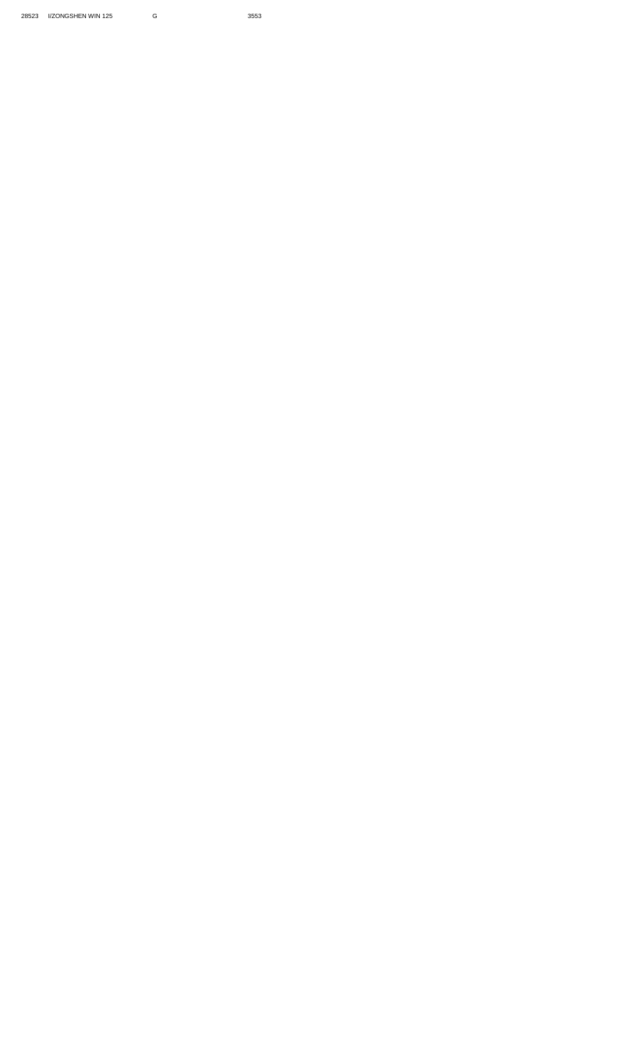| | | | |
|---|---|---|---|
| 28523 | I/ZONGSHEN WIN 125 | G | 3553 |